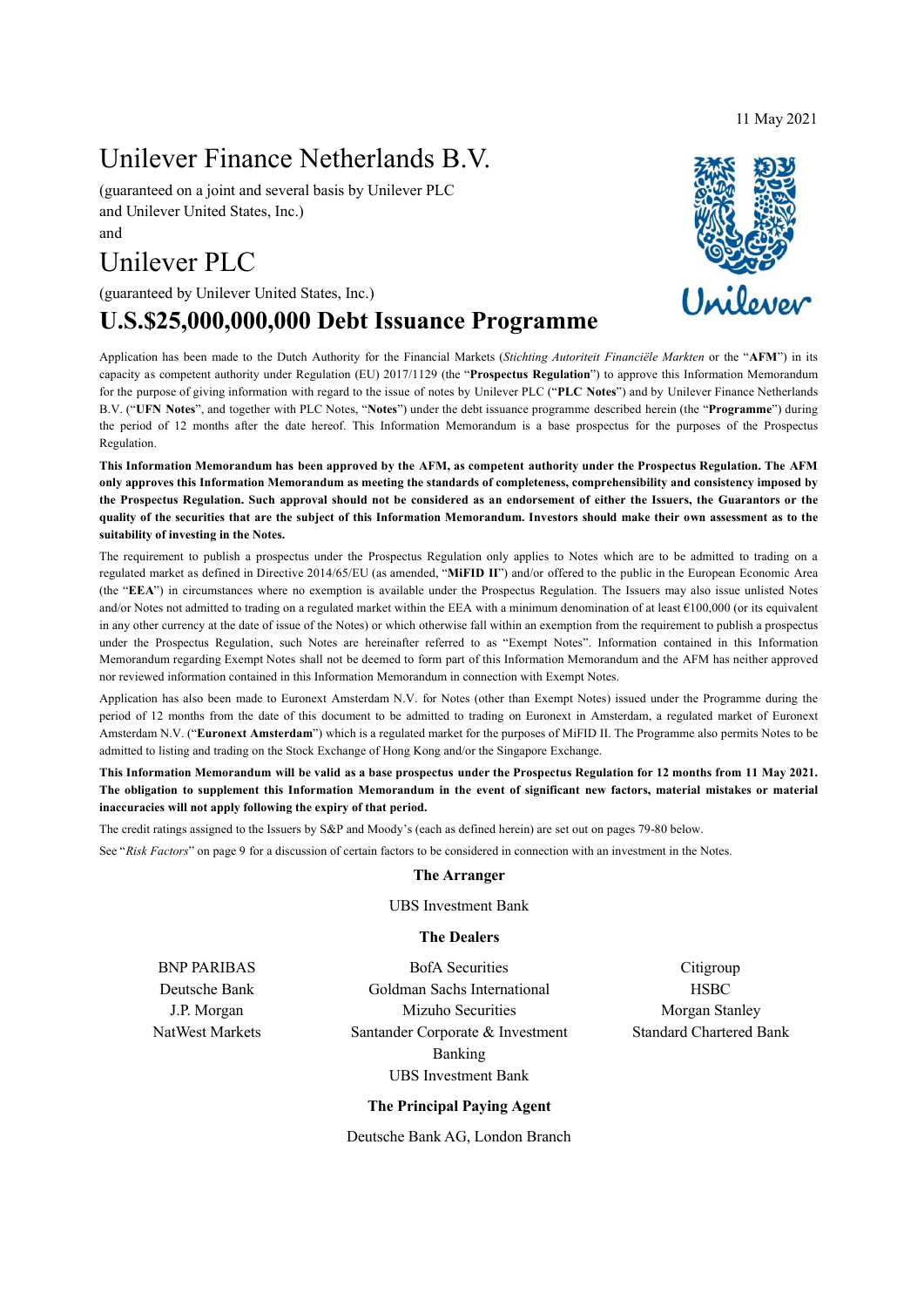11 May 2021

# Unilever Finance Netherlands B.V.

(guaranteed on a joint and several basis by Unilever PLC and Unilever United States, Inc.)

and

# Unilever PLC

(guaranteed by Unilever United States, Inc.)

## U.S.$25,000,000,000 Debt Issuance Programme

Application has been made to the Dutch Authority for the Financial Markets (*Stichting Autoriteit Financiële Markten* or the "**AFM**") in its capacity as competent authority under Regulation (EU) 2017/1129 (the "**Prospectus Regulation**") to approve this Information Memorandum for the purpose of giving information with regard to the issue of notes by Unilever PLC ("**PLC Notes**") and by Unilever Finance Netherlands B.V. ("**UFN Notes**", and together with PLC Notes, "**Notes**") under the debt issuance programme described herein (the "**Programme**") during the period of 12 months after the date hereof. This Information Memorandum is a base prospectus for the purposes of the Prospectus Regulation.

**This Information Memorandum has been approved by the AFM, as competent authority under the Prospectus Regulation. The AFM only approves this Information Memorandum as meeting the standards of completeness, comprehensibility and consistency imposed by the Prospectus Regulation. Such approval should not be considered as an endorsement of either the Issuers, the Guarantors or the quality of the securities that are the subject of this Information Memorandum. Investors should make their own assessment as to the suitability of investing in the Notes.**

The requirement to publish a prospectus under the Prospectus Regulation only applies to Notes which are to be admitted to trading on a regulated market as defined in Directive 2014/65/EU (as amended, "**MiFID II**") and/or offered to the public in the European Economic Area (the "**EEA**") in circumstances where no exemption is available under the Prospectus Regulation. The Issuers may also issue unlisted Notes and/or Notes not admitted to trading on a regulated market within the EEA with a minimum denomination of at least €100,000 (or its equivalent in any other currency at the date of issue of the Notes) or which otherwise fall within an exemption from the requirement to publish a prospectus under the Prospectus Regulation, such Notes are hereinafter referred to as "Exempt Notes". Information contained in this Information Memorandum regarding Exempt Notes shall not be deemed to form part of this Information Memorandum and the AFM has neither approved nor reviewed information contained in this Information Memorandum in connection with Exempt Notes.

Application has also been made to Euronext Amsterdam N.V. for Notes (other than Exempt Notes) issued under the Programme during the period of 12 months from the date of this document to be admitted to trading on Euronext in Amsterdam, a regulated market of Euronext Amsterdam N.V. ("**Euronext Amsterdam**") which is a regulated market for the purposes of MiFID II. The Programme also permits Notes to be admitted to listing and trading on the Stock Exchange of Hong Kong and/or the Singapore Exchange.

**This Information Memorandum will be valid as a base prospectus under the Prospectus Regulation for 12 months from 11 May 2021. The obligation to supplement this Information Memorandum in the event of significant new factors, material mistakes or material inaccuracies will not apply following the expiry of that period.**

The credit ratings assigned to the Issuers by S&P and Moody's (each as defined herein) are set out on pages 79-80 below.

See "*Risk Factors*" on page 9 for a discussion of certain factors to be considered in connection with an investment in the Notes.

**The Arranger**

UBS Investment Bank

**The Dealers**

BNP PARIBAS
BofA Securities
Citigroup
Deutsche Bank
Goldman Sachs International
HSBC
J.P. Morgan
Mizuho Securities
Morgan Stanley
NatWest Markets
Santander Corporate & Investment Banking
Standard Chartered Bank
UBS Investment Bank

**The Principal Paying Agent**

Deutsche Bank AG, London Branch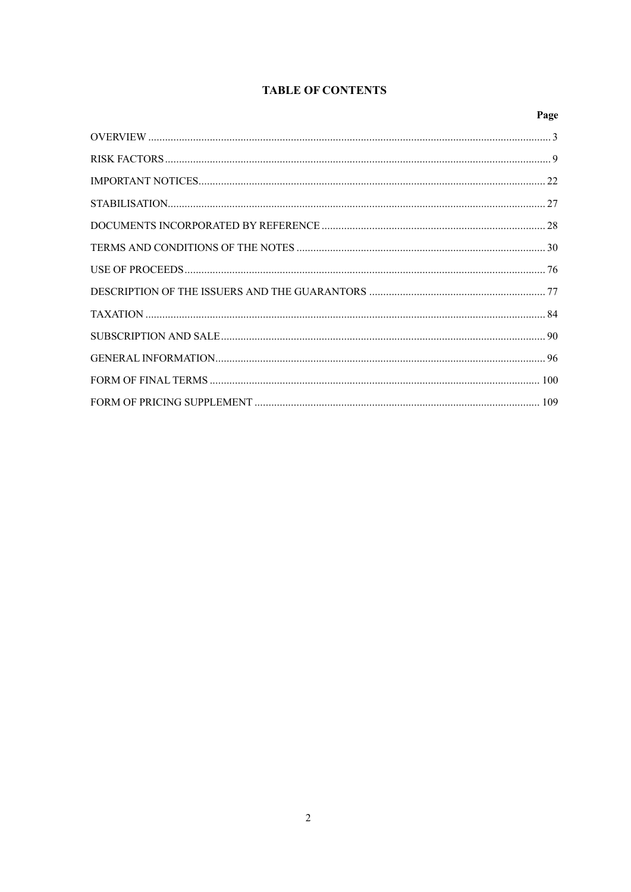# TABLE OF CONTENTS

| | Page |
|---|---|
| OVERVIEW | 3 |
| RISK FACTORS | 9 |
| IMPORTANT NOTICES | 22 |
| STABILISATION | 27 |
| DOCUMENTS INCORPORATED BY REFERENCE | 28 |
| TERMS AND CONDITIONS OF THE NOTES | 30 |
| USE OF PROCEEDS | 76 |
| DESCRIPTION OF THE ISSUERS AND THE GUARANTORS | 77 |
| TAXATION | 84 |
| SUBSCRIPTION AND SALE | 90 |
| GENERAL INFORMATION | 96 |
| FORM OF FINAL TERMS | 100 |
| FORM OF PRICING SUPPLEMENT | 109 |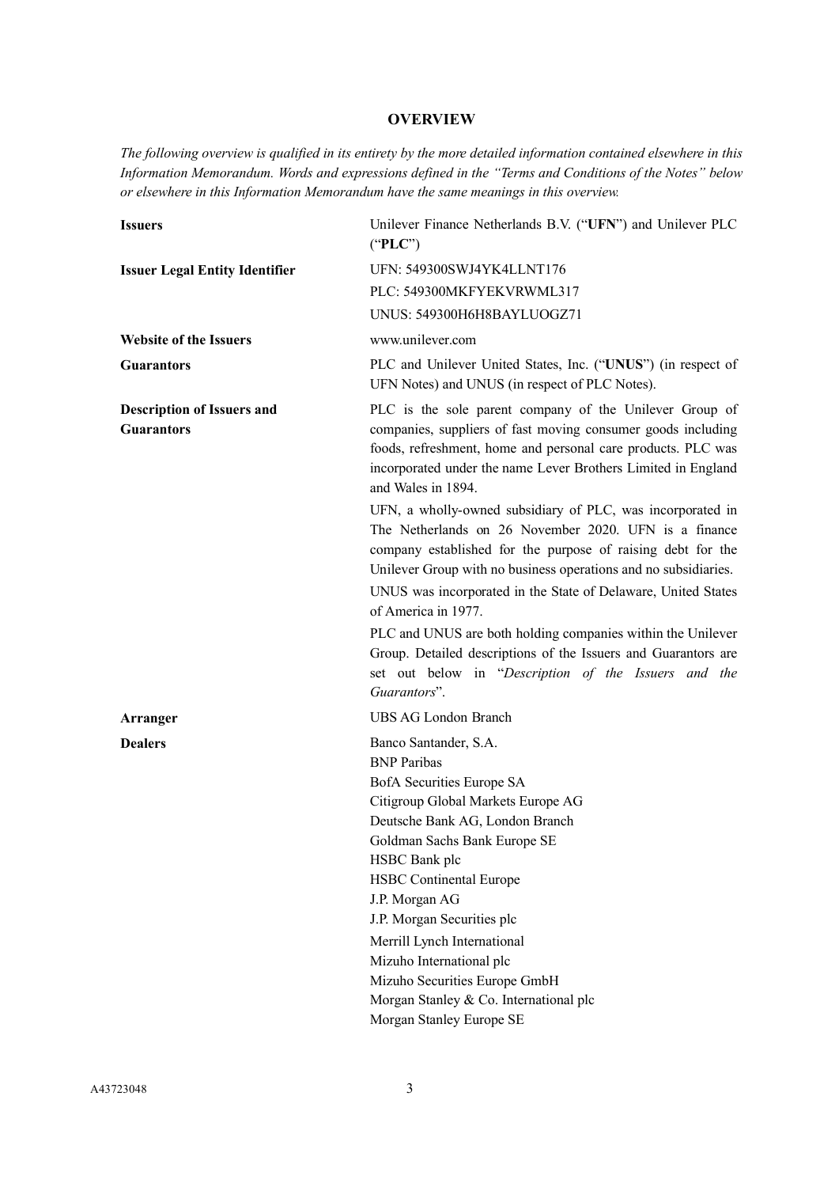# OVERVIEW

*The following overview is qualified in its entirety by the more detailed information contained elsewhere in this Information Memorandum. Words and expressions defined in the "Terms and Conditions of the Notes" below or elsewhere in this Information Memorandum have the same meanings in this overview.*

| | |
|---|---|
| **Issuers** | Unilever Finance Netherlands B.V. ("**UFN**") and Unilever PLC ("**PLC**") |
| **Issuer Legal Entity Identifier** | UFN: 549300SWJ4YK4LLNT176<br>PLC: 549300MKFYEKVRWML317<br>UNUS: 549300H6H8BAYLUOGZ71 |
| **Website of the Issuers** | www.unilever.com |
| **Guarantors** | PLC and Unilever United States, Inc. ("**UNUS**") (in respect of UFN Notes) and UNUS (in respect of PLC Notes). |
| **Description of Issuers and Guarantors** | PLC is the sole parent company of the Unilever Group of companies, suppliers of fast moving consumer goods including foods, refreshment, home and personal care products. PLC was incorporated under the name Lever Brothers Limited in England and Wales in 1894.<br>UFN, a wholly-owned subsidiary of PLC, was incorporated in The Netherlands on 26 November 2020. UFN is a finance company established for the purpose of raising debt for the Unilever Group with no business operations and no subsidiaries.<br>UNUS was incorporated in the State of Delaware, United States of America in 1977.<br>PLC and UNUS are both holding companies within the Unilever Group. Detailed descriptions of the Issuers and Guarantors are set out below in "*Description of the Issuers and the Guarantors*". |
| **Arranger** | UBS AG London Branch |
| **Dealers** | Banco Santander, S.A.<br>BNP Paribas<br>BofA Securities Europe SA<br>Citigroup Global Markets Europe AG<br>Deutsche Bank AG, London Branch<br>Goldman Sachs Bank Europe SE<br>HSBC Bank plc<br>HSBC Continental Europe<br>J.P. Morgan AG<br>J.P. Morgan Securities plc<br>Merrill Lynch International<br>Mizuho International plc<br>Mizuho Securities Europe GmbH<br>Morgan Stanley & Co. International plc<br>Morgan Stanley Europe SE |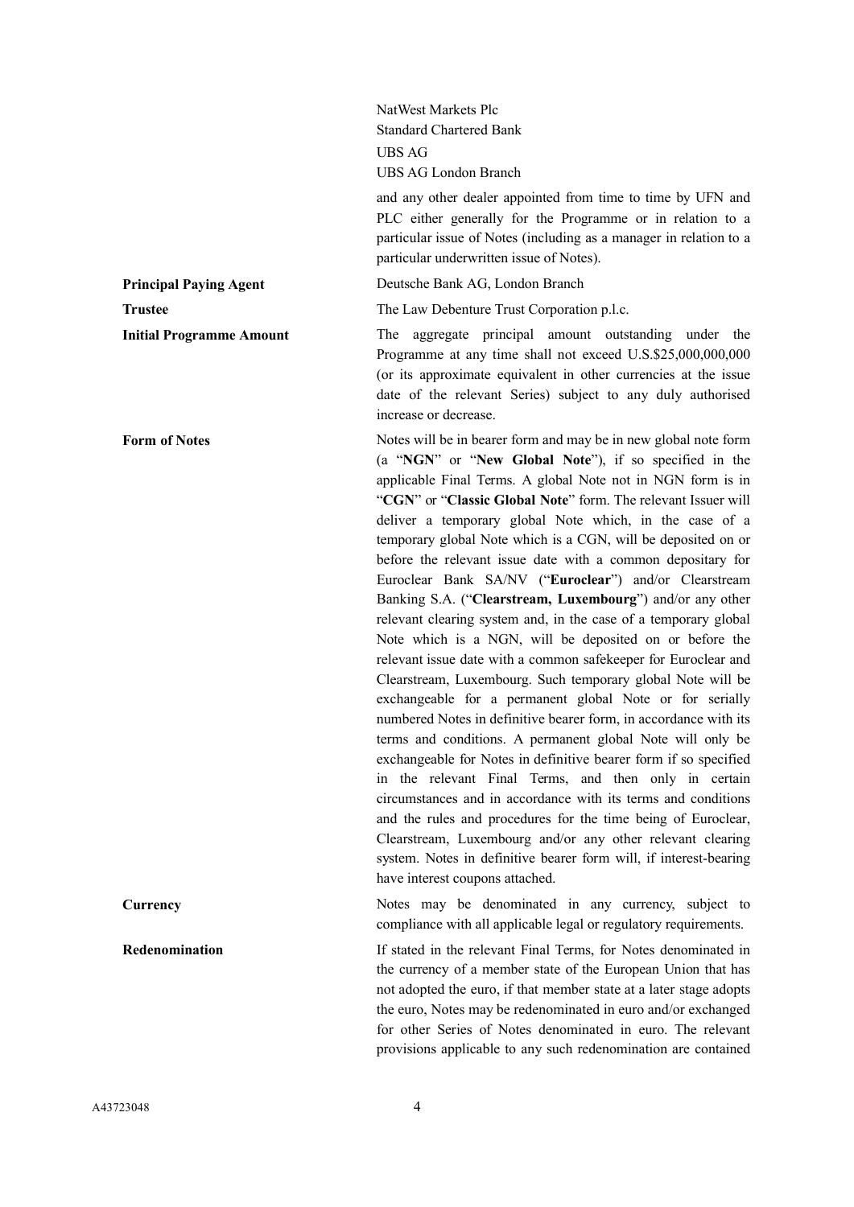| | |
|---|---|
| | NatWest Markets Plc<br>Standard Chartered Bank<br>UBS AG<br>UBS AG London Branch<br>and any other dealer appointed from time to time by UFN and PLC either generally for the Programme or in relation to a particular issue of Notes (including as a manager in relation to a particular underwritten issue of Notes). |
| **Principal Paying Agent** | Deutsche Bank AG, London Branch |
| **Trustee** | The Law Debenture Trust Corporation p.l.c. |
| **Initial Programme Amount** | The aggregate principal amount outstanding under the Programme at any time shall not exceed U.S.$25,000,000,000 (or its approximate equivalent in other currencies at the issue date of the relevant Series) subject to any duly authorised increase or decrease. |
| **Form of Notes** | Notes will be in bearer form and may be in new global note form (a "**NGN**" or "**New Global Note**"), if so specified in the applicable Final Terms. A global Note not in NGN form is in "**CGN**" or "**Classic Global Note**" form. The relevant Issuer will deliver a temporary global Note which, in the case of a temporary global Note which is a CGN, will be deposited on or before the relevant issue date with a common depositary for Euroclear Bank SA/NV ("**Euroclear**") and/or Clearstream Banking S.A. ("**Clearstream, Luxembourg**") and/or any other relevant clearing system and, in the case of a temporary global Note which is a NGN, will be deposited on or before the relevant issue date with a common safekeeper for Euroclear and Clearstream, Luxembourg. Such temporary global Note will be exchangeable for a permanent global Note or for serially numbered Notes in definitive bearer form, in accordance with its terms and conditions. A permanent global Note will only be exchangeable for Notes in definitive bearer form if so specified in the relevant Final Terms, and then only in certain circumstances and in accordance with its terms and conditions and the rules and procedures for the time being of Euroclear, Clearstream, Luxembourg and/or any other relevant clearing system. Notes in definitive bearer form will, if interest-bearing have interest coupons attached. |
| **Currency** | Notes may be denominated in any currency, subject to compliance with all applicable legal or regulatory requirements. |
| **Redenomination** | If stated in the relevant Final Terms, for Notes denominated in the currency of a member state of the European Union that has not adopted the euro, if that member state at a later stage adopts the euro, Notes may be redenominated in euro and/or exchanged for other Series of Notes denominated in euro. The relevant provisions applicable to any such redenomination are contained |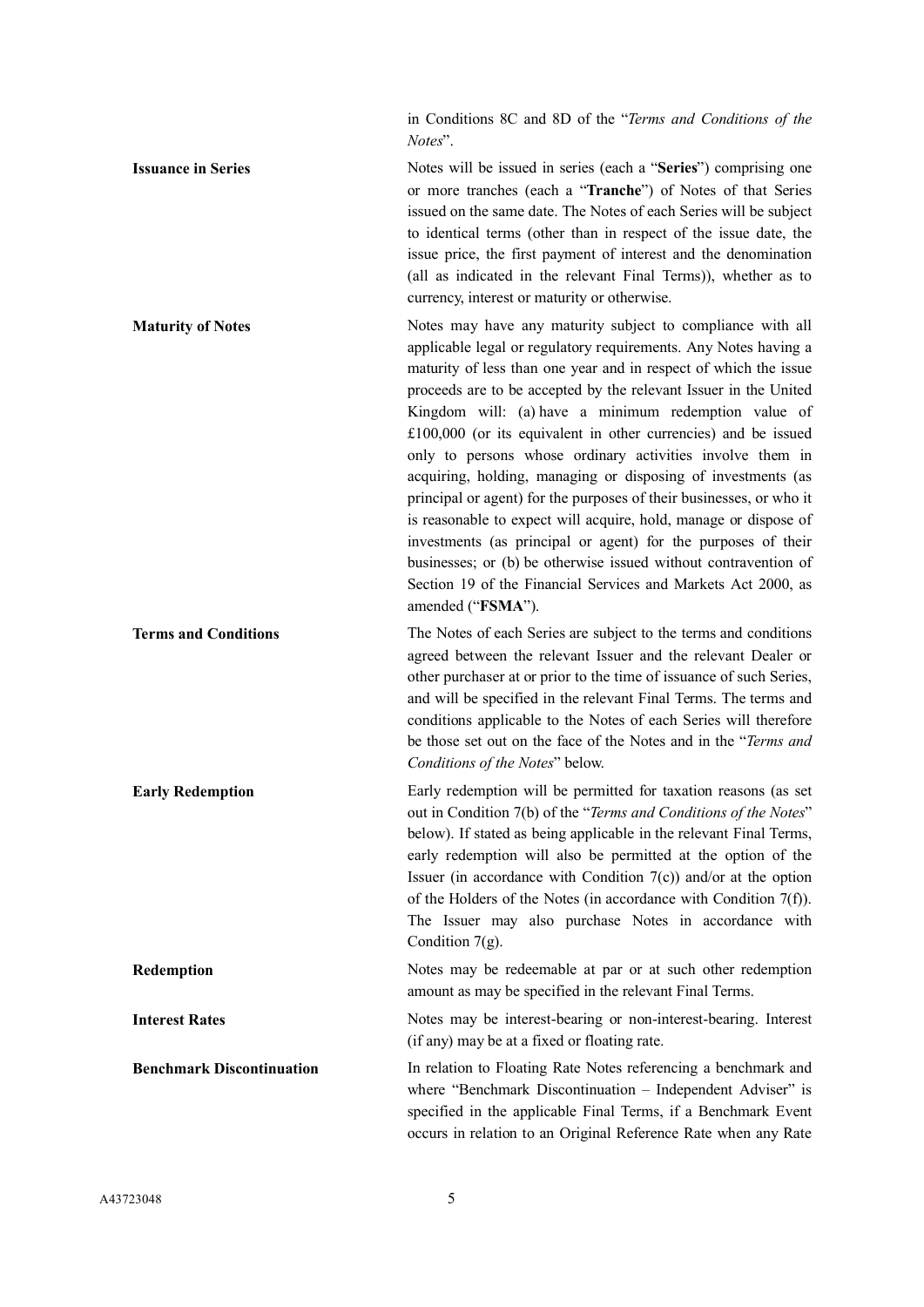in Conditions 8C and 8D of the "*Terms and Conditions of the Notes*".

| | |
|---|---|
| **Issuance in Series** | Notes will be issued in series (each a "**Series**") comprising one or more tranches (each a "**Tranche**") of Notes of that Series issued on the same date. The Notes of each Series will be subject to identical terms (other than in respect of the issue date, the issue price, the first payment of interest and the denomination (all as indicated in the relevant Final Terms)), whether as to currency, interest or maturity or otherwise. |
| **Maturity of Notes** | Notes may have any maturity subject to compliance with all applicable legal or regulatory requirements. Any Notes having a maturity of less than one year and in respect of which the issue proceeds are to be accepted by the relevant Issuer in the United Kingdom will: (a) have a minimum redemption value of £100,000 (or its equivalent in other currencies) and be issued only to persons whose ordinary activities involve them in acquiring, holding, managing or disposing of investments (as principal or agent) for the purposes of their businesses, or who it is reasonable to expect will acquire, hold, manage or dispose of investments (as principal or agent) for the purposes of their businesses; or (b) be otherwise issued without contravention of Section 19 of the Financial Services and Markets Act 2000, as amended ("**FSMA**"). |
| **Terms and Conditions** | The Notes of each Series are subject to the terms and conditions agreed between the relevant Issuer and the relevant Dealer or other purchaser at or prior to the time of issuance of such Series, and will be specified in the relevant Final Terms. The terms and conditions applicable to the Notes of each Series will therefore be those set out on the face of the Notes and in the "*Terms and Conditions of the Notes*" below. |
| **Early Redemption** | Early redemption will be permitted for taxation reasons (as set out in Condition 7(b) of the "*Terms and Conditions of the Notes*" below). If stated as being applicable in the relevant Final Terms, early redemption will also be permitted at the option of the Issuer (in accordance with Condition 7(c)) and/or at the option of the Holders of the Notes (in accordance with Condition 7(f)). The Issuer may also purchase Notes in accordance with Condition 7(g). |
| **Redemption** | Notes may be redeemable at par or at such other redemption amount as may be specified in the relevant Final Terms. |
| **Interest Rates** | Notes may be interest-bearing or non-interest-bearing. Interest (if any) may be at a fixed or floating rate. |
| **Benchmark Discontinuation** | In relation to Floating Rate Notes referencing a benchmark and where "Benchmark Discontinuation – Independent Adviser" is specified in the applicable Final Terms, if a Benchmark Event occurs in relation to an Original Reference Rate when any Rate |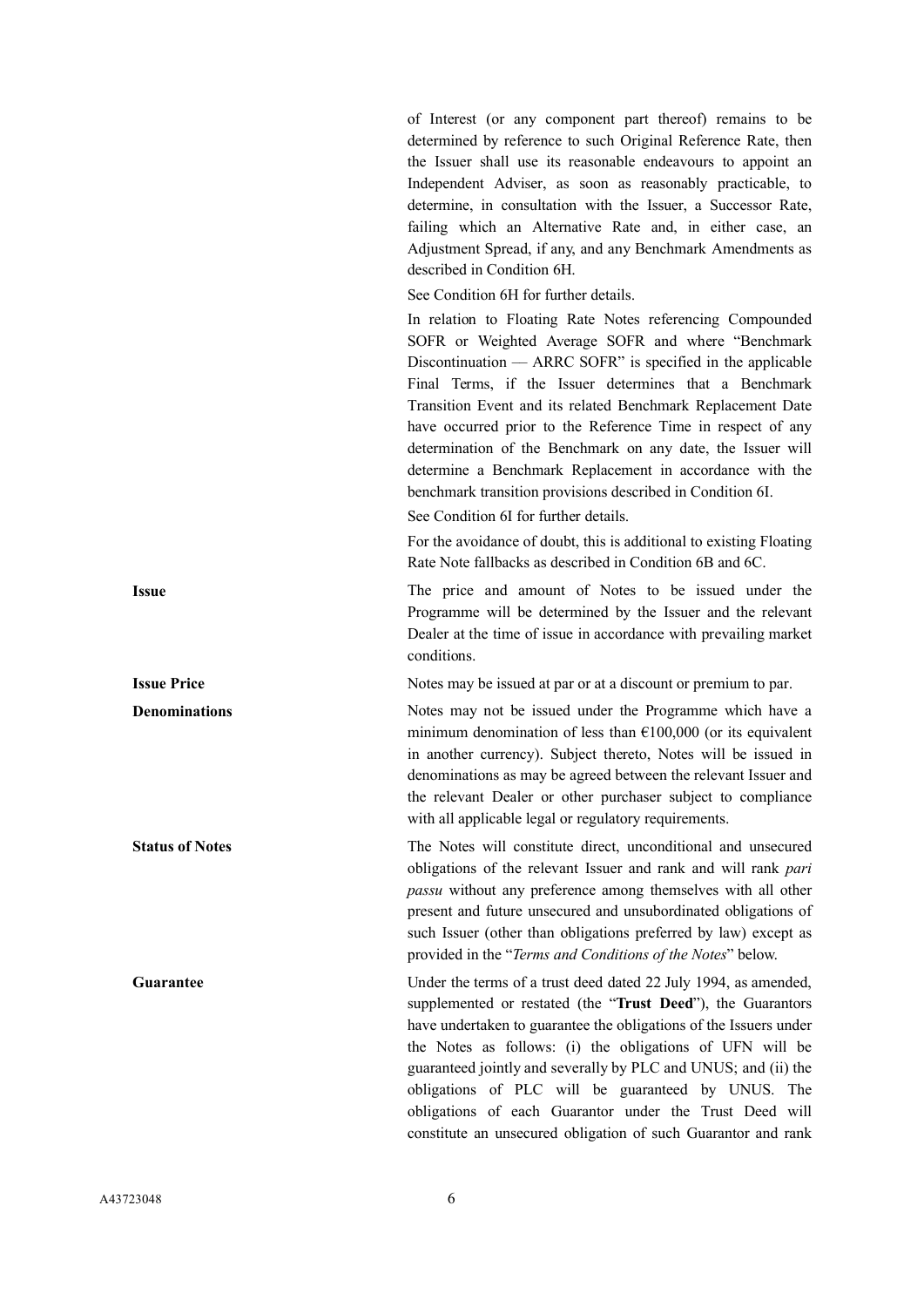| | |
|---|---|
| | of Interest (or any component part thereof) remains to be determined by reference to such Original Reference Rate, then the Issuer shall use its reasonable endeavours to appoint an Independent Adviser, as soon as reasonably practicable, to determine, in consultation with the Issuer, a Successor Rate, failing which an Alternative Rate and, in either case, an Adjustment Spread, if any, and any Benchmark Amendments as described in Condition 6H.<br><br>See Condition 6H for further details.<br><br>In relation to Floating Rate Notes referencing Compounded SOFR or Weighted Average SOFR and where "Benchmark Discontinuation — ARRC SOFR" is specified in the applicable Final Terms, if the Issuer determines that a Benchmark Transition Event and its related Benchmark Replacement Date have occurred prior to the Reference Time in respect of any determination of the Benchmark on any date, the Issuer will determine a Benchmark Replacement in accordance with the benchmark transition provisions described in Condition 6I.<br><br>See Condition 6I for further details.<br><br>For the avoidance of doubt, this is additional to existing Floating Rate Note fallbacks as described in Condition 6B and 6C. |
| **Issue** | The price and amount of Notes to be issued under the Programme will be determined by the Issuer and the relevant Dealer at the time of issue in accordance with prevailing market conditions. |
| **Issue Price** | Notes may be issued at par or at a discount or premium to par. |
| **Denominations** | Notes may not be issued under the Programme which have a minimum denomination of less than €100,000 (or its equivalent in another currency). Subject thereto, Notes will be issued in denominations as may be agreed between the relevant Issuer and the relevant Dealer or other purchaser subject to compliance with all applicable legal or regulatory requirements. |
| **Status of Notes** | The Notes will constitute direct, unconditional and unsecured obligations of the relevant Issuer and rank and will rank *pari passu* without any preference among themselves with all other present and future unsecured and unsubordinated obligations of such Issuer (other than obligations preferred by law) except as provided in the "*Terms and Conditions of the Notes*" below. |
| **Guarantee** | Under the terms of a trust deed dated 22 July 1994, as amended, supplemented or restated (the "**Trust Deed**"), the Guarantors have undertaken to guarantee the obligations of the Issuers under the Notes as follows: (i) the obligations of UFN will be guaranteed jointly and severally by PLC and UNUS; and (ii) the obligations of PLC will be guaranteed by UNUS. The obligations of each Guarantor under the Trust Deed will constitute an unsecured obligation of such Guarantor and rank |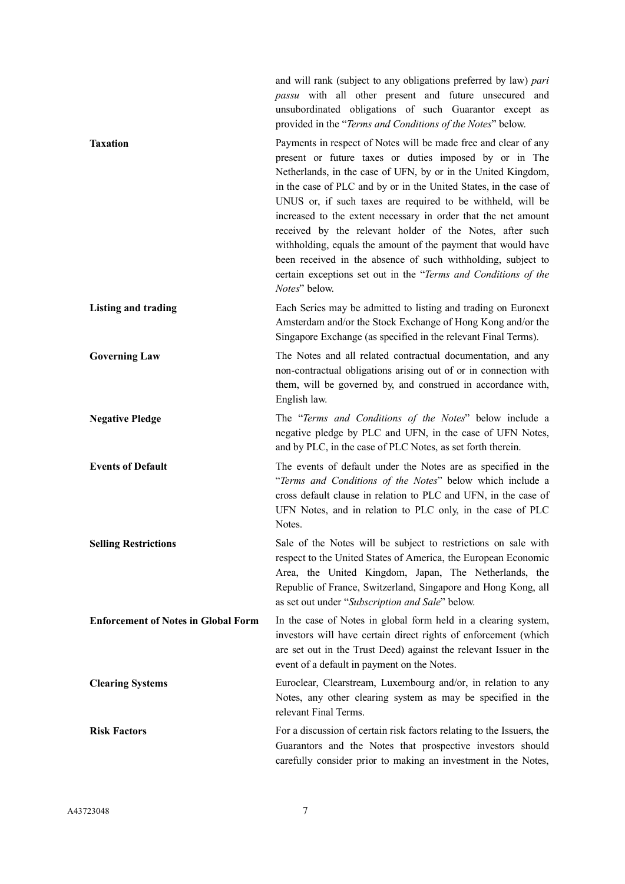| | |
|---|---|
| | and will rank (subject to any obligations preferred by law) *pari passu* with all other present and future unsecured and unsubordinated obligations of such Guarantor except as provided in the "*Terms and Conditions of the Notes*" below. |
| **Taxation** | Payments in respect of Notes will be made free and clear of any present or future taxes or duties imposed by or in The Netherlands, in the case of UFN, by or in the United Kingdom, in the case of PLC and by or in the United States, in the case of UNUS or, if such taxes are required to be withheld, will be increased to the extent necessary in order that the net amount received by the relevant holder of the Notes, after such withholding, equals the amount of the payment that would have been received in the absence of such withholding, subject to certain exceptions set out in the "*Terms and Conditions of the Notes*" below. |
| **Listing and trading** | Each Series may be admitted to listing and trading on Euronext Amsterdam and/or the Stock Exchange of Hong Kong and/or the Singapore Exchange (as specified in the relevant Final Terms). |
| **Governing Law** | The Notes and all related contractual documentation, and any non-contractual obligations arising out of or in connection with them, will be governed by, and construed in accordance with, English law. |
| **Negative Pledge** | The "*Terms and Conditions of the Notes*" below include a negative pledge by PLC and UFN, in the case of UFN Notes, and by PLC, in the case of PLC Notes, as set forth therein. |
| **Events of Default** | The events of default under the Notes are as specified in the "*Terms and Conditions of the Notes*" below which include a cross default clause in relation to PLC and UFN, in the case of UFN Notes, and in relation to PLC only, in the case of PLC Notes. |
| **Selling Restrictions** | Sale of the Notes will be subject to restrictions on sale with respect to the United States of America, the European Economic Area, the United Kingdom, Japan, The Netherlands, the Republic of France, Switzerland, Singapore and Hong Kong, all as set out under "*Subscription and Sale*" below. |
| **Enforcement of Notes in Global Form** | In the case of Notes in global form held in a clearing system, investors will have certain direct rights of enforcement (which are set out in the Trust Deed) against the relevant Issuer in the event of a default in payment on the Notes. |
| **Clearing Systems** | Euroclear, Clearstream, Luxembourg and/or, in relation to any Notes, any other clearing system as may be specified in the relevant Final Terms. |
| **Risk Factors** | For a discussion of certain risk factors relating to the Issuers, the Guarantors and the Notes that prospective investors should carefully consider prior to making an investment in the Notes, |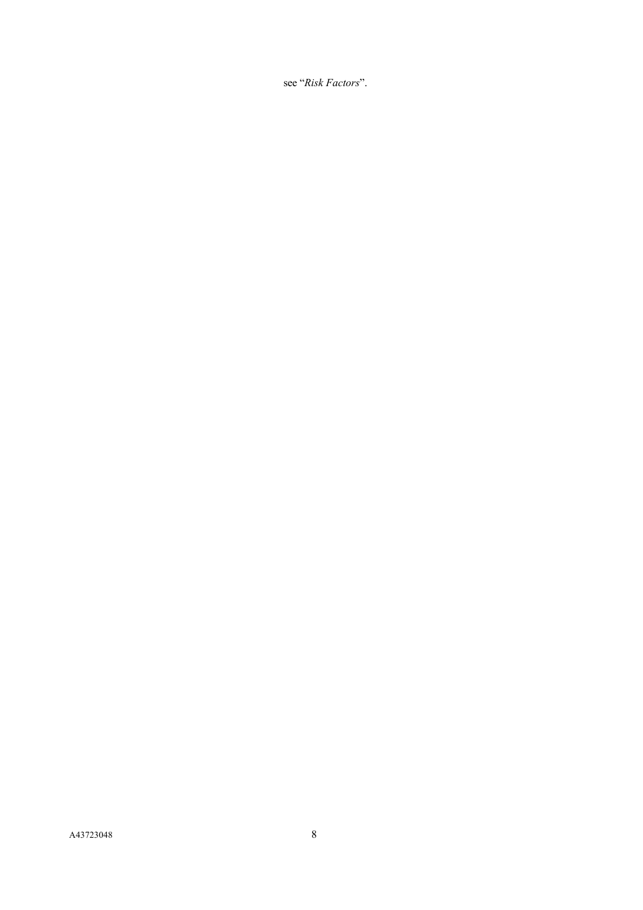see "*Risk Factors*".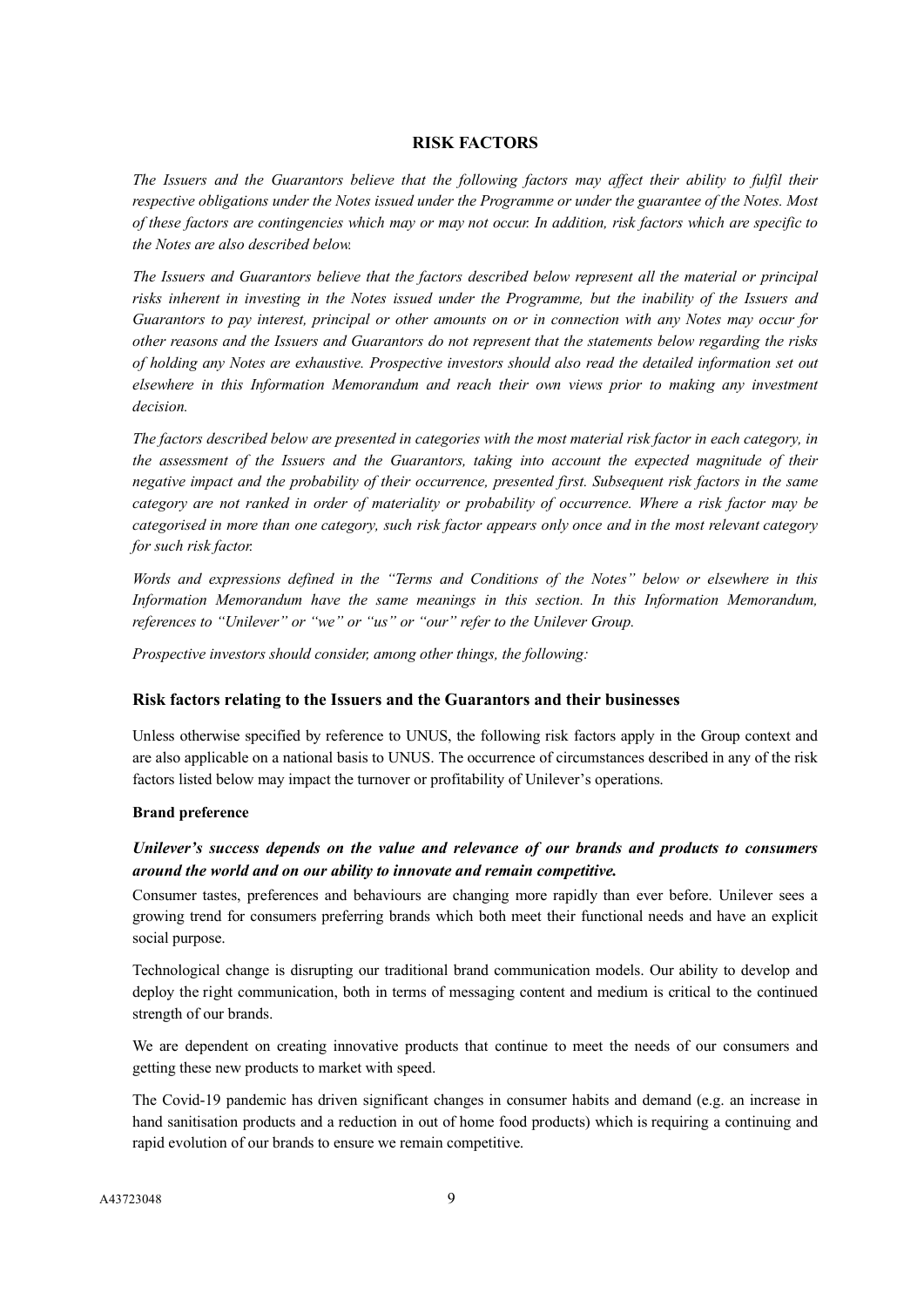# RISK FACTORS

*The Issuers and the Guarantors believe that the following factors may affect their ability to fulfil their respective obligations under the Notes issued under the Programme or under the guarantee of the Notes. Most of these factors are contingencies which may or may not occur. In addition, risk factors which are specific to the Notes are also described below.*

*The Issuers and Guarantors believe that the factors described below represent all the material or principal risks inherent in investing in the Notes issued under the Programme, but the inability of the Issuers and Guarantors to pay interest, principal or other amounts on or in connection with any Notes may occur for other reasons and the Issuers and Guarantors do not represent that the statements below regarding the risks of holding any Notes are exhaustive. Prospective investors should also read the detailed information set out elsewhere in this Information Memorandum and reach their own views prior to making any investment decision.*

*The factors described below are presented in categories with the most material risk factor in each category, in the assessment of the Issuers and the Guarantors, taking into account the expected magnitude of their negative impact and the probability of their occurrence, presented first. Subsequent risk factors in the same category are not ranked in order of materiality or probability of occurrence. Where a risk factor may be categorised in more than one category, such risk factor appears only once and in the most relevant category for such risk factor.*

*Words and expressions defined in the "Terms and Conditions of the Notes" below or elsewhere in this Information Memorandum have the same meanings in this section. In this Information Memorandum, references to "Unilever" or "we" or "us" or "our" refer to the Unilever Group.*

*Prospective investors should consider, among other things, the following:*

## Risk factors relating to the Issuers and the Guarantors and their businesses

Unless otherwise specified by reference to UNUS, the following risk factors apply in the Group context and are also applicable on a national basis to UNUS. The occurrence of circumstances described in any of the risk factors listed below may impact the turnover or profitability of Unilever's operations.

### Brand preference

***Unilever's success depends on the value and relevance of our brands and products to consumers around the world and on our ability to innovate and remain competitive.***

Consumer tastes, preferences and behaviours are changing more rapidly than ever before. Unilever sees a growing trend for consumers preferring brands which both meet their functional needs and have an explicit social purpose.

Technological change is disrupting our traditional brand communication models. Our ability to develop and deploy the right communication, both in terms of messaging content and medium is critical to the continued strength of our brands.

We are dependent on creating innovative products that continue to meet the needs of our consumers and getting these new products to market with speed.

The Covid-19 pandemic has driven significant changes in consumer habits and demand (e.g. an increase in hand sanitisation products and a reduction in out of home food products) which is requiring a continuing and rapid evolution of our brands to ensure we remain competitive.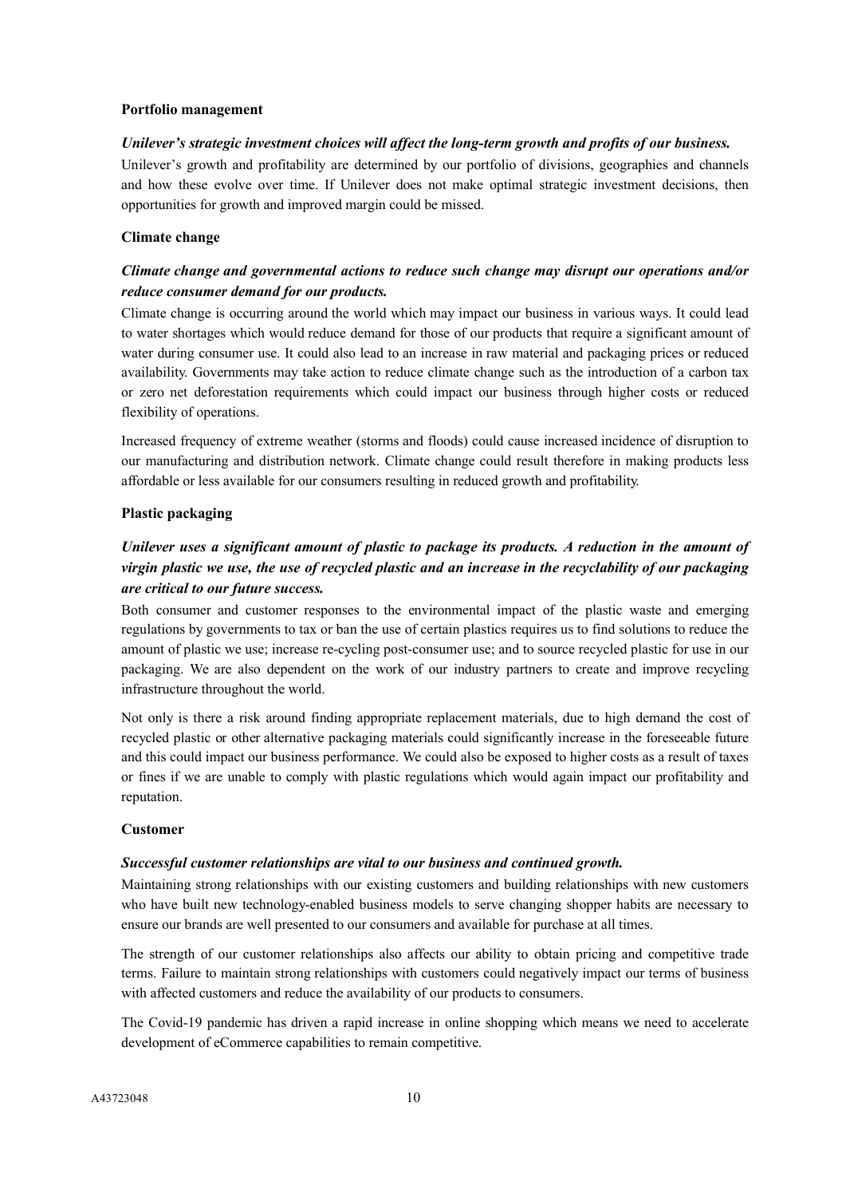**Portfolio management**

***Unilever's strategic investment choices will affect the long-term growth and profits of our business.***

Unilever's growth and profitability are determined by our portfolio of divisions, geographies and channels and how these evolve over time. If Unilever does not make optimal strategic investment decisions, then opportunities for growth and improved margin could be missed.

**Climate change**

***Climate change and governmental actions to reduce such change may disrupt our operations and/or reduce consumer demand for our products.***

Climate change is occurring around the world which may impact our business in various ways. It could lead to water shortages which would reduce demand for those of our products that require a significant amount of water during consumer use. It could also lead to an increase in raw material and packaging prices or reduced availability. Governments may take action to reduce climate change such as the introduction of a carbon tax or zero net deforestation requirements which could impact our business through higher costs or reduced flexibility of operations.

Increased frequency of extreme weather (storms and floods) could cause increased incidence of disruption to our manufacturing and distribution network. Climate change could result therefore in making products less affordable or less available for our consumers resulting in reduced growth and profitability.

**Plastic packaging**

***Unilever uses a significant amount of plastic to package its products. A reduction in the amount of virgin plastic we use, the use of recycled plastic and an increase in the recyclability of our packaging are critical to our future success.***

Both consumer and customer responses to the environmental impact of the plastic waste and emerging regulations by governments to tax or ban the use of certain plastics requires us to find solutions to reduce the amount of plastic we use; increase re-cycling post-consumer use; and to source recycled plastic for use in our packaging. We are also dependent on the work of our industry partners to create and improve recycling infrastructure throughout the world.

Not only is there a risk around finding appropriate replacement materials, due to high demand the cost of recycled plastic or other alternative packaging materials could significantly increase in the foreseeable future and this could impact our business performance. We could also be exposed to higher costs as a result of taxes or fines if we are unable to comply with plastic regulations which would again impact our profitability and reputation.

**Customer**

***Successful customer relationships are vital to our business and continued growth.***

Maintaining strong relationships with our existing customers and building relationships with new customers who have built new technology-enabled business models to serve changing shopper habits are necessary to ensure our brands are well presented to our consumers and available for purchase at all times.

The strength of our customer relationships also affects our ability to obtain pricing and competitive trade terms. Failure to maintain strong relationships with customers could negatively impact our terms of business with affected customers and reduce the availability of our products to consumers.

The Covid-19 pandemic has driven a rapid increase in online shopping which means we need to accelerate development of eCommerce capabilities to remain competitive.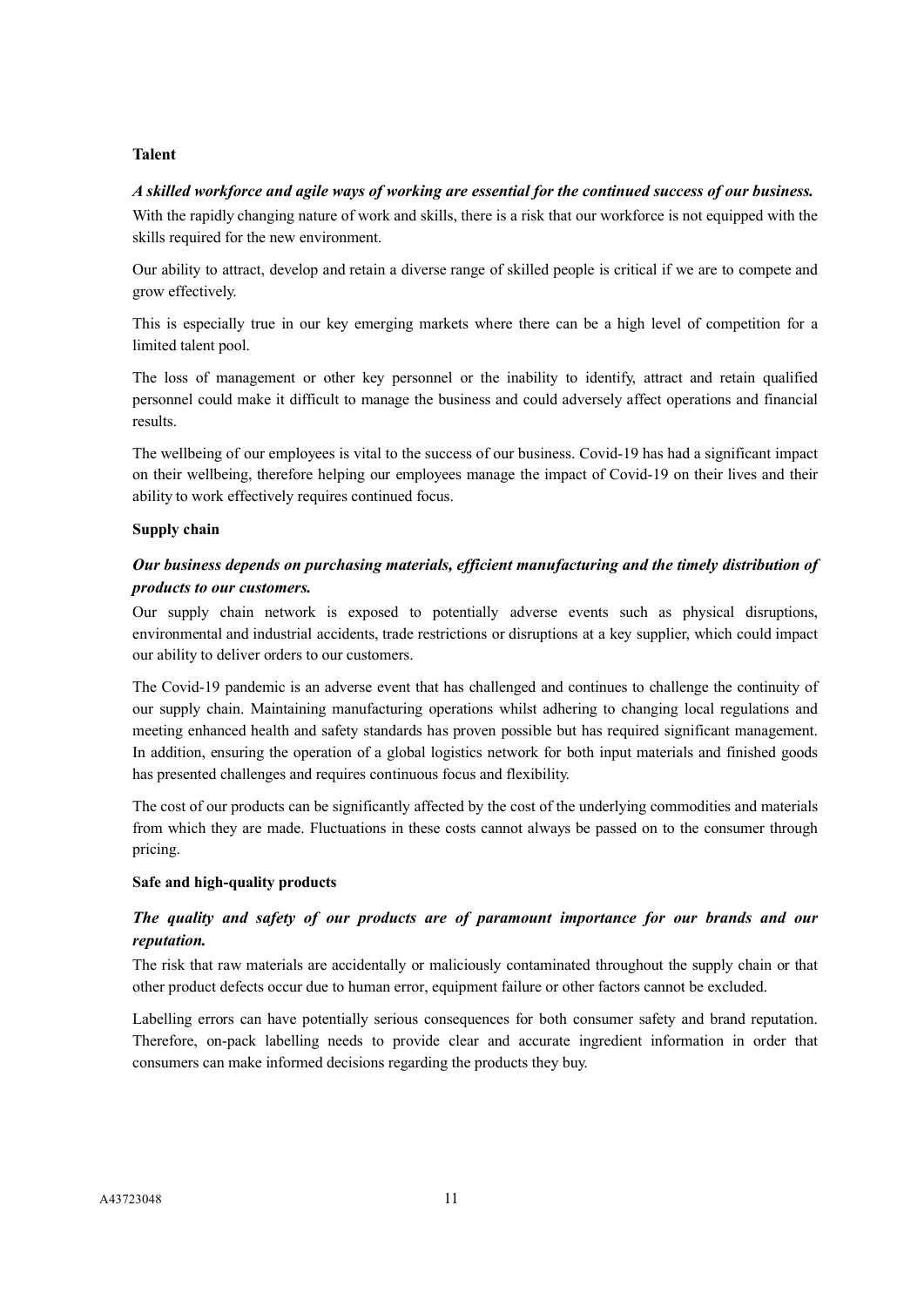**Talent**

***A skilled workforce and agile ways of working are essential for the continued success of our business.***

With the rapidly changing nature of work and skills, there is a risk that our workforce is not equipped with the skills required for the new environment.

Our ability to attract, develop and retain a diverse range of skilled people is critical if we are to compete and grow effectively.

This is especially true in our key emerging markets where there can be a high level of competition for a limited talent pool.

The loss of management or other key personnel or the inability to identify, attract and retain qualified personnel could make it difficult to manage the business and could adversely affect operations and financial results.

The wellbeing of our employees is vital to the success of our business. Covid-19 has had a significant impact on their wellbeing, therefore helping our employees manage the impact of Covid-19 on their lives and their ability to work effectively requires continued focus.

**Supply chain**

***Our business depends on purchasing materials, efficient manufacturing and the timely distribution of products to our customers.***

Our supply chain network is exposed to potentially adverse events such as physical disruptions, environmental and industrial accidents, trade restrictions or disruptions at a key supplier, which could impact our ability to deliver orders to our customers.

The Covid-19 pandemic is an adverse event that has challenged and continues to challenge the continuity of our supply chain. Maintaining manufacturing operations whilst adhering to changing local regulations and meeting enhanced health and safety standards has proven possible but has required significant management. In addition, ensuring the operation of a global logistics network for both input materials and finished goods has presented challenges and requires continuous focus and flexibility.

The cost of our products can be significantly affected by the cost of the underlying commodities and materials from which they are made. Fluctuations in these costs cannot always be passed on to the consumer through pricing.

**Safe and high-quality products**

***The quality and safety of our products are of paramount importance for our brands and our reputation.***

The risk that raw materials are accidentally or maliciously contaminated throughout the supply chain or that other product defects occur due to human error, equipment failure or other factors cannot be excluded.

Labelling errors can have potentially serious consequences for both consumer safety and brand reputation. Therefore, on-pack labelling needs to provide clear and accurate ingredient information in order that consumers can make informed decisions regarding the products they buy.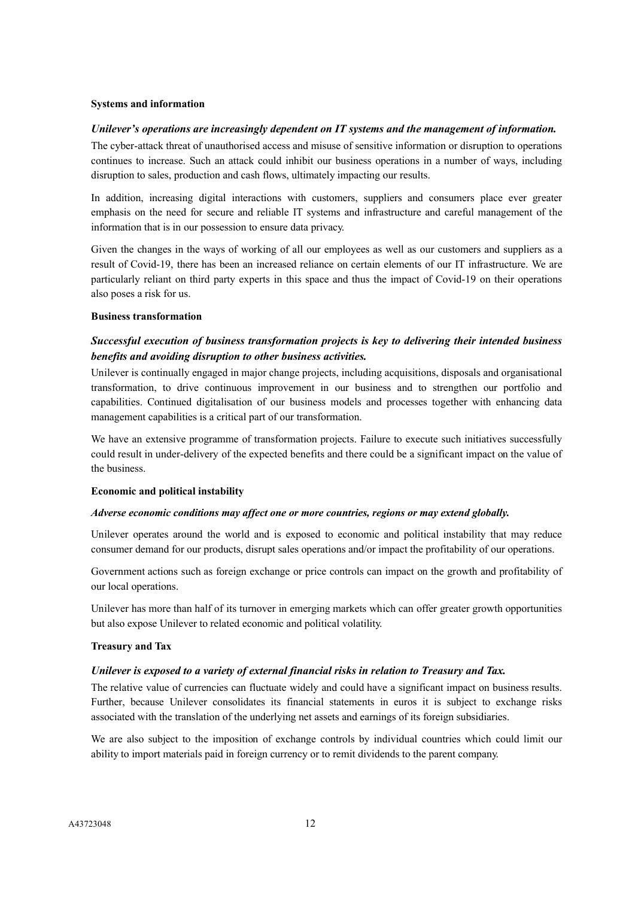**Systems and information**

***Unilever's operations are increasingly dependent on IT systems and the management of information.***

The cyber-attack threat of unauthorised access and misuse of sensitive information or disruption to operations continues to increase. Such an attack could inhibit our business operations in a number of ways, including disruption to sales, production and cash flows, ultimately impacting our results.

In addition, increasing digital interactions with customers, suppliers and consumers place ever greater emphasis on the need for secure and reliable IT systems and infrastructure and careful management of the information that is in our possession to ensure data privacy.

Given the changes in the ways of working of all our employees as well as our customers and suppliers as a result of Covid-19, there has been an increased reliance on certain elements of our IT infrastructure. We are particularly reliant on third party experts in this space and thus the impact of Covid-19 on their operations also poses a risk for us.

**Business transformation**

***Successful execution of business transformation projects is key to delivering their intended business benefits and avoiding disruption to other business activities.***

Unilever is continually engaged in major change projects, including acquisitions, disposals and organisational transformation, to drive continuous improvement in our business and to strengthen our portfolio and capabilities. Continued digitalisation of our business models and processes together with enhancing data management capabilities is a critical part of our transformation.

We have an extensive programme of transformation projects. Failure to execute such initiatives successfully could result in under-delivery of the expected benefits and there could be a significant impact on the value of the business.

**Economic and political instability**

***Adverse economic conditions may affect one or more countries, regions or may extend globally.***

Unilever operates around the world and is exposed to economic and political instability that may reduce consumer demand for our products, disrupt sales operations and/or impact the profitability of our operations.

Government actions such as foreign exchange or price controls can impact on the growth and profitability of our local operations.

Unilever has more than half of its turnover in emerging markets which can offer greater growth opportunities but also expose Unilever to related economic and political volatility.

**Treasury and Tax**

***Unilever is exposed to a variety of external financial risks in relation to Treasury and Tax.***

The relative value of currencies can fluctuate widely and could have a significant impact on business results. Further, because Unilever consolidates its financial statements in euros it is subject to exchange risks associated with the translation of the underlying net assets and earnings of its foreign subsidiaries.

We are also subject to the imposition of exchange controls by individual countries which could limit our ability to import materials paid in foreign currency or to remit dividends to the parent company.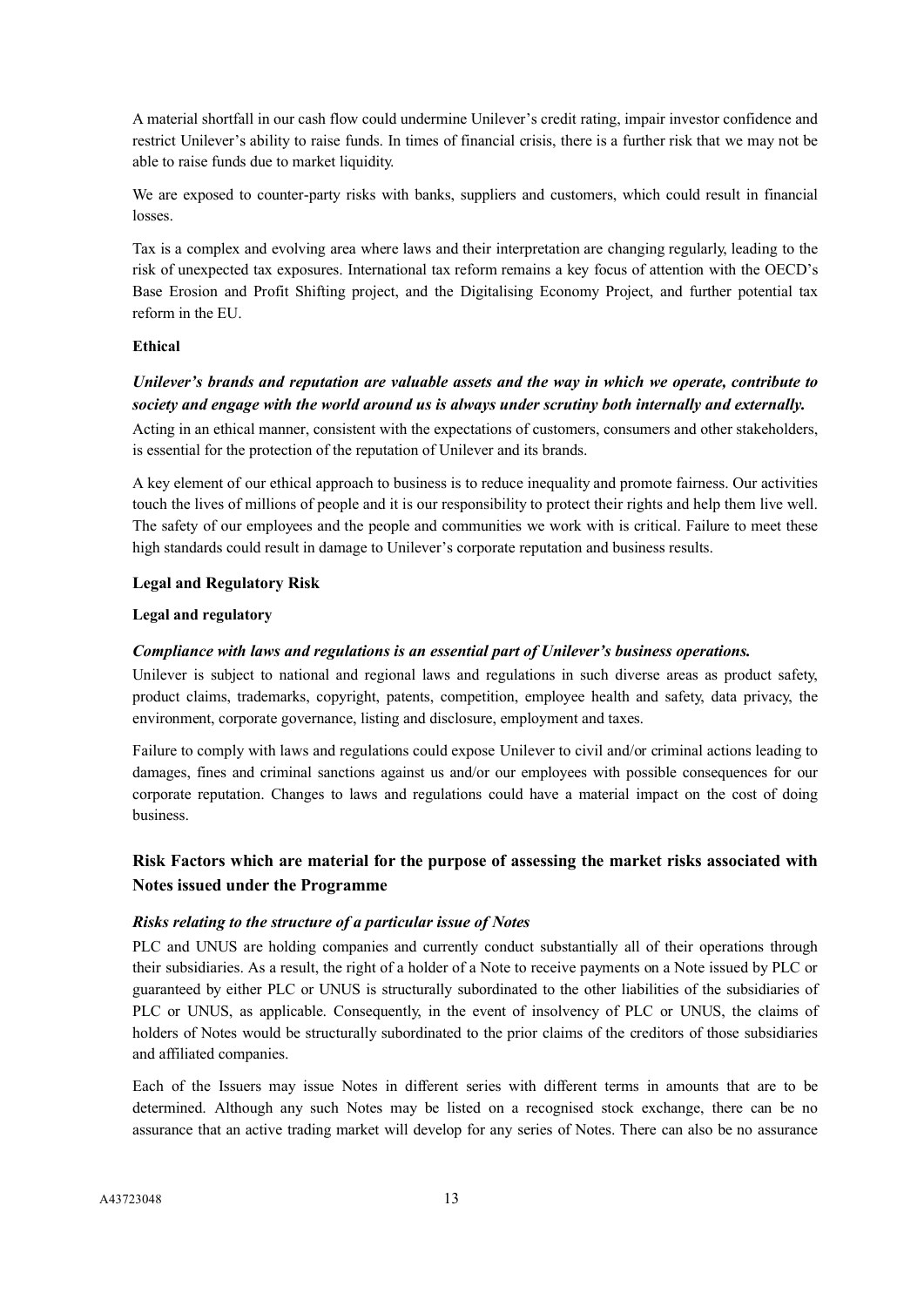A material shortfall in our cash flow could undermine Unilever's credit rating, impair investor confidence and restrict Unilever's ability to raise funds. In times of financial crisis, there is a further risk that we may not be able to raise funds due to market liquidity.

We are exposed to counter-party risks with banks, suppliers and customers, which could result in financial losses.

Tax is a complex and evolving area where laws and their interpretation are changing regularly, leading to the risk of unexpected tax exposures. International tax reform remains a key focus of attention with the OECD's Base Erosion and Profit Shifting project, and the Digitalising Economy Project, and further potential tax reform in the EU.

**Ethical**

***Unilever's brands and reputation are valuable assets and the way in which we operate, contribute to society and engage with the world around us is always under scrutiny both internally and externally.***

Acting in an ethical manner, consistent with the expectations of customers, consumers and other stakeholders, is essential for the protection of the reputation of Unilever and its brands.

A key element of our ethical approach to business is to reduce inequality and promote fairness. Our activities touch the lives of millions of people and it is our responsibility to protect their rights and help them live well. The safety of our employees and the people and communities we work with is critical. Failure to meet these high standards could result in damage to Unilever's corporate reputation and business results.

**Legal and Regulatory Risk**

**Legal and regulatory**

***Compliance with laws and regulations is an essential part of Unilever's business operations.***

Unilever is subject to national and regional laws and regulations in such diverse areas as product safety, product claims, trademarks, copyright, patents, competition, employee health and safety, data privacy, the environment, corporate governance, listing and disclosure, employment and taxes.

Failure to comply with laws and regulations could expose Unilever to civil and/or criminal actions leading to damages, fines and criminal sanctions against us and/or our employees with possible consequences for our corporate reputation. Changes to laws and regulations could have a material impact on the cost of doing business.

## Risk Factors which are material for the purpose of assessing the market risks associated with Notes issued under the Programme

***Risks relating to the structure of a particular issue of Notes***

PLC and UNUS are holding companies and currently conduct substantially all of their operations through their subsidiaries. As a result, the right of a holder of a Note to receive payments on a Note issued by PLC or guaranteed by either PLC or UNUS is structurally subordinated to the other liabilities of the subsidiaries of PLC or UNUS, as applicable. Consequently, in the event of insolvency of PLC or UNUS, the claims of holders of Notes would be structurally subordinated to the prior claims of the creditors of those subsidiaries and affiliated companies.

Each of the Issuers may issue Notes in different series with different terms in amounts that are to be determined. Although any such Notes may be listed on a recognised stock exchange, there can be no assurance that an active trading market will develop for any series of Notes. There can also be no assurance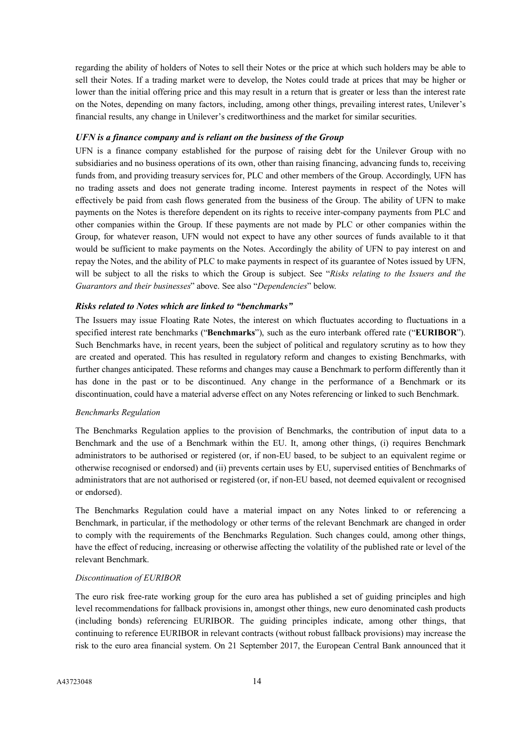regarding the ability of holders of Notes to sell their Notes or the price at which such holders may be able to sell their Notes. If a trading market were to develop, the Notes could trade at prices that may be higher or lower than the initial offering price and this may result in a return that is greater or less than the interest rate on the Notes, depending on many factors, including, among other things, prevailing interest rates, Unilever's financial results, any change in Unilever's creditworthiness and the market for similar securities.

***UFN is a finance company and is reliant on the business of the Group***

UFN is a finance company established for the purpose of raising debt for the Unilever Group with no subsidiaries and no business operations of its own, other than raising financing, advancing funds to, receiving funds from, and providing treasury services for, PLC and other members of the Group. Accordingly, UFN has no trading assets and does not generate trading income. Interest payments in respect of the Notes will effectively be paid from cash flows generated from the business of the Group. The ability of UFN to make payments on the Notes is therefore dependent on its rights to receive inter-company payments from PLC and other companies within the Group. If these payments are not made by PLC or other companies within the Group, for whatever reason, UFN would not expect to have any other sources of funds available to it that would be sufficient to make payments on the Notes. Accordingly the ability of UFN to pay interest on and repay the Notes, and the ability of PLC to make payments in respect of its guarantee of Notes issued by UFN, will be subject to all the risks to which the Group is subject. See "*Risks relating to the Issuers and the Guarantors and their businesses*" above. See also "*Dependencies*" below.

***Risks related to Notes which are linked to "benchmarks"***

The Issuers may issue Floating Rate Notes, the interest on which fluctuates according to fluctuations in a specified interest rate benchmarks ("**Benchmarks**"), such as the euro interbank offered rate ("**EURIBOR**"). Such Benchmarks have, in recent years, been the subject of political and regulatory scrutiny as to how they are created and operated. This has resulted in regulatory reform and changes to existing Benchmarks, with further changes anticipated. These reforms and changes may cause a Benchmark to perform differently than it has done in the past or to be discontinued. Any change in the performance of a Benchmark or its discontinuation, could have a material adverse effect on any Notes referencing or linked to such Benchmark.

*Benchmarks Regulation*

The Benchmarks Regulation applies to the provision of Benchmarks, the contribution of input data to a Benchmark and the use of a Benchmark within the EU. It, among other things, (i) requires Benchmark administrators to be authorised or registered (or, if non-EU based, to be subject to an equivalent regime or otherwise recognised or endorsed) and (ii) prevents certain uses by EU, supervised entities of Benchmarks of administrators that are not authorised or registered (or, if non-EU based, not deemed equivalent or recognised or endorsed).

The Benchmarks Regulation could have a material impact on any Notes linked to or referencing a Benchmark, in particular, if the methodology or other terms of the relevant Benchmark are changed in order to comply with the requirements of the Benchmarks Regulation. Such changes could, among other things, have the effect of reducing, increasing or otherwise affecting the volatility of the published rate or level of the relevant Benchmark.

*Discontinuation of EURIBOR*

The euro risk free-rate working group for the euro area has published a set of guiding principles and high level recommendations for fallback provisions in, amongst other things, new euro denominated cash products (including bonds) referencing EURIBOR. The guiding principles indicate, among other things, that continuing to reference EURIBOR in relevant contracts (without robust fallback provisions) may increase the risk to the euro area financial system. On 21 September 2017, the European Central Bank announced that it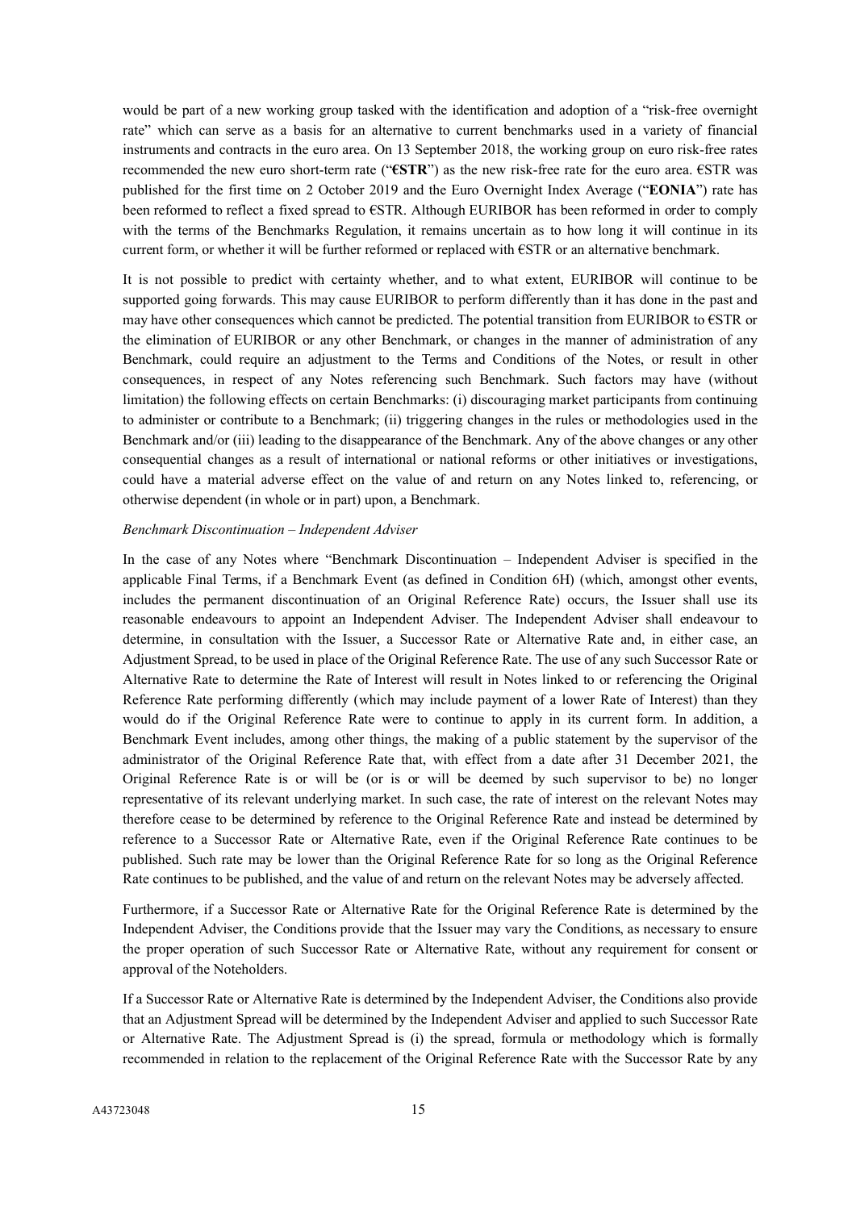would be part of a new working group tasked with the identification and adoption of a "risk-free overnight rate" which can serve as a basis for an alternative to current benchmarks used in a variety of financial instruments and contracts in the euro area. On 13 September 2018, the working group on euro risk-free rates recommended the new euro short-term rate ("**€STR**") as the new risk-free rate for the euro area. €STR was published for the first time on 2 October 2019 and the Euro Overnight Index Average ("**EONIA**") rate has been reformed to reflect a fixed spread to €STR. Although EURIBOR has been reformed in order to comply with the terms of the Benchmarks Regulation, it remains uncertain as to how long it will continue in its current form, or whether it will be further reformed or replaced with €STR or an alternative benchmark.

It is not possible to predict with certainty whether, and to what extent, EURIBOR will continue to be supported going forwards. This may cause EURIBOR to perform differently than it has done in the past and may have other consequences which cannot be predicted. The potential transition from EURIBOR to €STR or the elimination of EURIBOR or any other Benchmark, or changes in the manner of administration of any Benchmark, could require an adjustment to the Terms and Conditions of the Notes, or result in other consequences, in respect of any Notes referencing such Benchmark. Such factors may have (without limitation) the following effects on certain Benchmarks: (i) discouraging market participants from continuing to administer or contribute to a Benchmark; (ii) triggering changes in the rules or methodologies used in the Benchmark and/or (iii) leading to the disappearance of the Benchmark. Any of the above changes or any other consequential changes as a result of international or national reforms or other initiatives or investigations, could have a material adverse effect on the value of and return on any Notes linked to, referencing, or otherwise dependent (in whole or in part) upon, a Benchmark.

*Benchmark Discontinuation – Independent Adviser*

In the case of any Notes where "Benchmark Discontinuation – Independent Adviser is specified in the applicable Final Terms, if a Benchmark Event (as defined in Condition 6H) (which, amongst other events, includes the permanent discontinuation of an Original Reference Rate) occurs, the Issuer shall use its reasonable endeavours to appoint an Independent Adviser. The Independent Adviser shall endeavour to determine, in consultation with the Issuer, a Successor Rate or Alternative Rate and, in either case, an Adjustment Spread, to be used in place of the Original Reference Rate. The use of any such Successor Rate or Alternative Rate to determine the Rate of Interest will result in Notes linked to or referencing the Original Reference Rate performing differently (which may include payment of a lower Rate of Interest) than they would do if the Original Reference Rate were to continue to apply in its current form. In addition, a Benchmark Event includes, among other things, the making of a public statement by the supervisor of the administrator of the Original Reference Rate that, with effect from a date after 31 December 2021, the Original Reference Rate is or will be (or is or will be deemed by such supervisor to be) no longer representative of its relevant underlying market. In such case, the rate of interest on the relevant Notes may therefore cease to be determined by reference to the Original Reference Rate and instead be determined by reference to a Successor Rate or Alternative Rate, even if the Original Reference Rate continues to be published. Such rate may be lower than the Original Reference Rate for so long as the Original Reference Rate continues to be published, and the value of and return on the relevant Notes may be adversely affected.

Furthermore, if a Successor Rate or Alternative Rate for the Original Reference Rate is determined by the Independent Adviser, the Conditions provide that the Issuer may vary the Conditions, as necessary to ensure the proper operation of such Successor Rate or Alternative Rate, without any requirement for consent or approval of the Noteholders.

If a Successor Rate or Alternative Rate is determined by the Independent Adviser, the Conditions also provide that an Adjustment Spread will be determined by the Independent Adviser and applied to such Successor Rate or Alternative Rate. The Adjustment Spread is (i) the spread, formula or methodology which is formally recommended in relation to the replacement of the Original Reference Rate with the Successor Rate by any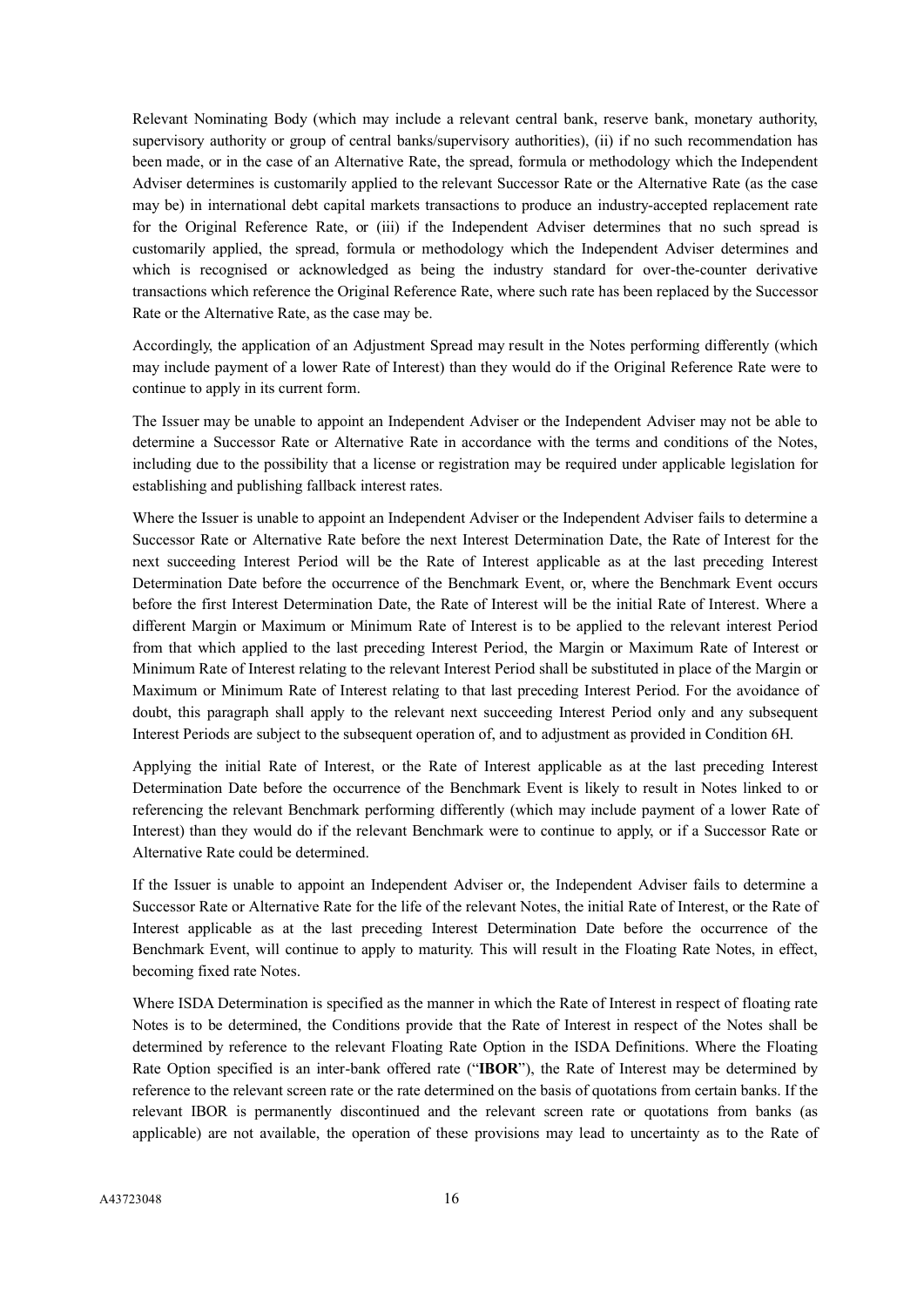Relevant Nominating Body (which may include a relevant central bank, reserve bank, monetary authority, supervisory authority or group of central banks/supervisory authorities), (ii) if no such recommendation has been made, or in the case of an Alternative Rate, the spread, formula or methodology which the Independent Adviser determines is customarily applied to the relevant Successor Rate or the Alternative Rate (as the case may be) in international debt capital markets transactions to produce an industry-accepted replacement rate for the Original Reference Rate, or (iii) if the Independent Adviser determines that no such spread is customarily applied, the spread, formula or methodology which the Independent Adviser determines and which is recognised or acknowledged as being the industry standard for over-the-counter derivative transactions which reference the Original Reference Rate, where such rate has been replaced by the Successor Rate or the Alternative Rate, as the case may be.

Accordingly, the application of an Adjustment Spread may result in the Notes performing differently (which may include payment of a lower Rate of Interest) than they would do if the Original Reference Rate were to continue to apply in its current form.

The Issuer may be unable to appoint an Independent Adviser or the Independent Adviser may not be able to determine a Successor Rate or Alternative Rate in accordance with the terms and conditions of the Notes, including due to the possibility that a license or registration may be required under applicable legislation for establishing and publishing fallback interest rates.

Where the Issuer is unable to appoint an Independent Adviser or the Independent Adviser fails to determine a Successor Rate or Alternative Rate before the next Interest Determination Date, the Rate of Interest for the next succeeding Interest Period will be the Rate of Interest applicable as at the last preceding Interest Determination Date before the occurrence of the Benchmark Event, or, where the Benchmark Event occurs before the first Interest Determination Date, the Rate of Interest will be the initial Rate of Interest. Where a different Margin or Maximum or Minimum Rate of Interest is to be applied to the relevant interest Period from that which applied to the last preceding Interest Period, the Margin or Maximum Rate of Interest or Minimum Rate of Interest relating to the relevant Interest Period shall be substituted in place of the Margin or Maximum or Minimum Rate of Interest relating to that last preceding Interest Period. For the avoidance of doubt, this paragraph shall apply to the relevant next succeeding Interest Period only and any subsequent Interest Periods are subject to the subsequent operation of, and to adjustment as provided in Condition 6H.

Applying the initial Rate of Interest, or the Rate of Interest applicable as at the last preceding Interest Determination Date before the occurrence of the Benchmark Event is likely to result in Notes linked to or referencing the relevant Benchmark performing differently (which may include payment of a lower Rate of Interest) than they would do if the relevant Benchmark were to continue to apply, or if a Successor Rate or Alternative Rate could be determined.

If the Issuer is unable to appoint an Independent Adviser or, the Independent Adviser fails to determine a Successor Rate or Alternative Rate for the life of the relevant Notes, the initial Rate of Interest, or the Rate of Interest applicable as at the last preceding Interest Determination Date before the occurrence of the Benchmark Event, will continue to apply to maturity. This will result in the Floating Rate Notes, in effect, becoming fixed rate Notes.

Where ISDA Determination is specified as the manner in which the Rate of Interest in respect of floating rate Notes is to be determined, the Conditions provide that the Rate of Interest in respect of the Notes shall be determined by reference to the relevant Floating Rate Option in the ISDA Definitions. Where the Floating Rate Option specified is an inter-bank offered rate ("**IBOR**"), the Rate of Interest may be determined by reference to the relevant screen rate or the rate determined on the basis of quotations from certain banks. If the relevant IBOR is permanently discontinued and the relevant screen rate or quotations from banks (as applicable) are not available, the operation of these provisions may lead to uncertainty as to the Rate of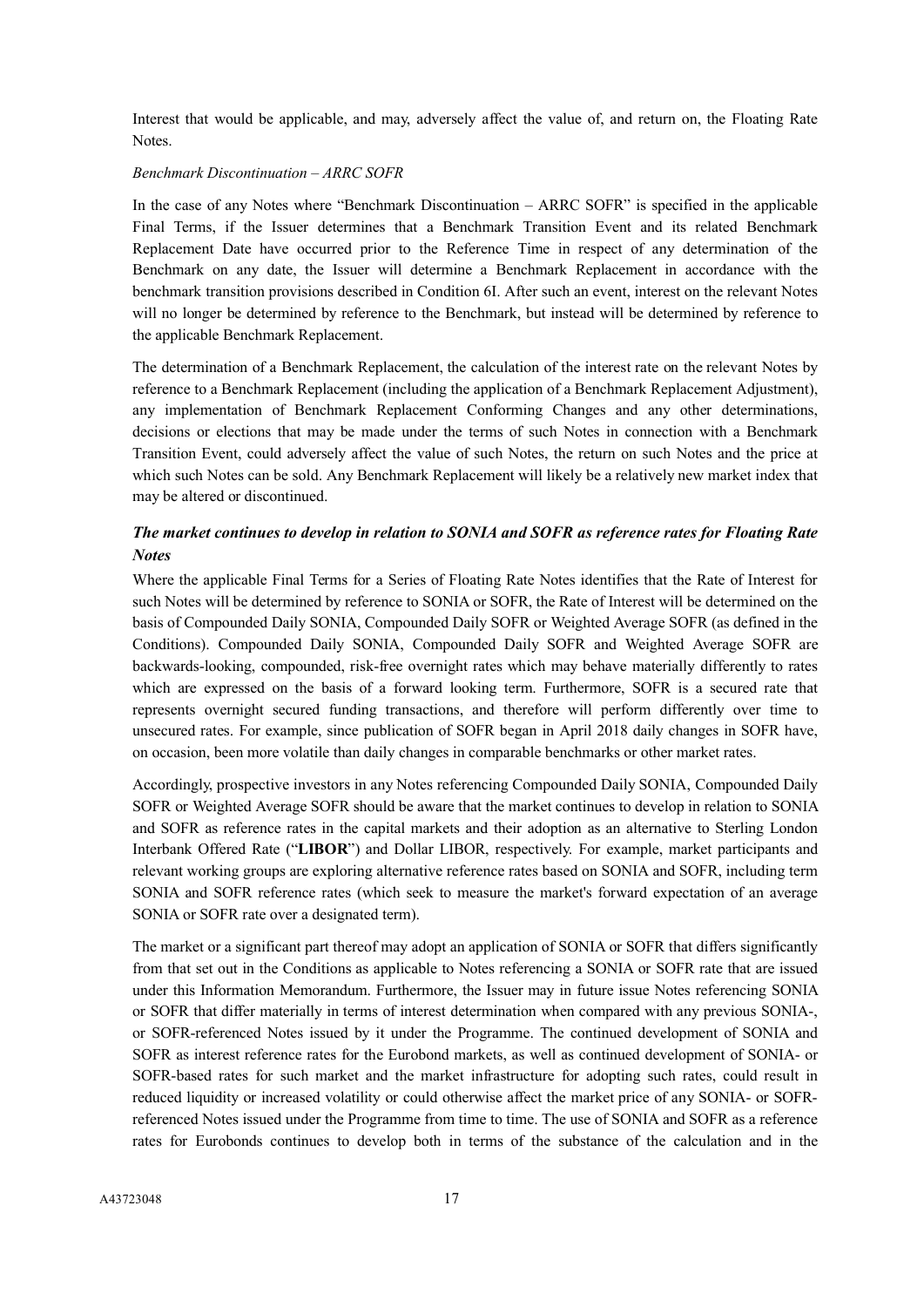Interest that would be applicable, and may, adversely affect the value of, and return on, the Floating Rate Notes.

*Benchmark Discontinuation – ARRC SOFR*

In the case of any Notes where "Benchmark Discontinuation – ARRC SOFR" is specified in the applicable Final Terms, if the Issuer determines that a Benchmark Transition Event and its related Benchmark Replacement Date have occurred prior to the Reference Time in respect of any determination of the Benchmark on any date, the Issuer will determine a Benchmark Replacement in accordance with the benchmark transition provisions described in Condition 6I. After such an event, interest on the relevant Notes will no longer be determined by reference to the Benchmark, but instead will be determined by reference to the applicable Benchmark Replacement.

The determination of a Benchmark Replacement, the calculation of the interest rate on the relevant Notes by reference to a Benchmark Replacement (including the application of a Benchmark Replacement Adjustment), any implementation of Benchmark Replacement Conforming Changes and any other determinations, decisions or elections that may be made under the terms of such Notes in connection with a Benchmark Transition Event, could adversely affect the value of such Notes, the return on such Notes and the price at which such Notes can be sold. Any Benchmark Replacement will likely be a relatively new market index that may be altered or discontinued.

***The market continues to develop in relation to SONIA and SOFR as reference rates for Floating Rate Notes***

Where the applicable Final Terms for a Series of Floating Rate Notes identifies that the Rate of Interest for such Notes will be determined by reference to SONIA or SOFR, the Rate of Interest will be determined on the basis of Compounded Daily SONIA, Compounded Daily SOFR or Weighted Average SOFR (as defined in the Conditions). Compounded Daily SONIA, Compounded Daily SOFR and Weighted Average SOFR are backwards-looking, compounded, risk-free overnight rates which may behave materially differently to rates which are expressed on the basis of a forward looking term. Furthermore, SOFR is a secured rate that represents overnight secured funding transactions, and therefore will perform differently over time to unsecured rates. For example, since publication of SOFR began in April 2018 daily changes in SOFR have, on occasion, been more volatile than daily changes in comparable benchmarks or other market rates.

Accordingly, prospective investors in any Notes referencing Compounded Daily SONIA, Compounded Daily SOFR or Weighted Average SOFR should be aware that the market continues to develop in relation to SONIA and SOFR as reference rates in the capital markets and their adoption as an alternative to Sterling London Interbank Offered Rate ("**LIBOR**") and Dollar LIBOR, respectively. For example, market participants and relevant working groups are exploring alternative reference rates based on SONIA and SOFR, including term SONIA and SOFR reference rates (which seek to measure the market's forward expectation of an average SONIA or SOFR rate over a designated term).

The market or a significant part thereof may adopt an application of SONIA or SOFR that differs significantly from that set out in the Conditions as applicable to Notes referencing a SONIA or SOFR rate that are issued under this Information Memorandum. Furthermore, the Issuer may in future issue Notes referencing SONIA or SOFR that differ materially in terms of interest determination when compared with any previous SONIA-, or SOFR-referenced Notes issued by it under the Programme. The continued development of SONIA and SOFR as interest reference rates for the Eurobond markets, as well as continued development of SONIA- or SOFR-based rates for such market and the market infrastructure for adopting such rates, could result in reduced liquidity or increased volatility or could otherwise affect the market price of any SONIA- or SOFR-referenced Notes issued under the Programme from time to time. The use of SONIA and SOFR as a reference rates for Eurobonds continues to develop both in terms of the substance of the calculation and in the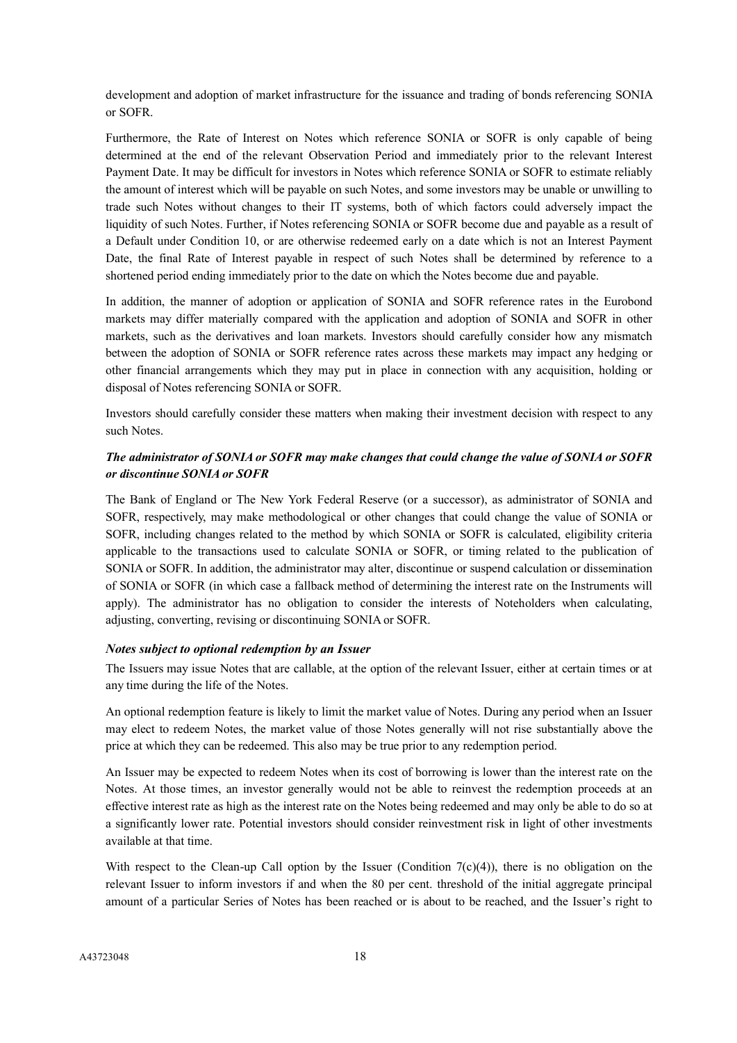development and adoption of market infrastructure for the issuance and trading of bonds referencing SONIA or SOFR.

Furthermore, the Rate of Interest on Notes which reference SONIA or SOFR is only capable of being determined at the end of the relevant Observation Period and immediately prior to the relevant Interest Payment Date. It may be difficult for investors in Notes which reference SONIA or SOFR to estimate reliably the amount of interest which will be payable on such Notes, and some investors may be unable or unwilling to trade such Notes without changes to their IT systems, both of which factors could adversely impact the liquidity of such Notes. Further, if Notes referencing SONIA or SOFR become due and payable as a result of a Default under Condition 10, or are otherwise redeemed early on a date which is not an Interest Payment Date, the final Rate of Interest payable in respect of such Notes shall be determined by reference to a shortened period ending immediately prior to the date on which the Notes become due and payable.

In addition, the manner of adoption or application of SONIA and SOFR reference rates in the Eurobond markets may differ materially compared with the application and adoption of SONIA and SOFR in other markets, such as the derivatives and loan markets. Investors should carefully consider how any mismatch between the adoption of SONIA or SOFR reference rates across these markets may impact any hedging or other financial arrangements which they may put in place in connection with any acquisition, holding or disposal of Notes referencing SONIA or SOFR.

Investors should carefully consider these matters when making their investment decision with respect to any such Notes.

***The administrator of SONIA or SOFR may make changes that could change the value of SONIA or SOFR or discontinue SONIA or SOFR***

The Bank of England or The New York Federal Reserve (or a successor), as administrator of SONIA and SOFR, respectively, may make methodological or other changes that could change the value of SONIA or SOFR, including changes related to the method by which SONIA or SOFR is calculated, eligibility criteria applicable to the transactions used to calculate SONIA or SOFR, or timing related to the publication of SONIA or SOFR. In addition, the administrator may alter, discontinue or suspend calculation or dissemination of SONIA or SOFR (in which case a fallback method of determining the interest rate on the Instruments will apply). The administrator has no obligation to consider the interests of Noteholders when calculating, adjusting, converting, revising or discontinuing SONIA or SOFR.

***Notes subject to optional redemption by an Issuer***

The Issuers may issue Notes that are callable, at the option of the relevant Issuer, either at certain times or at any time during the life of the Notes.

An optional redemption feature is likely to limit the market value of Notes. During any period when an Issuer may elect to redeem Notes, the market value of those Notes generally will not rise substantially above the price at which they can be redeemed. This also may be true prior to any redemption period.

An Issuer may be expected to redeem Notes when its cost of borrowing is lower than the interest rate on the Notes. At those times, an investor generally would not be able to reinvest the redemption proceeds at an effective interest rate as high as the interest rate on the Notes being redeemed and may only be able to do so at a significantly lower rate. Potential investors should consider reinvestment risk in light of other investments available at that time.

With respect to the Clean-up Call option by the Issuer (Condition 7(c)(4)), there is no obligation on the relevant Issuer to inform investors if and when the 80 per cent. threshold of the initial aggregate principal amount of a particular Series of Notes has been reached or is about to be reached, and the Issuer's right to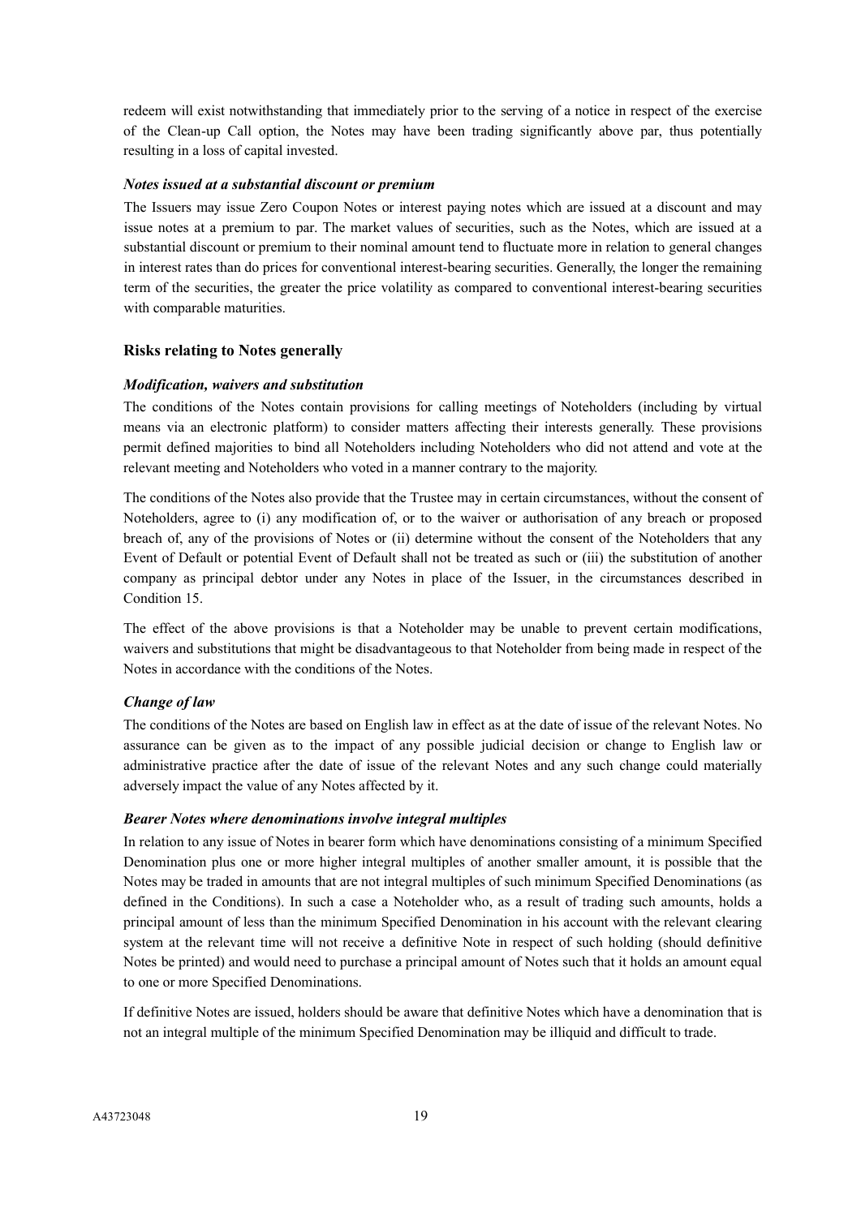redeem will exist notwithstanding that immediately prior to the serving of a notice in respect of the exercise of the Clean-up Call option, the Notes may have been trading significantly above par, thus potentially resulting in a loss of capital invested.

***Notes issued at a substantial discount or premium***

The Issuers may issue Zero Coupon Notes or interest paying notes which are issued at a discount and may issue notes at a premium to par. The market values of securities, such as the Notes, which are issued at a substantial discount or premium to their nominal amount tend to fluctuate more in relation to general changes in interest rates than do prices for conventional interest-bearing securities. Generally, the longer the remaining term of the securities, the greater the price volatility as compared to conventional interest-bearing securities with comparable maturities.

### Risks relating to Notes generally

***Modification, waivers and substitution***

The conditions of the Notes contain provisions for calling meetings of Noteholders (including by virtual means via an electronic platform) to consider matters affecting their interests generally. These provisions permit defined majorities to bind all Noteholders including Noteholders who did not attend and vote at the relevant meeting and Noteholders who voted in a manner contrary to the majority.

The conditions of the Notes also provide that the Trustee may in certain circumstances, without the consent of Noteholders, agree to (i) any modification of, or to the waiver or authorisation of any breach or proposed breach of, any of the provisions of Notes or (ii) determine without the consent of the Noteholders that any Event of Default or potential Event of Default shall not be treated as such or (iii) the substitution of another company as principal debtor under any Notes in place of the Issuer, in the circumstances described in Condition 15.

The effect of the above provisions is that a Noteholder may be unable to prevent certain modifications, waivers and substitutions that might be disadvantageous to that Noteholder from being made in respect of the Notes in accordance with the conditions of the Notes.

***Change of law***

The conditions of the Notes are based on English law in effect as at the date of issue of the relevant Notes. No assurance can be given as to the impact of any possible judicial decision or change to English law or administrative practice after the date of issue of the relevant Notes and any such change could materially adversely impact the value of any Notes affected by it.

***Bearer Notes where denominations involve integral multiples***

In relation to any issue of Notes in bearer form which have denominations consisting of a minimum Specified Denomination plus one or more higher integral multiples of another smaller amount, it is possible that the Notes may be traded in amounts that are not integral multiples of such minimum Specified Denominations (as defined in the Conditions). In such a case a Noteholder who, as a result of trading such amounts, holds a principal amount of less than the minimum Specified Denomination in his account with the relevant clearing system at the relevant time will not receive a definitive Note in respect of such holding (should definitive Notes be printed) and would need to purchase a principal amount of Notes such that it holds an amount equal to one or more Specified Denominations.

If definitive Notes are issued, holders should be aware that definitive Notes which have a denomination that is not an integral multiple of the minimum Specified Denomination may be illiquid and difficult to trade.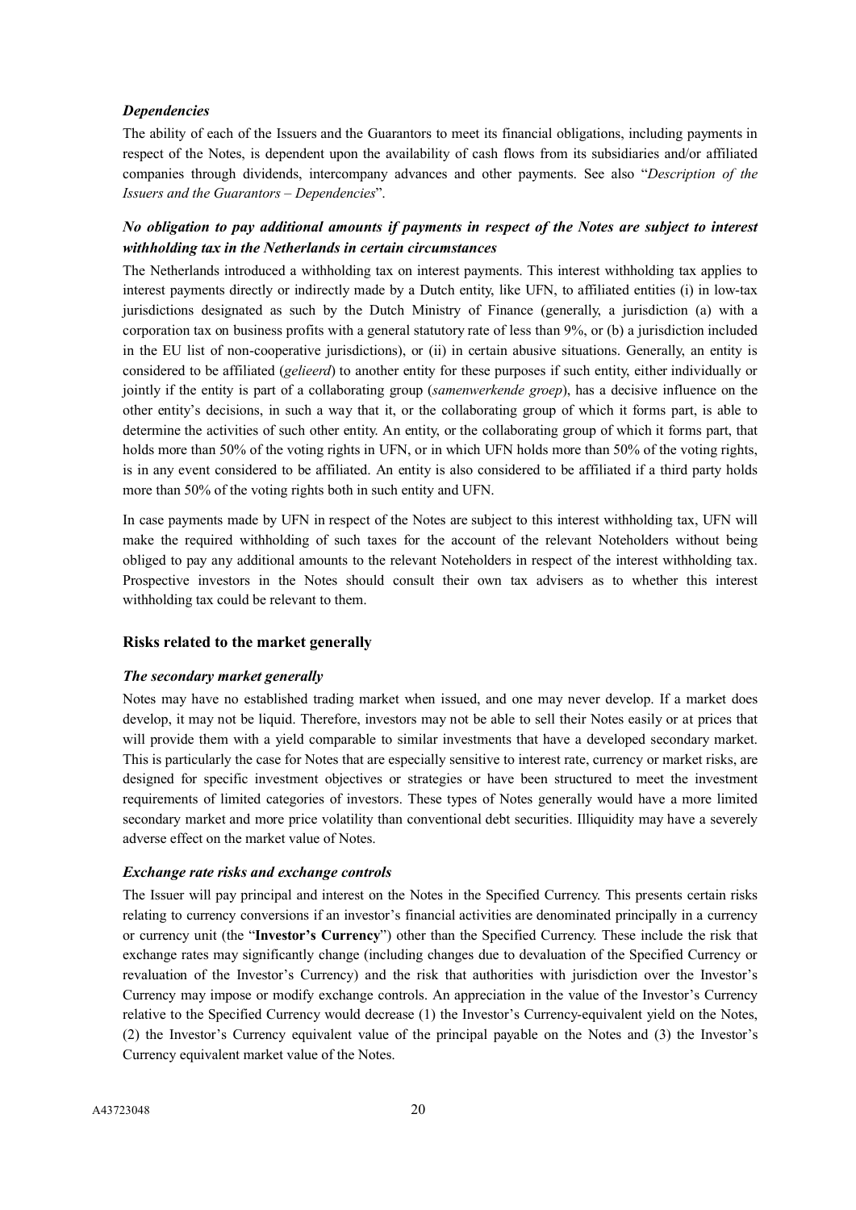*Dependencies*

The ability of each of the Issuers and the Guarantors to meet its financial obligations, including payments in respect of the Notes, is dependent upon the availability of cash flows from its subsidiaries and/or affiliated companies through dividends, intercompany advances and other payments. See also "*Description of the Issuers and the Guarantors – Dependencies*".

***No obligation to pay additional amounts if payments in respect of the Notes are subject to interest withholding tax in the Netherlands in certain circumstances***

The Netherlands introduced a withholding tax on interest payments. This interest withholding tax applies to interest payments directly or indirectly made by a Dutch entity, like UFN, to affiliated entities (i) in low-tax jurisdictions designated as such by the Dutch Ministry of Finance (generally, a jurisdiction (a) with a corporation tax on business profits with a general statutory rate of less than 9%, or (b) a jurisdiction included in the EU list of non-cooperative jurisdictions), or (ii) in certain abusive situations. Generally, an entity is considered to be affiliated (*gelieerd*) to another entity for these purposes if such entity, either individually or jointly if the entity is part of a collaborating group (*samenwerkende groep*), has a decisive influence on the other entity's decisions, in such a way that it, or the collaborating group of which it forms part, is able to determine the activities of such other entity. An entity, or the collaborating group of which it forms part, that holds more than 50% of the voting rights in UFN, or in which UFN holds more than 50% of the voting rights, is in any event considered to be affiliated. An entity is also considered to be affiliated if a third party holds more than 50% of the voting rights both in such entity and UFN.

In case payments made by UFN in respect of the Notes are subject to this interest withholding tax, UFN will make the required withholding of such taxes for the account of the relevant Noteholders without being obliged to pay any additional amounts to the relevant Noteholders in respect of the interest withholding tax. Prospective investors in the Notes should consult their own tax advisers as to whether this interest withholding tax could be relevant to them.

**Risks related to the market generally**

***The secondary market generally***

Notes may have no established trading market when issued, and one may never develop. If a market does develop, it may not be liquid. Therefore, investors may not be able to sell their Notes easily or at prices that will provide them with a yield comparable to similar investments that have a developed secondary market. This is particularly the case for Notes that are especially sensitive to interest rate, currency or market risks, are designed for specific investment objectives or strategies or have been structured to meet the investment requirements of limited categories of investors. These types of Notes generally would have a more limited secondary market and more price volatility than conventional debt securities. Illiquidity may have a severely adverse effect on the market value of Notes.

***Exchange rate risks and exchange controls***

The Issuer will pay principal and interest on the Notes in the Specified Currency. This presents certain risks relating to currency conversions if an investor's financial activities are denominated principally in a currency or currency unit (the "**Investor's Currency**") other than the Specified Currency. These include the risk that exchange rates may significantly change (including changes due to devaluation of the Specified Currency or revaluation of the Investor's Currency) and the risk that authorities with jurisdiction over the Investor's Currency may impose or modify exchange controls. An appreciation in the value of the Investor's Currency relative to the Specified Currency would decrease (1) the Investor's Currency-equivalent yield on the Notes, (2) the Investor's Currency equivalent value of the principal payable on the Notes and (3) the Investor's Currency equivalent market value of the Notes.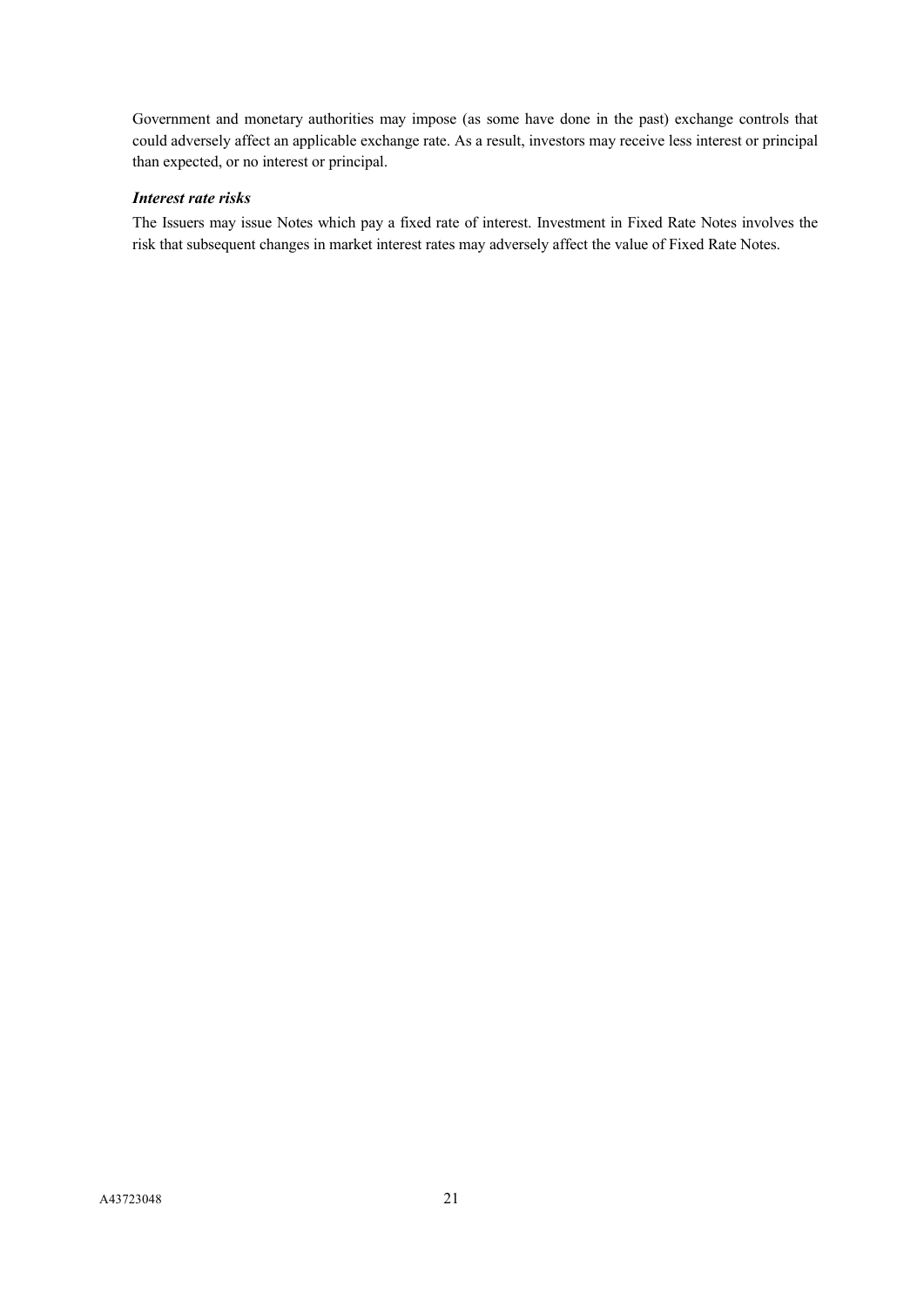Government and monetary authorities may impose (as some have done in the past) exchange controls that could adversely affect an applicable exchange rate. As a result, investors may receive less interest or principal than expected, or no interest or principal.

***Interest rate risks***

The Issuers may issue Notes which pay a fixed rate of interest. Investment in Fixed Rate Notes involves the risk that subsequent changes in market interest rates may adversely affect the value of Fixed Rate Notes.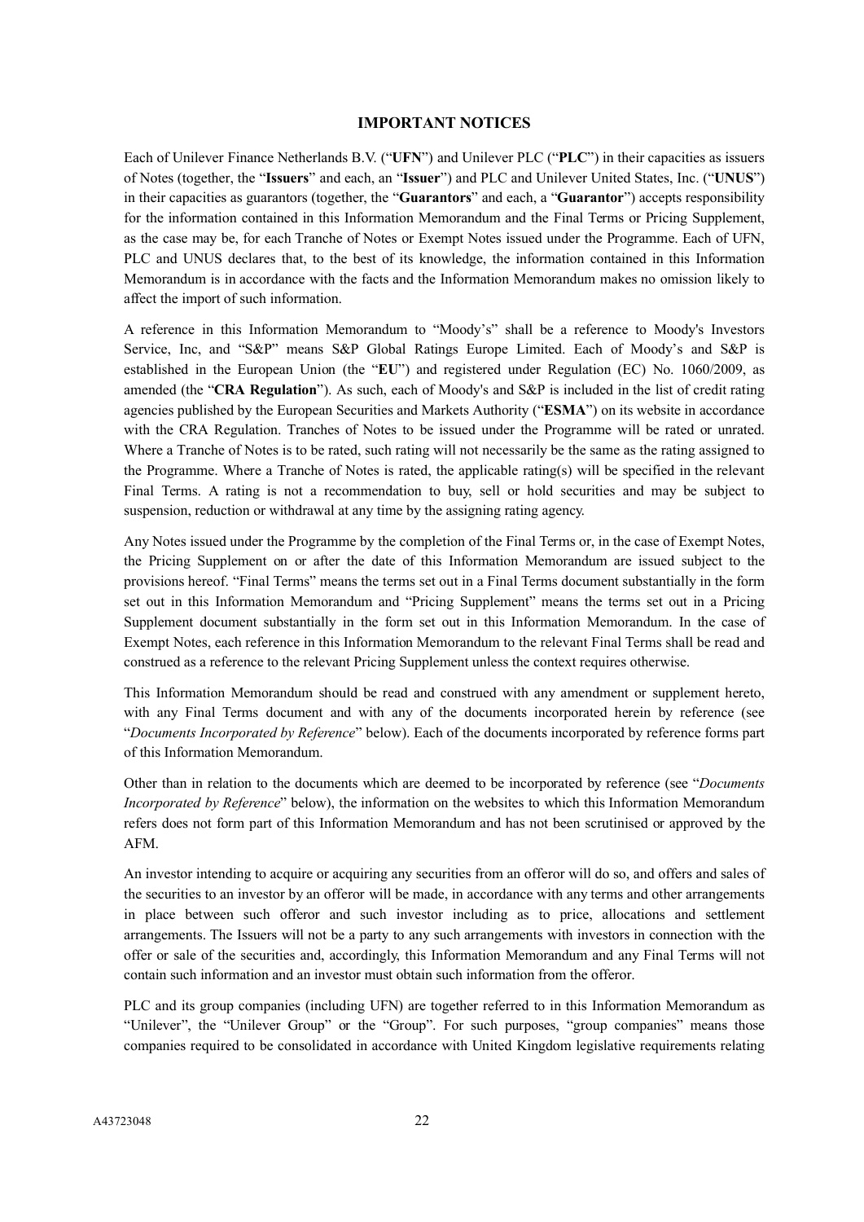## IMPORTANT NOTICES

Each of Unilever Finance Netherlands B.V. ("**UFN**") and Unilever PLC ("**PLC**") in their capacities as issuers of Notes (together, the "**Issuers**" and each, an "**Issuer**") and PLC and Unilever United States, Inc. ("**UNUS**") in their capacities as guarantors (together, the "**Guarantors**" and each, a "**Guarantor**") accepts responsibility for the information contained in this Information Memorandum and the Final Terms or Pricing Supplement, as the case may be, for each Tranche of Notes or Exempt Notes issued under the Programme. Each of UFN, PLC and UNUS declares that, to the best of its knowledge, the information contained in this Information Memorandum is in accordance with the facts and the Information Memorandum makes no omission likely to affect the import of such information.

A reference in this Information Memorandum to "Moody's" shall be a reference to Moody's Investors Service, Inc, and "S&P" means S&P Global Ratings Europe Limited. Each of Moody's and S&P is established in the European Union (the "**EU**") and registered under Regulation (EC) No. 1060/2009, as amended (the "**CRA Regulation**"). As such, each of Moody's and S&P is included in the list of credit rating agencies published by the European Securities and Markets Authority ("**ESMA**") on its website in accordance with the CRA Regulation. Tranches of Notes to be issued under the Programme will be rated or unrated. Where a Tranche of Notes is to be rated, such rating will not necessarily be the same as the rating assigned to the Programme. Where a Tranche of Notes is rated, the applicable rating(s) will be specified in the relevant Final Terms. A rating is not a recommendation to buy, sell or hold securities and may be subject to suspension, reduction or withdrawal at any time by the assigning rating agency.

Any Notes issued under the Programme by the completion of the Final Terms or, in the case of Exempt Notes, the Pricing Supplement on or after the date of this Information Memorandum are issued subject to the provisions hereof. "Final Terms" means the terms set out in a Final Terms document substantially in the form set out in this Information Memorandum and "Pricing Supplement" means the terms set out in a Pricing Supplement document substantially in the form set out in this Information Memorandum. In the case of Exempt Notes, each reference in this Information Memorandum to the relevant Final Terms shall be read and construed as a reference to the relevant Pricing Supplement unless the context requires otherwise.

This Information Memorandum should be read and construed with any amendment or supplement hereto, with any Final Terms document and with any of the documents incorporated herein by reference (see "*Documents Incorporated by Reference*" below). Each of the documents incorporated by reference forms part of this Information Memorandum.

Other than in relation to the documents which are deemed to be incorporated by reference (see "*Documents Incorporated by Reference*" below), the information on the websites to which this Information Memorandum refers does not form part of this Information Memorandum and has not been scrutinised or approved by the AFM.

An investor intending to acquire or acquiring any securities from an offeror will do so, and offers and sales of the securities to an investor by an offeror will be made, in accordance with any terms and other arrangements in place between such offeror and such investor including as to price, allocations and settlement arrangements. The Issuers will not be a party to any such arrangements with investors in connection with the offer or sale of the securities and, accordingly, this Information Memorandum and any Final Terms will not contain such information and an investor must obtain such information from the offeror.

PLC and its group companies (including UFN) are together referred to in this Information Memorandum as "Unilever", the "Unilever Group" or the "Group". For such purposes, "group companies" means those companies required to be consolidated in accordance with United Kingdom legislative requirements relating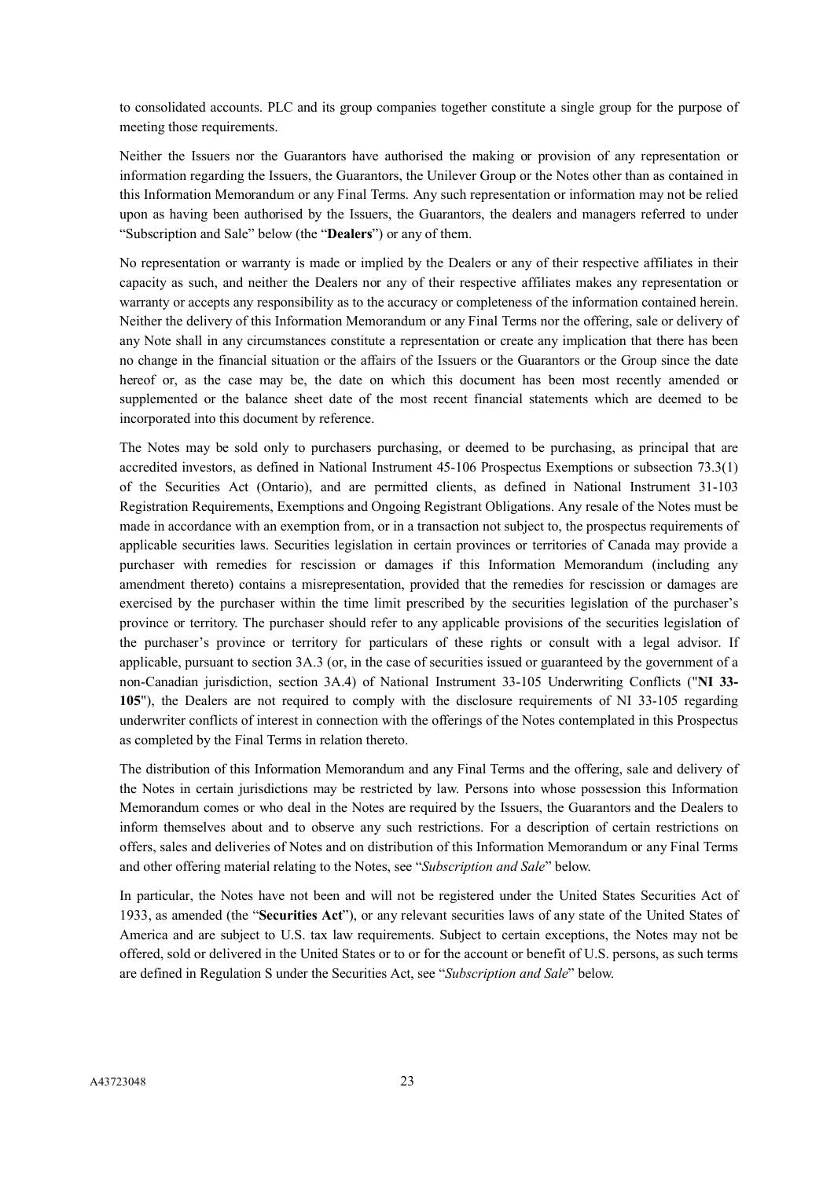to consolidated accounts. PLC and its group companies together constitute a single group for the purpose of meeting those requirements.

Neither the Issuers nor the Guarantors have authorised the making or provision of any representation or information regarding the Issuers, the Guarantors, the Unilever Group or the Notes other than as contained in this Information Memorandum or any Final Terms. Any such representation or information may not be relied upon as having been authorised by the Issuers, the Guarantors, the dealers and managers referred to under "Subscription and Sale" below (the "**Dealers**") or any of them.

No representation or warranty is made or implied by the Dealers or any of their respective affiliates in their capacity as such, and neither the Dealers nor any of their respective affiliates makes any representation or warranty or accepts any responsibility as to the accuracy or completeness of the information contained herein. Neither the delivery of this Information Memorandum or any Final Terms nor the offering, sale or delivery of any Note shall in any circumstances constitute a representation or create any implication that there has been no change in the financial situation or the affairs of the Issuers or the Guarantors or the Group since the date hereof or, as the case may be, the date on which this document has been most recently amended or supplemented or the balance sheet date of the most recent financial statements which are deemed to be incorporated into this document by reference.

The Notes may be sold only to purchasers purchasing, or deemed to be purchasing, as principal that are accredited investors, as defined in National Instrument 45-106 Prospectus Exemptions or subsection 73.3(1) of the Securities Act (Ontario), and are permitted clients, as defined in National Instrument 31-103 Registration Requirements, Exemptions and Ongoing Registrant Obligations. Any resale of the Notes must be made in accordance with an exemption from, or in a transaction not subject to, the prospectus requirements of applicable securities laws. Securities legislation in certain provinces or territories of Canada may provide a purchaser with remedies for rescission or damages if this Information Memorandum (including any amendment thereto) contains a misrepresentation, provided that the remedies for rescission or damages are exercised by the purchaser within the time limit prescribed by the securities legislation of the purchaser's province or territory. The purchaser should refer to any applicable provisions of the securities legislation of the purchaser's province or territory for particulars of these rights or consult with a legal advisor. If applicable, pursuant to section 3A.3 (or, in the case of securities issued or guaranteed by the government of a non-Canadian jurisdiction, section 3A.4) of National Instrument 33-105 Underwriting Conflicts ("**NI 33-105**"), the Dealers are not required to comply with the disclosure requirements of NI 33-105 regarding underwriter conflicts of interest in connection with the offerings of the Notes contemplated in this Prospectus as completed by the Final Terms in relation thereto.

The distribution of this Information Memorandum and any Final Terms and the offering, sale and delivery of the Notes in certain jurisdictions may be restricted by law. Persons into whose possession this Information Memorandum comes or who deal in the Notes are required by the Issuers, the Guarantors and the Dealers to inform themselves about and to observe any such restrictions. For a description of certain restrictions on offers, sales and deliveries of Notes and on distribution of this Information Memorandum or any Final Terms and other offering material relating to the Notes, see "*Subscription and Sale*" below.

In particular, the Notes have not been and will not be registered under the United States Securities Act of 1933, as amended (the "**Securities Act**"), or any relevant securities laws of any state of the United States of America and are subject to U.S. tax law requirements. Subject to certain exceptions, the Notes may not be offered, sold or delivered in the United States or to or for the account or benefit of U.S. persons, as such terms are defined in Regulation S under the Securities Act, see "*Subscription and Sale*" below.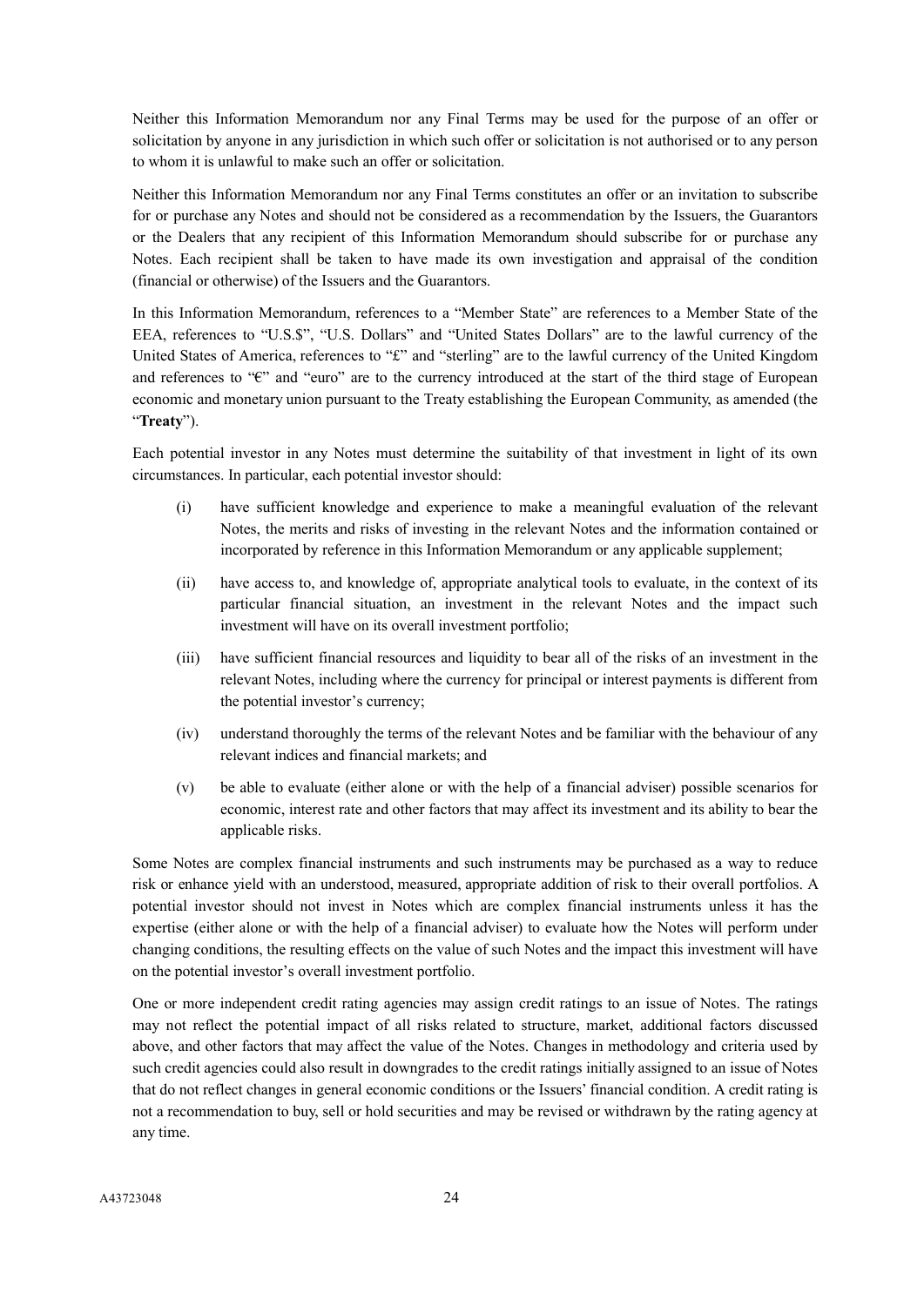Neither this Information Memorandum nor any Final Terms may be used for the purpose of an offer or solicitation by anyone in any jurisdiction in which such offer or solicitation is not authorised or to any person to whom it is unlawful to make such an offer or solicitation.

Neither this Information Memorandum nor any Final Terms constitutes an offer or an invitation to subscribe for or purchase any Notes and should not be considered as a recommendation by the Issuers, the Guarantors or the Dealers that any recipient of this Information Memorandum should subscribe for or purchase any Notes. Each recipient shall be taken to have made its own investigation and appraisal of the condition (financial or otherwise) of the Issuers and the Guarantors.

In this Information Memorandum, references to a "Member State" are references to a Member State of the EEA, references to "U.S.$", "U.S. Dollars" and "United States Dollars" are to the lawful currency of the United States of America, references to "£" and "sterling" are to the lawful currency of the United Kingdom and references to "€" and "euro" are to the currency introduced at the start of the third stage of European economic and monetary union pursuant to the Treaty establishing the European Community, as amended (the "**Treaty**").

Each potential investor in any Notes must determine the suitability of that investment in light of its own circumstances. In particular, each potential investor should:

(i) have sufficient knowledge and experience to make a meaningful evaluation of the relevant Notes, the merits and risks of investing in the relevant Notes and the information contained or incorporated by reference in this Information Memorandum or any applicable supplement;

(ii) have access to, and knowledge of, appropriate analytical tools to evaluate, in the context of its particular financial situation, an investment in the relevant Notes and the impact such investment will have on its overall investment portfolio;

(iii) have sufficient financial resources and liquidity to bear all of the risks of an investment in the relevant Notes, including where the currency for principal or interest payments is different from the potential investor's currency;

(iv) understand thoroughly the terms of the relevant Notes and be familiar with the behaviour of any relevant indices and financial markets; and

(v) be able to evaluate (either alone or with the help of a financial adviser) possible scenarios for economic, interest rate and other factors that may affect its investment and its ability to bear the applicable risks.

Some Notes are complex financial instruments and such instruments may be purchased as a way to reduce risk or enhance yield with an understood, measured, appropriate addition of risk to their overall portfolios. A potential investor should not invest in Notes which are complex financial instruments unless it has the expertise (either alone or with the help of a financial adviser) to evaluate how the Notes will perform under changing conditions, the resulting effects on the value of such Notes and the impact this investment will have on the potential investor's overall investment portfolio.

One or more independent credit rating agencies may assign credit ratings to an issue of Notes. The ratings may not reflect the potential impact of all risks related to structure, market, additional factors discussed above, and other factors that may affect the value of the Notes. Changes in methodology and criteria used by such credit agencies could also result in downgrades to the credit ratings initially assigned to an issue of Notes that do not reflect changes in general economic conditions or the Issuers' financial condition. A credit rating is not a recommendation to buy, sell or hold securities and may be revised or withdrawn by the rating agency at any time.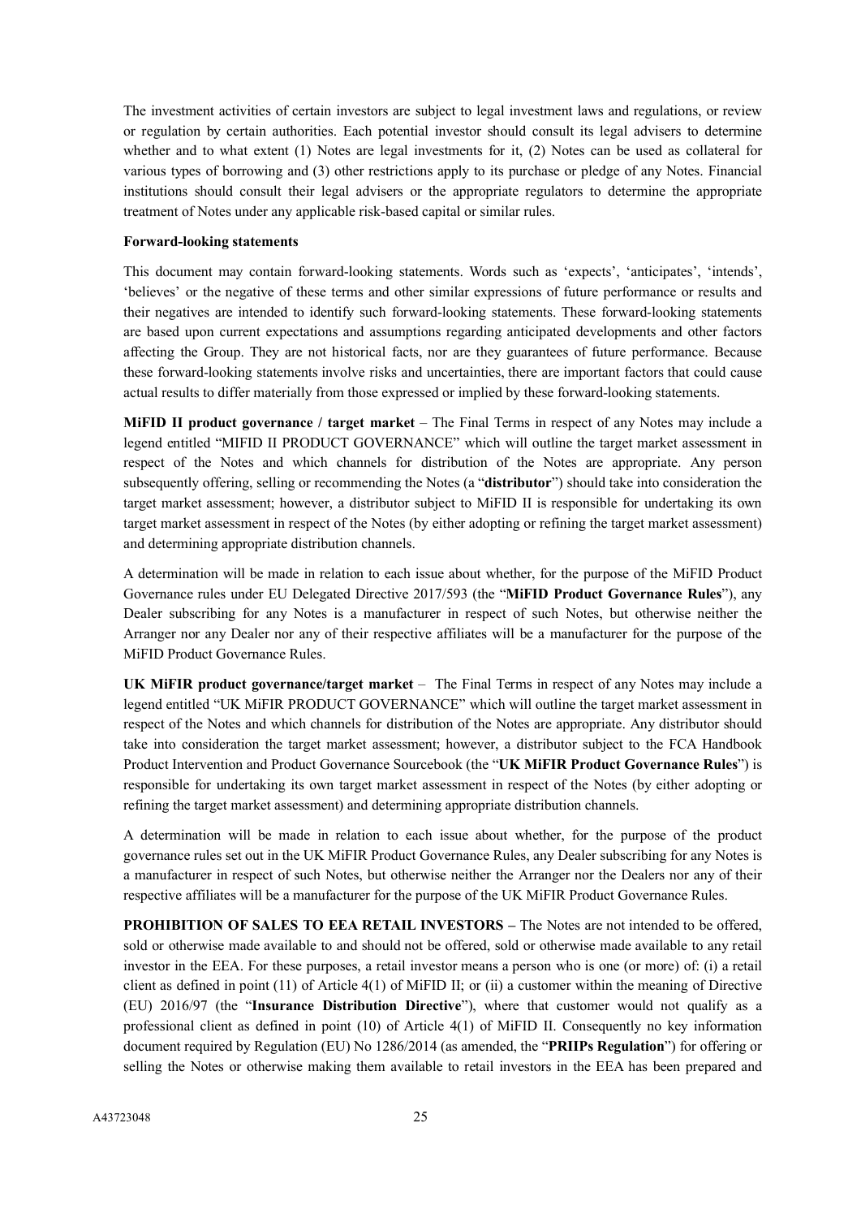The investment activities of certain investors are subject to legal investment laws and regulations, or review or regulation by certain authorities. Each potential investor should consult its legal advisers to determine whether and to what extent (1) Notes are legal investments for it, (2) Notes can be used as collateral for various types of borrowing and (3) other restrictions apply to its purchase or pledge of any Notes. Financial institutions should consult their legal advisers or the appropriate regulators to determine the appropriate treatment of Notes under any applicable risk-based capital or similar rules.

**Forward-looking statements**

This document may contain forward-looking statements. Words such as 'expects', 'anticipates', 'intends', 'believes' or the negative of these terms and other similar expressions of future performance or results and their negatives are intended to identify such forward-looking statements. These forward-looking statements are based upon current expectations and assumptions regarding anticipated developments and other factors affecting the Group. They are not historical facts, nor are they guarantees of future performance. Because these forward-looking statements involve risks and uncertainties, there are important factors that could cause actual results to differ materially from those expressed or implied by these forward-looking statements.

**MiFID II product governance / target market** – The Final Terms in respect of any Notes may include a legend entitled "MIFID II PRODUCT GOVERNANCE" which will outline the target market assessment in respect of the Notes and which channels for distribution of the Notes are appropriate. Any person subsequently offering, selling or recommending the Notes (a "**distributor**") should take into consideration the target market assessment; however, a distributor subject to MiFID II is responsible for undertaking its own target market assessment in respect of the Notes (by either adopting or refining the target market assessment) and determining appropriate distribution channels.

A determination will be made in relation to each issue about whether, for the purpose of the MiFID Product Governance rules under EU Delegated Directive 2017/593 (the "**MiFID Product Governance Rules**"), any Dealer subscribing for any Notes is a manufacturer in respect of such Notes, but otherwise neither the Arranger nor any Dealer nor any of their respective affiliates will be a manufacturer for the purpose of the MiFID Product Governance Rules.

**UK MiFIR product governance/target market** – The Final Terms in respect of any Notes may include a legend entitled "UK MiFIR PRODUCT GOVERNANCE" which will outline the target market assessment in respect of the Notes and which channels for distribution of the Notes are appropriate. Any distributor should take into consideration the target market assessment; however, a distributor subject to the FCA Handbook Product Intervention and Product Governance Sourcebook (the "**UK MiFIR Product Governance Rules**") is responsible for undertaking its own target market assessment in respect of the Notes (by either adopting or refining the target market assessment) and determining appropriate distribution channels.

A determination will be made in relation to each issue about whether, for the purpose of the product governance rules set out in the UK MiFIR Product Governance Rules, any Dealer subscribing for any Notes is a manufacturer in respect of such Notes, but otherwise neither the Arranger nor the Dealers nor any of their respective affiliates will be a manufacturer for the purpose of the UK MiFIR Product Governance Rules.

**PROHIBITION OF SALES TO EEA RETAIL INVESTORS –** The Notes are not intended to be offered, sold or otherwise made available to and should not be offered, sold or otherwise made available to any retail investor in the EEA. For these purposes, a retail investor means a person who is one (or more) of: (i) a retail client as defined in point (11) of Article 4(1) of MiFID II; or (ii) a customer within the meaning of Directive (EU) 2016/97 (the "**Insurance Distribution Directive**"), where that customer would not qualify as a professional client as defined in point (10) of Article 4(1) of MiFID II. Consequently no key information document required by Regulation (EU) No 1286/2014 (as amended, the "**PRIIPs Regulation**") for offering or selling the Notes or otherwise making them available to retail investors in the EEA has been prepared and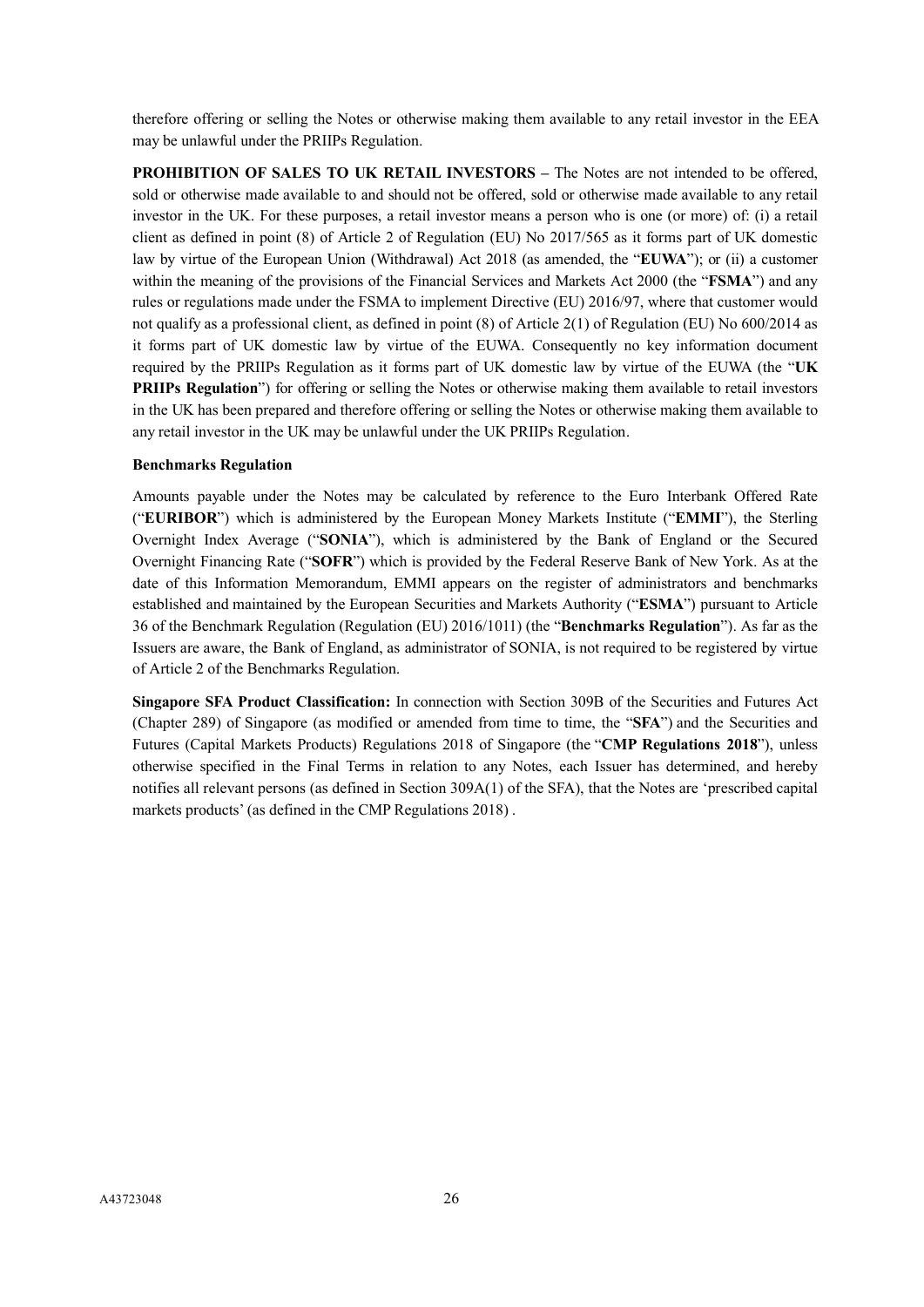therefore offering or selling the Notes or otherwise making them available to any retail investor in the EEA may be unlawful under the PRIIPs Regulation.

**PROHIBITION OF SALES TO UK RETAIL INVESTORS –** The Notes are not intended to be offered, sold or otherwise made available to and should not be offered, sold or otherwise made available to any retail investor in the UK. For these purposes, a retail investor means a person who is one (or more) of: (i) a retail client as defined in point (8) of Article 2 of Regulation (EU) No 2017/565 as it forms part of UK domestic law by virtue of the European Union (Withdrawal) Act 2018 (as amended, the "**EUWA**"); or (ii) a customer within the meaning of the provisions of the Financial Services and Markets Act 2000 (the "**FSMA**") and any rules or regulations made under the FSMA to implement Directive (EU) 2016/97, where that customer would not qualify as a professional client, as defined in point (8) of Article 2(1) of Regulation (EU) No 600/2014 as it forms part of UK domestic law by virtue of the EUWA. Consequently no key information document required by the PRIIPs Regulation as it forms part of UK domestic law by virtue of the EUWA (the "**UK PRIIPs Regulation**") for offering or selling the Notes or otherwise making them available to retail investors in the UK has been prepared and therefore offering or selling the Notes or otherwise making them available to any retail investor in the UK may be unlawful under the UK PRIIPs Regulation.

**Benchmarks Regulation**

Amounts payable under the Notes may be calculated by reference to the Euro Interbank Offered Rate ("**EURIBOR**") which is administered by the European Money Markets Institute ("**EMMI**"), the Sterling Overnight Index Average ("**SONIA**"), which is administered by the Bank of England or the Secured Overnight Financing Rate ("**SOFR**") which is provided by the Federal Reserve Bank of New York. As at the date of this Information Memorandum, EMMI appears on the register of administrators and benchmarks established and maintained by the European Securities and Markets Authority ("**ESMA**") pursuant to Article 36 of the Benchmark Regulation (Regulation (EU) 2016/1011) (the "**Benchmarks Regulation**"). As far as the Issuers are aware, the Bank of England, as administrator of SONIA, is not required to be registered by virtue of Article 2 of the Benchmarks Regulation.

**Singapore SFA Product Classification:** In connection with Section 309B of the Securities and Futures Act (Chapter 289) of Singapore (as modified or amended from time to time, the "**SFA**") and the Securities and Futures (Capital Markets Products) Regulations 2018 of Singapore (the "**CMP Regulations 2018**"), unless otherwise specified in the Final Terms in relation to any Notes, each Issuer has determined, and hereby notifies all relevant persons (as defined in Section 309A(1) of the SFA), that the Notes are 'prescribed capital markets products' (as defined in the CMP Regulations 2018) .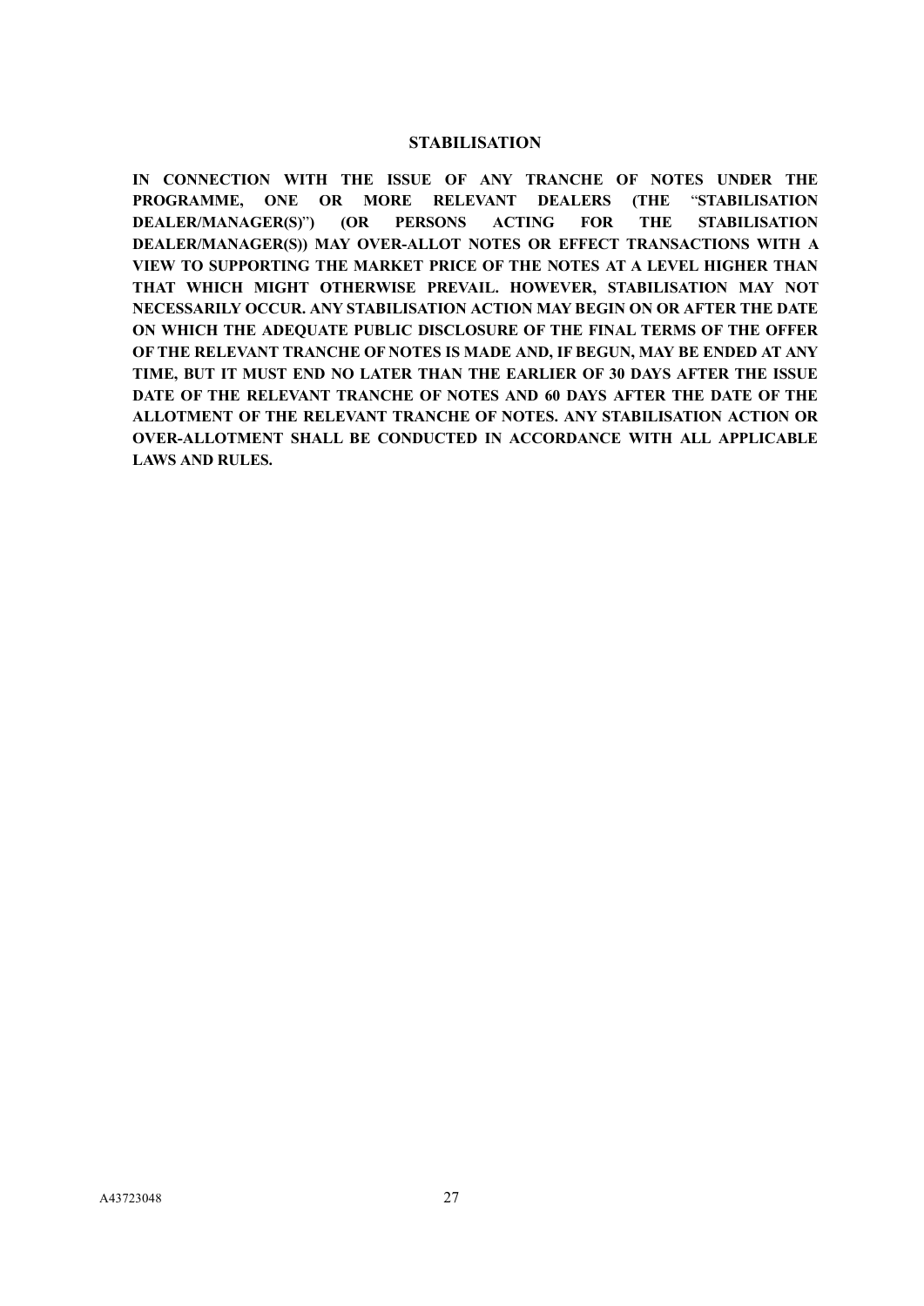## STABILISATION

**IN CONNECTION WITH THE ISSUE OF ANY TRANCHE OF NOTES UNDER THE PROGRAMME, ONE OR MORE RELEVANT DEALERS (THE "STABILISATION DEALER/MANAGER(S)") (OR PERSONS ACTING FOR THE STABILISATION DEALER/MANAGER(S)) MAY OVER-ALLOT NOTES OR EFFECT TRANSACTIONS WITH A VIEW TO SUPPORTING THE MARKET PRICE OF THE NOTES AT A LEVEL HIGHER THAN THAT WHICH MIGHT OTHERWISE PREVAIL. HOWEVER, STABILISATION MAY NOT NECESSARILY OCCUR. ANY STABILISATION ACTION MAY BEGIN ON OR AFTER THE DATE ON WHICH THE ADEQUATE PUBLIC DISCLOSURE OF THE FINAL TERMS OF THE OFFER OF THE RELEVANT TRANCHE OF NOTES IS MADE AND, IF BEGUN, MAY BE ENDED AT ANY TIME, BUT IT MUST END NO LATER THAN THE EARLIER OF 30 DAYS AFTER THE ISSUE DATE OF THE RELEVANT TRANCHE OF NOTES AND 60 DAYS AFTER THE DATE OF THE ALLOTMENT OF THE RELEVANT TRANCHE OF NOTES. ANY STABILISATION ACTION OR OVER-ALLOTMENT SHALL BE CONDUCTED IN ACCORDANCE WITH ALL APPLICABLE LAWS AND RULES.**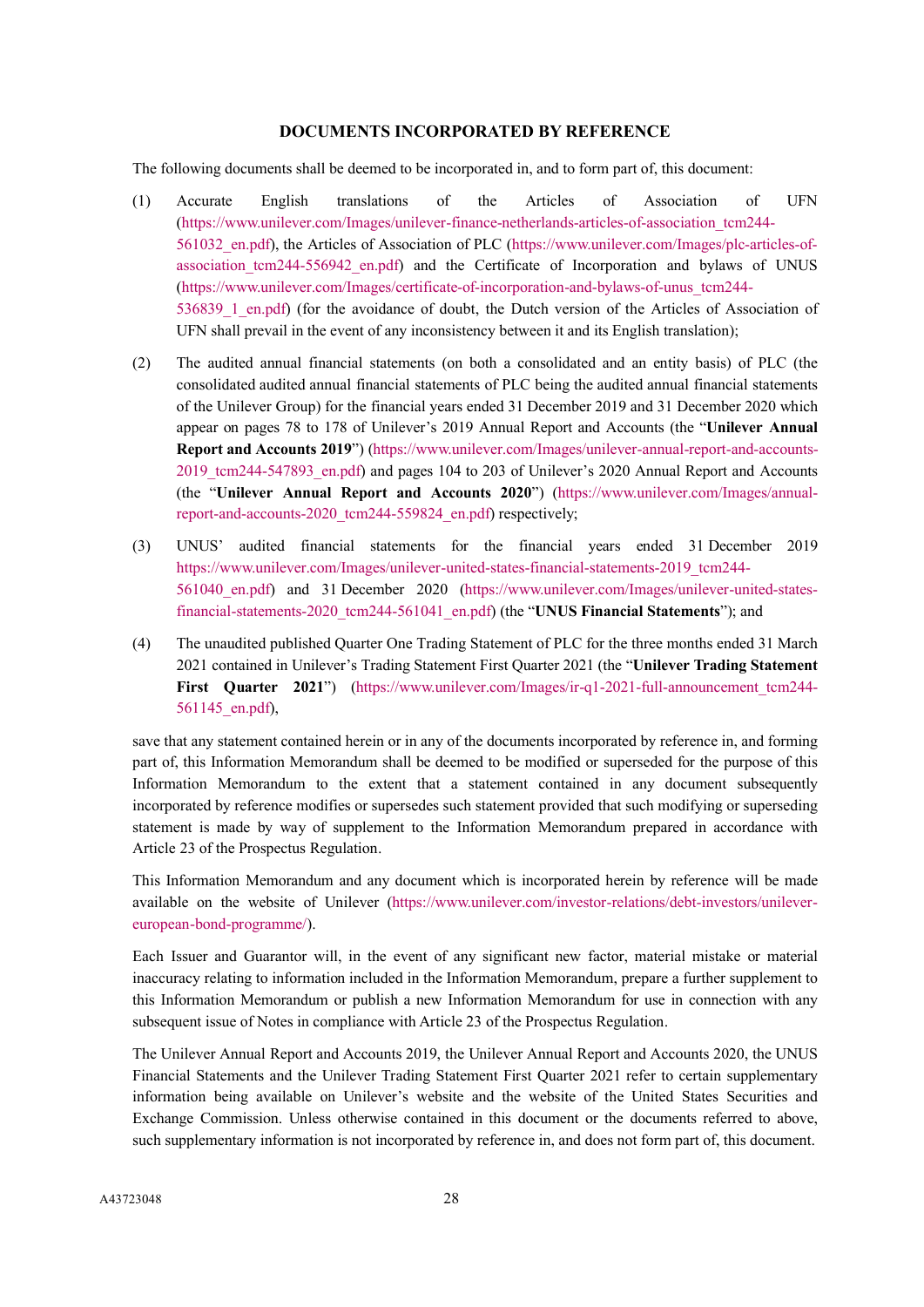## DOCUMENTS INCORPORATED BY REFERENCE

The following documents shall be deemed to be incorporated in, and to form part of, this document:

(1) Accurate English translations of the Articles of Association of UFN (https://www.unilever.com/Images/unilever-finance-netherlands-articles-of-association_tcm244-561032_en.pdf), the Articles of Association of PLC (https://www.unilever.com/Images/plc-articles-of-association_tcm244-556942_en.pdf) and the Certificate of Incorporation and bylaws of UNUS (https://www.unilever.com/Images/certificate-of-incorporation-and-bylaws-of-unus_tcm244-536839_1_en.pdf) (for the avoidance of doubt, the Dutch version of the Articles of Association of UFN shall prevail in the event of any inconsistency between it and its English translation);

(2) The audited annual financial statements (on both a consolidated and an entity basis) of PLC (the consolidated audited annual financial statements of PLC being the audited annual financial statements of the Unilever Group) for the financial years ended 31 December 2019 and 31 December 2020 which appear on pages 78 to 178 of Unilever's 2019 Annual Report and Accounts (the "**Unilever Annual Report and Accounts 2019**") (https://www.unilever.com/Images/unilever-annual-report-and-accounts-2019_tcm244-547893_en.pdf) and pages 104 to 203 of Unilever's 2020 Annual Report and Accounts (the "**Unilever Annual Report and Accounts 2020**") (https://www.unilever.com/Images/annual-report-and-accounts-2020_tcm244-559824_en.pdf) respectively;

(3) UNUS' audited financial statements for the financial years ended 31 December 2019 https://www.unilever.com/Images/unilever-united-states-financial-statements-2019_tcm244-561040_en.pdf) and 31 December 2020 (https://www.unilever.com/Images/unilever-united-states-financial-statements-2020_tcm244-561041_en.pdf) (the "**UNUS Financial Statements**"); and

(4) The unaudited published Quarter One Trading Statement of PLC for the three months ended 31 March 2021 contained in Unilever's Trading Statement First Quarter 2021 (the "**Unilever Trading Statement First Quarter 2021**") (https://www.unilever.com/Images/ir-q1-2021-full-announcement_tcm244-561145_en.pdf),

save that any statement contained herein or in any of the documents incorporated by reference in, and forming part of, this Information Memorandum shall be deemed to be modified or superseded for the purpose of this Information Memorandum to the extent that a statement contained in any document subsequently incorporated by reference modifies or supersedes such statement provided that such modifying or superseding statement is made by way of supplement to the Information Memorandum prepared in accordance with Article 23 of the Prospectus Regulation.

This Information Memorandum and any document which is incorporated herein by reference will be made available on the website of Unilever (https://www.unilever.com/investor-relations/debt-investors/unilever-european-bond-programme/).

Each Issuer and Guarantor will, in the event of any significant new factor, material mistake or material inaccuracy relating to information included in the Information Memorandum, prepare a further supplement to this Information Memorandum or publish a new Information Memorandum for use in connection with any subsequent issue of Notes in compliance with Article 23 of the Prospectus Regulation.

The Unilever Annual Report and Accounts 2019, the Unilever Annual Report and Accounts 2020, the UNUS Financial Statements and the Unilever Trading Statement First Quarter 2021 refer to certain supplementary information being available on Unilever's website and the website of the United States Securities and Exchange Commission. Unless otherwise contained in this document or the documents referred to above, such supplementary information is not incorporated by reference in, and does not form part of, this document.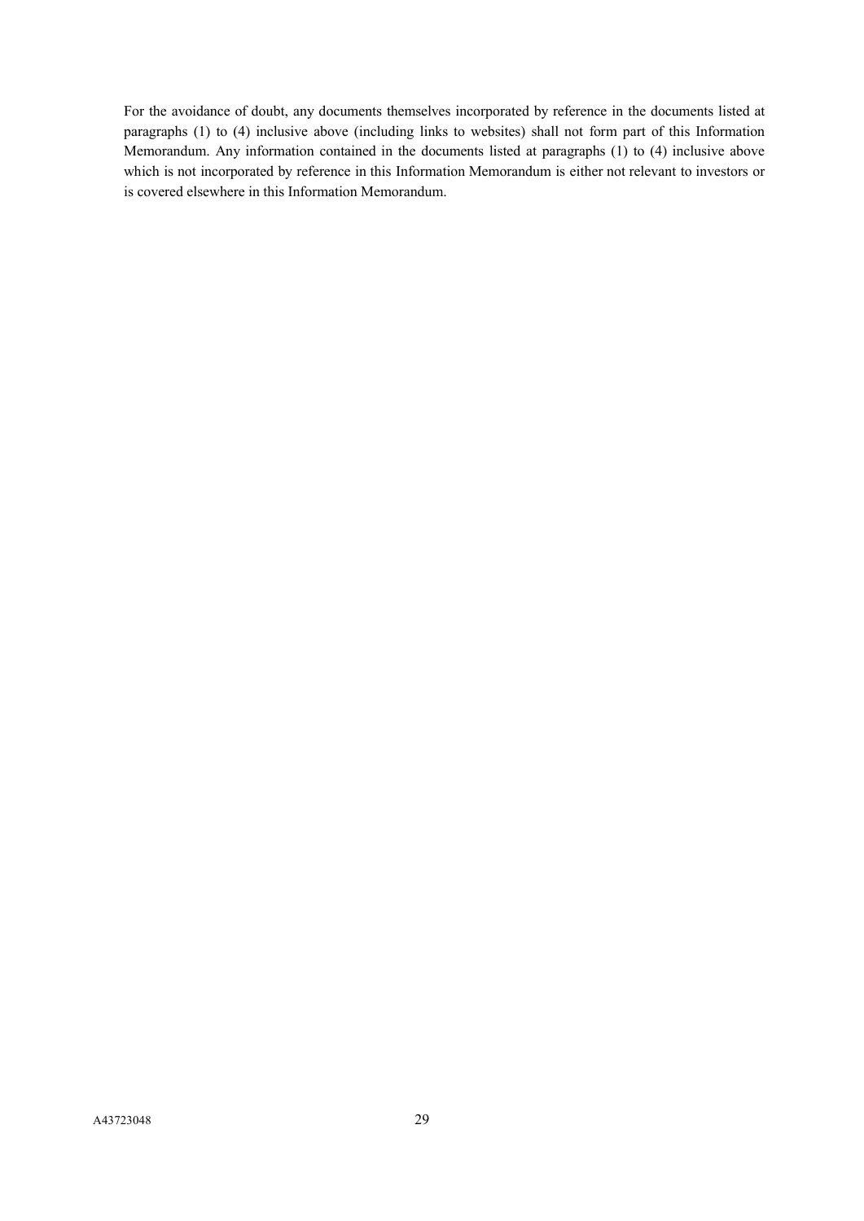For the avoidance of doubt, any documents themselves incorporated by reference in the documents listed at paragraphs (1) to (4) inclusive above (including links to websites) shall not form part of this Information Memorandum. Any information contained in the documents listed at paragraphs (1) to (4) inclusive above which is not incorporated by reference in this Information Memorandum is either not relevant to investors or is covered elsewhere in this Information Memorandum.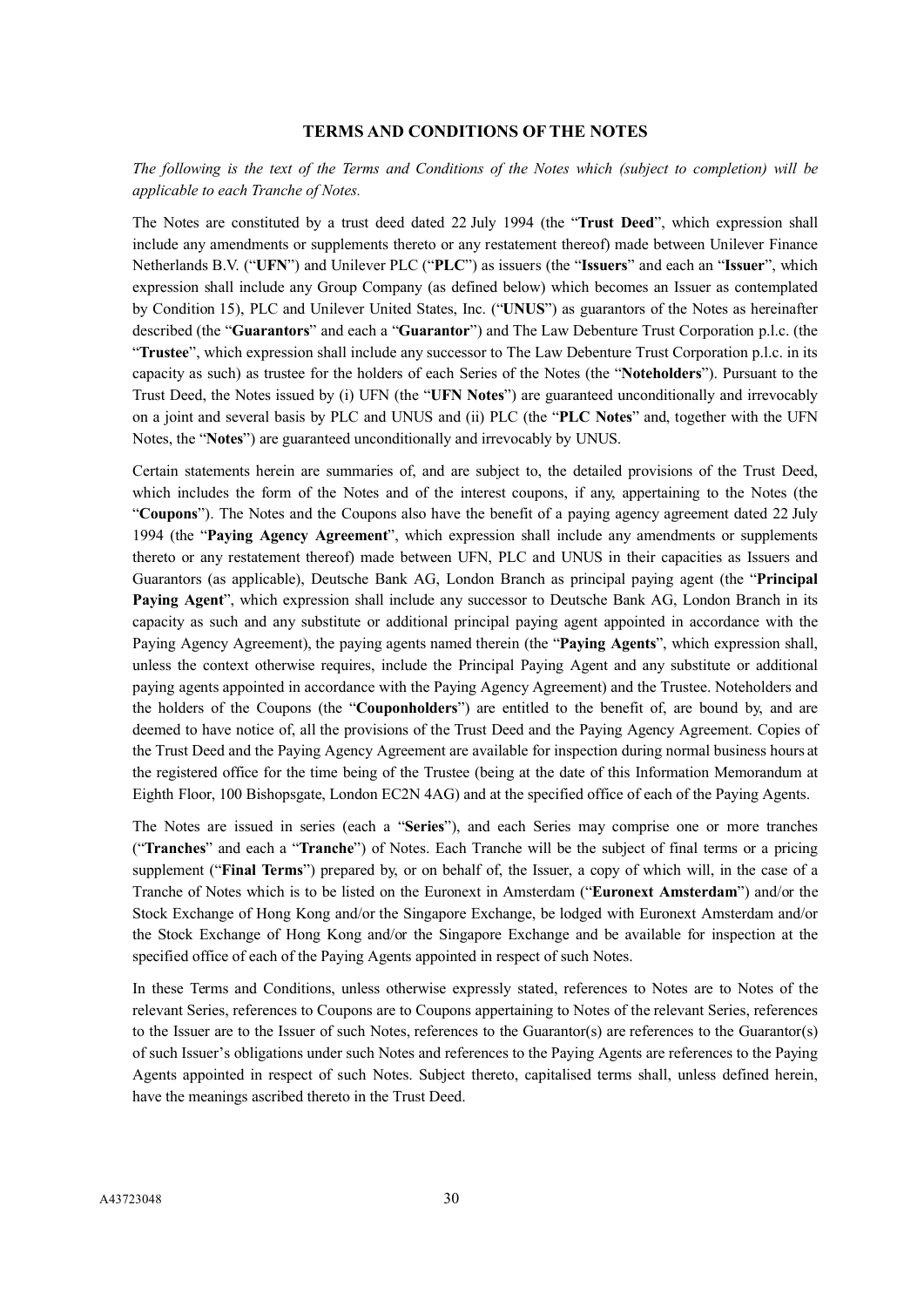## TERMS AND CONDITIONS OF THE NOTES

*The following is the text of the Terms and Conditions of the Notes which (subject to completion) will be applicable to each Tranche of Notes.*

The Notes are constituted by a trust deed dated 22 July 1994 (the "**Trust Deed**", which expression shall include any amendments or supplements thereto or any restatement thereof) made between Unilever Finance Netherlands B.V. ("**UFN**") and Unilever PLC ("**PLC**") as issuers (the "**Issuers**" and each an "**Issuer**", which expression shall include any Group Company (as defined below) which becomes an Issuer as contemplated by Condition 15), PLC and Unilever United States, Inc. ("**UNUS**") as guarantors of the Notes as hereinafter described (the "**Guarantors**" and each a "**Guarantor**") and The Law Debenture Trust Corporation p.l.c. (the "**Trustee**", which expression shall include any successor to The Law Debenture Trust Corporation p.l.c. in its capacity as such) as trustee for the holders of each Series of the Notes (the "**Noteholders**"). Pursuant to the Trust Deed, the Notes issued by (i) UFN (the "**UFN Notes**") are guaranteed unconditionally and irrevocably on a joint and several basis by PLC and UNUS and (ii) PLC (the "**PLC Notes**" and, together with the UFN Notes, the "**Notes**") are guaranteed unconditionally and irrevocably by UNUS.

Certain statements herein are summaries of, and are subject to, the detailed provisions of the Trust Deed, which includes the form of the Notes and of the interest coupons, if any, appertaining to the Notes (the "**Coupons**"). The Notes and the Coupons also have the benefit of a paying agency agreement dated 22 July 1994 (the "**Paying Agency Agreement**", which expression shall include any amendments or supplements thereto or any restatement thereof) made between UFN, PLC and UNUS in their capacities as Issuers and Guarantors (as applicable), Deutsche Bank AG, London Branch as principal paying agent (the "**Principal Paying Agent**", which expression shall include any successor to Deutsche Bank AG, London Branch in its capacity as such and any substitute or additional principal paying agent appointed in accordance with the Paying Agency Agreement), the paying agents named therein (the "**Paying Agents**", which expression shall, unless the context otherwise requires, include the Principal Paying Agent and any substitute or additional paying agents appointed in accordance with the Paying Agency Agreement) and the Trustee. Noteholders and the holders of the Coupons (the "**Couponholders**") are entitled to the benefit of, are bound by, and are deemed to have notice of, all the provisions of the Trust Deed and the Paying Agency Agreement. Copies of the Trust Deed and the Paying Agency Agreement are available for inspection during normal business hours at the registered office for the time being of the Trustee (being at the date of this Information Memorandum at Eighth Floor, 100 Bishopsgate, London EC2N 4AG) and at the specified office of each of the Paying Agents.

The Notes are issued in series (each a "**Series**"), and each Series may comprise one or more tranches ("**Tranches**" and each a "**Tranche**") of Notes. Each Tranche will be the subject of final terms or a pricing supplement ("**Final Terms**") prepared by, or on behalf of, the Issuer, a copy of which will, in the case of a Tranche of Notes which is to be listed on the Euronext in Amsterdam ("**Euronext Amsterdam**") and/or the Stock Exchange of Hong Kong and/or the Singapore Exchange, be lodged with Euronext Amsterdam and/or the Stock Exchange of Hong Kong and/or the Singapore Exchange and be available for inspection at the specified office of each of the Paying Agents appointed in respect of such Notes.

In these Terms and Conditions, unless otherwise expressly stated, references to Notes are to Notes of the relevant Series, references to Coupons are to Coupons appertaining to Notes of the relevant Series, references to the Issuer are to the Issuer of such Notes, references to the Guarantor(s) are references to the Guarantor(s) of such Issuer's obligations under such Notes and references to the Paying Agents are references to the Paying Agents appointed in respect of such Notes. Subject thereto, capitalised terms shall, unless defined herein, have the meanings ascribed thereto in the Trust Deed.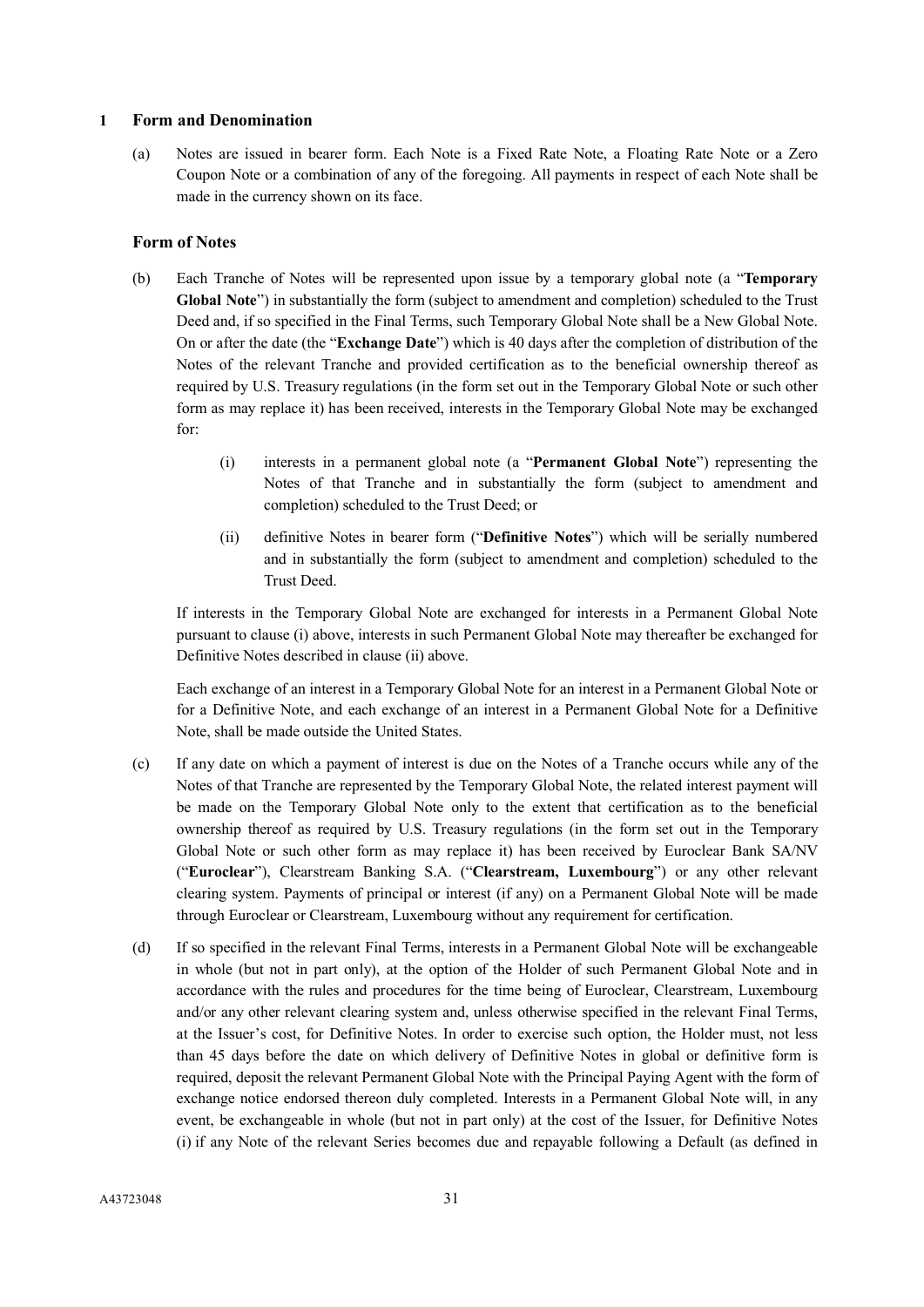## 1 Form and Denomination

(a) Notes are issued in bearer form. Each Note is a Fixed Rate Note, a Floating Rate Note or a Zero Coupon Note or a combination of any of the foregoing. All payments in respect of each Note shall be made in the currency shown on its face.

### Form of Notes

(b) Each Tranche of Notes will be represented upon issue by a temporary global note (a "**Temporary Global Note**") in substantially the form (subject to amendment and completion) scheduled to the Trust Deed and, if so specified in the Final Terms, such Temporary Global Note shall be a New Global Note. On or after the date (the "**Exchange Date**") which is 40 days after the completion of distribution of the Notes of the relevant Tranche and provided certification as to the beneficial ownership thereof as required by U.S. Treasury regulations (in the form set out in the Temporary Global Note or such other form as may replace it) has been received, interests in the Temporary Global Note may be exchanged for:

  (i) interests in a permanent global note (a "**Permanent Global Note**") representing the Notes of that Tranche and in substantially the form (subject to amendment and completion) scheduled to the Trust Deed; or

  (ii) definitive Notes in bearer form ("**Definitive Notes**") which will be serially numbered and in substantially the form (subject to amendment and completion) scheduled to the Trust Deed.

If interests in the Temporary Global Note are exchanged for interests in a Permanent Global Note pursuant to clause (i) above, interests in such Permanent Global Note may thereafter be exchanged for Definitive Notes described in clause (ii) above.

Each exchange of an interest in a Temporary Global Note for an interest in a Permanent Global Note or for a Definitive Note, and each exchange of an interest in a Permanent Global Note for a Definitive Note, shall be made outside the United States.

(c) If any date on which a payment of interest is due on the Notes of a Tranche occurs while any of the Notes of that Tranche are represented by the Temporary Global Note, the related interest payment will be made on the Temporary Global Note only to the extent that certification as to the beneficial ownership thereof as required by U.S. Treasury regulations (in the form set out in the Temporary Global Note or such other form as may replace it) has been received by Euroclear Bank SA/NV ("**Euroclear**"), Clearstream Banking S.A. ("**Clearstream, Luxembourg**") or any other relevant clearing system. Payments of principal or interest (if any) on a Permanent Global Note will be made through Euroclear or Clearstream, Luxembourg without any requirement for certification.

(d) If so specified in the relevant Final Terms, interests in a Permanent Global Note will be exchangeable in whole (but not in part only), at the option of the Holder of such Permanent Global Note and in accordance with the rules and procedures for the time being of Euroclear, Clearstream, Luxembourg and/or any other relevant clearing system and, unless otherwise specified in the relevant Final Terms, at the Issuer's cost, for Definitive Notes. In order to exercise such option, the Holder must, not less than 45 days before the date on which delivery of Definitive Notes in global or definitive form is required, deposit the relevant Permanent Global Note with the Principal Paying Agent with the form of exchange notice endorsed thereon duly completed. Interests in a Permanent Global Note will, in any event, be exchangeable in whole (but not in part only) at the cost of the Issuer, for Definitive Notes (i) if any Note of the relevant Series becomes due and repayable following a Default (as defined in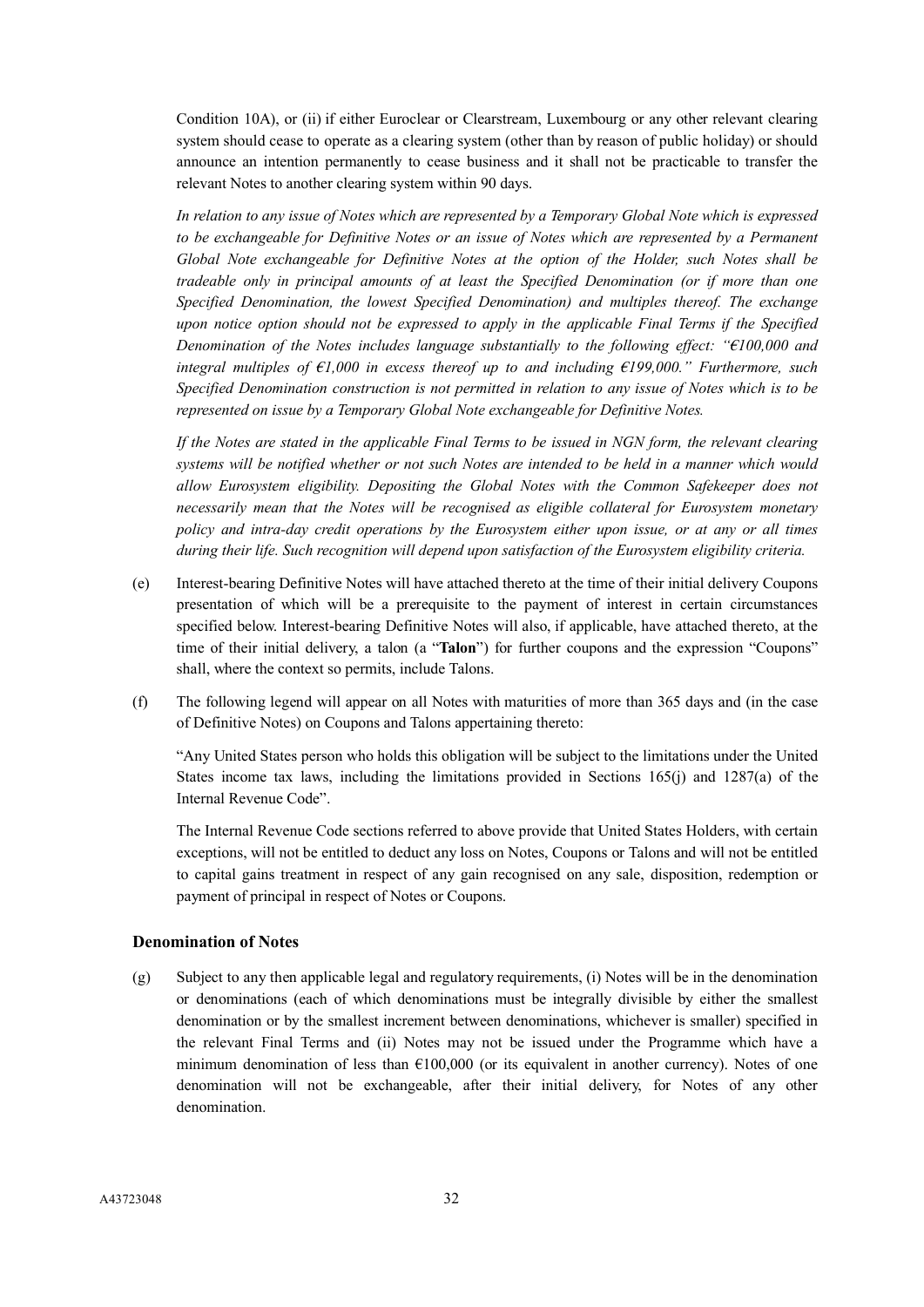Condition 10A), or (ii) if either Euroclear or Clearstream, Luxembourg or any other relevant clearing system should cease to operate as a clearing system (other than by reason of public holiday) or should announce an intention permanently to cease business and it shall not be practicable to transfer the relevant Notes to another clearing system within 90 days.

*In relation to any issue of Notes which are represented by a Temporary Global Note which is expressed to be exchangeable for Definitive Notes or an issue of Notes which are represented by a Permanent Global Note exchangeable for Definitive Notes at the option of the Holder, such Notes shall be tradeable only in principal amounts of at least the Specified Denomination (or if more than one Specified Denomination, the lowest Specified Denomination) and multiples thereof. The exchange upon notice option should not be expressed to apply in the applicable Final Terms if the Specified Denomination of the Notes includes language substantially to the following effect: "€100,000 and integral multiples of €1,000 in excess thereof up to and including €199,000." Furthermore, such Specified Denomination construction is not permitted in relation to any issue of Notes which is to be represented on issue by a Temporary Global Note exchangeable for Definitive Notes.*

*If the Notes are stated in the applicable Final Terms to be issued in NGN form, the relevant clearing systems will be notified whether or not such Notes are intended to be held in a manner which would allow Eurosystem eligibility. Depositing the Global Notes with the Common Safekeeper does not necessarily mean that the Notes will be recognised as eligible collateral for Eurosystem monetary policy and intra-day credit operations by the Eurosystem either upon issue, or at any or all times during their life. Such recognition will depend upon satisfaction of the Eurosystem eligibility criteria.*

(e) Interest-bearing Definitive Notes will have attached thereto at the time of their initial delivery Coupons presentation of which will be a prerequisite to the payment of interest in certain circumstances specified below. Interest-bearing Definitive Notes will also, if applicable, have attached thereto, at the time of their initial delivery, a talon (a "**Talon**") for further coupons and the expression "Coupons" shall, where the context so permits, include Talons.

(f) The following legend will appear on all Notes with maturities of more than 365 days and (in the case of Definitive Notes) on Coupons and Talons appertaining thereto:

"Any United States person who holds this obligation will be subject to the limitations under the United States income tax laws, including the limitations provided in Sections 165(j) and 1287(a) of the Internal Revenue Code".

The Internal Revenue Code sections referred to above provide that United States Holders, with certain exceptions, will not be entitled to deduct any loss on Notes, Coupons or Talons and will not be entitled to capital gains treatment in respect of any gain recognised on any sale, disposition, redemption or payment of principal in respect of Notes or Coupons.

### Denomination of Notes

(g) Subject to any then applicable legal and regulatory requirements, (i) Notes will be in the denomination or denominations (each of which denominations must be integrally divisible by either the smallest denomination or by the smallest increment between denominations, whichever is smaller) specified in the relevant Final Terms and (ii) Notes may not be issued under the Programme which have a minimum denomination of less than €100,000 (or its equivalent in another currency). Notes of one denomination will not be exchangeable, after their initial delivery, for Notes of any other denomination.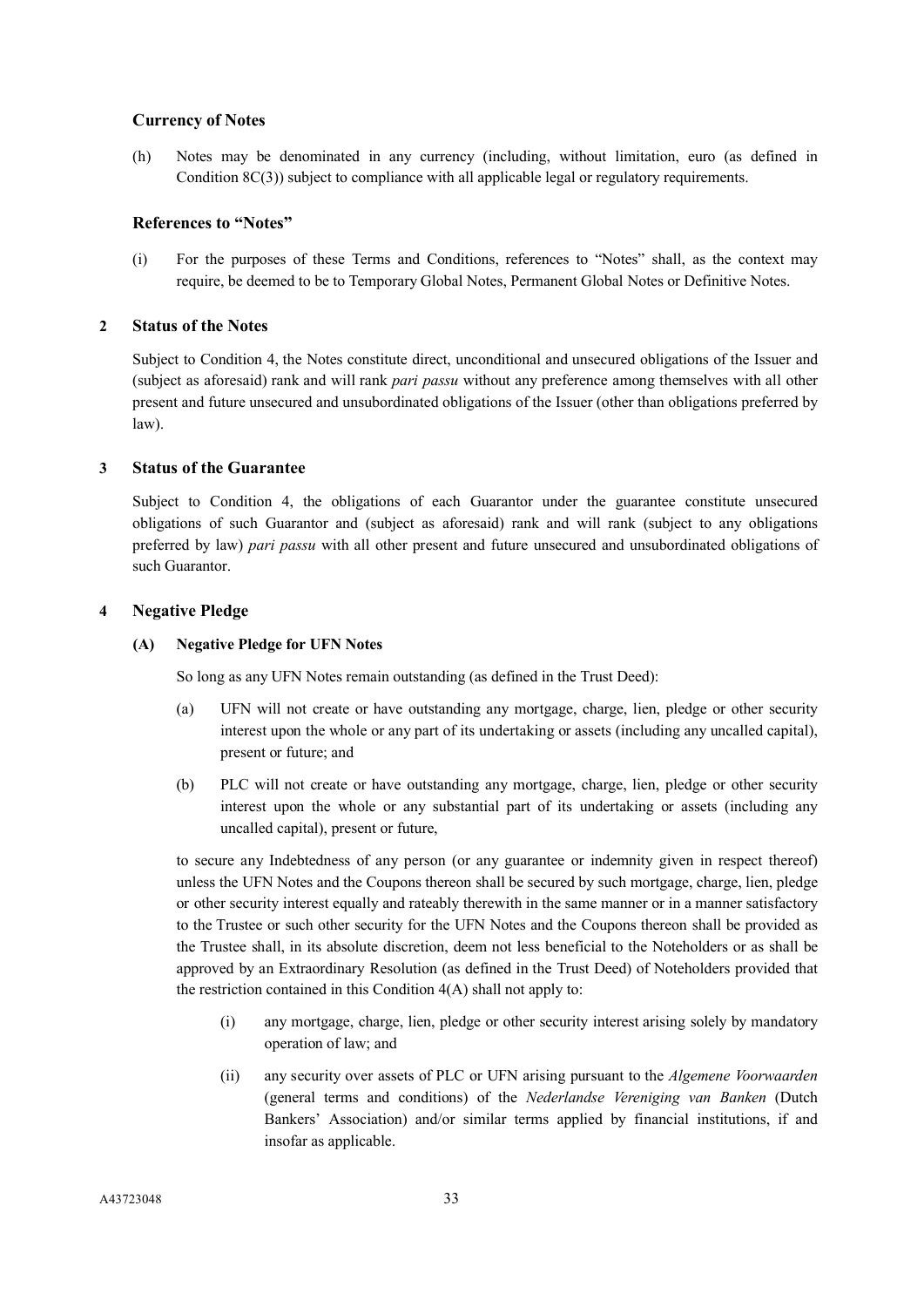### Currency of Notes

(h) Notes may be denominated in any currency (including, without limitation, euro (as defined in Condition 8C(3)) subject to compliance with all applicable legal or regulatory requirements.

### References to "Notes"

(i) For the purposes of these Terms and Conditions, references to "Notes" shall, as the context may require, be deemed to be to Temporary Global Notes, Permanent Global Notes or Definitive Notes.

## 2 Status of the Notes

Subject to Condition 4, the Notes constitute direct, unconditional and unsecured obligations of the Issuer and (subject as aforesaid) rank and will rank *pari passu* without any preference among themselves with all other present and future unsecured and unsubordinated obligations of the Issuer (other than obligations preferred by law).

## 3 Status of the Guarantee

Subject to Condition 4, the obligations of each Guarantor under the guarantee constitute unsecured obligations of such Guarantor and (subject as aforesaid) rank and will rank (subject to any obligations preferred by law) *pari passu* with all other present and future unsecured and unsubordinated obligations of such Guarantor.

## 4 Negative Pledge

### (A) Negative Pledge for UFN Notes

So long as any UFN Notes remain outstanding (as defined in the Trust Deed):

(a) UFN will not create or have outstanding any mortgage, charge, lien, pledge or other security interest upon the whole or any part of its undertaking or assets (including any uncalled capital), present or future; and

(b) PLC will not create or have outstanding any mortgage, charge, lien, pledge or other security interest upon the whole or any substantial part of its undertaking or assets (including any uncalled capital), present or future,

to secure any Indebtedness of any person (or any guarantee or indemnity given in respect thereof) unless the UFN Notes and the Coupons thereon shall be secured by such mortgage, charge, lien, pledge or other security interest equally and rateably therewith in the same manner or in a manner satisfactory to the Trustee or such other security for the UFN Notes and the Coupons thereon shall be provided as the Trustee shall, in its absolute discretion, deem not less beneficial to the Noteholders or as shall be approved by an Extraordinary Resolution (as defined in the Trust Deed) of Noteholders provided that the restriction contained in this Condition 4(A) shall not apply to:

(i) any mortgage, charge, lien, pledge or other security interest arising solely by mandatory operation of law; and

(ii) any security over assets of PLC or UFN arising pursuant to the *Algemene Voorwaarden* (general terms and conditions) of the *Nederlandse Vereniging van Banken* (Dutch Bankers' Association) and/or similar terms applied by financial institutions, if and insofar as applicable.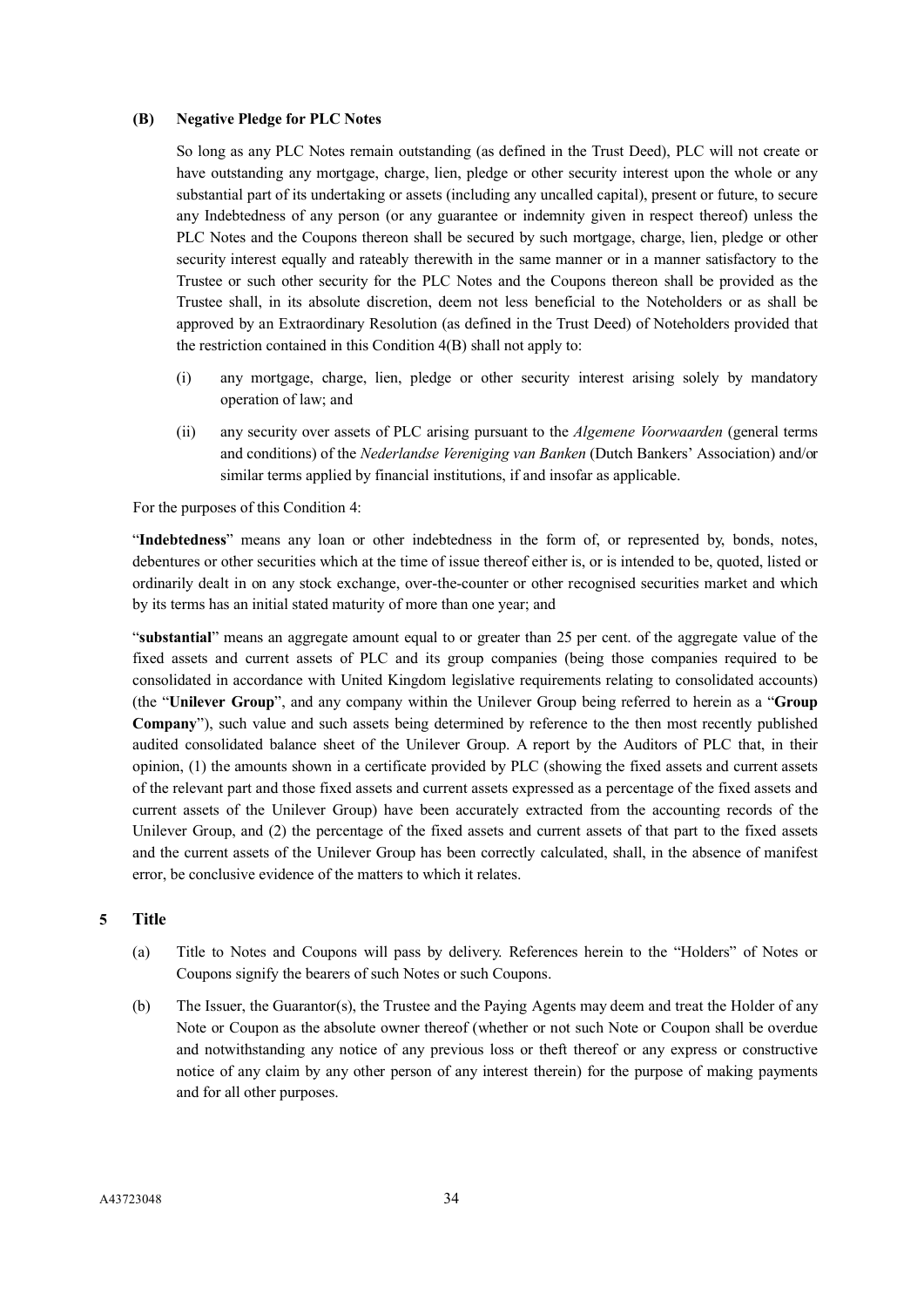**(B) Negative Pledge for PLC Notes**

So long as any PLC Notes remain outstanding (as defined in the Trust Deed), PLC will not create or have outstanding any mortgage, charge, lien, pledge or other security interest upon the whole or any substantial part of its undertaking or assets (including any uncalled capital), present or future, to secure any Indebtedness of any person (or any guarantee or indemnity given in respect thereof) unless the PLC Notes and the Coupons thereon shall be secured by such mortgage, charge, lien, pledge or other security interest equally and rateably therewith in the same manner or in a manner satisfactory to the Trustee or such other security for the PLC Notes and the Coupons thereon shall be provided as the Trustee shall, in its absolute discretion, deem not less beneficial to the Noteholders or as shall be approved by an Extraordinary Resolution (as defined in the Trust Deed) of Noteholders provided that the restriction contained in this Condition 4(B) shall not apply to:

(i) any mortgage, charge, lien, pledge or other security interest arising solely by mandatory operation of law; and

(ii) any security over assets of PLC arising pursuant to the *Algemene Voorwaarden* (general terms and conditions) of the *Nederlandse Vereniging van Banken* (Dutch Bankers' Association) and/or similar terms applied by financial institutions, if and insofar as applicable.

For the purposes of this Condition 4:

"**Indebtedness**" means any loan or other indebtedness in the form of, or represented by, bonds, notes, debentures or other securities which at the time of issue thereof either is, or is intended to be, quoted, listed or ordinarily dealt in on any stock exchange, over-the-counter or other recognised securities market and which by its terms has an initial stated maturity of more than one year; and

"**substantial**" means an aggregate amount equal to or greater than 25 per cent. of the aggregate value of the fixed assets and current assets of PLC and its group companies (being those companies required to be consolidated in accordance with United Kingdom legislative requirements relating to consolidated accounts) (the "**Unilever Group**", and any company within the Unilever Group being referred to herein as a "**Group Company**"), such value and such assets being determined by reference to the then most recently published audited consolidated balance sheet of the Unilever Group. A report by the Auditors of PLC that, in their opinion, (1) the amounts shown in a certificate provided by PLC (showing the fixed assets and current assets of the relevant part and those fixed assets and current assets expressed as a percentage of the fixed assets and current assets of the Unilever Group) have been accurately extracted from the accounting records of the Unilever Group, and (2) the percentage of the fixed assets and current assets of that part to the fixed assets and the current assets of the Unilever Group has been correctly calculated, shall, in the absence of manifest error, be conclusive evidence of the matters to which it relates.

## 5 Title

(a) Title to Notes and Coupons will pass by delivery. References herein to the "Holders" of Notes or Coupons signify the bearers of such Notes or such Coupons.

(b) The Issuer, the Guarantor(s), the Trustee and the Paying Agents may deem and treat the Holder of any Note or Coupon as the absolute owner thereof (whether or not such Note or Coupon shall be overdue and notwithstanding any notice of any previous loss or theft thereof or any express or constructive notice of any claim by any other person of any interest therein) for the purpose of making payments and for all other purposes.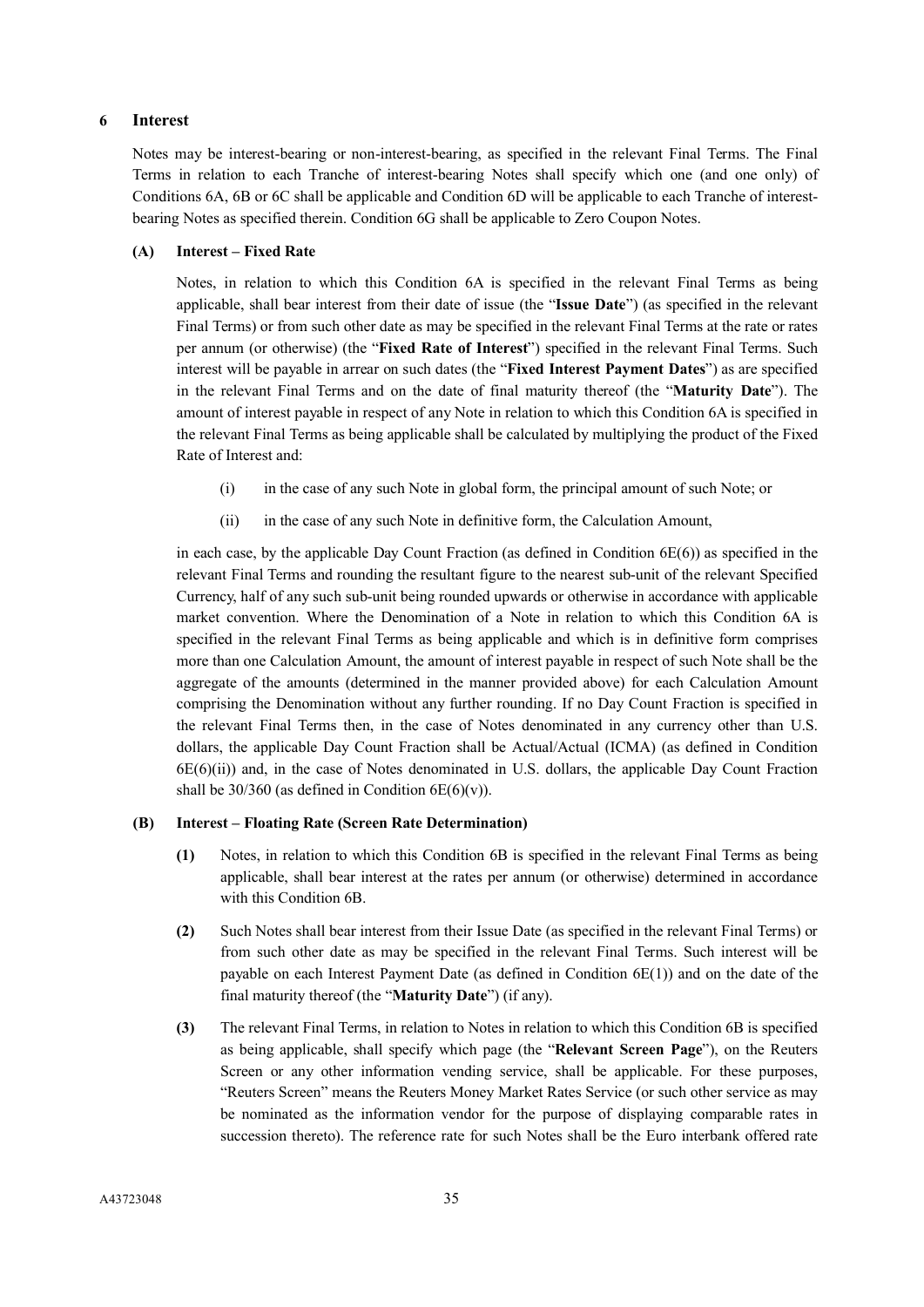## 6 Interest

Notes may be interest-bearing or non-interest-bearing, as specified in the relevant Final Terms. The Final Terms in relation to each Tranche of interest-bearing Notes shall specify which one (and one only) of Conditions 6A, 6B or 6C shall be applicable and Condition 6D will be applicable to each Tranche of interest-bearing Notes as specified therein. Condition 6G shall be applicable to Zero Coupon Notes.

### (A) Interest – Fixed Rate

Notes, in relation to which this Condition 6A is specified in the relevant Final Terms as being applicable, shall bear interest from their date of issue (the "**Issue Date**") (as specified in the relevant Final Terms) or from such other date as may be specified in the relevant Final Terms at the rate or rates per annum (or otherwise) (the "**Fixed Rate of Interest**") specified in the relevant Final Terms. Such interest will be payable in arrear on such dates (the "**Fixed Interest Payment Dates**") as are specified in the relevant Final Terms and on the date of final maturity thereof (the "**Maturity Date**"). The amount of interest payable in respect of any Note in relation to which this Condition 6A is specified in the relevant Final Terms as being applicable shall be calculated by multiplying the product of the Fixed Rate of Interest and:

(i) in the case of any such Note in global form, the principal amount of such Note; or

(ii) in the case of any such Note in definitive form, the Calculation Amount,

in each case, by the applicable Day Count Fraction (as defined in Condition 6E(6)) as specified in the relevant Final Terms and rounding the resultant figure to the nearest sub-unit of the relevant Specified Currency, half of any such sub-unit being rounded upwards or otherwise in accordance with applicable market convention. Where the Denomination of a Note in relation to which this Condition 6A is specified in the relevant Final Terms as being applicable and which is in definitive form comprises more than one Calculation Amount, the amount of interest payable in respect of such Note shall be the aggregate of the amounts (determined in the manner provided above) for each Calculation Amount comprising the Denomination without any further rounding. If no Day Count Fraction is specified in the relevant Final Terms then, in the case of Notes denominated in any currency other than U.S. dollars, the applicable Day Count Fraction shall be Actual/Actual (ICMA) (as defined in Condition 6E(6)(ii)) and, in the case of Notes denominated in U.S. dollars, the applicable Day Count Fraction shall be 30/360 (as defined in Condition 6E(6)(v)).

### (B) Interest – Floating Rate (Screen Rate Determination)

**(1)** Notes, in relation to which this Condition 6B is specified in the relevant Final Terms as being applicable, shall bear interest at the rates per annum (or otherwise) determined in accordance with this Condition 6B.

**(2)** Such Notes shall bear interest from their Issue Date (as specified in the relevant Final Terms) or from such other date as may be specified in the relevant Final Terms. Such interest will be payable on each Interest Payment Date (as defined in Condition 6E(1)) and on the date of the final maturity thereof (the "**Maturity Date**") (if any).

**(3)** The relevant Final Terms, in relation to Notes in relation to which this Condition 6B is specified as being applicable, shall specify which page (the "**Relevant Screen Page**"), on the Reuters Screen or any other information vending service, shall be applicable. For these purposes, "Reuters Screen" means the Reuters Money Market Rates Service (or such other service as may be nominated as the information vendor for the purpose of displaying comparable rates in succession thereto). The reference rate for such Notes shall be the Euro interbank offered rate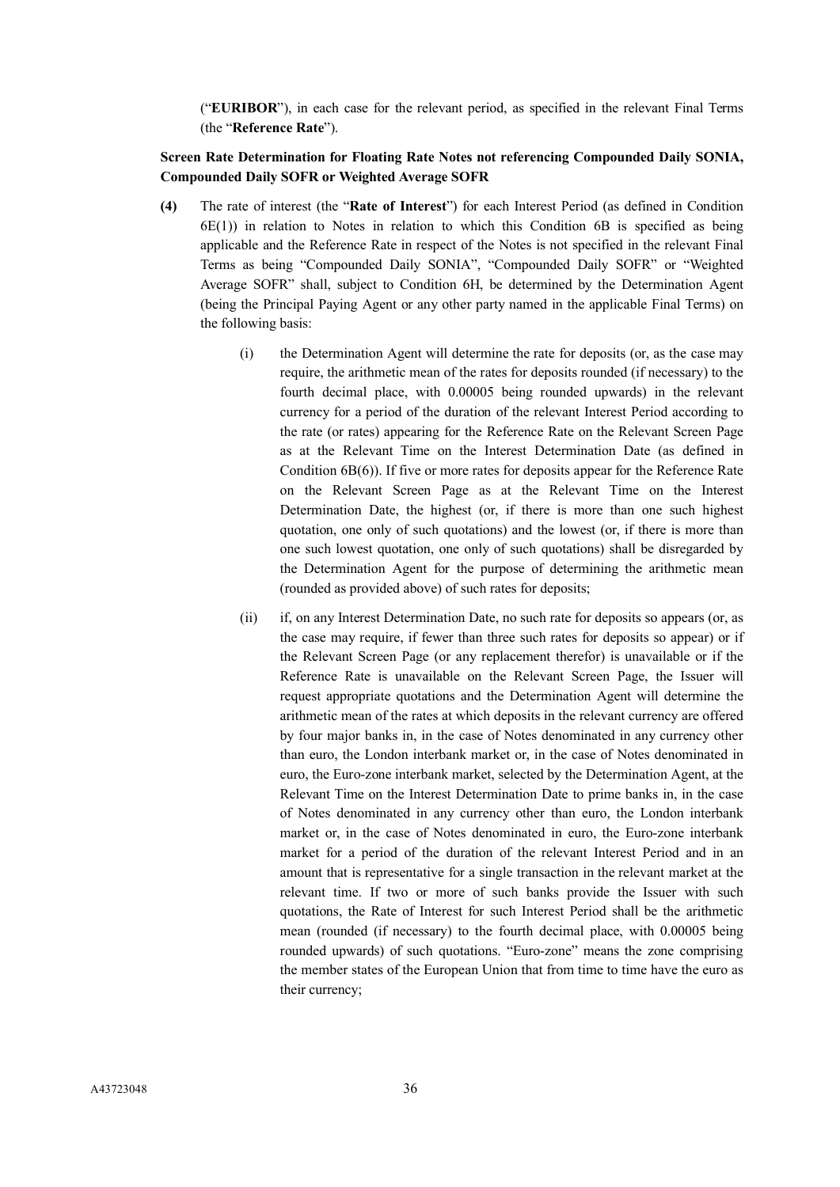(“**EURIBOR**”), in each case for the relevant period, as specified in the relevant Final Terms (the “**Reference Rate**”).

**Screen Rate Determination for Floating Rate Notes not referencing Compounded Daily SONIA, Compounded Daily SOFR or Weighted Average SOFR**

**(4)** The rate of interest (the “**Rate of Interest**”) for each Interest Period (as defined in Condition 6E(1)) in relation to Notes in relation to which this Condition 6B is specified as being applicable and the Reference Rate in respect of the Notes is not specified in the relevant Final Terms as being “Compounded Daily SONIA”, “Compounded Daily SOFR” or “Weighted Average SOFR” shall, subject to Condition 6H, be determined by the Determination Agent (being the Principal Paying Agent or any other party named in the applicable Final Terms) on the following basis:

(i) the Determination Agent will determine the rate for deposits (or, as the case may require, the arithmetic mean of the rates for deposits rounded (if necessary) to the fourth decimal place, with 0.00005 being rounded upwards) in the relevant currency for a period of the duration of the relevant Interest Period according to the rate (or rates) appearing for the Reference Rate on the Relevant Screen Page as at the Relevant Time on the Interest Determination Date (as defined in Condition 6B(6)). If five or more rates for deposits appear for the Reference Rate on the Relevant Screen Page as at the Relevant Time on the Interest Determination Date, the highest (or, if there is more than one such highest quotation, one only of such quotations) and the lowest (or, if there is more than one such lowest quotation, one only of such quotations) shall be disregarded by the Determination Agent for the purpose of determining the arithmetic mean (rounded as provided above) of such rates for deposits;

(ii) if, on any Interest Determination Date, no such rate for deposits so appears (or, as the case may require, if fewer than three such rates for deposits so appear) or if the Relevant Screen Page (or any replacement therefor) is unavailable or if the Reference Rate is unavailable on the Relevant Screen Page, the Issuer will request appropriate quotations and the Determination Agent will determine the arithmetic mean of the rates at which deposits in the relevant currency are offered by four major banks in, in the case of Notes denominated in any currency other than euro, the London interbank market or, in the case of Notes denominated in euro, the Euro-zone interbank market, selected by the Determination Agent, at the Relevant Time on the Interest Determination Date to prime banks in, in the case of Notes denominated in any currency other than euro, the London interbank market or, in the case of Notes denominated in euro, the Euro-zone interbank market for a period of the duration of the relevant Interest Period and in an amount that is representative for a single transaction in the relevant market at the relevant time. If two or more of such banks provide the Issuer with such quotations, the Rate of Interest for such Interest Period shall be the arithmetic mean (rounded (if necessary) to the fourth decimal place, with 0.00005 being rounded upwards) of such quotations. “Euro-zone” means the zone comprising the member states of the European Union that from time to time have the euro as their currency;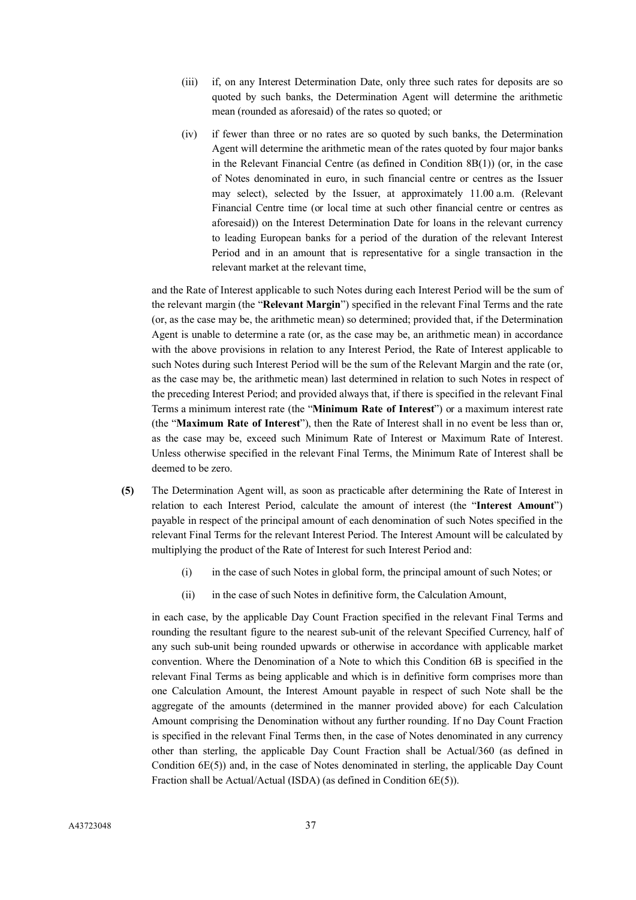(iii) if, on any Interest Determination Date, only three such rates for deposits are so quoted by such banks, the Determination Agent will determine the arithmetic mean (rounded as aforesaid) of the rates so quoted; or

(iv) if fewer than three or no rates are so quoted by such banks, the Determination Agent will determine the arithmetic mean of the rates quoted by four major banks in the Relevant Financial Centre (as defined in Condition 8B(1)) (or, in the case of Notes denominated in euro, in such financial centre or centres as the Issuer may select), selected by the Issuer, at approximately 11.00 a.m. (Relevant Financial Centre time (or local time at such other financial centre or centres as aforesaid)) on the Interest Determination Date for loans in the relevant currency to leading European banks for a period of the duration of the relevant Interest Period and in an amount that is representative for a single transaction in the relevant market at the relevant time,

and the Rate of Interest applicable to such Notes during each Interest Period will be the sum of the relevant margin (the "**Relevant Margin**") specified in the relevant Final Terms and the rate (or, as the case may be, the arithmetic mean) so determined; provided that, if the Determination Agent is unable to determine a rate (or, as the case may be, an arithmetic mean) in accordance with the above provisions in relation to any Interest Period, the Rate of Interest applicable to such Notes during such Interest Period will be the sum of the Relevant Margin and the rate (or, as the case may be, the arithmetic mean) last determined in relation to such Notes in respect of the preceding Interest Period; and provided always that, if there is specified in the relevant Final Terms a minimum interest rate (the "**Minimum Rate of Interest**") or a maximum interest rate (the "**Maximum Rate of Interest**"), then the Rate of Interest shall in no event be less than or, as the case may be, exceed such Minimum Rate of Interest or Maximum Rate of Interest. Unless otherwise specified in the relevant Final Terms, the Minimum Rate of Interest shall be deemed to be zero.

**(5)** The Determination Agent will, as soon as practicable after determining the Rate of Interest in relation to each Interest Period, calculate the amount of interest (the "**Interest Amount**") payable in respect of the principal amount of each denomination of such Notes specified in the relevant Final Terms for the relevant Interest Period. The Interest Amount will be calculated by multiplying the product of the Rate of Interest for such Interest Period and:

(i) in the case of such Notes in global form, the principal amount of such Notes; or

(ii) in the case of such Notes in definitive form, the Calculation Amount,

in each case, by the applicable Day Count Fraction specified in the relevant Final Terms and rounding the resultant figure to the nearest sub-unit of the relevant Specified Currency, half of any such sub-unit being rounded upwards or otherwise in accordance with applicable market convention. Where the Denomination of a Note to which this Condition 6B is specified in the relevant Final Terms as being applicable and which is in definitive form comprises more than one Calculation Amount, the Interest Amount payable in respect of such Note shall be the aggregate of the amounts (determined in the manner provided above) for each Calculation Amount comprising the Denomination without any further rounding. If no Day Count Fraction is specified in the relevant Final Terms then, in the case of Notes denominated in any currency other than sterling, the applicable Day Count Fraction shall be Actual/360 (as defined in Condition 6E(5)) and, in the case of Notes denominated in sterling, the applicable Day Count Fraction shall be Actual/Actual (ISDA) (as defined in Condition 6E(5)).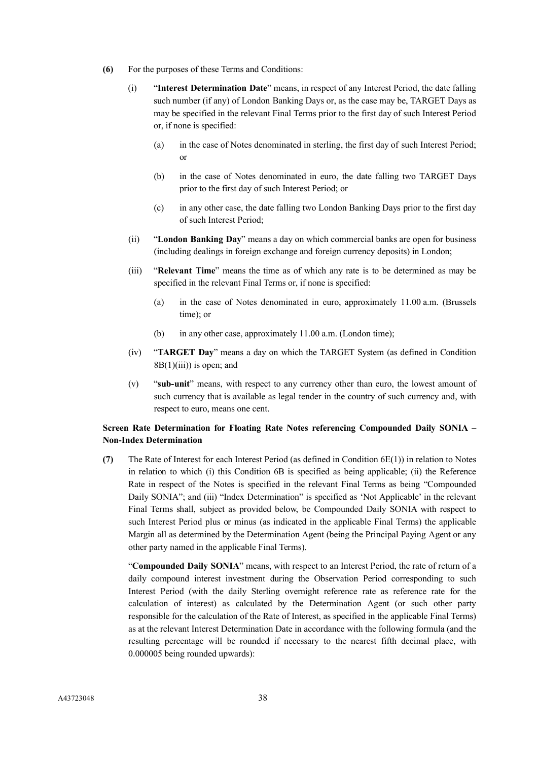**(6)** For the purposes of these Terms and Conditions:

(i) "**Interest Determination Date**" means, in respect of any Interest Period, the date falling such number (if any) of London Banking Days or, as the case may be, TARGET Days as may be specified in the relevant Final Terms prior to the first day of such Interest Period or, if none is specified:

(a) in the case of Notes denominated in sterling, the first day of such Interest Period; or

(b) in the case of Notes denominated in euro, the date falling two TARGET Days prior to the first day of such Interest Period; or

(c) in any other case, the date falling two London Banking Days prior to the first day of such Interest Period;

(ii) "**London Banking Day**" means a day on which commercial banks are open for business (including dealings in foreign exchange and foreign currency deposits) in London;

(iii) "**Relevant Time**" means the time as of which any rate is to be determined as may be specified in the relevant Final Terms or, if none is specified:

(a) in the case of Notes denominated in euro, approximately 11.00 a.m. (Brussels time); or

(b) in any other case, approximately 11.00 a.m. (London time);

(iv) "**TARGET Day**" means a day on which the TARGET System (as defined in Condition 8B(1)(iii)) is open; and

(v) "**sub-unit**" means, with respect to any currency other than euro, the lowest amount of such currency that is available as legal tender in the country of such currency and, with respect to euro, means one cent.

**Screen Rate Determination for Floating Rate Notes referencing Compounded Daily SONIA – Non-Index Determination**

**(7)** The Rate of Interest for each Interest Period (as defined in Condition 6E(1)) in relation to Notes in relation to which (i) this Condition 6B is specified as being applicable; (ii) the Reference Rate in respect of the Notes is specified in the relevant Final Terms as being "Compounded Daily SONIA"; and (iii) "Index Determination" is specified as 'Not Applicable' in the relevant Final Terms shall, subject as provided below, be Compounded Daily SONIA with respect to such Interest Period plus or minus (as indicated in the applicable Final Terms) the applicable Margin all as determined by the Determination Agent (being the Principal Paying Agent or any other party named in the applicable Final Terms).

"**Compounded Daily SONIA**" means, with respect to an Interest Period, the rate of return of a daily compound interest investment during the Observation Period corresponding to such Interest Period (with the daily Sterling overnight reference rate as reference rate for the calculation of interest) as calculated by the Determination Agent (or such other party responsible for the calculation of the Rate of Interest, as specified in the applicable Final Terms) as at the relevant Interest Determination Date in accordance with the following formula (and the resulting percentage will be rounded if necessary to the nearest fifth decimal place, with 0.000005 being rounded upwards):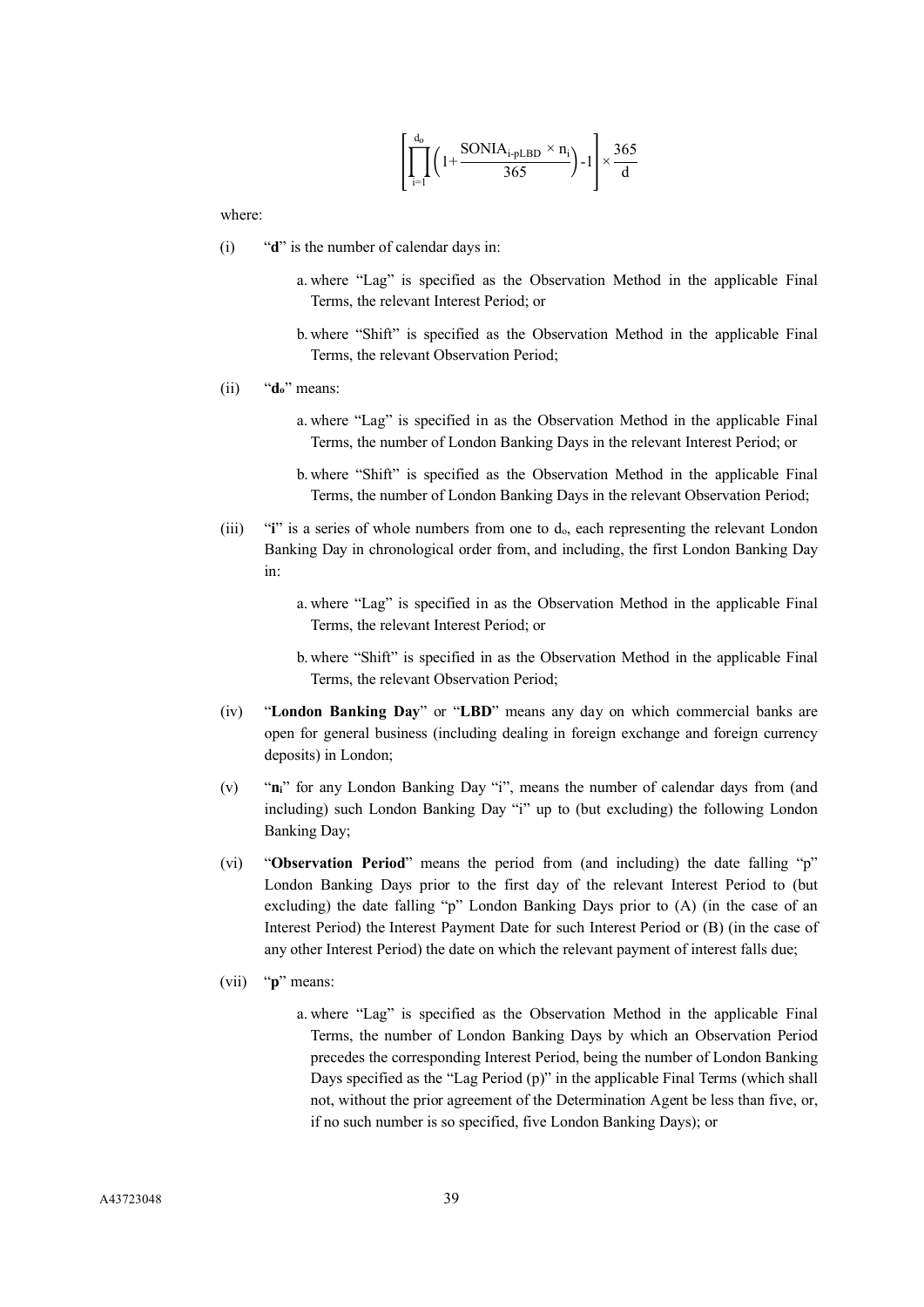$$\left[\prod_{i=1}^{d_o}\left(1+\frac{\text{SONIA}_{i\text{-pLBD}} \times n_i}{365}\right)-1\right] \times \frac{365}{d}$$

where:

(i) "**d**" is the number of calendar days in:

a. where "Lag" is specified as the Observation Method in the applicable Final Terms, the relevant Interest Period; or

b. where "Shift" is specified as the Observation Method in the applicable Final Terms, the relevant Observation Period;

(ii) "**d$_o$**" means:

a. where "Lag" is specified in as the Observation Method in the applicable Final Terms, the number of London Banking Days in the relevant Interest Period; or

b. where "Shift" is specified as the Observation Method in the applicable Final Terms, the number of London Banking Days in the relevant Observation Period;

(iii) "**i**" is a series of whole numbers from one to d$_o$, each representing the relevant London Banking Day in chronological order from, and including, the first London Banking Day in:

a. where "Lag" is specified in as the Observation Method in the applicable Final Terms, the relevant Interest Period; or

b. where "Shift" is specified in as the Observation Method in the applicable Final Terms, the relevant Observation Period;

(iv) "**London Banking Day**" or "**LBD**" means any day on which commercial banks are open for general business (including dealing in foreign exchange and foreign currency deposits) in London;

(v) "**n$_i$**" for any London Banking Day "i", means the number of calendar days from (and including) such London Banking Day "i" up to (but excluding) the following London Banking Day;

(vi) "**Observation Period**" means the period from (and including) the date falling "p" London Banking Days prior to the first day of the relevant Interest Period to (but excluding) the date falling "p" London Banking Days prior to (A) (in the case of an Interest Period) the Interest Payment Date for such Interest Period or (B) (in the case of any other Interest Period) the date on which the relevant payment of interest falls due;

(vii) "**p**" means:

a. where "Lag" is specified as the Observation Method in the applicable Final Terms, the number of London Banking Days by which an Observation Period precedes the corresponding Interest Period, being the number of London Banking Days specified as the "Lag Period (p)" in the applicable Final Terms (which shall not, without the prior agreement of the Determination Agent be less than five, or, if no such number is so specified, five London Banking Days); or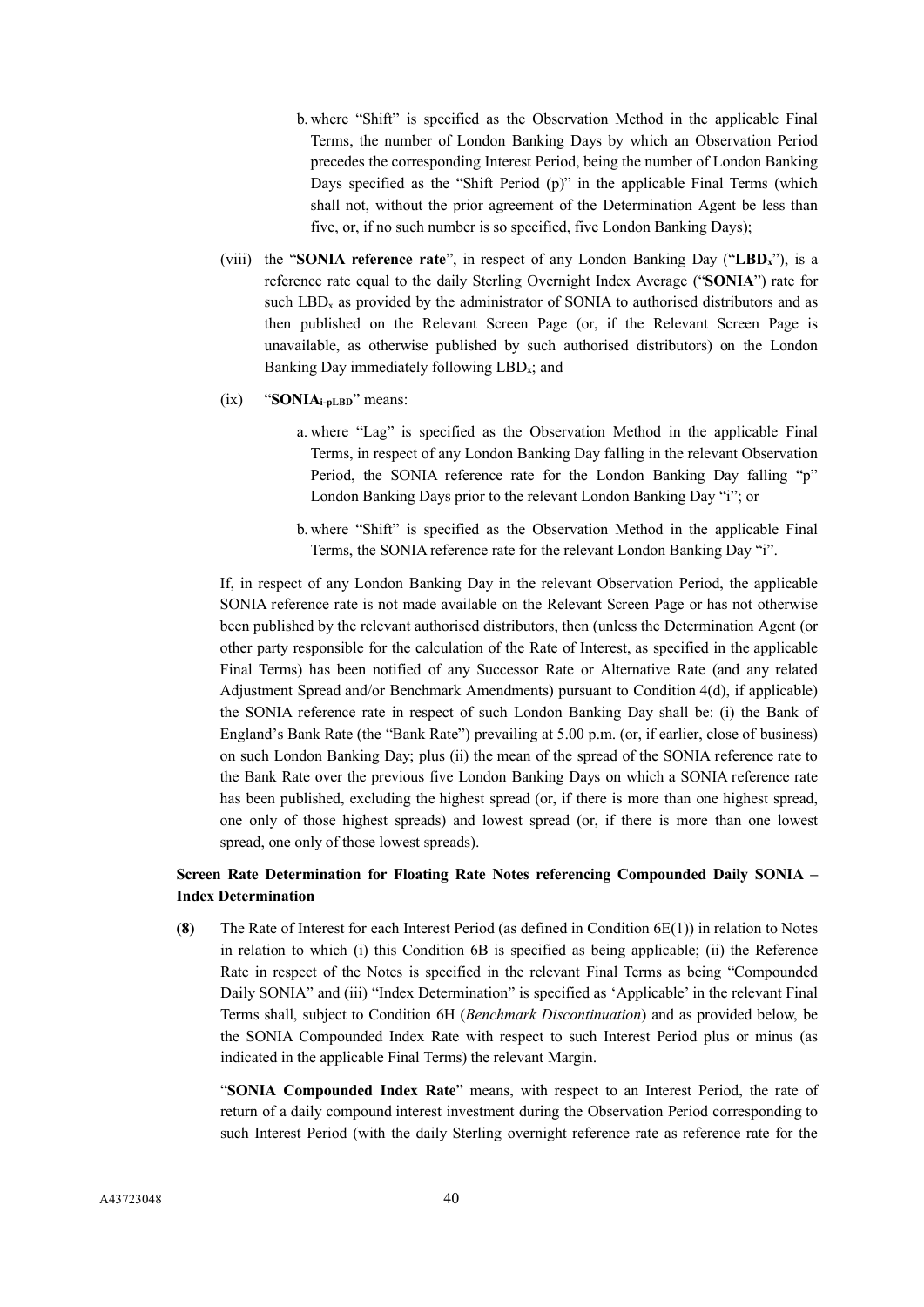b. where "Shift" is specified as the Observation Method in the applicable Final Terms, the number of London Banking Days by which an Observation Period precedes the corresponding Interest Period, being the number of London Banking Days specified as the "Shift Period (p)" in the applicable Final Terms (which shall not, without the prior agreement of the Determination Agent be less than five, or, if no such number is so specified, five London Banking Days);

(viii) the "**SONIA reference rate**", in respect of any London Banking Day ("$\mathbf{LBD_x}$"), is a reference rate equal to the daily Sterling Overnight Index Average ("**SONIA**") rate for such $LBD_x$ as provided by the administrator of SONIA to authorised distributors and as then published on the Relevant Screen Page (or, if the Relevant Screen Page is unavailable, as otherwise published by such authorised distributors) on the London Banking Day immediately following $LBD_x$; and

(ix) "$\mathbf{SONIA_{i\text{-}pLBD}}$" means:

a. where "Lag" is specified as the Observation Method in the applicable Final Terms, in respect of any London Banking Day falling in the relevant Observation Period, the SONIA reference rate for the London Banking Day falling "p" London Banking Days prior to the relevant London Banking Day "i"; or

b. where "Shift" is specified as the Observation Method in the applicable Final Terms, the SONIA reference rate for the relevant London Banking Day "i".

If, in respect of any London Banking Day in the relevant Observation Period, the applicable SONIA reference rate is not made available on the Relevant Screen Page or has not otherwise been published by the relevant authorised distributors, then (unless the Determination Agent (or other party responsible for the calculation of the Rate of Interest, as specified in the applicable Final Terms) has been notified of any Successor Rate or Alternative Rate (and any related Adjustment Spread and/or Benchmark Amendments) pursuant to Condition 4(d), if applicable) the SONIA reference rate in respect of such London Banking Day shall be: (i) the Bank of England's Bank Rate (the "Bank Rate") prevailing at 5.00 p.m. (or, if earlier, close of business) on such London Banking Day; plus (ii) the mean of the spread of the SONIA reference rate to the Bank Rate over the previous five London Banking Days on which a SONIA reference rate has been published, excluding the highest spread (or, if there is more than one highest spread, one only of those highest spreads) and lowest spread (or, if there is more than one lowest spread, one only of those lowest spreads).

**Screen Rate Determination for Floating Rate Notes referencing Compounded Daily SONIA – Index Determination**

**(8)** The Rate of Interest for each Interest Period (as defined in Condition 6E(1)) in relation to Notes in relation to which (i) this Condition 6B is specified as being applicable; (ii) the Reference Rate in respect of the Notes is specified in the relevant Final Terms as being "Compounded Daily SONIA" and (iii) "Index Determination" is specified as 'Applicable' in the relevant Final Terms shall, subject to Condition 6H (*Benchmark Discontinuation*) and as provided below, be the SONIA Compounded Index Rate with respect to such Interest Period plus or minus (as indicated in the applicable Final Terms) the relevant Margin.

"**SONIA Compounded Index Rate**" means, with respect to an Interest Period, the rate of return of a daily compound interest investment during the Observation Period corresponding to such Interest Period (with the daily Sterling overnight reference rate as reference rate for the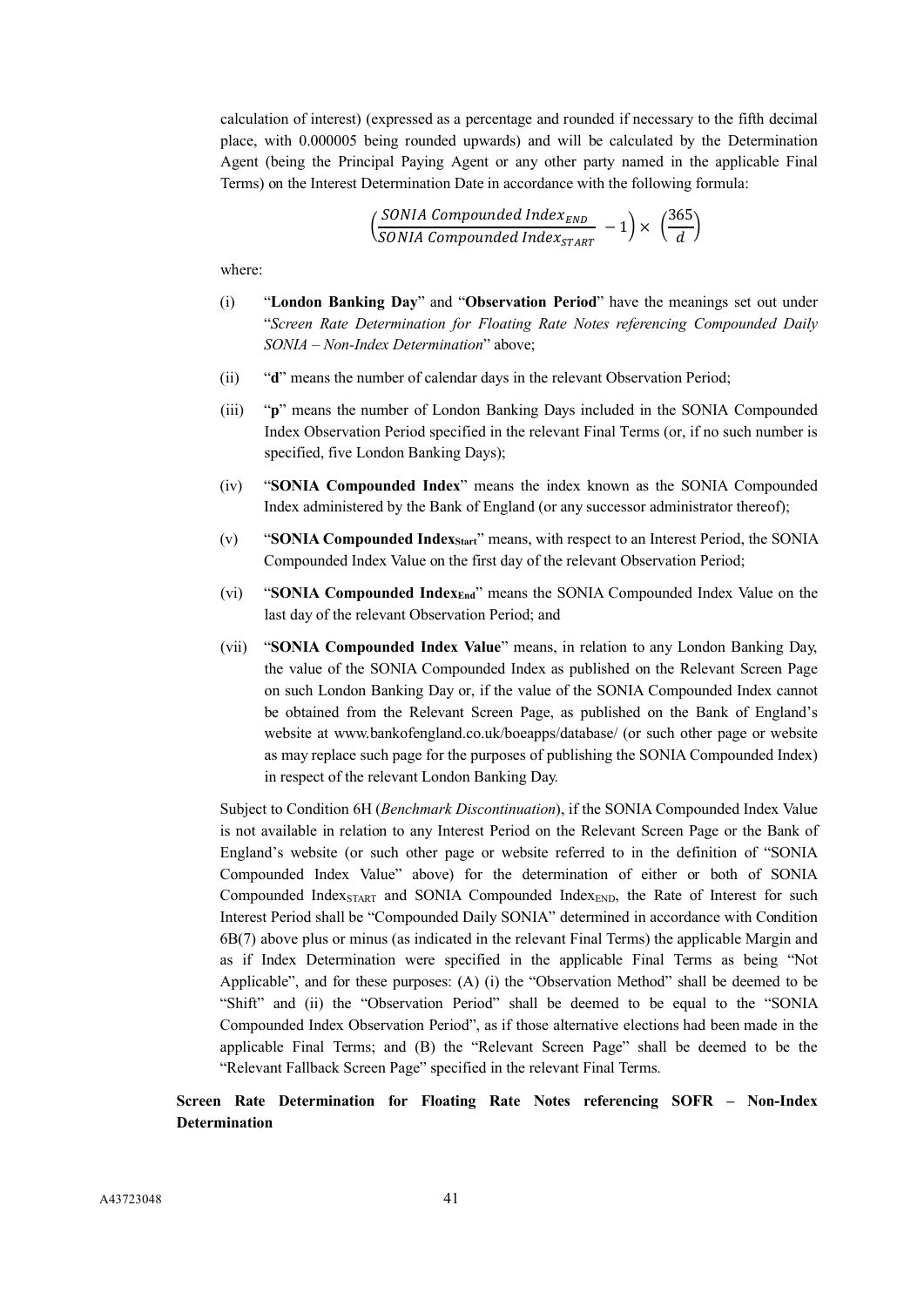calculation of interest) (expressed as a percentage and rounded if necessary to the fifth decimal place, with 0.000005 being rounded upwards) and will be calculated by the Determination Agent (being the Principal Paying Agent or any other party named in the applicable Final Terms) on the Interest Determination Date in accordance with the following formula:

$$\left(\frac{SONIA\ Compounded\ Index_{END}}{SONIA\ Compounded\ Index_{START}} - 1\right) \times \left(\frac{365}{d}\right)$$

where:

(i) "**London Banking Day**" and "**Observation Period**" have the meanings set out under "*Screen Rate Determination for Floating Rate Notes referencing Compounded Daily SONIA – Non-Index Determination*" above;

(ii) "**d**" means the number of calendar days in the relevant Observation Period;

(iii) "**p**" means the number of London Banking Days included in the SONIA Compounded Index Observation Period specified in the relevant Final Terms (or, if no such number is specified, five London Banking Days);

(iv) "**SONIA Compounded Index**" means the index known as the SONIA Compounded Index administered by the Bank of England (or any successor administrator thereof);

(v) "**SONIA Compounded Index$_{Start}$**" means, with respect to an Interest Period, the SONIA Compounded Index Value on the first day of the relevant Observation Period;

(vi) "**SONIA Compounded Index$_{End}$**" means the SONIA Compounded Index Value on the last day of the relevant Observation Period; and

(vii) "**SONIA Compounded Index Value**" means, in relation to any London Banking Day, the value of the SONIA Compounded Index as published on the Relevant Screen Page on such London Banking Day or, if the value of the SONIA Compounded Index cannot be obtained from the Relevant Screen Page, as published on the Bank of England's website at www.bankofengland.co.uk/boeapps/database/ (or such other page or website as may replace such page for the purposes of publishing the SONIA Compounded Index) in respect of the relevant London Banking Day.

Subject to Condition 6H (*Benchmark Discontinuation*), if the SONIA Compounded Index Value is not available in relation to any Interest Period on the Relevant Screen Page or the Bank of England's website (or such other page or website referred to in the definition of "SONIA Compounded Index Value" above) for the determination of either or both of SONIA Compounded Index$_{START}$ and SONIA Compounded Index$_{END}$, the Rate of Interest for such Interest Period shall be "Compounded Daily SONIA" determined in accordance with Condition 6B(7) above plus or minus (as indicated in the relevant Final Terms) the applicable Margin and as if Index Determination were specified in the applicable Final Terms as being "Not Applicable", and for these purposes: (A) (i) the "Observation Method" shall be deemed to be "Shift" and (ii) the "Observation Period" shall be deemed to be equal to the "SONIA Compounded Index Observation Period", as if those alternative elections had been made in the applicable Final Terms; and (B) the "Relevant Screen Page" shall be deemed to be the "Relevant Fallback Screen Page" specified in the relevant Final Terms.

**Screen Rate Determination for Floating Rate Notes referencing SOFR – Non-Index Determination**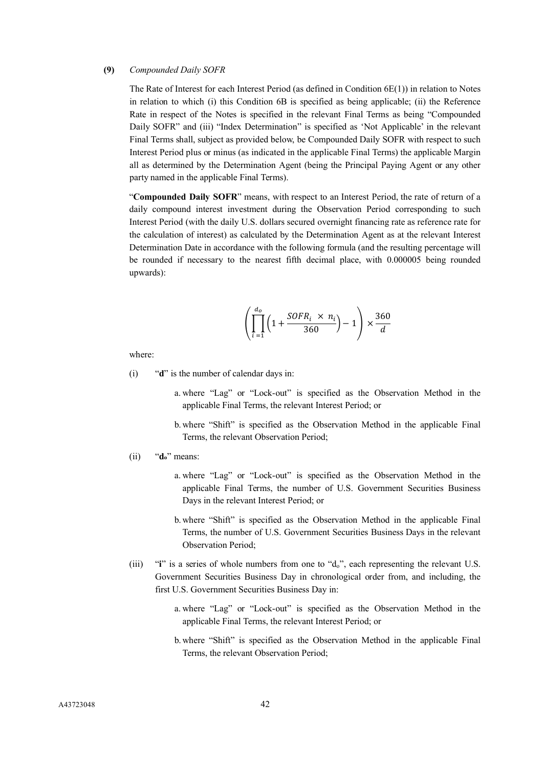**(9)** *Compounded Daily SOFR*

The Rate of Interest for each Interest Period (as defined in Condition 6E(1)) in relation to Notes in relation to which (i) this Condition 6B is specified as being applicable; (ii) the Reference Rate in respect of the Notes is specified in the relevant Final Terms as being "Compounded Daily SOFR" and (iii) "Index Determination" is specified as 'Not Applicable' in the relevant Final Terms shall, subject as provided below, be Compounded Daily SOFR with respect to such Interest Period plus or minus (as indicated in the applicable Final Terms) the applicable Margin all as determined by the Determination Agent (being the Principal Paying Agent or any other party named in the applicable Final Terms).

"**Compounded Daily SOFR**" means, with respect to an Interest Period, the rate of return of a daily compound interest investment during the Observation Period corresponding to such Interest Period (with the daily U.S. dollars secured overnight financing rate as reference rate for the calculation of interest) as calculated by the Determination Agent as at the relevant Interest Determination Date in accordance with the following formula (and the resulting percentage will be rounded if necessary to the nearest fifth decimal place, with 0.000005 being rounded upwards):

$$\left(\prod_{i=1}^{d_o}\left(1+\frac{SOFR_i \times n_i}{360}\right)-1\right)\times\frac{360}{d}$$

where:

(i) "**d**" is the number of calendar days in:

a. where "Lag" or "Lock-out" is specified as the Observation Method in the applicable Final Terms, the relevant Interest Period; or

b. where "Shift" is specified as the Observation Method in the applicable Final Terms, the relevant Observation Period;

(ii) "$\mathbf{d_o}$" means:

a. where "Lag" or "Lock-out" is specified as the Observation Method in the applicable Final Terms, the number of U.S. Government Securities Business Days in the relevant Interest Period; or

b. where "Shift" is specified as the Observation Method in the applicable Final Terms, the number of U.S. Government Securities Business Days in the relevant Observation Period;

(iii) "**i**" is a series of whole numbers from one to "$d_o$", each representing the relevant U.S. Government Securities Business Day in chronological order from, and including, the first U.S. Government Securities Business Day in:

a. where "Lag" or "Lock-out" is specified as the Observation Method in the applicable Final Terms, the relevant Interest Period; or

b. where "Shift" is specified as the Observation Method in the applicable Final Terms, the relevant Observation Period;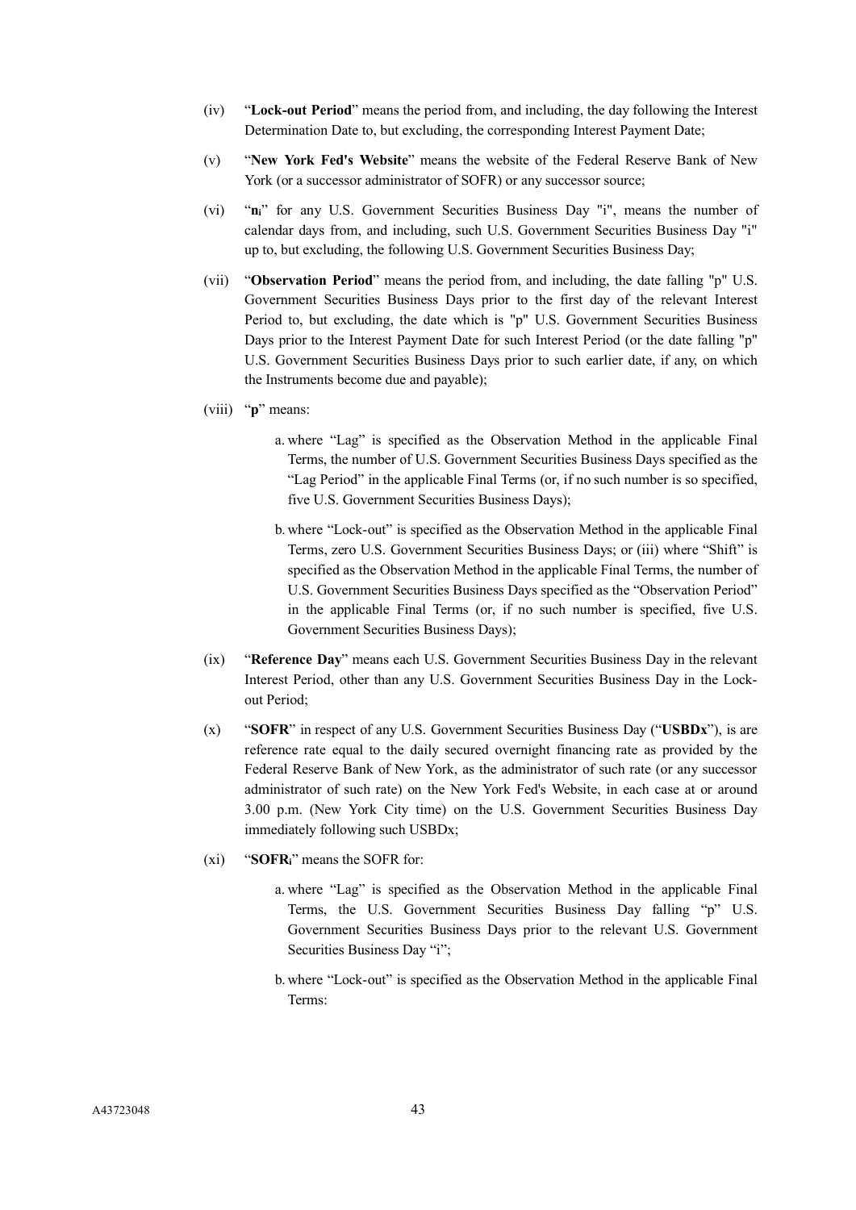(iv) "**Lock-out Period**" means the period from, and including, the day following the Interest Determination Date to, but excluding, the corresponding Interest Payment Date;

(v) "**New York Fed's Website**" means the website of the Federal Reserve Bank of New York (or a successor administrator of SOFR) or any successor source;

(vi) "$\mathbf{n_i}$" for any U.S. Government Securities Business Day "i", means the number of calendar days from, and including, such U.S. Government Securities Business Day "i" up to, but excluding, the following U.S. Government Securities Business Day;

(vii) "**Observation Period**" means the period from, and including, the date falling "p" U.S. Government Securities Business Days prior to the first day of the relevant Interest Period to, but excluding, the date which is "p" U.S. Government Securities Business Days prior to the Interest Payment Date for such Interest Period (or the date falling "p" U.S. Government Securities Business Days prior to such earlier date, if any, on which the Instruments become due and payable);

(viii) "**p**" means:

a. where "Lag" is specified as the Observation Method in the applicable Final Terms, the number of U.S. Government Securities Business Days specified as the "Lag Period" in the applicable Final Terms (or, if no such number is so specified, five U.S. Government Securities Business Days);

b. where "Lock-out" is specified as the Observation Method in the applicable Final Terms, zero U.S. Government Securities Business Days; or (iii) where "Shift" is specified as the Observation Method in the applicable Final Terms, the number of U.S. Government Securities Business Days specified as the "Observation Period" in the applicable Final Terms (or, if no such number is specified, five U.S. Government Securities Business Days);

(ix) "**Reference Day**" means each U.S. Government Securities Business Day in the relevant Interest Period, other than any U.S. Government Securities Business Day in the Lock-out Period;

(x) "**SOFR**" in respect of any U.S. Government Securities Business Day ("**USBDx**"), is are reference rate equal to the daily secured overnight financing rate as provided by the Federal Reserve Bank of New York, as the administrator of such rate (or any successor administrator of such rate) on the New York Fed's Website, in each case at or around 3.00 p.m. (New York City time) on the U.S. Government Securities Business Day immediately following such USBDx;

(xi) "$\mathbf{SOFR_i}$" means the SOFR for:

a. where "Lag" is specified as the Observation Method in the applicable Final Terms, the U.S. Government Securities Business Day falling "p" U.S. Government Securities Business Days prior to the relevant U.S. Government Securities Business Day "i";

b. where "Lock-out" is specified as the Observation Method in the applicable Final Terms: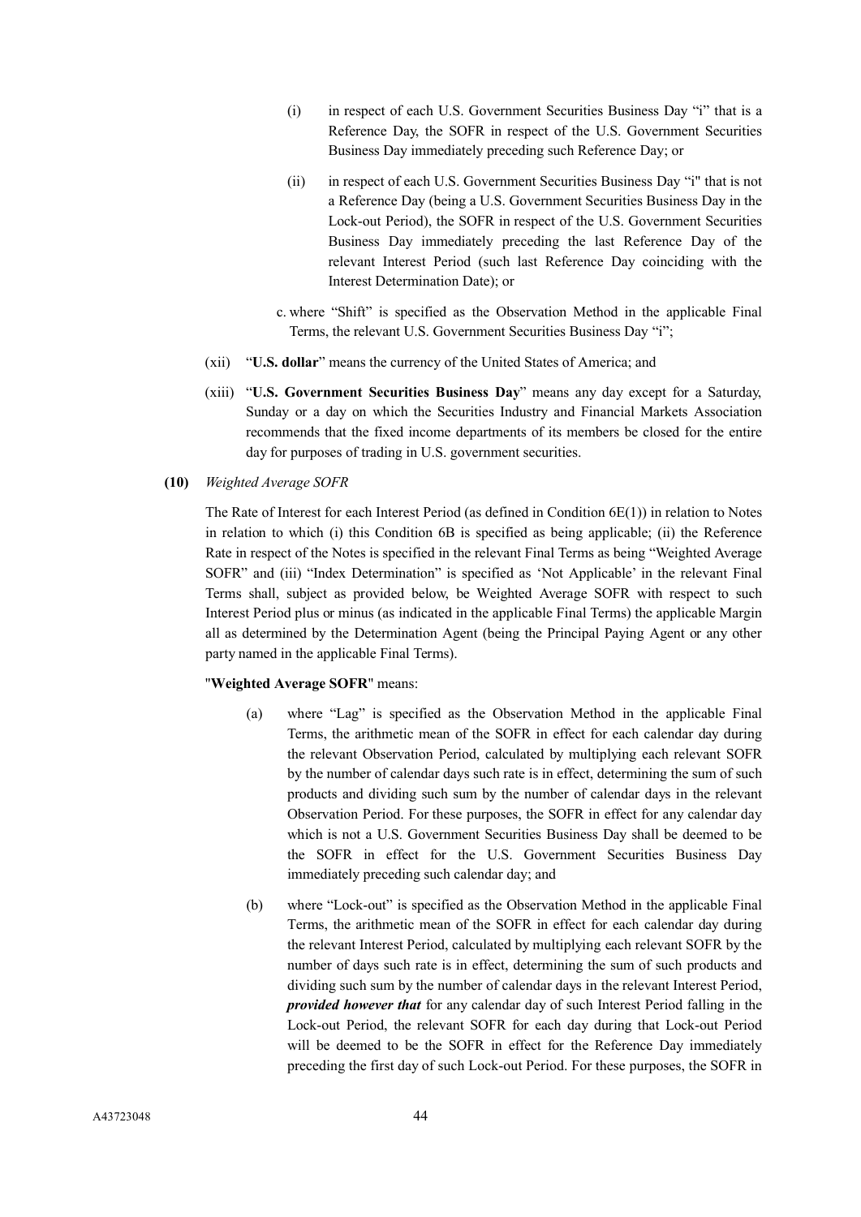(i) in respect of each U.S. Government Securities Business Day "i" that is a Reference Day, the SOFR in respect of the U.S. Government Securities Business Day immediately preceding such Reference Day; or

(ii) in respect of each U.S. Government Securities Business Day "i" that is not a Reference Day (being a U.S. Government Securities Business Day in the Lock-out Period), the SOFR in respect of the U.S. Government Securities Business Day immediately preceding the last Reference Day of the relevant Interest Period (such last Reference Day coinciding with the Interest Determination Date); or

c. where "Shift" is specified as the Observation Method in the applicable Final Terms, the relevant U.S. Government Securities Business Day "i";

(xii) "**U.S. dollar**" means the currency of the United States of America; and

(xiii) "**U.S. Government Securities Business Day**" means any day except for a Saturday, Sunday or a day on which the Securities Industry and Financial Markets Association recommends that the fixed income departments of its members be closed for the entire day for purposes of trading in U.S. government securities.

**(10)** *Weighted Average SOFR*

The Rate of Interest for each Interest Period (as defined in Condition 6E(1)) in relation to Notes in relation to which (i) this Condition 6B is specified as being applicable; (ii) the Reference Rate in respect of the Notes is specified in the relevant Final Terms as being "Weighted Average SOFR" and (iii) "Index Determination" is specified as 'Not Applicable' in the relevant Final Terms shall, subject as provided below, be Weighted Average SOFR with respect to such Interest Period plus or minus (as indicated in the applicable Final Terms) the applicable Margin all as determined by the Determination Agent (being the Principal Paying Agent or any other party named in the applicable Final Terms).

"**Weighted Average SOFR**" means:

(a) where "Lag" is specified as the Observation Method in the applicable Final Terms, the arithmetic mean of the SOFR in effect for each calendar day during the relevant Observation Period, calculated by multiplying each relevant SOFR by the number of calendar days such rate is in effect, determining the sum of such products and dividing such sum by the number of calendar days in the relevant Observation Period. For these purposes, the SOFR in effect for any calendar day which is not a U.S. Government Securities Business Day shall be deemed to be the SOFR in effect for the U.S. Government Securities Business Day immediately preceding such calendar day; and

(b) where "Lock-out" is specified as the Observation Method in the applicable Final Terms, the arithmetic mean of the SOFR in effect for each calendar day during the relevant Interest Period, calculated by multiplying each relevant SOFR by the number of days such rate is in effect, determining the sum of such products and dividing such sum by the number of calendar days in the relevant Interest Period, ***provided however that*** for any calendar day of such Interest Period falling in the Lock-out Period, the relevant SOFR for each day during that Lock-out Period will be deemed to be the SOFR in effect for the Reference Day immediately preceding the first day of such Lock-out Period. For these purposes, the SOFR in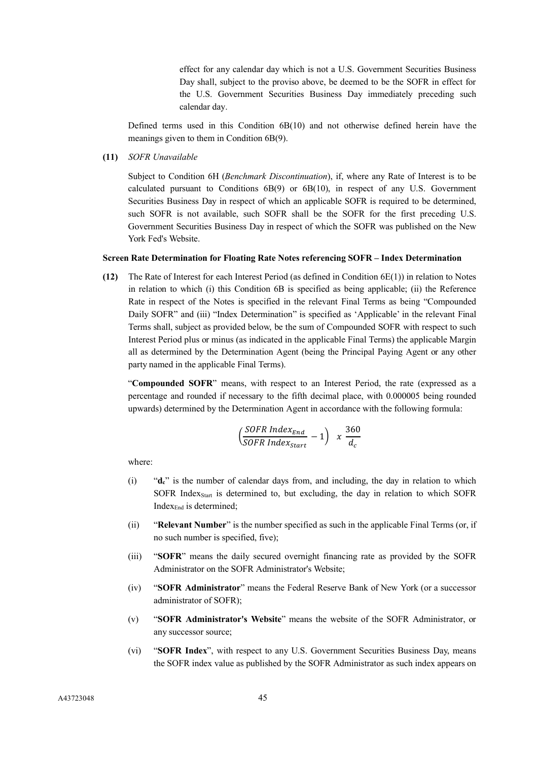effect for any calendar day which is not a U.S. Government Securities Business Day shall, subject to the proviso above, be deemed to be the SOFR in effect for the U.S. Government Securities Business Day immediately preceding such calendar day.

Defined terms used in this Condition 6B(10) and not otherwise defined herein have the meanings given to them in Condition 6B(9).

**(11)** *SOFR Unavailable*

Subject to Condition 6H (*Benchmark Discontinuation*), if, where any Rate of Interest is to be calculated pursuant to Conditions 6B(9) or 6B(10), in respect of any U.S. Government Securities Business Day in respect of which an applicable SOFR is required to be determined, such SOFR is not available, such SOFR shall be the SOFR for the first preceding U.S. Government Securities Business Day in respect of which the SOFR was published on the New York Fed's Website.

**Screen Rate Determination for Floating Rate Notes referencing SOFR – Index Determination**

**(12)** The Rate of Interest for each Interest Period (as defined in Condition 6E(1)) in relation to Notes in relation to which (i) this Condition 6B is specified as being applicable; (ii) the Reference Rate in respect of the Notes is specified in the relevant Final Terms as being "Compounded Daily SOFR" and (iii) "Index Determination" is specified as 'Applicable' in the relevant Final Terms shall, subject as provided below, be the sum of Compounded SOFR with respect to such Interest Period plus or minus (as indicated in the applicable Final Terms) the applicable Margin all as determined by the Determination Agent (being the Principal Paying Agent or any other party named in the applicable Final Terms).

"**Compounded SOFR**" means, with respect to an Interest Period, the rate (expressed as a percentage and rounded if necessary to the fifth decimal place, with 0.000005 being rounded upwards) determined by the Determination Agent in accordance with the following formula:

$$\left(\frac{SOFR\ Index_{End}}{SOFR\ Index_{Start}} - 1\right) \ x\ \frac{360}{d_c}$$

where:

(i) "$d_c$" is the number of calendar days from, and including, the day in relation to which SOFR $Index_{Start}$ is determined to, but excluding, the day in relation to which SOFR $Index_{End}$ is determined;

(ii) "**Relevant Number**" is the number specified as such in the applicable Final Terms (or, if no such number is specified, five);

(iii) "**SOFR**" means the daily secured overnight financing rate as provided by the SOFR Administrator on the SOFR Administrator's Website;

(iv) "**SOFR Administrator**" means the Federal Reserve Bank of New York (or a successor administrator of SOFR);

(v) "**SOFR Administrator's Website**" means the website of the SOFR Administrator, or any successor source;

(vi) "**SOFR Index**", with respect to any U.S. Government Securities Business Day, means the SOFR index value as published by the SOFR Administrator as such index appears on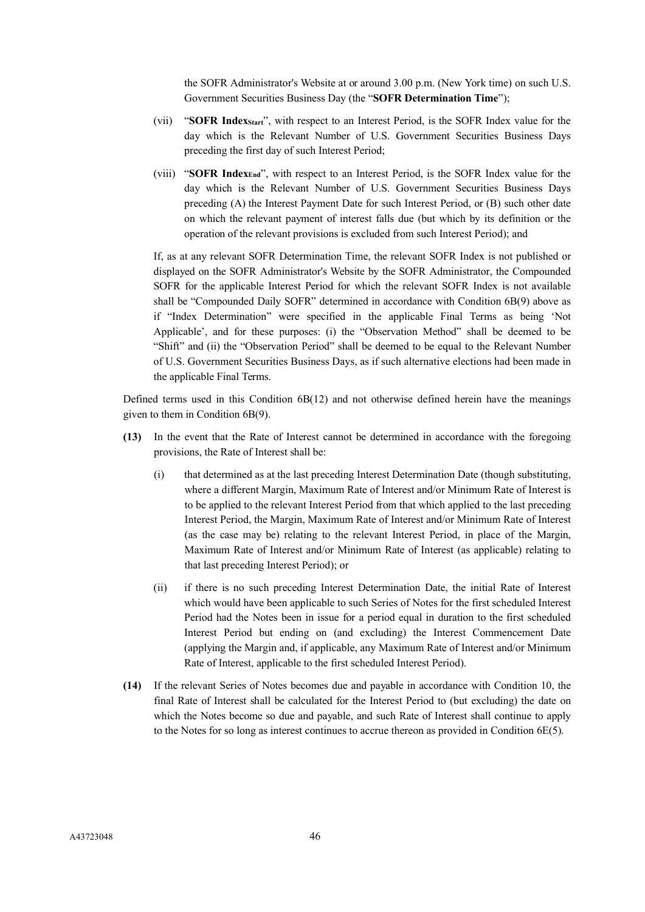the SOFR Administrator's Website at or around 3.00 p.m. (New York time) on such U.S. Government Securities Business Day (the "**SOFR Determination Time**");

(vii) "**SOFR Index$_{Start}$**", with respect to an Interest Period, is the SOFR Index value for the day which is the Relevant Number of U.S. Government Securities Business Days preceding the first day of such Interest Period;

(viii) "**SOFR Index$_{End}$**", with respect to an Interest Period, is the SOFR Index value for the day which is the Relevant Number of U.S. Government Securities Business Days preceding (A) the Interest Payment Date for such Interest Period, or (B) such other date on which the relevant payment of interest falls due (but which by its definition or the operation of the relevant provisions is excluded from such Interest Period); and

If, as at any relevant SOFR Determination Time, the relevant SOFR Index is not published or displayed on the SOFR Administrator's Website by the SOFR Administrator, the Compounded SOFR for the applicable Interest Period for which the relevant SOFR Index is not available shall be "Compounded Daily SOFR" determined in accordance with Condition 6B(9) above as if "Index Determination" were specified in the applicable Final Terms as being 'Not Applicable', and for these purposes: (i) the "Observation Method" shall be deemed to be "Shift" and (ii) the "Observation Period" shall be deemed to be equal to the Relevant Number of U.S. Government Securities Business Days, as if such alternative elections had been made in the applicable Final Terms.

Defined terms used in this Condition 6B(12) and not otherwise defined herein have the meanings given to them in Condition 6B(9).

**(13)** In the event that the Rate of Interest cannot be determined in accordance with the foregoing provisions, the Rate of Interest shall be:

(i) that determined as at the last preceding Interest Determination Date (though substituting, where a different Margin, Maximum Rate of Interest and/or Minimum Rate of Interest is to be applied to the relevant Interest Period from that which applied to the last preceding Interest Period, the Margin, Maximum Rate of Interest and/or Minimum Rate of Interest (as the case may be) relating to the relevant Interest Period, in place of the Margin, Maximum Rate of Interest and/or Minimum Rate of Interest (as applicable) relating to that last preceding Interest Period); or

(ii) if there is no such preceding Interest Determination Date, the initial Rate of Interest which would have been applicable to such Series of Notes for the first scheduled Interest Period had the Notes been in issue for a period equal in duration to the first scheduled Interest Period but ending on (and excluding) the Interest Commencement Date (applying the Margin and, if applicable, any Maximum Rate of Interest and/or Minimum Rate of Interest, applicable to the first scheduled Interest Period).

**(14)** If the relevant Series of Notes becomes due and payable in accordance with Condition 10, the final Rate of Interest shall be calculated for the Interest Period to (but excluding) the date on which the Notes become so due and payable, and such Rate of Interest shall continue to apply to the Notes for so long as interest continues to accrue thereon as provided in Condition 6E(5).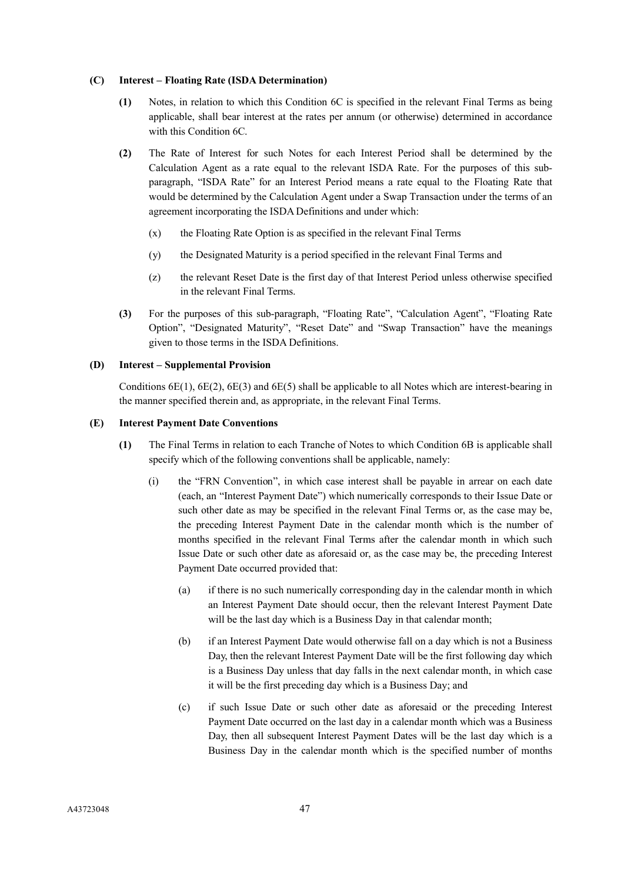**(C) Interest – Floating Rate (ISDA Determination)**

**(1)** Notes, in relation to which this Condition 6C is specified in the relevant Final Terms as being applicable, shall bear interest at the rates per annum (or otherwise) determined in accordance with this Condition 6C.

**(2)** The Rate of Interest for such Notes for each Interest Period shall be determined by the Calculation Agent as a rate equal to the relevant ISDA Rate. For the purposes of this sub-paragraph, "ISDA Rate" for an Interest Period means a rate equal to the Floating Rate that would be determined by the Calculation Agent under a Swap Transaction under the terms of an agreement incorporating the ISDA Definitions and under which:

(x) the Floating Rate Option is as specified in the relevant Final Terms

(y) the Designated Maturity is a period specified in the relevant Final Terms and

(z) the relevant Reset Date is the first day of that Interest Period unless otherwise specified in the relevant Final Terms.

**(3)** For the purposes of this sub-paragraph, "Floating Rate", "Calculation Agent", "Floating Rate Option", "Designated Maturity", "Reset Date" and "Swap Transaction" have the meanings given to those terms in the ISDA Definitions.

**(D) Interest – Supplemental Provision**

Conditions 6E(1), 6E(2), 6E(3) and 6E(5) shall be applicable to all Notes which are interest-bearing in the manner specified therein and, as appropriate, in the relevant Final Terms.

**(E) Interest Payment Date Conventions**

**(1)** The Final Terms in relation to each Tranche of Notes to which Condition 6B is applicable shall specify which of the following conventions shall be applicable, namely:

(i) the "FRN Convention", in which case interest shall be payable in arrear on each date (each, an "Interest Payment Date") which numerically corresponds to their Issue Date or such other date as may be specified in the relevant Final Terms or, as the case may be, the preceding Interest Payment Date in the calendar month which is the number of months specified in the relevant Final Terms after the calendar month in which such Issue Date or such other date as aforesaid or, as the case may be, the preceding Interest Payment Date occurred provided that:

(a) if there is no such numerically corresponding day in the calendar month in which an Interest Payment Date should occur, then the relevant Interest Payment Date will be the last day which is a Business Day in that calendar month;

(b) if an Interest Payment Date would otherwise fall on a day which is not a Business Day, then the relevant Interest Payment Date will be the first following day which is a Business Day unless that day falls in the next calendar month, in which case it will be the first preceding day which is a Business Day; and

(c) if such Issue Date or such other date as aforesaid or the preceding Interest Payment Date occurred on the last day in a calendar month which was a Business Day, then all subsequent Interest Payment Dates will be the last day which is a Business Day in the calendar month which is the specified number of months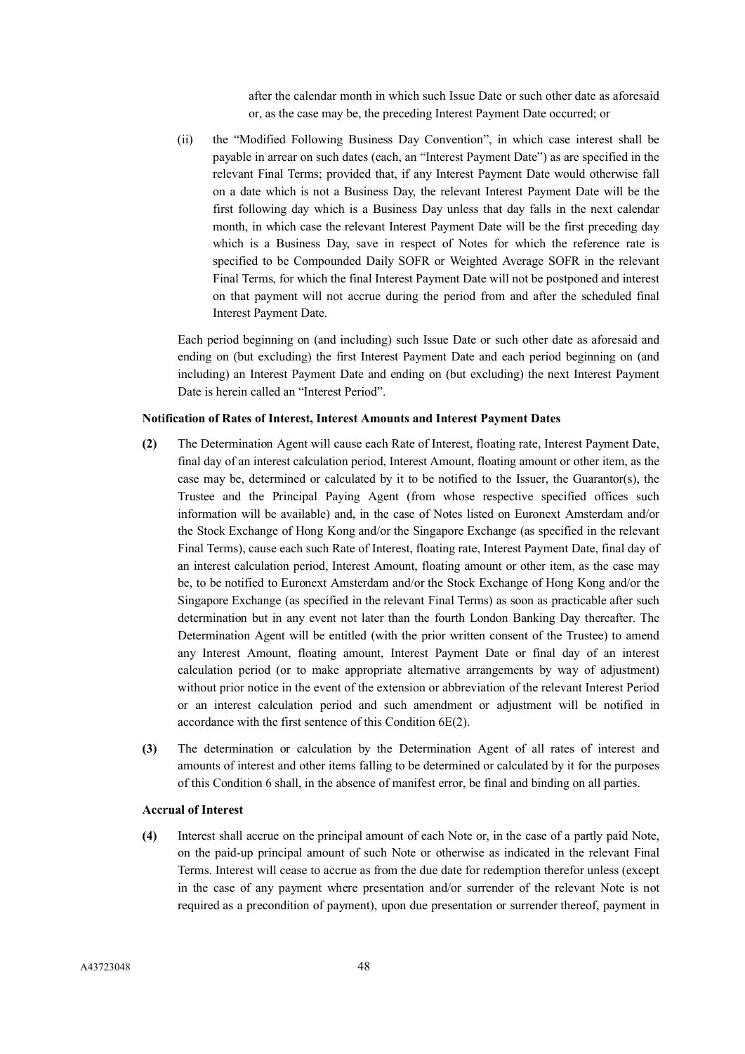after the calendar month in which such Issue Date or such other date as aforesaid or, as the case may be, the preceding Interest Payment Date occurred; or

(ii) the "Modified Following Business Day Convention", in which case interest shall be payable in arrear on such dates (each, an "Interest Payment Date") as are specified in the relevant Final Terms; provided that, if any Interest Payment Date would otherwise fall on a date which is not a Business Day, the relevant Interest Payment Date will be the first following day which is a Business Day unless that day falls in the next calendar month, in which case the relevant Interest Payment Date will be the first preceding day which is a Business Day, save in respect of Notes for which the reference rate is specified to be Compounded Daily SOFR or Weighted Average SOFR in the relevant Final Terms, for which the final Interest Payment Date will not be postponed and interest on that payment will not accrue during the period from and after the scheduled final Interest Payment Date.

Each period beginning on (and including) such Issue Date or such other date as aforesaid and ending on (but excluding) the first Interest Payment Date and each period beginning on (and including) an Interest Payment Date and ending on (but excluding) the next Interest Payment Date is herein called an "Interest Period".

**Notification of Rates of Interest, Interest Amounts and Interest Payment Dates**

**(2)** The Determination Agent will cause each Rate of Interest, floating rate, Interest Payment Date, final day of an interest calculation period, Interest Amount, floating amount or other item, as the case may be, determined or calculated by it to be notified to the Issuer, the Guarantor(s), the Trustee and the Principal Paying Agent (from whose respective specified offices such information will be available) and, in the case of Notes listed on Euronext Amsterdam and/or the Stock Exchange of Hong Kong and/or the Singapore Exchange (as specified in the relevant Final Terms), cause each such Rate of Interest, floating rate, Interest Payment Date, final day of an interest calculation period, Interest Amount, floating amount or other item, as the case may be, to be notified to Euronext Amsterdam and/or the Stock Exchange of Hong Kong and/or the Singapore Exchange (as specified in the relevant Final Terms) as soon as practicable after such determination but in any event not later than the fourth London Banking Day thereafter. The Determination Agent will be entitled (with the prior written consent of the Trustee) to amend any Interest Amount, floating amount, Interest Payment Date or final day of an interest calculation period (or to make appropriate alternative arrangements by way of adjustment) without prior notice in the event of the extension or abbreviation of the relevant Interest Period or an interest calculation period and such amendment or adjustment will be notified in accordance with the first sentence of this Condition 6E(2).

**(3)** The determination or calculation by the Determination Agent of all rates of interest and amounts of interest and other items falling to be determined or calculated by it for the purposes of this Condition 6 shall, in the absence of manifest error, be final and binding on all parties.

**Accrual of Interest**

**(4)** Interest shall accrue on the principal amount of each Note or, in the case of a partly paid Note, on the paid-up principal amount of such Note or otherwise as indicated in the relevant Final Terms. Interest will cease to accrue as from the due date for redemption therefor unless (except in the case of any payment where presentation and/or surrender of the relevant Note is not required as a precondition of payment), upon due presentation or surrender thereof, payment in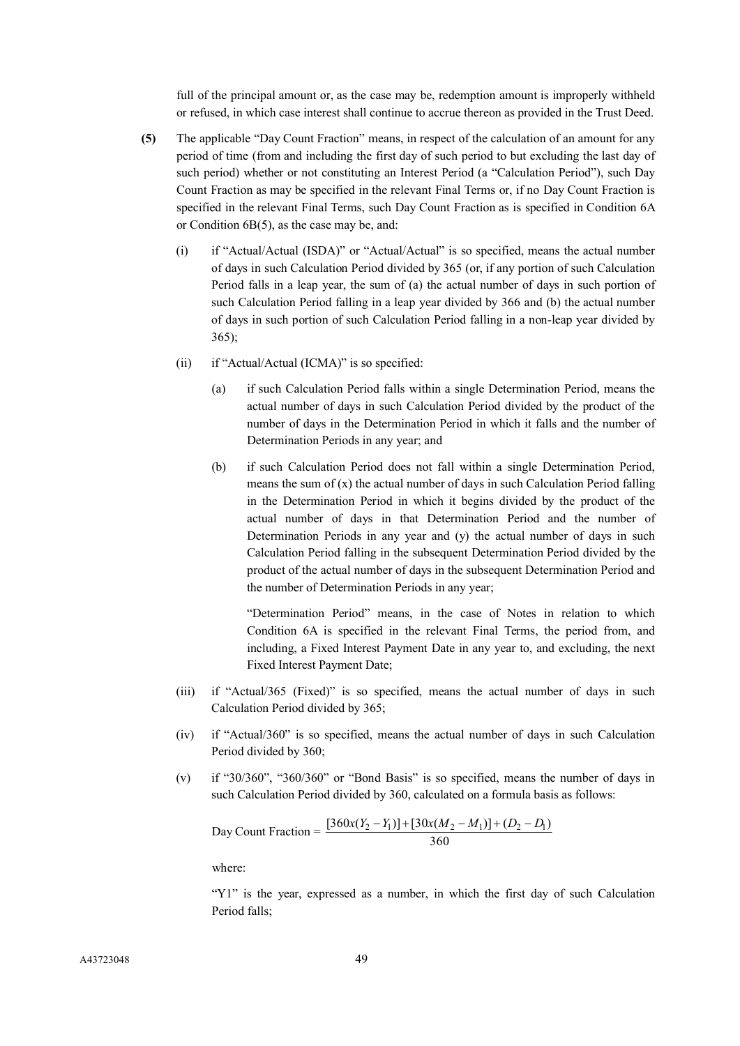full of the principal amount or, as the case may be, redemption amount is improperly withheld or refused, in which case interest shall continue to accrue thereon as provided in the Trust Deed.

**(5)** The applicable "Day Count Fraction" means, in respect of the calculation of an amount for any period of time (from and including the first day of such period to but excluding the last day of such period) whether or not constituting an Interest Period (a "Calculation Period"), such Day Count Fraction as may be specified in the relevant Final Terms or, if no Day Count Fraction is specified in the relevant Final Terms, such Day Count Fraction as is specified in Condition 6A or Condition 6B(5), as the case may be, and:

(i) if "Actual/Actual (ISDA)" or "Actual/Actual" is so specified, means the actual number of days in such Calculation Period divided by 365 (or, if any portion of such Calculation Period falls in a leap year, the sum of (a) the actual number of days in such portion of such Calculation Period falling in a leap year divided by 366 and (b) the actual number of days in such portion of such Calculation Period falling in a non-leap year divided by 365);

(ii) if "Actual/Actual (ICMA)" is so specified:

(a) if such Calculation Period falls within a single Determination Period, means the actual number of days in such Calculation Period divided by the product of the number of days in the Determination Period in which it falls and the number of Determination Periods in any year; and

(b) if such Calculation Period does not fall within a single Determination Period, means the sum of (x) the actual number of days in such Calculation Period falling in the Determination Period in which it begins divided by the product of the actual number of days in that Determination Period and the number of Determination Periods in any year and (y) the actual number of days in such Calculation Period falling in the subsequent Determination Period divided by the product of the actual number of days in the subsequent Determination Period and the number of Determination Periods in any year;

"Determination Period" means, in the case of Notes in relation to which Condition 6A is specified in the relevant Final Terms, the period from, and including, a Fixed Interest Payment Date in any year to, and excluding, the next Fixed Interest Payment Date;

(iii) if "Actual/365 (Fixed)" is so specified, means the actual number of days in such Calculation Period divided by 365;

(iv) if "Actual/360" is so specified, means the actual number of days in such Calculation Period divided by 360;

(v) if "30/360", "360/360" or "Bond Basis" is so specified, means the number of days in such Calculation Period divided by 360, calculated on a formula basis as follows:

$$\text{Day Count Fraction} = \frac{[360x(Y_2 - Y_1)] + [30x(M_2 - M_1)] + (D_2 - D_1)}{360}$$

where:

"Y1" is the year, expressed as a number, in which the first day of such Calculation Period falls;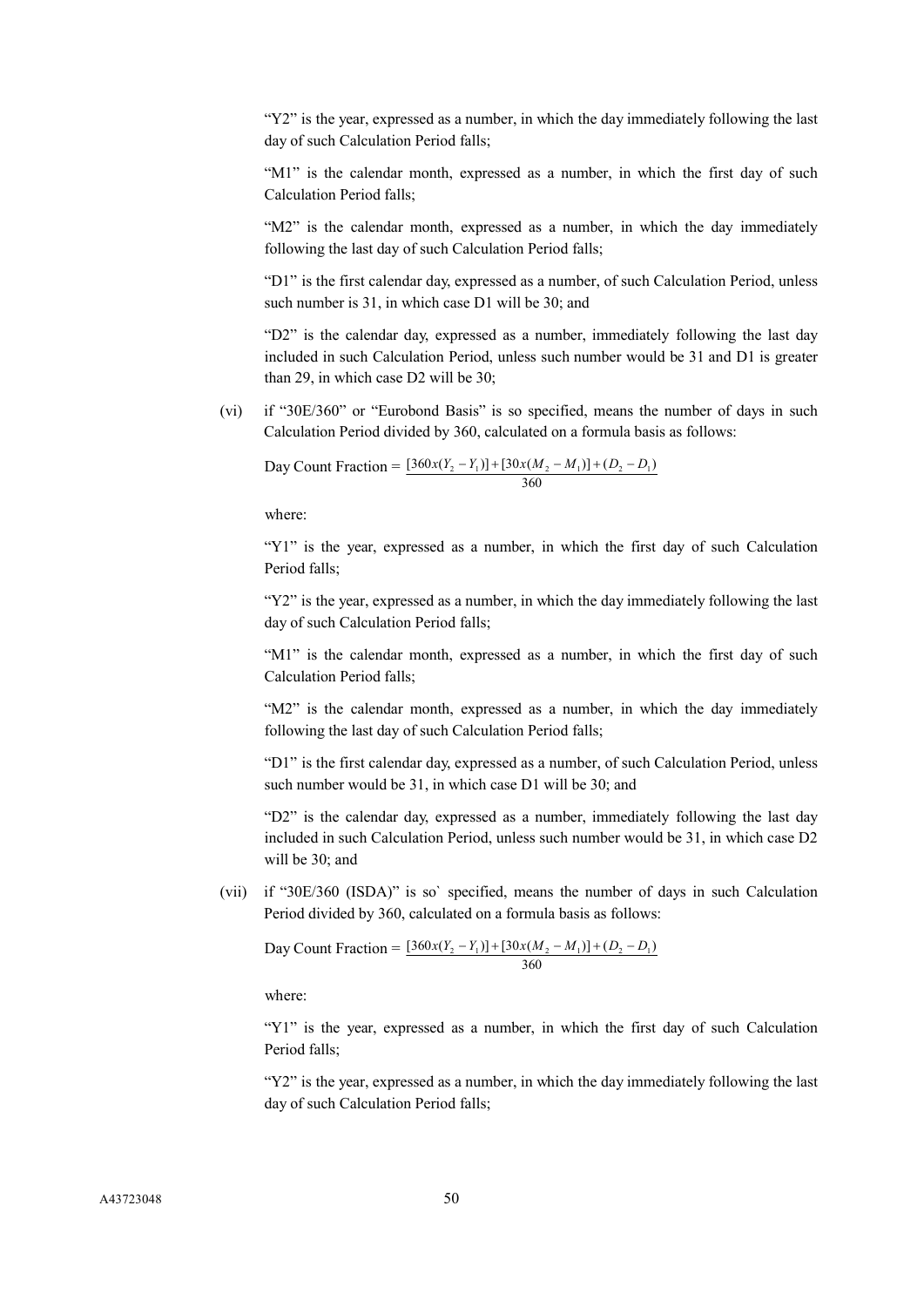"Y2" is the year, expressed as a number, in which the day immediately following the last day of such Calculation Period falls;

"M1" is the calendar month, expressed as a number, in which the first day of such Calculation Period falls;

"M2" is the calendar month, expressed as a number, in which the day immediately following the last day of such Calculation Period falls;

"D1" is the first calendar day, expressed as a number, of such Calculation Period, unless such number is 31, in which case D1 will be 30; and

"D2" is the calendar day, expressed as a number, immediately following the last day included in such Calculation Period, unless such number would be 31 and D1 is greater than 29, in which case D2 will be 30;

(vi) if "30E/360" or "Eurobond Basis" is so specified, means the number of days in such Calculation Period divided by 360, calculated on a formula basis as follows:

$$\text{Day Count Fraction} = \frac{[360x(Y_2 - Y_1)] + [30x(M_2 - M_1)] + (D_2 - D_1)}{360}$$

where:

"Y1" is the year, expressed as a number, in which the first day of such Calculation Period falls;

"Y2" is the year, expressed as a number, in which the day immediately following the last day of such Calculation Period falls;

"M1" is the calendar month, expressed as a number, in which the first day of such Calculation Period falls;

"M2" is the calendar month, expressed as a number, in which the day immediately following the last day of such Calculation Period falls;

"D1" is the first calendar day, expressed as a number, of such Calculation Period, unless such number would be 31, in which case D1 will be 30; and

"D2" is the calendar day, expressed as a number, immediately following the last day included in such Calculation Period, unless such number would be 31, in which case D2 will be 30; and

(vii) if "30E/360 (ISDA)" is so` specified, means the number of days in such Calculation Period divided by 360, calculated on a formula basis as follows:

$$\text{Day Count Fraction} = \frac{[360x(Y_2 - Y_1)] + [30x(M_2 - M_1)] + (D_2 - D_1)}{360}$$

where:

"Y1" is the year, expressed as a number, in which the first day of such Calculation Period falls;

"Y2" is the year, expressed as a number, in which the day immediately following the last day of such Calculation Period falls;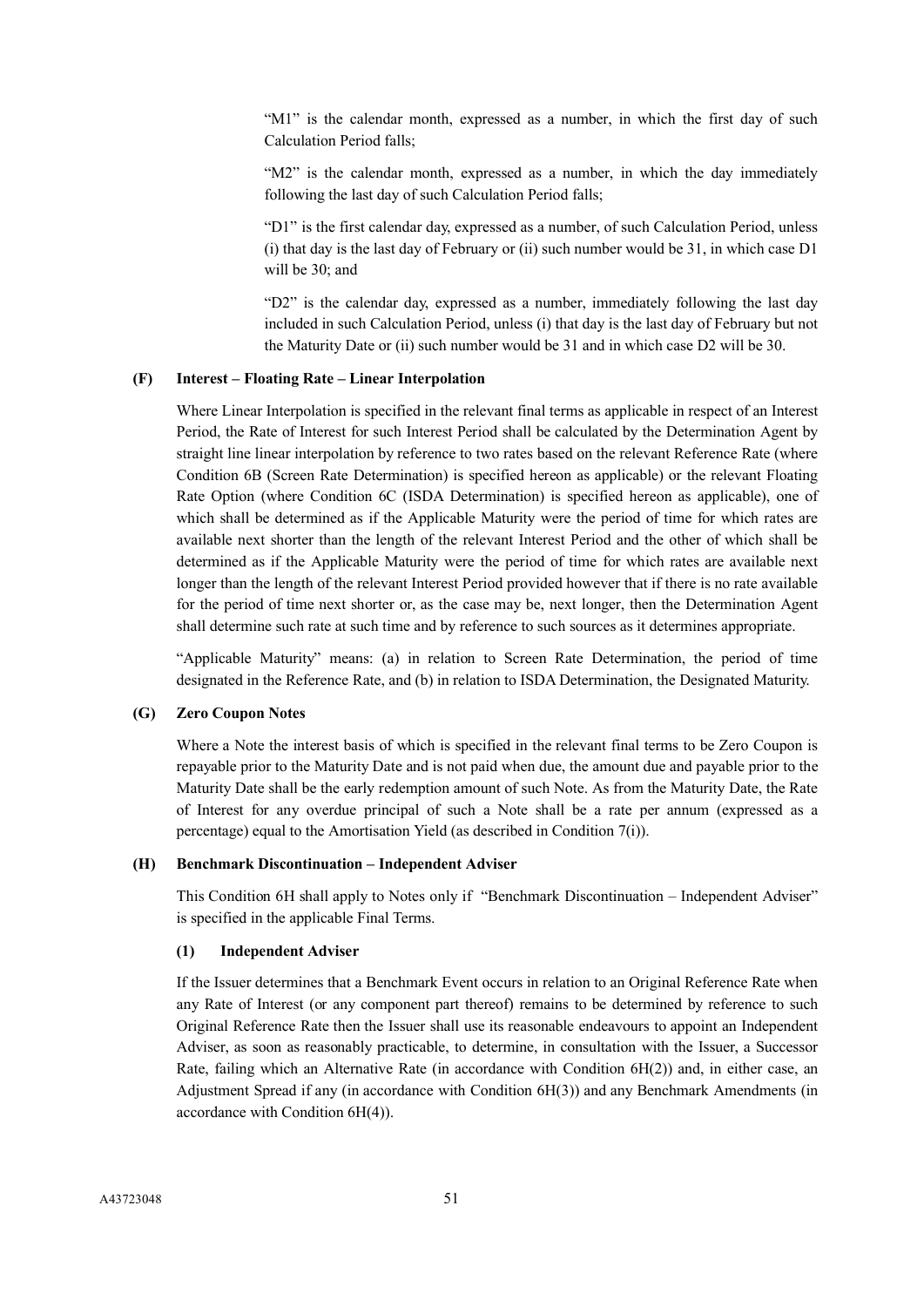"M1" is the calendar month, expressed as a number, in which the first day of such Calculation Period falls;

"M2" is the calendar month, expressed as a number, in which the day immediately following the last day of such Calculation Period falls;

"D1" is the first calendar day, expressed as a number, of such Calculation Period, unless (i) that day is the last day of February or (ii) such number would be 31, in which case D1 will be 30; and

"D2" is the calendar day, expressed as a number, immediately following the last day included in such Calculation Period, unless (i) that day is the last day of February but not the Maturity Date or (ii) such number would be 31 and in which case D2 will be 30.

**(F) Interest – Floating Rate – Linear Interpolation**

Where Linear Interpolation is specified in the relevant final terms as applicable in respect of an Interest Period, the Rate of Interest for such Interest Period shall be calculated by the Determination Agent by straight line linear interpolation by reference to two rates based on the relevant Reference Rate (where Condition 6B (Screen Rate Determination) is specified hereon as applicable) or the relevant Floating Rate Option (where Condition 6C (ISDA Determination) is specified hereon as applicable), one of which shall be determined as if the Applicable Maturity were the period of time for which rates are available next shorter than the length of the relevant Interest Period and the other of which shall be determined as if the Applicable Maturity were the period of time for which rates are available next longer than the length of the relevant Interest Period provided however that if there is no rate available for the period of time next shorter or, as the case may be, next longer, then the Determination Agent shall determine such rate at such time and by reference to such sources as it determines appropriate.

"Applicable Maturity" means: (a) in relation to Screen Rate Determination, the period of time designated in the Reference Rate, and (b) in relation to ISDA Determination, the Designated Maturity.

**(G) Zero Coupon Notes**

Where a Note the interest basis of which is specified in the relevant final terms to be Zero Coupon is repayable prior to the Maturity Date and is not paid when due, the amount due and payable prior to the Maturity Date shall be the early redemption amount of such Note. As from the Maturity Date, the Rate of Interest for any overdue principal of such a Note shall be a rate per annum (expressed as a percentage) equal to the Amortisation Yield (as described in Condition 7(i)).

**(H) Benchmark Discontinuation – Independent Adviser**

This Condition 6H shall apply to Notes only if "Benchmark Discontinuation – Independent Adviser" is specified in the applicable Final Terms.

**(1) Independent Adviser**

If the Issuer determines that a Benchmark Event occurs in relation to an Original Reference Rate when any Rate of Interest (or any component part thereof) remains to be determined by reference to such Original Reference Rate then the Issuer shall use its reasonable endeavours to appoint an Independent Adviser, as soon as reasonably practicable, to determine, in consultation with the Issuer, a Successor Rate, failing which an Alternative Rate (in accordance with Condition 6H(2)) and, in either case, an Adjustment Spread if any (in accordance with Condition 6H(3)) and any Benchmark Amendments (in accordance with Condition 6H(4)).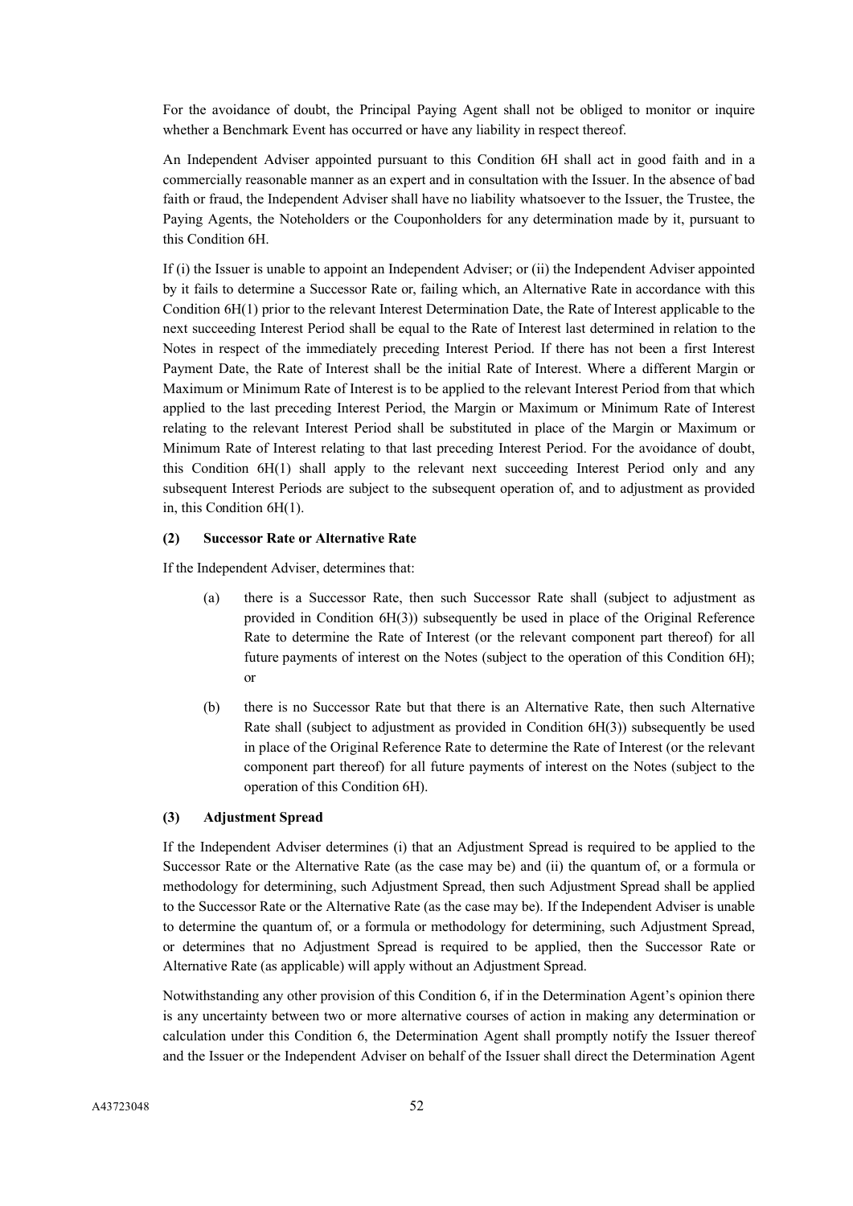For the avoidance of doubt, the Principal Paying Agent shall not be obliged to monitor or inquire whether a Benchmark Event has occurred or have any liability in respect thereof.

An Independent Adviser appointed pursuant to this Condition 6H shall act in good faith and in a commercially reasonable manner as an expert and in consultation with the Issuer. In the absence of bad faith or fraud, the Independent Adviser shall have no liability whatsoever to the Issuer, the Trustee, the Paying Agents, the Noteholders or the Couponholders for any determination made by it, pursuant to this Condition 6H.

If (i) the Issuer is unable to appoint an Independent Adviser; or (ii) the Independent Adviser appointed by it fails to determine a Successor Rate or, failing which, an Alternative Rate in accordance with this Condition 6H(1) prior to the relevant Interest Determination Date, the Rate of Interest applicable to the next succeeding Interest Period shall be equal to the Rate of Interest last determined in relation to the Notes in respect of the immediately preceding Interest Period. If there has not been a first Interest Payment Date, the Rate of Interest shall be the initial Rate of Interest. Where a different Margin or Maximum or Minimum Rate of Interest is to be applied to the relevant Interest Period from that which applied to the last preceding Interest Period, the Margin or Maximum or Minimum Rate of Interest relating to the relevant Interest Period shall be substituted in place of the Margin or Maximum or Minimum Rate of Interest relating to that last preceding Interest Period. For the avoidance of doubt, this Condition 6H(1) shall apply to the relevant next succeeding Interest Period only and any subsequent Interest Periods are subject to the subsequent operation of, and to adjustment as provided in, this Condition 6H(1).

**(2) Successor Rate or Alternative Rate**

If the Independent Adviser, determines that:

(a) there is a Successor Rate, then such Successor Rate shall (subject to adjustment as provided in Condition 6H(3)) subsequently be used in place of the Original Reference Rate to determine the Rate of Interest (or the relevant component part thereof) for all future payments of interest on the Notes (subject to the operation of this Condition 6H); or

(b) there is no Successor Rate but that there is an Alternative Rate, then such Alternative Rate shall (subject to adjustment as provided in Condition 6H(3)) subsequently be used in place of the Original Reference Rate to determine the Rate of Interest (or the relevant component part thereof) for all future payments of interest on the Notes (subject to the operation of this Condition 6H).

**(3) Adjustment Spread**

If the Independent Adviser determines (i) that an Adjustment Spread is required to be applied to the Successor Rate or the Alternative Rate (as the case may be) and (ii) the quantum of, or a formula or methodology for determining, such Adjustment Spread, then such Adjustment Spread shall be applied to the Successor Rate or the Alternative Rate (as the case may be). If the Independent Adviser is unable to determine the quantum of, or a formula or methodology for determining, such Adjustment Spread, or determines that no Adjustment Spread is required to be applied, then the Successor Rate or Alternative Rate (as applicable) will apply without an Adjustment Spread.

Notwithstanding any other provision of this Condition 6, if in the Determination Agent's opinion there is any uncertainty between two or more alternative courses of action in making any determination or calculation under this Condition 6, the Determination Agent shall promptly notify the Issuer thereof and the Issuer or the Independent Adviser on behalf of the Issuer shall direct the Determination Agent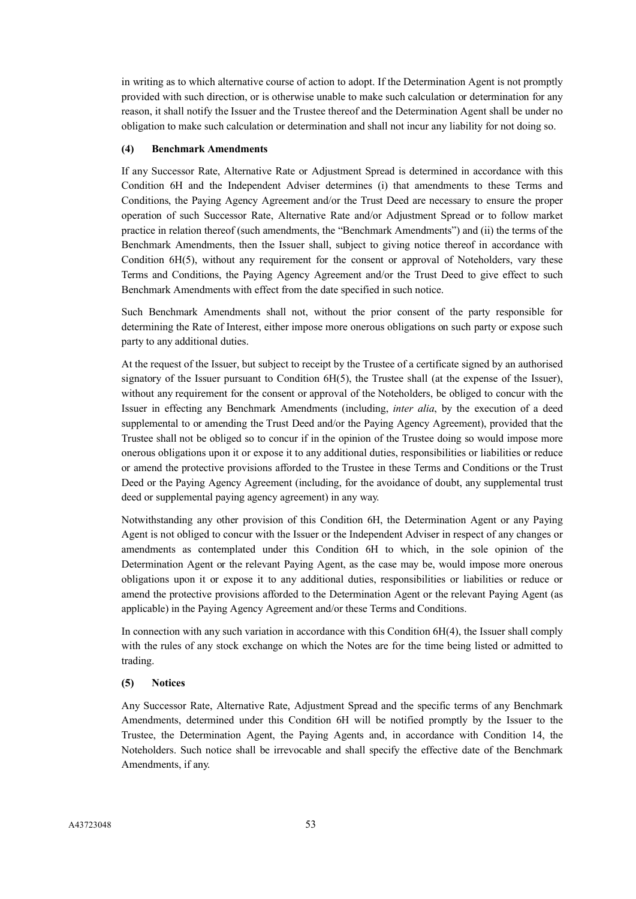in writing as to which alternative course of action to adopt. If the Determination Agent is not promptly provided with such direction, or is otherwise unable to make such calculation or determination for any reason, it shall notify the Issuer and the Trustee thereof and the Determination Agent shall be under no obligation to make such calculation or determination and shall not incur any liability for not doing so.

**(4) Benchmark Amendments**

If any Successor Rate, Alternative Rate or Adjustment Spread is determined in accordance with this Condition 6H and the Independent Adviser determines (i) that amendments to these Terms and Conditions, the Paying Agency Agreement and/or the Trust Deed are necessary to ensure the proper operation of such Successor Rate, Alternative Rate and/or Adjustment Spread or to follow market practice in relation thereof (such amendments, the "Benchmark Amendments") and (ii) the terms of the Benchmark Amendments, then the Issuer shall, subject to giving notice thereof in accordance with Condition 6H(5), without any requirement for the consent or approval of Noteholders, vary these Terms and Conditions, the Paying Agency Agreement and/or the Trust Deed to give effect to such Benchmark Amendments with effect from the date specified in such notice.

Such Benchmark Amendments shall not, without the prior consent of the party responsible for determining the Rate of Interest, either impose more onerous obligations on such party or expose such party to any additional duties.

At the request of the Issuer, but subject to receipt by the Trustee of a certificate signed by an authorised signatory of the Issuer pursuant to Condition 6H(5), the Trustee shall (at the expense of the Issuer), without any requirement for the consent or approval of the Noteholders, be obliged to concur with the Issuer in effecting any Benchmark Amendments (including, *inter alia*, by the execution of a deed supplemental to or amending the Trust Deed and/or the Paying Agency Agreement), provided that the Trustee shall not be obliged so to concur if in the opinion of the Trustee doing so would impose more onerous obligations upon it or expose it to any additional duties, responsibilities or liabilities or reduce or amend the protective provisions afforded to the Trustee in these Terms and Conditions or the Trust Deed or the Paying Agency Agreement (including, for the avoidance of doubt, any supplemental trust deed or supplemental paying agency agreement) in any way.

Notwithstanding any other provision of this Condition 6H, the Determination Agent or any Paying Agent is not obliged to concur with the Issuer or the Independent Adviser in respect of any changes or amendments as contemplated under this Condition 6H to which, in the sole opinion of the Determination Agent or the relevant Paying Agent, as the case may be, would impose more onerous obligations upon it or expose it to any additional duties, responsibilities or liabilities or reduce or amend the protective provisions afforded to the Determination Agent or the relevant Paying Agent (as applicable) in the Paying Agency Agreement and/or these Terms and Conditions.

In connection with any such variation in accordance with this Condition 6H(4), the Issuer shall comply with the rules of any stock exchange on which the Notes are for the time being listed or admitted to trading.

**(5) Notices**

Any Successor Rate, Alternative Rate, Adjustment Spread and the specific terms of any Benchmark Amendments, determined under this Condition 6H will be notified promptly by the Issuer to the Trustee, the Determination Agent, the Paying Agents and, in accordance with Condition 14, the Noteholders. Such notice shall be irrevocable and shall specify the effective date of the Benchmark Amendments, if any.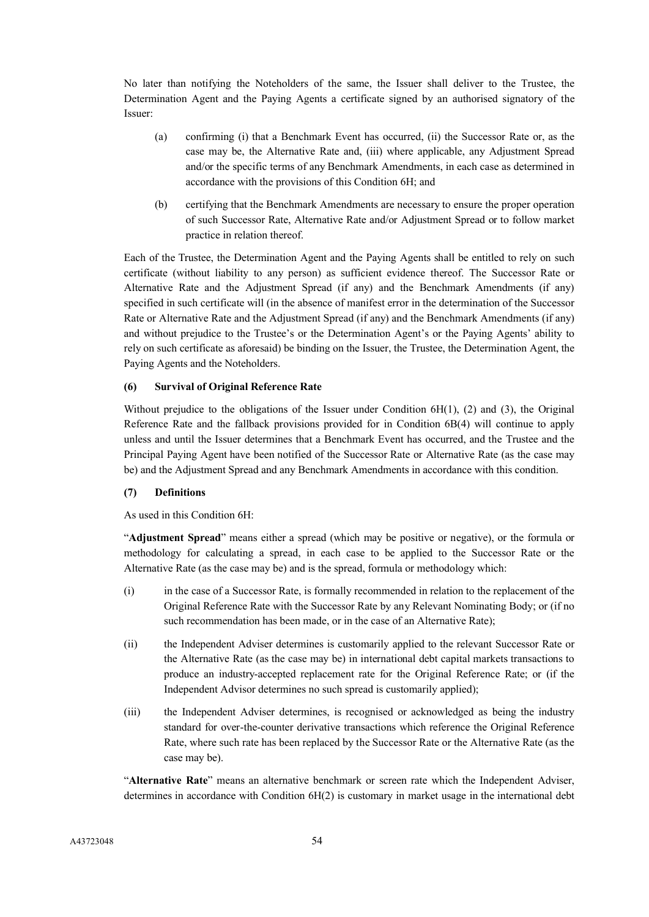No later than notifying the Noteholders of the same, the Issuer shall deliver to the Trustee, the Determination Agent and the Paying Agents a certificate signed by an authorised signatory of the Issuer:

(a) confirming (i) that a Benchmark Event has occurred, (ii) the Successor Rate or, as the case may be, the Alternative Rate and, (iii) where applicable, any Adjustment Spread and/or the specific terms of any Benchmark Amendments, in each case as determined in accordance with the provisions of this Condition 6H; and

(b) certifying that the Benchmark Amendments are necessary to ensure the proper operation of such Successor Rate, Alternative Rate and/or Adjustment Spread or to follow market practice in relation thereof.

Each of the Trustee, the Determination Agent and the Paying Agents shall be entitled to rely on such certificate (without liability to any person) as sufficient evidence thereof. The Successor Rate or Alternative Rate and the Adjustment Spread (if any) and the Benchmark Amendments (if any) specified in such certificate will (in the absence of manifest error in the determination of the Successor Rate or Alternative Rate and the Adjustment Spread (if any) and the Benchmark Amendments (if any) and without prejudice to the Trustee's or the Determination Agent's or the Paying Agents' ability to rely on such certificate as aforesaid) be binding on the Issuer, the Trustee, the Determination Agent, the Paying Agents and the Noteholders.

**(6) Survival of Original Reference Rate**

Without prejudice to the obligations of the Issuer under Condition 6H(1), (2) and (3), the Original Reference Rate and the fallback provisions provided for in Condition 6B(4) will continue to apply unless and until the Issuer determines that a Benchmark Event has occurred, and the Trustee and the Principal Paying Agent have been notified of the Successor Rate or Alternative Rate (as the case may be) and the Adjustment Spread and any Benchmark Amendments in accordance with this condition.

**(7) Definitions**

As used in this Condition 6H:

"**Adjustment Spread**" means either a spread (which may be positive or negative), or the formula or methodology for calculating a spread, in each case to be applied to the Successor Rate or the Alternative Rate (as the case may be) and is the spread, formula or methodology which:

(i) in the case of a Successor Rate, is formally recommended in relation to the replacement of the Original Reference Rate with the Successor Rate by any Relevant Nominating Body; or (if no such recommendation has been made, or in the case of an Alternative Rate);

(ii) the Independent Adviser determines is customarily applied to the relevant Successor Rate or the Alternative Rate (as the case may be) in international debt capital markets transactions to produce an industry-accepted replacement rate for the Original Reference Rate; or (if the Independent Advisor determines no such spread is customarily applied);

(iii) the Independent Adviser determines, is recognised or acknowledged as being the industry standard for over-the-counter derivative transactions which reference the Original Reference Rate, where such rate has been replaced by the Successor Rate or the Alternative Rate (as the case may be).

"**Alternative Rate**" means an alternative benchmark or screen rate which the Independent Adviser, determines in accordance with Condition 6H(2) is customary in market usage in the international debt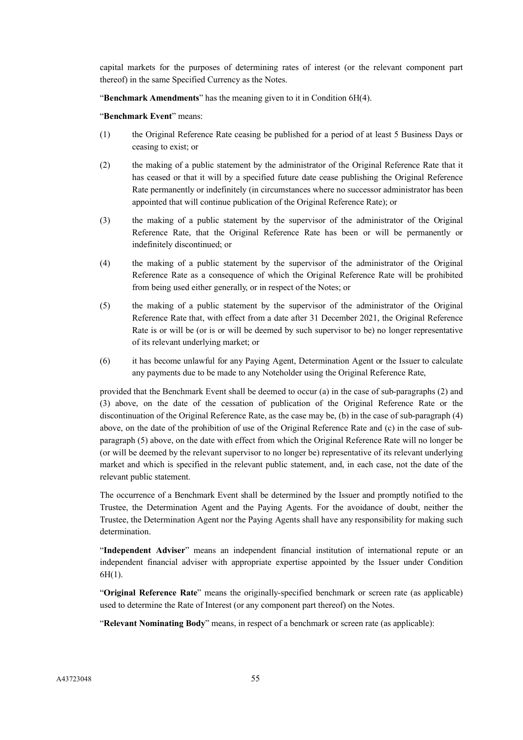capital markets for the purposes of determining rates of interest (or the relevant component part thereof) in the same Specified Currency as the Notes.

"**Benchmark Amendments**" has the meaning given to it in Condition 6H(4).

"**Benchmark Event**" means:

(1) the Original Reference Rate ceasing be published for a period of at least 5 Business Days or ceasing to exist; or

(2) the making of a public statement by the administrator of the Original Reference Rate that it has ceased or that it will by a specified future date cease publishing the Original Reference Rate permanently or indefinitely (in circumstances where no successor administrator has been appointed that will continue publication of the Original Reference Rate); or

(3) the making of a public statement by the supervisor of the administrator of the Original Reference Rate, that the Original Reference Rate has been or will be permanently or indefinitely discontinued; or

(4) the making of a public statement by the supervisor of the administrator of the Original Reference Rate as a consequence of which the Original Reference Rate will be prohibited from being used either generally, or in respect of the Notes; or

(5) the making of a public statement by the supervisor of the administrator of the Original Reference Rate that, with effect from a date after 31 December 2021, the Original Reference Rate is or will be (or is or will be deemed by such supervisor to be) no longer representative of its relevant underlying market; or

(6) it has become unlawful for any Paying Agent, Determination Agent or the Issuer to calculate any payments due to be made to any Noteholder using the Original Reference Rate,

provided that the Benchmark Event shall be deemed to occur (a) in the case of sub-paragraphs (2) and (3) above, on the date of the cessation of publication of the Original Reference Rate or the discontinuation of the Original Reference Rate, as the case may be, (b) in the case of sub-paragraph (4) above, on the date of the prohibition of use of the Original Reference Rate and (c) in the case of sub-paragraph (5) above, on the date with effect from which the Original Reference Rate will no longer be (or will be deemed by the relevant supervisor to no longer be) representative of its relevant underlying market and which is specified in the relevant public statement, and, in each case, not the date of the relevant public statement.

The occurrence of a Benchmark Event shall be determined by the Issuer and promptly notified to the Trustee, the Determination Agent and the Paying Agents. For the avoidance of doubt, neither the Trustee, the Determination Agent nor the Paying Agents shall have any responsibility for making such determination.

"**Independent Adviser**" means an independent financial institution of international repute or an independent financial adviser with appropriate expertise appointed by the Issuer under Condition 6H(1).

"**Original Reference Rate**" means the originally-specified benchmark or screen rate (as applicable) used to determine the Rate of Interest (or any component part thereof) on the Notes.

"**Relevant Nominating Body**" means, in respect of a benchmark or screen rate (as applicable):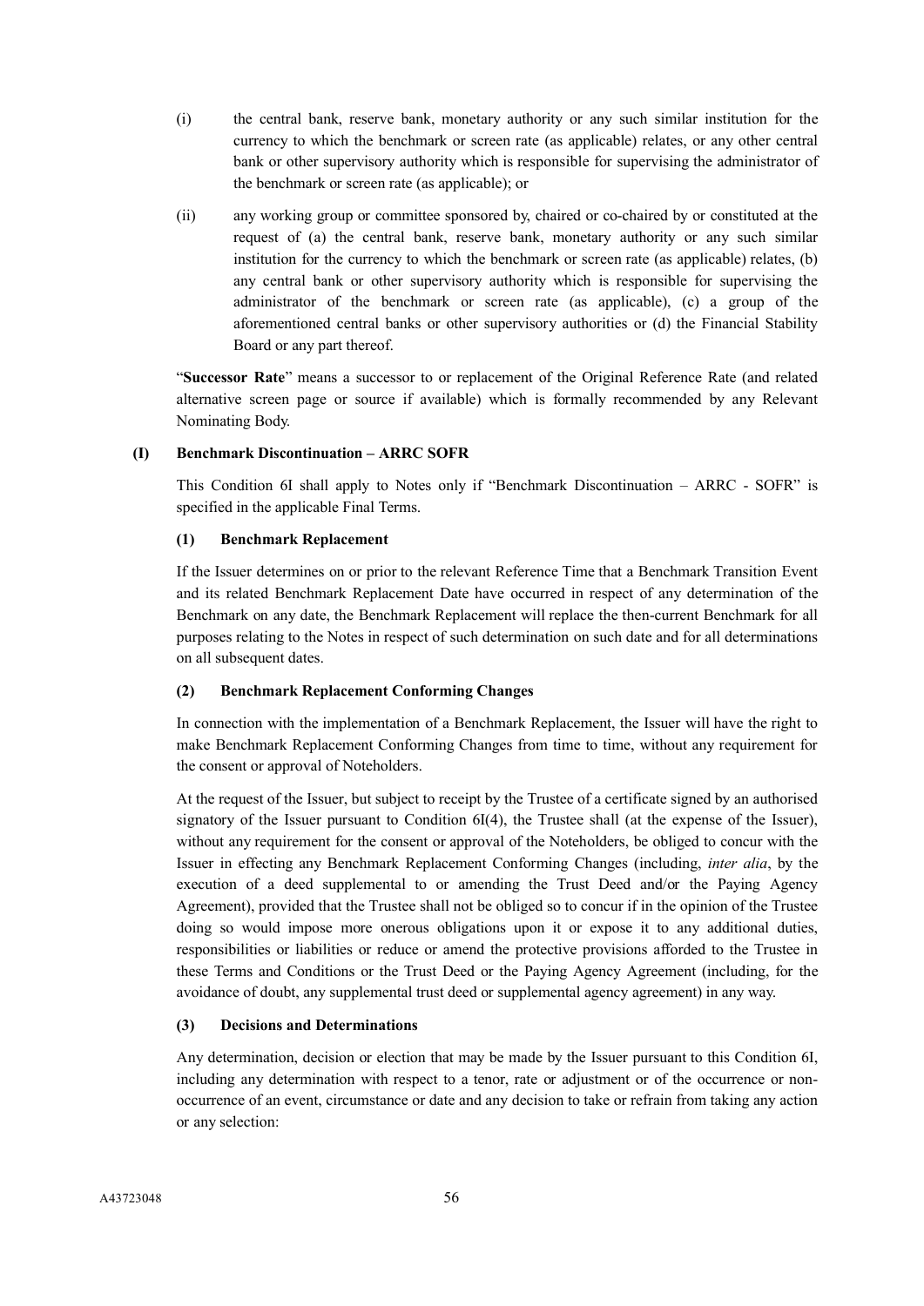(i) the central bank, reserve bank, monetary authority or any such similar institution for the currency to which the benchmark or screen rate (as applicable) relates, or any other central bank or other supervisory authority which is responsible for supervising the administrator of the benchmark or screen rate (as applicable); or

(ii) any working group or committee sponsored by, chaired or co-chaired by or constituted at the request of (a) the central bank, reserve bank, monetary authority or any such similar institution for the currency to which the benchmark or screen rate (as applicable) relates, (b) any central bank or other supervisory authority which is responsible for supervising the administrator of the benchmark or screen rate (as applicable), (c) a group of the aforementioned central banks or other supervisory authorities or (d) the Financial Stability Board or any part thereof.

"**Successor Rate**" means a successor to or replacement of the Original Reference Rate (and related alternative screen page or source if available) which is formally recommended by any Relevant Nominating Body.

### (I) Benchmark Discontinuation – ARRC SOFR

This Condition 6I shall apply to Notes only if "Benchmark Discontinuation – ARRC - SOFR" is specified in the applicable Final Terms.

#### (1) Benchmark Replacement

If the Issuer determines on or prior to the relevant Reference Time that a Benchmark Transition Event and its related Benchmark Replacement Date have occurred in respect of any determination of the Benchmark on any date, the Benchmark Replacement will replace the then-current Benchmark for all purposes relating to the Notes in respect of such determination on such date and for all determinations on all subsequent dates.

#### (2) Benchmark Replacement Conforming Changes

In connection with the implementation of a Benchmark Replacement, the Issuer will have the right to make Benchmark Replacement Conforming Changes from time to time, without any requirement for the consent or approval of Noteholders.

At the request of the Issuer, but subject to receipt by the Trustee of a certificate signed by an authorised signatory of the Issuer pursuant to Condition 6I(4), the Trustee shall (at the expense of the Issuer), without any requirement for the consent or approval of the Noteholders, be obliged to concur with the Issuer in effecting any Benchmark Replacement Conforming Changes (including, *inter alia*, by the execution of a deed supplemental to or amending the Trust Deed and/or the Paying Agency Agreement), provided that the Trustee shall not be obliged so to concur if in the opinion of the Trustee doing so would impose more onerous obligations upon it or expose it to any additional duties, responsibilities or liabilities or reduce or amend the protective provisions afforded to the Trustee in these Terms and Conditions or the Trust Deed or the Paying Agency Agreement (including, for the avoidance of doubt, any supplemental trust deed or supplemental agency agreement) in any way.

#### (3) Decisions and Determinations

Any determination, decision or election that may be made by the Issuer pursuant to this Condition 6I, including any determination with respect to a tenor, rate or adjustment or of the occurrence or non-occurrence of an event, circumstance or date and any decision to take or refrain from taking any action or any selection: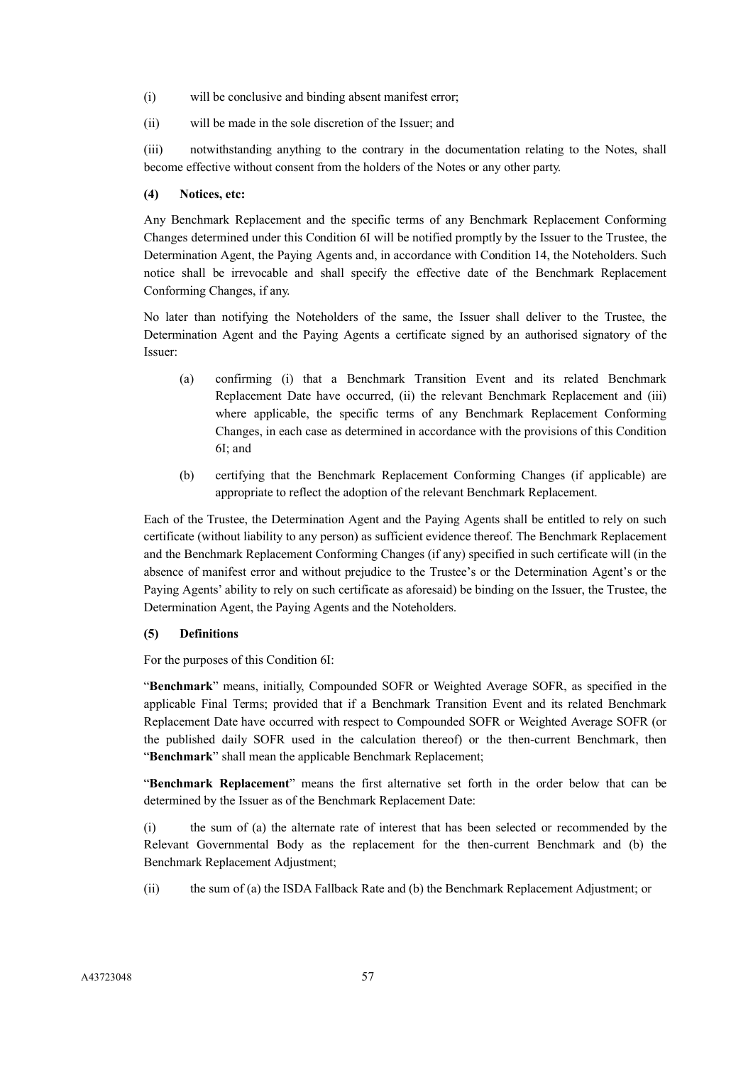(i) will be conclusive and binding absent manifest error;

(ii) will be made in the sole discretion of the Issuer; and

(iii) notwithstanding anything to the contrary in the documentation relating to the Notes, shall become effective without consent from the holders of the Notes or any other party.

**(4) Notices, etc:**

Any Benchmark Replacement and the specific terms of any Benchmark Replacement Conforming Changes determined under this Condition 6I will be notified promptly by the Issuer to the Trustee, the Determination Agent, the Paying Agents and, in accordance with Condition 14, the Noteholders. Such notice shall be irrevocable and shall specify the effective date of the Benchmark Replacement Conforming Changes, if any.

No later than notifying the Noteholders of the same, the Issuer shall deliver to the Trustee, the Determination Agent and the Paying Agents a certificate signed by an authorised signatory of the Issuer:

(a) confirming (i) that a Benchmark Transition Event and its related Benchmark Replacement Date have occurred, (ii) the relevant Benchmark Replacement and (iii) where applicable, the specific terms of any Benchmark Replacement Conforming Changes, in each case as determined in accordance with the provisions of this Condition 6I; and

(b) certifying that the Benchmark Replacement Conforming Changes (if applicable) are appropriate to reflect the adoption of the relevant Benchmark Replacement.

Each of the Trustee, the Determination Agent and the Paying Agents shall be entitled to rely on such certificate (without liability to any person) as sufficient evidence thereof. The Benchmark Replacement and the Benchmark Replacement Conforming Changes (if any) specified in such certificate will (in the absence of manifest error and without prejudice to the Trustee's or the Determination Agent's or the Paying Agents' ability to rely on such certificate as aforesaid) be binding on the Issuer, the Trustee, the Determination Agent, the Paying Agents and the Noteholders.

**(5) Definitions**

For the purposes of this Condition 6I:

"**Benchmark**" means, initially, Compounded SOFR or Weighted Average SOFR, as specified in the applicable Final Terms; provided that if a Benchmark Transition Event and its related Benchmark Replacement Date have occurred with respect to Compounded SOFR or Weighted Average SOFR (or the published daily SOFR used in the calculation thereof) or the then-current Benchmark, then "**Benchmark**" shall mean the applicable Benchmark Replacement;

"**Benchmark Replacement**" means the first alternative set forth in the order below that can be determined by the Issuer as of the Benchmark Replacement Date:

(i) the sum of (a) the alternate rate of interest that has been selected or recommended by the Relevant Governmental Body as the replacement for the then-current Benchmark and (b) the Benchmark Replacement Adjustment;

(ii) the sum of (a) the ISDA Fallback Rate and (b) the Benchmark Replacement Adjustment; or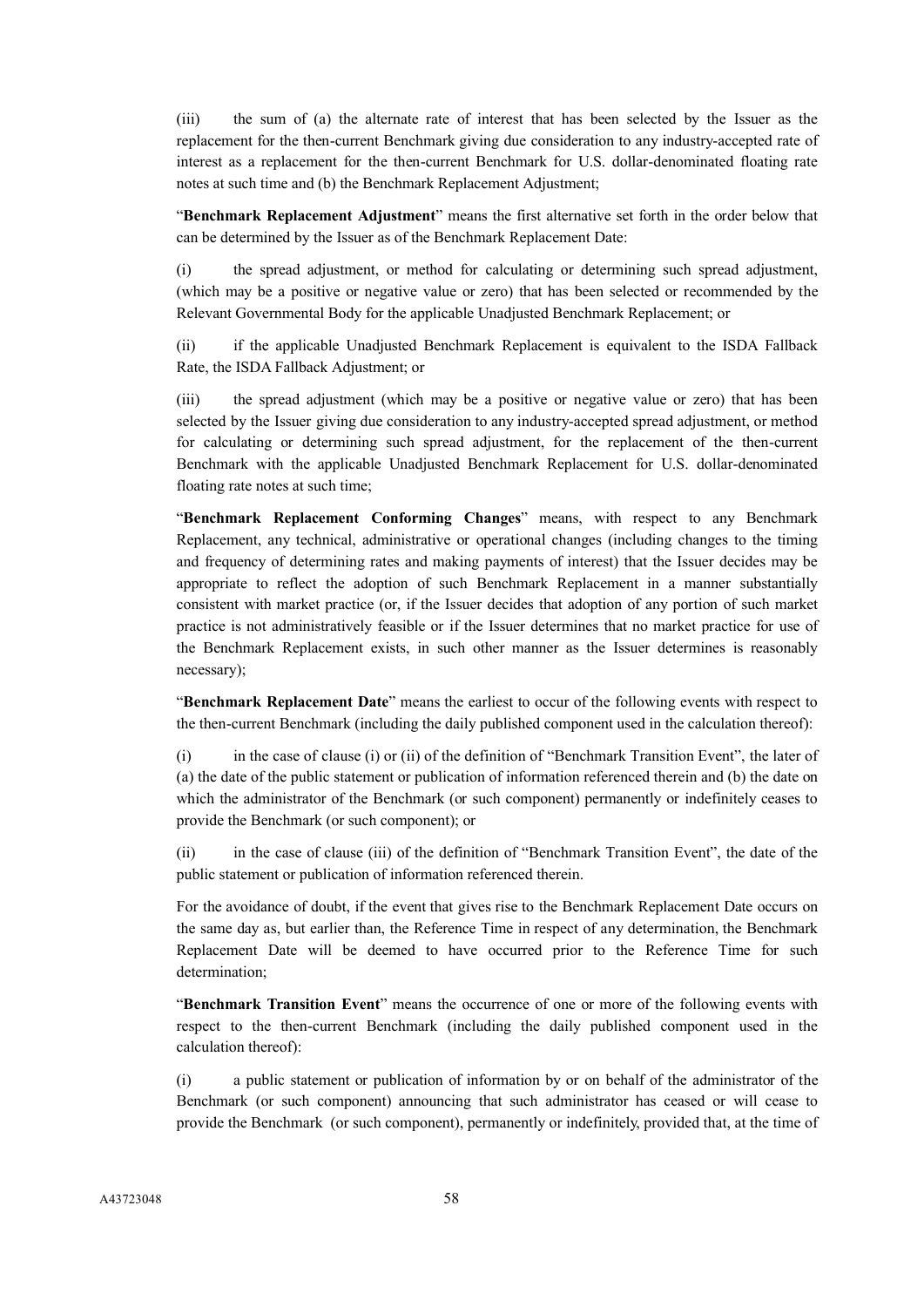(iii) the sum of (a) the alternate rate of interest that has been selected by the Issuer as the replacement for the then-current Benchmark giving due consideration to any industry-accepted rate of interest as a replacement for the then-current Benchmark for U.S. dollar-denominated floating rate notes at such time and (b) the Benchmark Replacement Adjustment;

"**Benchmark Replacement Adjustment**" means the first alternative set forth in the order below that can be determined by the Issuer as of the Benchmark Replacement Date:

(i) the spread adjustment, or method for calculating or determining such spread adjustment, (which may be a positive or negative value or zero) that has been selected or recommended by the Relevant Governmental Body for the applicable Unadjusted Benchmark Replacement; or

(ii) if the applicable Unadjusted Benchmark Replacement is equivalent to the ISDA Fallback Rate, the ISDA Fallback Adjustment; or

(iii) the spread adjustment (which may be a positive or negative value or zero) that has been selected by the Issuer giving due consideration to any industry-accepted spread adjustment, or method for calculating or determining such spread adjustment, for the replacement of the then-current Benchmark with the applicable Unadjusted Benchmark Replacement for U.S. dollar-denominated floating rate notes at such time;

"**Benchmark Replacement Conforming Changes**" means, with respect to any Benchmark Replacement, any technical, administrative or operational changes (including changes to the timing and frequency of determining rates and making payments of interest) that the Issuer decides may be appropriate to reflect the adoption of such Benchmark Replacement in a manner substantially consistent with market practice (or, if the Issuer decides that adoption of any portion of such market practice is not administratively feasible or if the Issuer determines that no market practice for use of the Benchmark Replacement exists, in such other manner as the Issuer determines is reasonably necessary);

"**Benchmark Replacement Date**" means the earliest to occur of the following events with respect to the then-current Benchmark (including the daily published component used in the calculation thereof):

(i) in the case of clause (i) or (ii) of the definition of "Benchmark Transition Event", the later of (a) the date of the public statement or publication of information referenced therein and (b) the date on which the administrator of the Benchmark (or such component) permanently or indefinitely ceases to provide the Benchmark (or such component); or

(ii) in the case of clause (iii) of the definition of "Benchmark Transition Event", the date of the public statement or publication of information referenced therein.

For the avoidance of doubt, if the event that gives rise to the Benchmark Replacement Date occurs on the same day as, but earlier than, the Reference Time in respect of any determination, the Benchmark Replacement Date will be deemed to have occurred prior to the Reference Time for such determination;

"**Benchmark Transition Event**" means the occurrence of one or more of the following events with respect to the then-current Benchmark (including the daily published component used in the calculation thereof):

(i) a public statement or publication of information by or on behalf of the administrator of the Benchmark (or such component) announcing that such administrator has ceased or will cease to provide the Benchmark (or such component), permanently or indefinitely, provided that, at the time of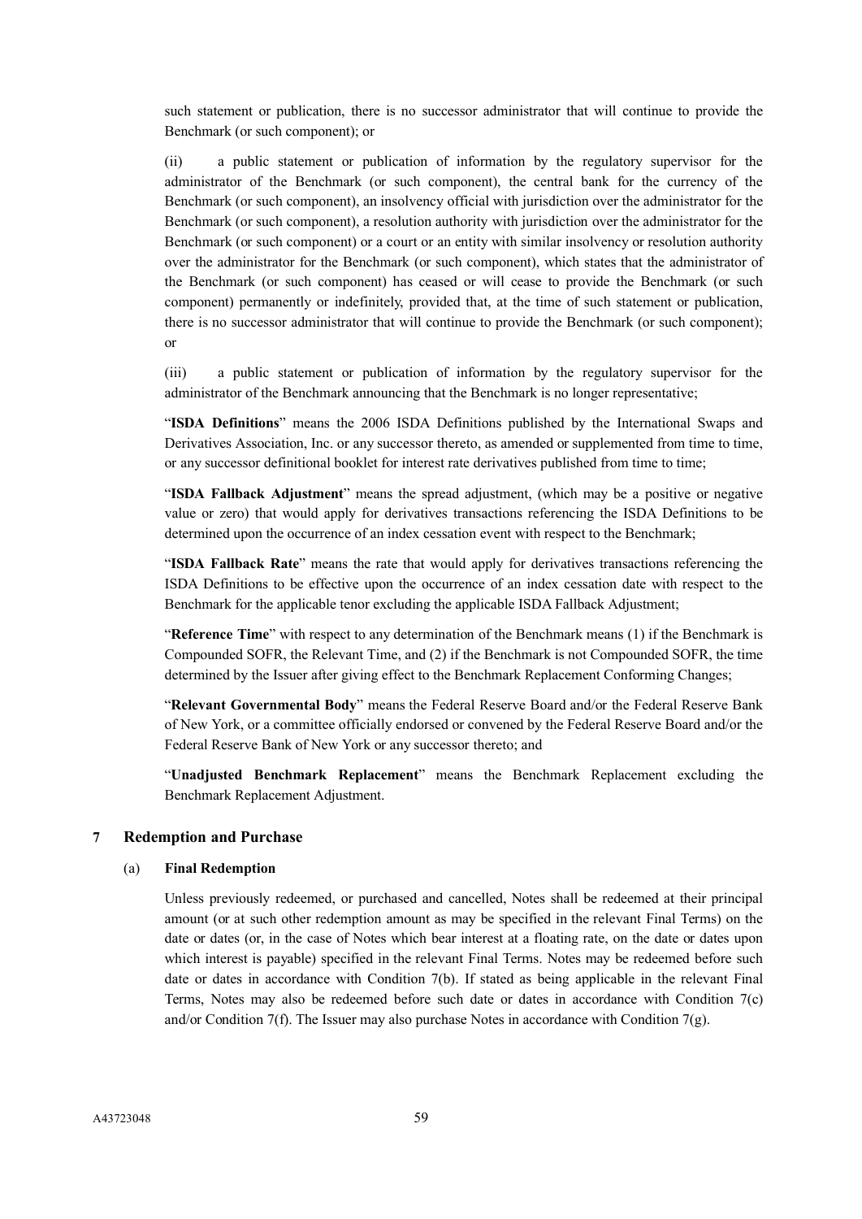such statement or publication, there is no successor administrator that will continue to provide the Benchmark (or such component); or

(ii) a public statement or publication of information by the regulatory supervisor for the administrator of the Benchmark (or such component), the central bank for the currency of the Benchmark (or such component), an insolvency official with jurisdiction over the administrator for the Benchmark (or such component), a resolution authority with jurisdiction over the administrator for the Benchmark (or such component) or a court or an entity with similar insolvency or resolution authority over the administrator for the Benchmark (or such component), which states that the administrator of the Benchmark (or such component) has ceased or will cease to provide the Benchmark (or such component) permanently or indefinitely, provided that, at the time of such statement or publication, there is no successor administrator that will continue to provide the Benchmark (or such component); or

(iii) a public statement or publication of information by the regulatory supervisor for the administrator of the Benchmark announcing that the Benchmark is no longer representative;

"**ISDA Definitions**" means the 2006 ISDA Definitions published by the International Swaps and Derivatives Association, Inc. or any successor thereto, as amended or supplemented from time to time, or any successor definitional booklet for interest rate derivatives published from time to time;

"**ISDA Fallback Adjustment**" means the spread adjustment, (which may be a positive or negative value or zero) that would apply for derivatives transactions referencing the ISDA Definitions to be determined upon the occurrence of an index cessation event with respect to the Benchmark;

"**ISDA Fallback Rate**" means the rate that would apply for derivatives transactions referencing the ISDA Definitions to be effective upon the occurrence of an index cessation date with respect to the Benchmark for the applicable tenor excluding the applicable ISDA Fallback Adjustment;

"**Reference Time**" with respect to any determination of the Benchmark means (1) if the Benchmark is Compounded SOFR, the Relevant Time, and (2) if the Benchmark is not Compounded SOFR, the time determined by the Issuer after giving effect to the Benchmark Replacement Conforming Changes;

"**Relevant Governmental Body**" means the Federal Reserve Board and/or the Federal Reserve Bank of New York, or a committee officially endorsed or convened by the Federal Reserve Board and/or the Federal Reserve Bank of New York or any successor thereto; and

"**Unadjusted Benchmark Replacement**" means the Benchmark Replacement excluding the Benchmark Replacement Adjustment.

## 7 Redemption and Purchase

### (a) Final Redemption

Unless previously redeemed, or purchased and cancelled, Notes shall be redeemed at their principal amount (or at such other redemption amount as may be specified in the relevant Final Terms) on the date or dates (or, in the case of Notes which bear interest at a floating rate, on the date or dates upon which interest is payable) specified in the relevant Final Terms. Notes may be redeemed before such date or dates in accordance with Condition 7(b). If stated as being applicable in the relevant Final Terms, Notes may also be redeemed before such date or dates in accordance with Condition 7(c) and/or Condition 7(f). The Issuer may also purchase Notes in accordance with Condition 7(g).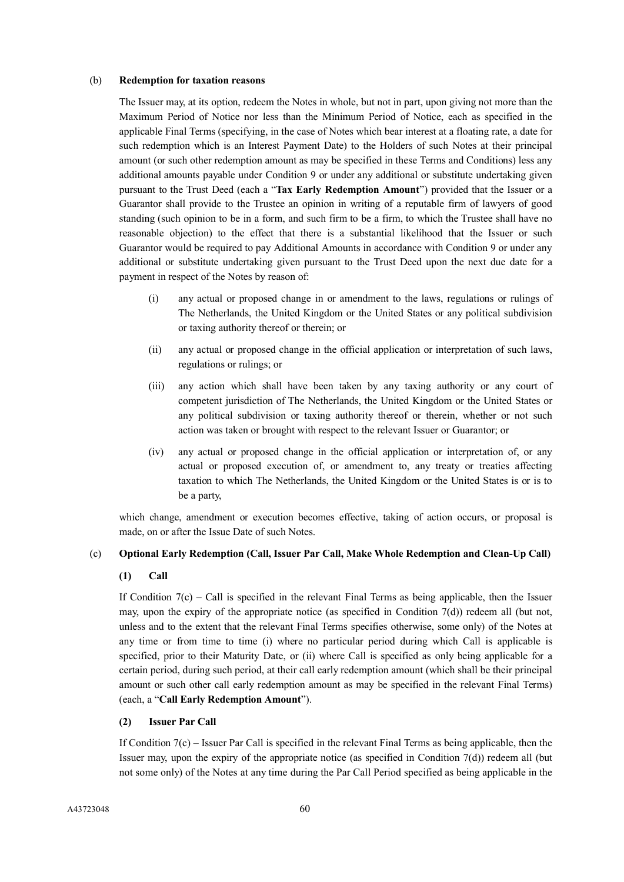(b) **Redemption for taxation reasons**

The Issuer may, at its option, redeem the Notes in whole, but not in part, upon giving not more than the Maximum Period of Notice nor less than the Minimum Period of Notice, each as specified in the applicable Final Terms (specifying, in the case of Notes which bear interest at a floating rate, a date for such redemption which is an Interest Payment Date) to the Holders of such Notes at their principal amount (or such other redemption amount as may be specified in these Terms and Conditions) less any additional amounts payable under Condition 9 or under any additional or substitute undertaking given pursuant to the Trust Deed (each a "**Tax Early Redemption Amount**") provided that the Issuer or a Guarantor shall provide to the Trustee an opinion in writing of a reputable firm of lawyers of good standing (such opinion to be in a form, and such firm to be a firm, to which the Trustee shall have no reasonable objection) to the effect that there is a substantial likelihood that the Issuer or such Guarantor would be required to pay Additional Amounts in accordance with Condition 9 or under any additional or substitute undertaking given pursuant to the Trust Deed upon the next due date for a payment in respect of the Notes by reason of:

(i) any actual or proposed change in or amendment to the laws, regulations or rulings of The Netherlands, the United Kingdom or the United States or any political subdivision or taxing authority thereof or therein; or

(ii) any actual or proposed change in the official application or interpretation of such laws, regulations or rulings; or

(iii) any action which shall have been taken by any taxing authority or any court of competent jurisdiction of The Netherlands, the United Kingdom or the United States or any political subdivision or taxing authority thereof or therein, whether or not such action was taken or brought with respect to the relevant Issuer or Guarantor; or

(iv) any actual or proposed change in the official application or interpretation of, or any actual or proposed execution of, or amendment to, any treaty or treaties affecting taxation to which The Netherlands, the United Kingdom or the United States is or is to be a party,

which change, amendment or execution becomes effective, taking of action occurs, or proposal is made, on or after the Issue Date of such Notes.

(c) **Optional Early Redemption (Call, Issuer Par Call, Make Whole Redemption and Clean-Up Call)**

**(1) Call**

If Condition 7(c) – Call is specified in the relevant Final Terms as being applicable, then the Issuer may, upon the expiry of the appropriate notice (as specified in Condition 7(d)) redeem all (but not, unless and to the extent that the relevant Final Terms specifies otherwise, some only) of the Notes at any time or from time to time (i) where no particular period during which Call is applicable is specified, prior to their Maturity Date, or (ii) where Call is specified as only being applicable for a certain period, during such period, at their call early redemption amount (which shall be their principal amount or such other call early redemption amount as may be specified in the relevant Final Terms) (each, a "**Call Early Redemption Amount**").

**(2) Issuer Par Call**

If Condition 7(c) – Issuer Par Call is specified in the relevant Final Terms as being applicable, then the Issuer may, upon the expiry of the appropriate notice (as specified in Condition 7(d)) redeem all (but not some only) of the Notes at any time during the Par Call Period specified as being applicable in the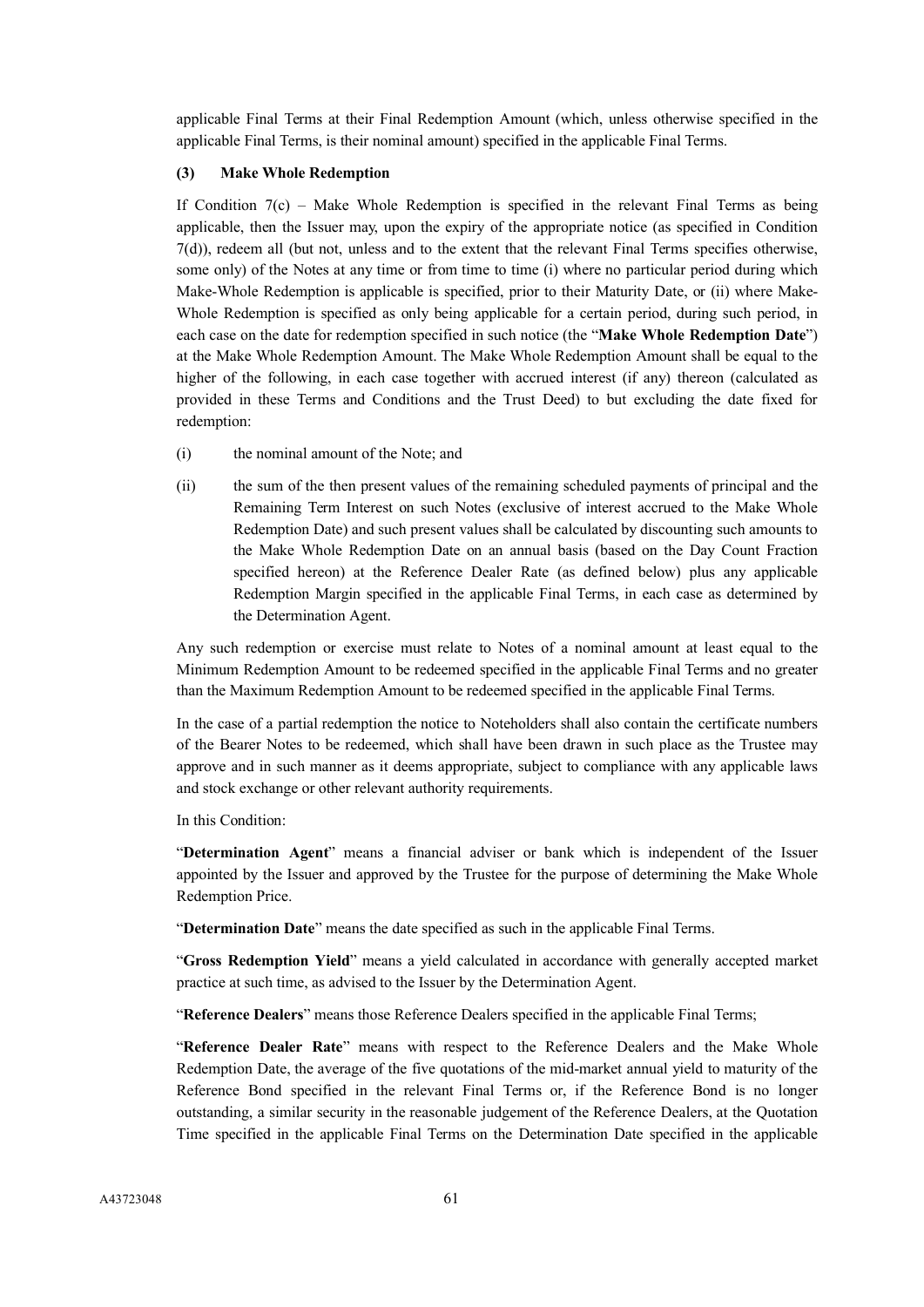applicable Final Terms at their Final Redemption Amount (which, unless otherwise specified in the applicable Final Terms, is their nominal amount) specified in the applicable Final Terms.

**(3) Make Whole Redemption**

If Condition 7(c) – Make Whole Redemption is specified in the relevant Final Terms as being applicable, then the Issuer may, upon the expiry of the appropriate notice (as specified in Condition 7(d)), redeem all (but not, unless and to the extent that the relevant Final Terms specifies otherwise, some only) of the Notes at any time or from time to time (i) where no particular period during which Make-Whole Redemption is applicable is specified, prior to their Maturity Date, or (ii) where Make-Whole Redemption is specified as only being applicable for a certain period, during such period, in each case on the date for redemption specified in such notice (the "**Make Whole Redemption Date**") at the Make Whole Redemption Amount. The Make Whole Redemption Amount shall be equal to the higher of the following, in each case together with accrued interest (if any) thereon (calculated as provided in these Terms and Conditions and the Trust Deed) to but excluding the date fixed for redemption:

(i) the nominal amount of the Note; and

(ii) the sum of the then present values of the remaining scheduled payments of principal and the Remaining Term Interest on such Notes (exclusive of interest accrued to the Make Whole Redemption Date) and such present values shall be calculated by discounting such amounts to the Make Whole Redemption Date on an annual basis (based on the Day Count Fraction specified hereon) at the Reference Dealer Rate (as defined below) plus any applicable Redemption Margin specified in the applicable Final Terms, in each case as determined by the Determination Agent.

Any such redemption or exercise must relate to Notes of a nominal amount at least equal to the Minimum Redemption Amount to be redeemed specified in the applicable Final Terms and no greater than the Maximum Redemption Amount to be redeemed specified in the applicable Final Terms.

In the case of a partial redemption the notice to Noteholders shall also contain the certificate numbers of the Bearer Notes to be redeemed, which shall have been drawn in such place as the Trustee may approve and in such manner as it deems appropriate, subject to compliance with any applicable laws and stock exchange or other relevant authority requirements.

In this Condition:

"**Determination Agent**" means a financial adviser or bank which is independent of the Issuer appointed by the Issuer and approved by the Trustee for the purpose of determining the Make Whole Redemption Price.

"**Determination Date**" means the date specified as such in the applicable Final Terms.

"**Gross Redemption Yield**" means a yield calculated in accordance with generally accepted market practice at such time, as advised to the Issuer by the Determination Agent.

"**Reference Dealers**" means those Reference Dealers specified in the applicable Final Terms;

"**Reference Dealer Rate**" means with respect to the Reference Dealers and the Make Whole Redemption Date, the average of the five quotations of the mid-market annual yield to maturity of the Reference Bond specified in the relevant Final Terms or, if the Reference Bond is no longer outstanding, a similar security in the reasonable judgement of the Reference Dealers, at the Quotation Time specified in the applicable Final Terms on the Determination Date specified in the applicable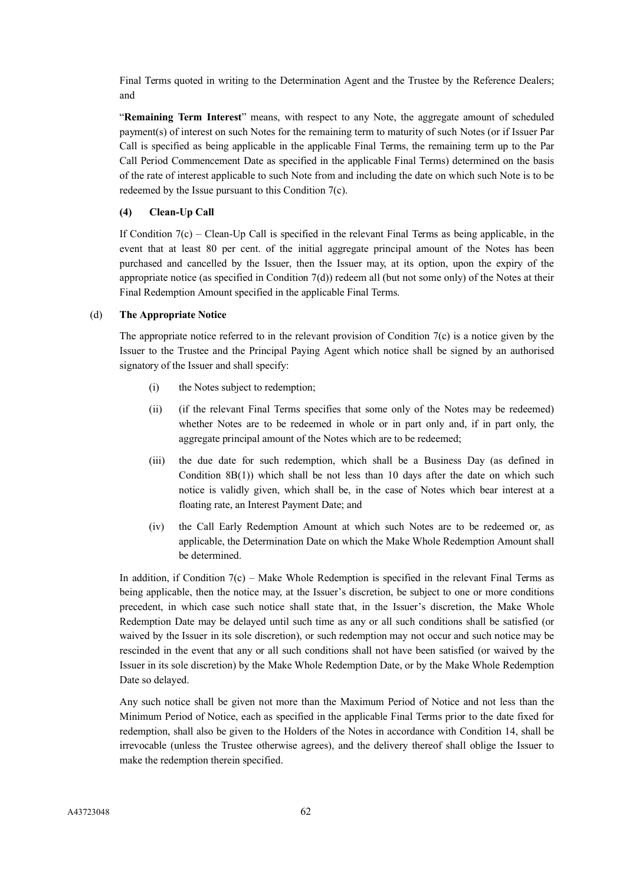Final Terms quoted in writing to the Determination Agent and the Trustee by the Reference Dealers; and

"**Remaining Term Interest**" means, with respect to any Note, the aggregate amount of scheduled payment(s) of interest on such Notes for the remaining term to maturity of such Notes (or if Issuer Par Call is specified as being applicable in the applicable Final Terms, the remaining term up to the Par Call Period Commencement Date as specified in the applicable Final Terms) determined on the basis of the rate of interest applicable to such Note from and including the date on which such Note is to be redeemed by the Issue pursuant to this Condition 7(c).

**(4) Clean-Up Call**

If Condition 7(c) – Clean-Up Call is specified in the relevant Final Terms as being applicable, in the event that at least 80 per cent. of the initial aggregate principal amount of the Notes has been purchased and cancelled by the Issuer, then the Issuer may, at its option, upon the expiry of the appropriate notice (as specified in Condition 7(d)) redeem all (but not some only) of the Notes at their Final Redemption Amount specified in the applicable Final Terms.

(d) **The Appropriate Notice**

The appropriate notice referred to in the relevant provision of Condition 7(c) is a notice given by the Issuer to the Trustee and the Principal Paying Agent which notice shall be signed by an authorised signatory of the Issuer and shall specify:

(i) the Notes subject to redemption;

(ii) (if the relevant Final Terms specifies that some only of the Notes may be redeemed) whether Notes are to be redeemed in whole or in part only and, if in part only, the aggregate principal amount of the Notes which are to be redeemed;

(iii) the due date for such redemption, which shall be a Business Day (as defined in Condition 8B(1)) which shall be not less than 10 days after the date on which such notice is validly given, which shall be, in the case of Notes which bear interest at a floating rate, an Interest Payment Date; and

(iv) the Call Early Redemption Amount at which such Notes are to be redeemed or, as applicable, the Determination Date on which the Make Whole Redemption Amount shall be determined.

In addition, if Condition 7(c) – Make Whole Redemption is specified in the relevant Final Terms as being applicable, then the notice may, at the Issuer's discretion, be subject to one or more conditions precedent, in which case such notice shall state that, in the Issuer's discretion, the Make Whole Redemption Date may be delayed until such time as any or all such conditions shall be satisfied (or waived by the Issuer in its sole discretion), or such redemption may not occur and such notice may be rescinded in the event that any or all such conditions shall not have been satisfied (or waived by the Issuer in its sole discretion) by the Make Whole Redemption Date, or by the Make Whole Redemption Date so delayed.

Any such notice shall be given not more than the Maximum Period of Notice and not less than the Minimum Period of Notice, each as specified in the applicable Final Terms prior to the date fixed for redemption, shall also be given to the Holders of the Notes in accordance with Condition 14, shall be irrevocable (unless the Trustee otherwise agrees), and the delivery thereof shall oblige the Issuer to make the redemption therein specified.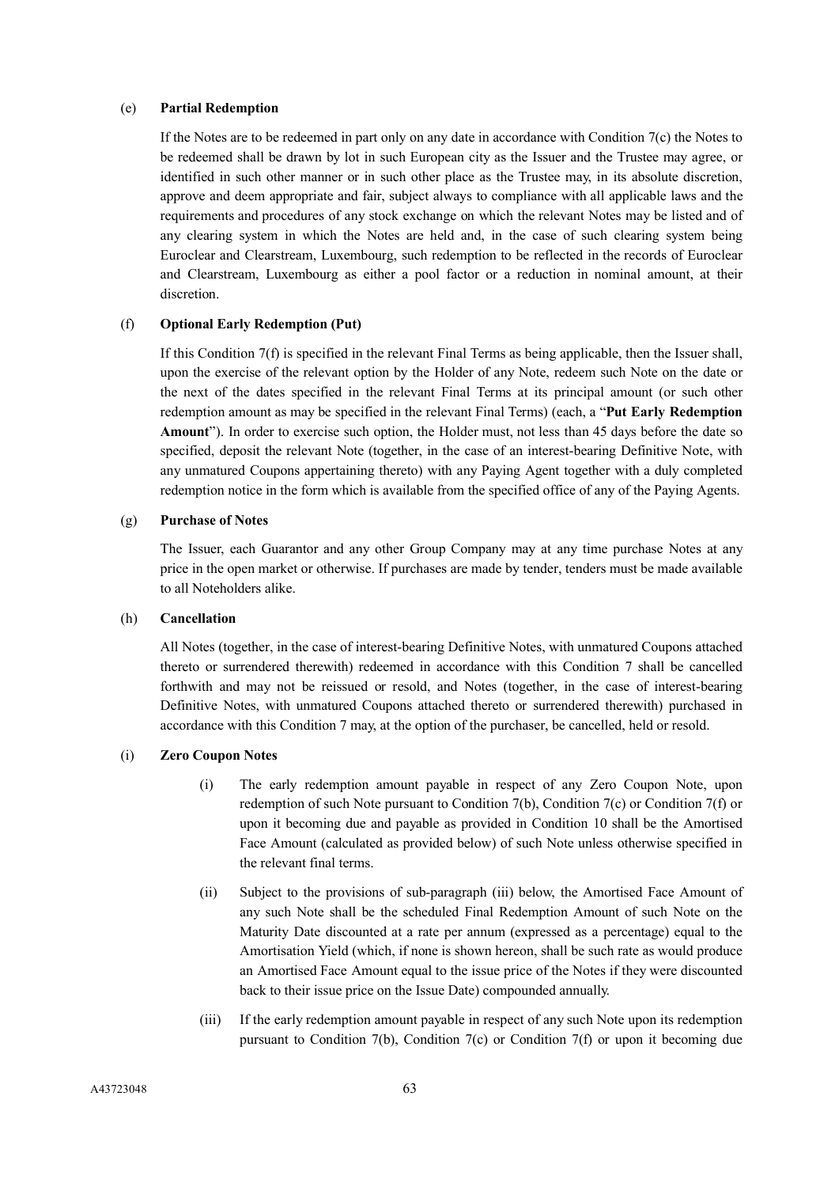(e) **Partial Redemption**

If the Notes are to be redeemed in part only on any date in accordance with Condition 7(c) the Notes to be redeemed shall be drawn by lot in such European city as the Issuer and the Trustee may agree, or identified in such other manner or in such other place as the Trustee may, in its absolute discretion, approve and deem appropriate and fair, subject always to compliance with all applicable laws and the requirements and procedures of any stock exchange on which the relevant Notes may be listed and of any clearing system in which the Notes are held and, in the case of such clearing system being Euroclear and Clearstream, Luxembourg, such redemption to be reflected in the records of Euroclear and Clearstream, Luxembourg as either a pool factor or a reduction in nominal amount, at their discretion.

(f) **Optional Early Redemption (Put)**

If this Condition 7(f) is specified in the relevant Final Terms as being applicable, then the Issuer shall, upon the exercise of the relevant option by the Holder of any Note, redeem such Note on the date or the next of the dates specified in the relevant Final Terms at its principal amount (or such other redemption amount as may be specified in the relevant Final Terms) (each, a "**Put Early Redemption Amount**"). In order to exercise such option, the Holder must, not less than 45 days before the date so specified, deposit the relevant Note (together, in the case of an interest-bearing Definitive Note, with any unmatured Coupons appertaining thereto) with any Paying Agent together with a duly completed redemption notice in the form which is available from the specified office of any of the Paying Agents.

(g) **Purchase of Notes**

The Issuer, each Guarantor and any other Group Company may at any time purchase Notes at any price in the open market or otherwise. If purchases are made by tender, tenders must be made available to all Noteholders alike.

(h) **Cancellation**

All Notes (together, in the case of interest-bearing Definitive Notes, with unmatured Coupons attached thereto or surrendered therewith) redeemed in accordance with this Condition 7 shall be cancelled forthwith and may not be reissued or resold, and Notes (together, in the case of interest-bearing Definitive Notes, with unmatured Coupons attached thereto or surrendered therewith) purchased in accordance with this Condition 7 may, at the option of the purchaser, be cancelled, held or resold.

(i) **Zero Coupon Notes**

(i) The early redemption amount payable in respect of any Zero Coupon Note, upon redemption of such Note pursuant to Condition 7(b), Condition 7(c) or Condition 7(f) or upon it becoming due and payable as provided in Condition 10 shall be the Amortised Face Amount (calculated as provided below) of such Note unless otherwise specified in the relevant final terms.

(ii) Subject to the provisions of sub-paragraph (iii) below, the Amortised Face Amount of any such Note shall be the scheduled Final Redemption Amount of such Note on the Maturity Date discounted at a rate per annum (expressed as a percentage) equal to the Amortisation Yield (which, if none is shown hereon, shall be such rate as would produce an Amortised Face Amount equal to the issue price of the Notes if they were discounted back to their issue price on the Issue Date) compounded annually.

(iii) If the early redemption amount payable in respect of any such Note upon its redemption pursuant to Condition 7(b), Condition 7(c) or Condition 7(f) or upon it becoming due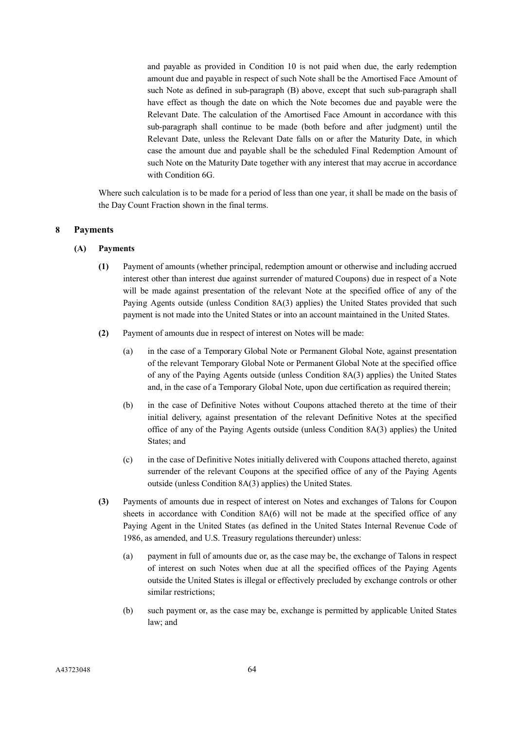and payable as provided in Condition 10 is not paid when due, the early redemption amount due and payable in respect of such Note shall be the Amortised Face Amount of such Note as defined in sub-paragraph (B) above, except that such sub-paragraph shall have effect as though the date on which the Note becomes due and payable were the Relevant Date. The calculation of the Amortised Face Amount in accordance with this sub-paragraph shall continue to be made (both before and after judgment) until the Relevant Date, unless the Relevant Date falls on or after the Maturity Date, in which case the amount due and payable shall be the scheduled Final Redemption Amount of such Note on the Maturity Date together with any interest that may accrue in accordance with Condition 6G.

Where such calculation is to be made for a period of less than one year, it shall be made on the basis of the Day Count Fraction shown in the final terms.

## 8 Payments

### (A) Payments

**(1)** Payment of amounts (whether principal, redemption amount or otherwise and including accrued interest other than interest due against surrender of matured Coupons) due in respect of a Note will be made against presentation of the relevant Note at the specified office of any of the Paying Agents outside (unless Condition 8A(3) applies) the United States provided that such payment is not made into the United States or into an account maintained in the United States.

**(2)** Payment of amounts due in respect of interest on Notes will be made:

(a) in the case of a Temporary Global Note or Permanent Global Note, against presentation of the relevant Temporary Global Note or Permanent Global Note at the specified office of any of the Paying Agents outside (unless Condition 8A(3) applies) the United States and, in the case of a Temporary Global Note, upon due certification as required therein;

(b) in the case of Definitive Notes without Coupons attached thereto at the time of their initial delivery, against presentation of the relevant Definitive Notes at the specified office of any of the Paying Agents outside (unless Condition 8A(3) applies) the United States; and

(c) in the case of Definitive Notes initially delivered with Coupons attached thereto, against surrender of the relevant Coupons at the specified office of any of the Paying Agents outside (unless Condition 8A(3) applies) the United States.

**(3)** Payments of amounts due in respect of interest on Notes and exchanges of Talons for Coupon sheets in accordance with Condition 8A(6) will not be made at the specified office of any Paying Agent in the United States (as defined in the United States Internal Revenue Code of 1986, as amended, and U.S. Treasury regulations thereunder) unless:

(a) payment in full of amounts due or, as the case may be, the exchange of Talons in respect of interest on such Notes when due at all the specified offices of the Paying Agents outside the United States is illegal or effectively precluded by exchange controls or other similar restrictions;

(b) such payment or, as the case may be, exchange is permitted by applicable United States law; and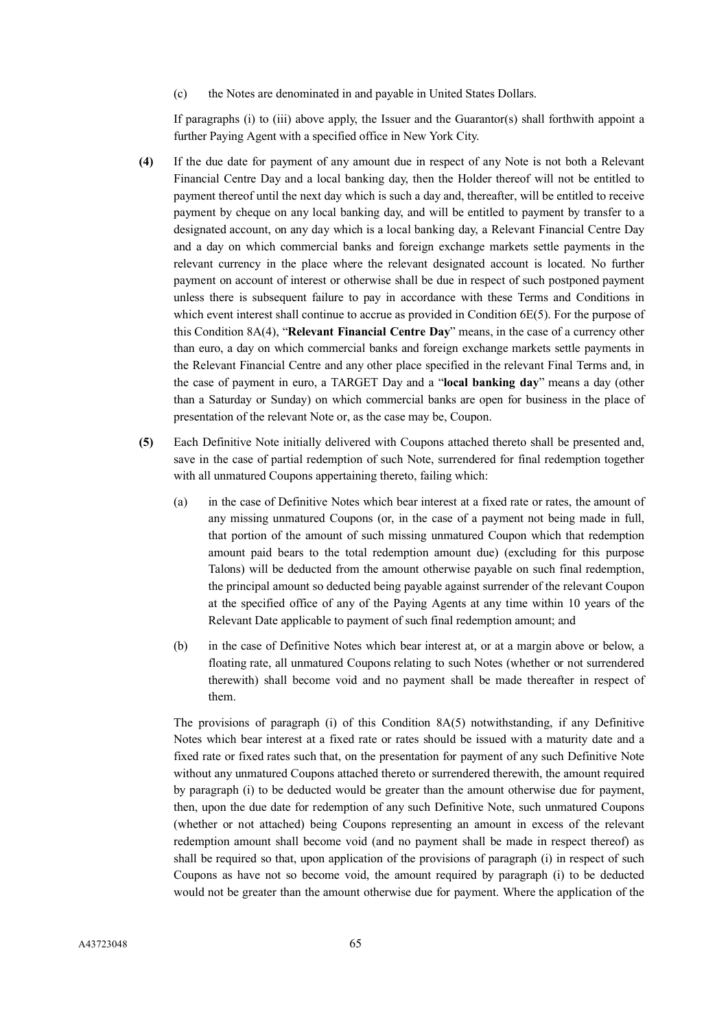(c) the Notes are denominated in and payable in United States Dollars.

If paragraphs (i) to (iii) above apply, the Issuer and the Guarantor(s) shall forthwith appoint a further Paying Agent with a specified office in New York City.

**(4)** If the due date for payment of any amount due in respect of any Note is not both a Relevant Financial Centre Day and a local banking day, then the Holder thereof will not be entitled to payment thereof until the next day which is such a day and, thereafter, will be entitled to receive payment by cheque on any local banking day, and will be entitled to payment by transfer to a designated account, on any day which is a local banking day, a Relevant Financial Centre Day and a day on which commercial banks and foreign exchange markets settle payments in the relevant currency in the place where the relevant designated account is located. No further payment on account of interest or otherwise shall be due in respect of such postponed payment unless there is subsequent failure to pay in accordance with these Terms and Conditions in which event interest shall continue to accrue as provided in Condition 6E(5). For the purpose of this Condition 8A(4), "**Relevant Financial Centre Day**" means, in the case of a currency other than euro, a day on which commercial banks and foreign exchange markets settle payments in the Relevant Financial Centre and any other place specified in the relevant Final Terms and, in the case of payment in euro, a TARGET Day and a "**local banking day**" means a day (other than a Saturday or Sunday) on which commercial banks are open for business in the place of presentation of the relevant Note or, as the case may be, Coupon.

**(5)** Each Definitive Note initially delivered with Coupons attached thereto shall be presented and, save in the case of partial redemption of such Note, surrendered for final redemption together with all unmatured Coupons appertaining thereto, failing which:

(a) in the case of Definitive Notes which bear interest at a fixed rate or rates, the amount of any missing unmatured Coupons (or, in the case of a payment not being made in full, that portion of the amount of such missing unmatured Coupon which that redemption amount paid bears to the total redemption amount due) (excluding for this purpose Talons) will be deducted from the amount otherwise payable on such final redemption, the principal amount so deducted being payable against surrender of the relevant Coupon at the specified office of any of the Paying Agents at any time within 10 years of the Relevant Date applicable to payment of such final redemption amount; and

(b) in the case of Definitive Notes which bear interest at, or at a margin above or below, a floating rate, all unmatured Coupons relating to such Notes (whether or not surrendered therewith) shall become void and no payment shall be made thereafter in respect of them.

The provisions of paragraph (i) of this Condition 8A(5) notwithstanding, if any Definitive Notes which bear interest at a fixed rate or rates should be issued with a maturity date and a fixed rate or fixed rates such that, on the presentation for payment of any such Definitive Note without any unmatured Coupons attached thereto or surrendered therewith, the amount required by paragraph (i) to be deducted would be greater than the amount otherwise due for payment, then, upon the due date for redemption of any such Definitive Note, such unmatured Coupons (whether or not attached) being Coupons representing an amount in excess of the relevant redemption amount shall become void (and no payment shall be made in respect thereof) as shall be required so that, upon application of the provisions of paragraph (i) in respect of such Coupons as have not so become void, the amount required by paragraph (i) to be deducted would not be greater than the amount otherwise due for payment. Where the application of the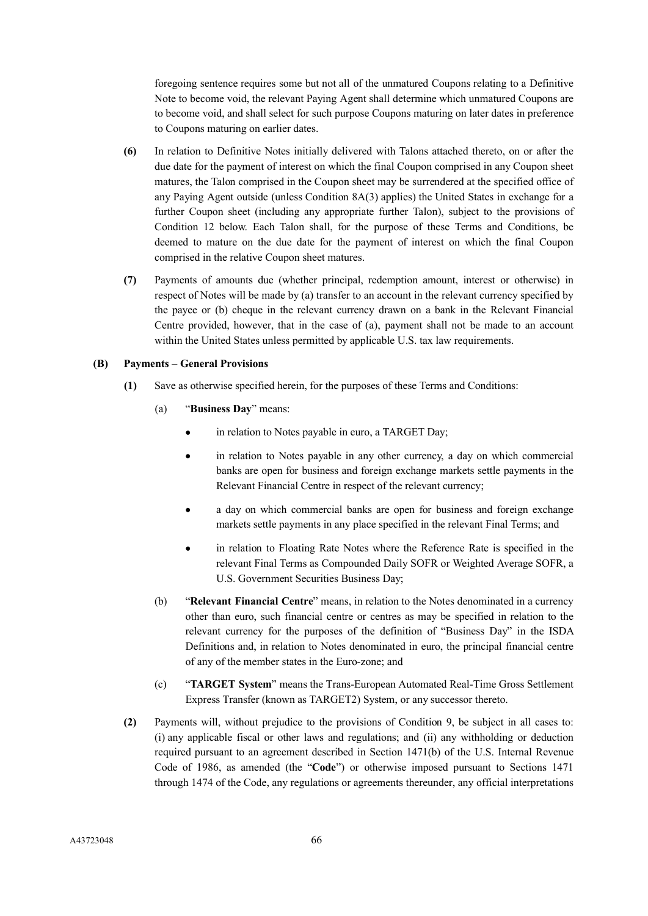foregoing sentence requires some but not all of the unmatured Coupons relating to a Definitive Note to become void, the relevant Paying Agent shall determine which unmatured Coupons are to become void, and shall select for such purpose Coupons maturing on later dates in preference to Coupons maturing on earlier dates.

**(6)** In relation to Definitive Notes initially delivered with Talons attached thereto, on or after the due date for the payment of interest on which the final Coupon comprised in any Coupon sheet matures, the Talon comprised in the Coupon sheet may be surrendered at the specified office of any Paying Agent outside (unless Condition 8A(3) applies) the United States in exchange for a further Coupon sheet (including any appropriate further Talon), subject to the provisions of Condition 12 below. Each Talon shall, for the purpose of these Terms and Conditions, be deemed to mature on the due date for the payment of interest on which the final Coupon comprised in the relative Coupon sheet matures.

**(7)** Payments of amounts due (whether principal, redemption amount, interest or otherwise) in respect of Notes will be made by (a) transfer to an account in the relevant currency specified by the payee or (b) cheque in the relevant currency drawn on a bank in the Relevant Financial Centre provided, however, that in the case of (a), payment shall not be made to an account within the United States unless permitted by applicable U.S. tax law requirements.

**(B) Payments – General Provisions**

**(1)** Save as otherwise specified herein, for the purposes of these Terms and Conditions:

(a) "**Business Day**" means:

- in relation to Notes payable in euro, a TARGET Day;
- in relation to Notes payable in any other currency, a day on which commercial banks are open for business and foreign exchange markets settle payments in the Relevant Financial Centre in respect of the relevant currency;
- a day on which commercial banks are open for business and foreign exchange markets settle payments in any place specified in the relevant Final Terms; and
- in relation to Floating Rate Notes where the Reference Rate is specified in the relevant Final Terms as Compounded Daily SOFR or Weighted Average SOFR, a U.S. Government Securities Business Day;

(b) "**Relevant Financial Centre**" means, in relation to the Notes denominated in a currency other than euro, such financial centre or centres as may be specified in relation to the relevant currency for the purposes of the definition of "Business Day" in the ISDA Definitions and, in relation to Notes denominated in euro, the principal financial centre of any of the member states in the Euro-zone; and

(c) "**TARGET System**" means the Trans-European Automated Real-Time Gross Settlement Express Transfer (known as TARGET2) System, or any successor thereto.

**(2)** Payments will, without prejudice to the provisions of Condition 9, be subject in all cases to: (i) any applicable fiscal or other laws and regulations; and (ii) any withholding or deduction required pursuant to an agreement described in Section 1471(b) of the U.S. Internal Revenue Code of 1986, as amended (the "**Code**") or otherwise imposed pursuant to Sections 1471 through 1474 of the Code, any regulations or agreements thereunder, any official interpretations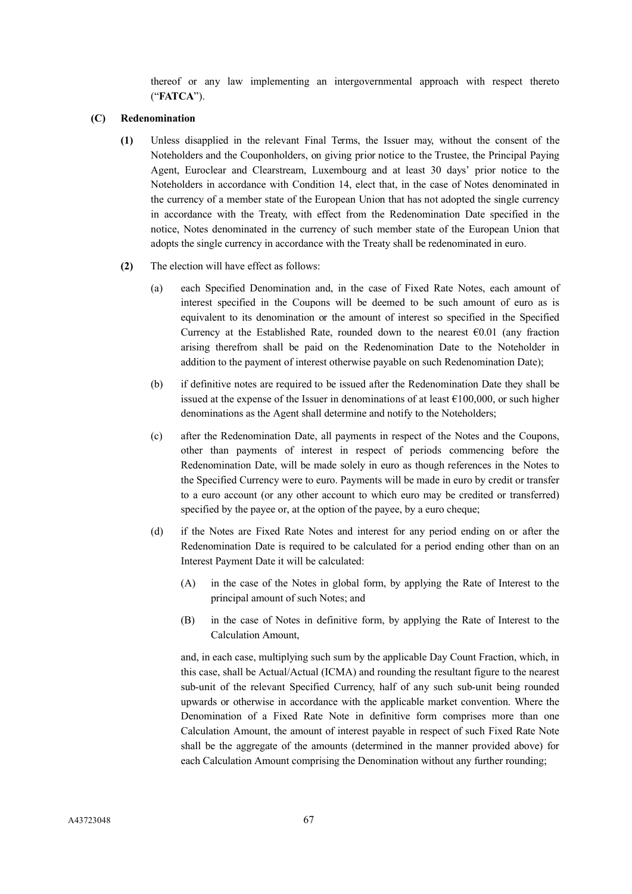thereof or any law implementing an intergovernmental approach with respect thereto ("**FATCA**").

**(C) Redenomination**

**(1)** Unless disapplied in the relevant Final Terms, the Issuer may, without the consent of the Noteholders and the Couponholders, on giving prior notice to the Trustee, the Principal Paying Agent, Euroclear and Clearstream, Luxembourg and at least 30 days' prior notice to the Noteholders in accordance with Condition 14, elect that, in the case of Notes denominated in the currency of a member state of the European Union that has not adopted the single currency in accordance with the Treaty, with effect from the Redenomination Date specified in the notice, Notes denominated in the currency of such member state of the European Union that adopts the single currency in accordance with the Treaty shall be redenominated in euro.

**(2)** The election will have effect as follows:

(a) each Specified Denomination and, in the case of Fixed Rate Notes, each amount of interest specified in the Coupons will be deemed to be such amount of euro as is equivalent to its denomination or the amount of interest so specified in the Specified Currency at the Established Rate, rounded down to the nearest €0.01 (any fraction arising therefrom shall be paid on the Redenomination Date to the Noteholder in addition to the payment of interest otherwise payable on such Redenomination Date);

(b) if definitive notes are required to be issued after the Redenomination Date they shall be issued at the expense of the Issuer in denominations of at least €100,000, or such higher denominations as the Agent shall determine and notify to the Noteholders;

(c) after the Redenomination Date, all payments in respect of the Notes and the Coupons, other than payments of interest in respect of periods commencing before the Redenomination Date, will be made solely in euro as though references in the Notes to the Specified Currency were to euro. Payments will be made in euro by credit or transfer to a euro account (or any other account to which euro may be credited or transferred) specified by the payee or, at the option of the payee, by a euro cheque;

(d) if the Notes are Fixed Rate Notes and interest for any period ending on or after the Redenomination Date is required to be calculated for a period ending other than on an Interest Payment Date it will be calculated:

(A) in the case of the Notes in global form, by applying the Rate of Interest to the principal amount of such Notes; and

(B) in the case of Notes in definitive form, by applying the Rate of Interest to the Calculation Amount,

and, in each case, multiplying such sum by the applicable Day Count Fraction, which, in this case, shall be Actual/Actual (ICMA) and rounding the resultant figure to the nearest sub-unit of the relevant Specified Currency, half of any such sub-unit being rounded upwards or otherwise in accordance with the applicable market convention. Where the Denomination of a Fixed Rate Note in definitive form comprises more than one Calculation Amount, the amount of interest payable in respect of such Fixed Rate Note shall be the aggregate of the amounts (determined in the manner provided above) for each Calculation Amount comprising the Denomination without any further rounding;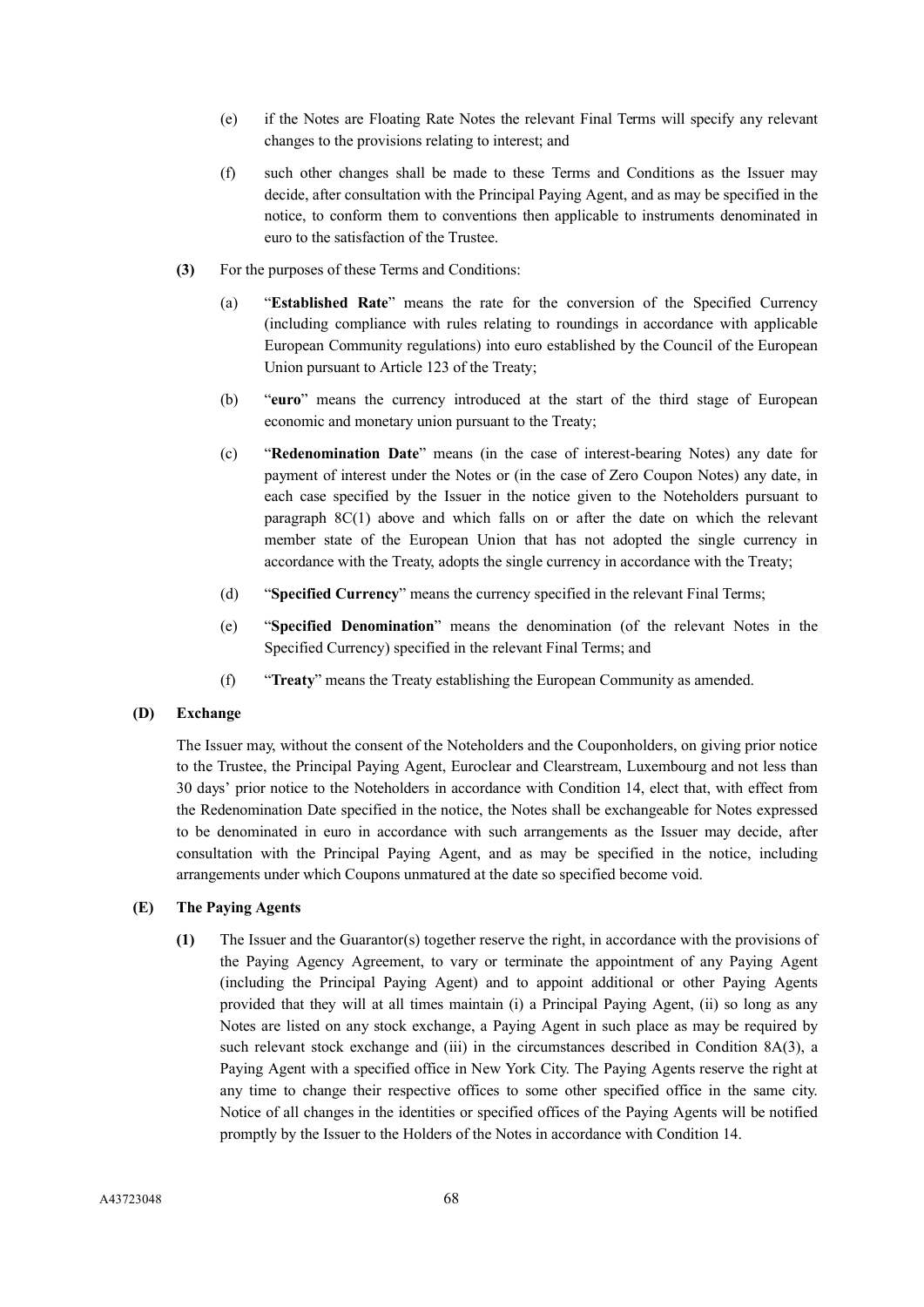(e) if the Notes are Floating Rate Notes the relevant Final Terms will specify any relevant changes to the provisions relating to interest; and

(f) such other changes shall be made to these Terms and Conditions as the Issuer may decide, after consultation with the Principal Paying Agent, and as may be specified in the notice, to conform them to conventions then applicable to instruments denominated in euro to the satisfaction of the Trustee.

**(3)** For the purposes of these Terms and Conditions:

(a) "**Established Rate**" means the rate for the conversion of the Specified Currency (including compliance with rules relating to roundings in accordance with applicable European Community regulations) into euro established by the Council of the European Union pursuant to Article 123 of the Treaty;

(b) "**euro**" means the currency introduced at the start of the third stage of European economic and monetary union pursuant to the Treaty;

(c) "**Redenomination Date**" means (in the case of interest-bearing Notes) any date for payment of interest under the Notes or (in the case of Zero Coupon Notes) any date, in each case specified by the Issuer in the notice given to the Noteholders pursuant to paragraph 8C(1) above and which falls on or after the date on which the relevant member state of the European Union that has not adopted the single currency in accordance with the Treaty, adopts the single currency in accordance with the Treaty;

(d) "**Specified Currency**" means the currency specified in the relevant Final Terms;

(e) "**Specified Denomination**" means the denomination (of the relevant Notes in the Specified Currency) specified in the relevant Final Terms; and

(f) "**Treaty**" means the Treaty establishing the European Community as amended.

**(D) Exchange**

The Issuer may, without the consent of the Noteholders and the Couponholders, on giving prior notice to the Trustee, the Principal Paying Agent, Euroclear and Clearstream, Luxembourg and not less than 30 days' prior notice to the Noteholders in accordance with Condition 14, elect that, with effect from the Redenomination Date specified in the notice, the Notes shall be exchangeable for Notes expressed to be denominated in euro in accordance with such arrangements as the Issuer may decide, after consultation with the Principal Paying Agent, and as may be specified in the notice, including arrangements under which Coupons unmatured at the date so specified become void.

**(E) The Paying Agents**

**(1)** The Issuer and the Guarantor(s) together reserve the right, in accordance with the provisions of the Paying Agency Agreement, to vary or terminate the appointment of any Paying Agent (including the Principal Paying Agent) and to appoint additional or other Paying Agents provided that they will at all times maintain (i) a Principal Paying Agent, (ii) so long as any Notes are listed on any stock exchange, a Paying Agent in such place as may be required by such relevant stock exchange and (iii) in the circumstances described in Condition 8A(3), a Paying Agent with a specified office in New York City. The Paying Agents reserve the right at any time to change their respective offices to some other specified office in the same city. Notice of all changes in the identities or specified offices of the Paying Agents will be notified promptly by the Issuer to the Holders of the Notes in accordance with Condition 14.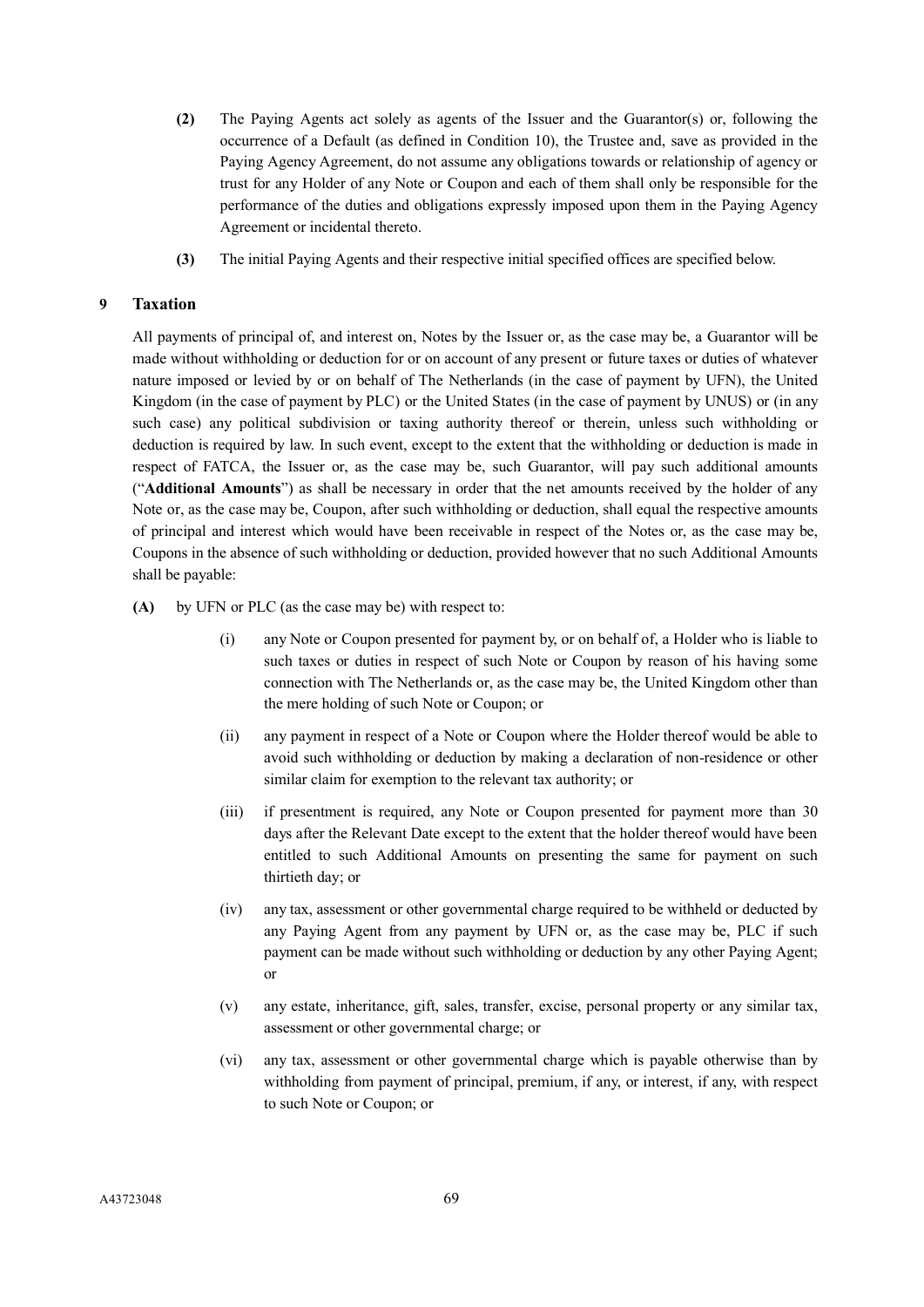**(2)** The Paying Agents act solely as agents of the Issuer and the Guarantor(s) or, following the occurrence of a Default (as defined in Condition 10), the Trustee and, save as provided in the Paying Agency Agreement, do not assume any obligations towards or relationship of agency or trust for any Holder of any Note or Coupon and each of them shall only be responsible for the performance of the duties and obligations expressly imposed upon them in the Paying Agency Agreement or incidental thereto.

**(3)** The initial Paying Agents and their respective initial specified offices are specified below.

## 9 Taxation

All payments of principal of, and interest on, Notes by the Issuer or, as the case may be, a Guarantor will be made without withholding or deduction for or on account of any present or future taxes or duties of whatever nature imposed or levied by or on behalf of The Netherlands (in the case of payment by UFN), the United Kingdom (in the case of payment by PLC) or the United States (in the case of payment by UNUS) or (in any such case) any political subdivision or taxing authority thereof or therein, unless such withholding or deduction is required by law. In such event, except to the extent that the withholding or deduction is made in respect of FATCA, the Issuer or, as the case may be, such Guarantor, will pay such additional amounts ("**Additional Amounts**") as shall be necessary in order that the net amounts received by the holder of any Note or, as the case may be, Coupon, after such withholding or deduction, shall equal the respective amounts of principal and interest which would have been receivable in respect of the Notes or, as the case may be, Coupons in the absence of such withholding or deduction, provided however that no such Additional Amounts shall be payable:

**(A)** by UFN or PLC (as the case may be) with respect to:

(i) any Note or Coupon presented for payment by, or on behalf of, a Holder who is liable to such taxes or duties in respect of such Note or Coupon by reason of his having some connection with The Netherlands or, as the case may be, the United Kingdom other than the mere holding of such Note or Coupon; or

(ii) any payment in respect of a Note or Coupon where the Holder thereof would be able to avoid such withholding or deduction by making a declaration of non-residence or other similar claim for exemption to the relevant tax authority; or

(iii) if presentment is required, any Note or Coupon presented for payment more than 30 days after the Relevant Date except to the extent that the holder thereof would have been entitled to such Additional Amounts on presenting the same for payment on such thirtieth day; or

(iv) any tax, assessment or other governmental charge required to be withheld or deducted by any Paying Agent from any payment by UFN or, as the case may be, PLC if such payment can be made without such withholding or deduction by any other Paying Agent; or

(v) any estate, inheritance, gift, sales, transfer, excise, personal property or any similar tax, assessment or other governmental charge; or

(vi) any tax, assessment or other governmental charge which is payable otherwise than by withholding from payment of principal, premium, if any, or interest, if any, with respect to such Note or Coupon; or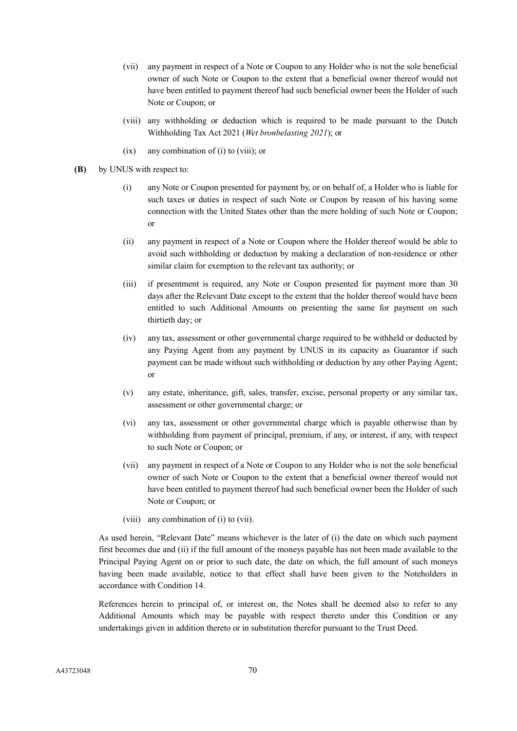(vii) any payment in respect of a Note or Coupon to any Holder who is not the sole beneficial owner of such Note or Coupon to the extent that a beneficial owner thereof would not have been entitled to payment thereof had such beneficial owner been the Holder of such Note or Coupon; or

(viii) any withholding or deduction which is required to be made pursuant to the Dutch Withholding Tax Act 2021 (*Wet bronbelasting 2021*); or

(ix) any combination of (i) to (viii); or

**(B)** by UNUS with respect to:

(i) any Note or Coupon presented for payment by, or on behalf of, a Holder who is liable for such taxes or duties in respect of such Note or Coupon by reason of his having some connection with the United States other than the mere holding of such Note or Coupon; or

(ii) any payment in respect of a Note or Coupon where the Holder thereof would be able to avoid such withholding or deduction by making a declaration of non-residence or other similar claim for exemption to the relevant tax authority; or

(iii) if presentment is required, any Note or Coupon presented for payment more than 30 days after the Relevant Date except to the extent that the holder thereof would have been entitled to such Additional Amounts on presenting the same for payment on such thirtieth day; or

(iv) any tax, assessment or other governmental charge required to be withheld or deducted by any Paying Agent from any payment by UNUS in its capacity as Guarantor if such payment can be made without such withholding or deduction by any other Paying Agent; or

(v) any estate, inheritance, gift, sales, transfer, excise, personal property or any similar tax, assessment or other governmental charge; or

(vi) any tax, assessment or other governmental charge which is payable otherwise than by withholding from payment of principal, premium, if any, or interest, if any, with respect to such Note or Coupon; or

(vii) any payment in respect of a Note or Coupon to any Holder who is not the sole beneficial owner of such Note or Coupon to the extent that a beneficial owner thereof would not have been entitled to payment thereof had such beneficial owner been the Holder of such Note or Coupon; or

(viii) any combination of (i) to (vii).

As used herein, "Relevant Date" means whichever is the later of (i) the date on which such payment first becomes due and (ii) if the full amount of the moneys payable has not been made available to the Principal Paying Agent on or prior to such date, the date on which, the full amount of such moneys having been made available, notice to that effect shall have been given to the Noteholders in accordance with Condition 14.

References herein to principal of, or interest on, the Notes shall be deemed also to refer to any Additional Amounts which may be payable with respect thereto under this Condition or any undertakings given in addition thereto or in substitution therefor pursuant to the Trust Deed.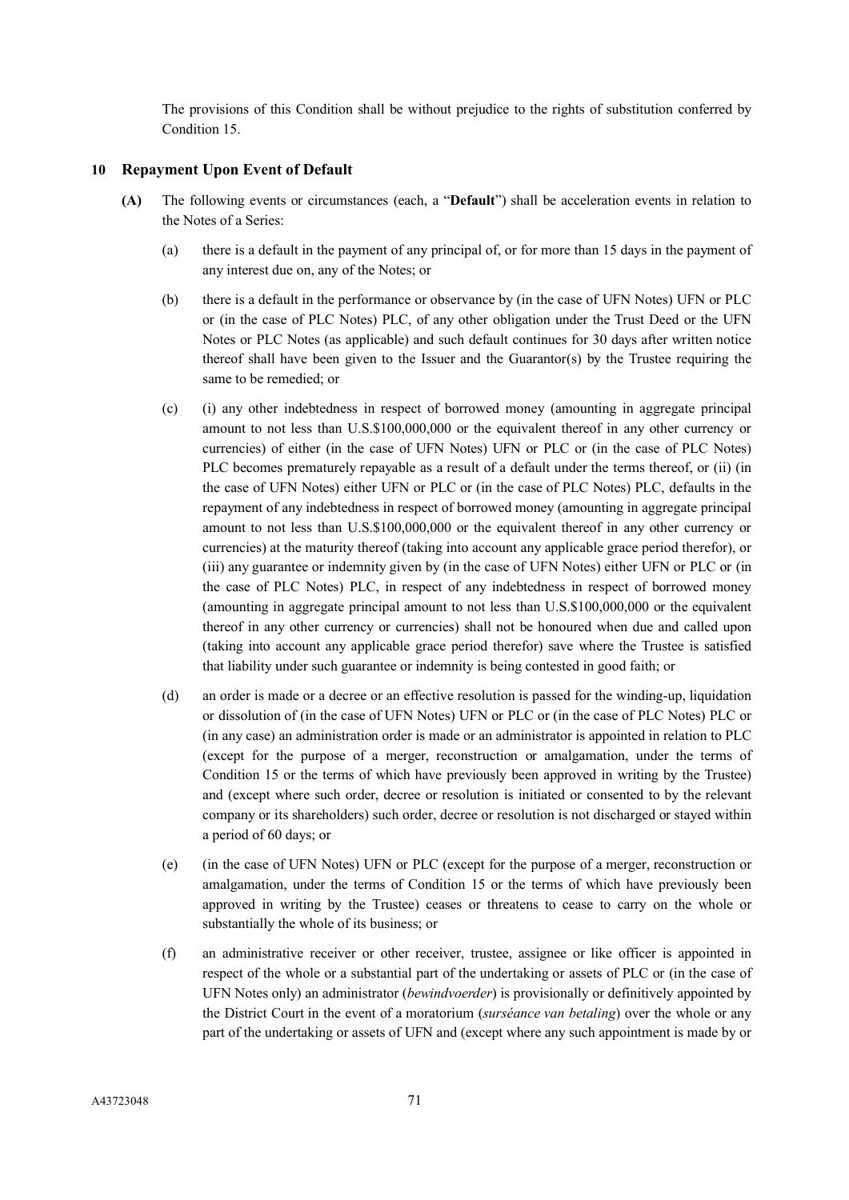The provisions of this Condition shall be without prejudice to the rights of substitution conferred by Condition 15.

## 10 Repayment Upon Event of Default

**(A)** The following events or circumstances (each, a "**Default**") shall be acceleration events in relation to the Notes of a Series:

(a) there is a default in the payment of any principal of, or for more than 15 days in the payment of any interest due on, any of the Notes; or

(b) there is a default in the performance or observance by (in the case of UFN Notes) UFN or PLC or (in the case of PLC Notes) PLC, of any other obligation under the Trust Deed or the UFN Notes or PLC Notes (as applicable) and such default continues for 30 days after written notice thereof shall have been given to the Issuer and the Guarantor(s) by the Trustee requiring the same to be remedied; or

(c) (i) any other indebtedness in respect of borrowed money (amounting in aggregate principal amount to not less than U.S.$100,000,000 or the equivalent thereof in any other currency or currencies) of either (in the case of UFN Notes) UFN or PLC or (in the case of PLC Notes) PLC becomes prematurely repayable as a result of a default under the terms thereof, or (ii) (in the case of UFN Notes) either UFN or PLC or (in the case of PLC Notes) PLC, defaults in the repayment of any indebtedness in respect of borrowed money (amounting in aggregate principal amount to not less than U.S.$100,000,000 or the equivalent thereof in any other currency or currencies) at the maturity thereof (taking into account any applicable grace period therefor), or (iii) any guarantee or indemnity given by (in the case of UFN Notes) either UFN or PLC or (in the case of PLC Notes) PLC, in respect of any indebtedness in respect of borrowed money (amounting in aggregate principal amount to not less than U.S.$100,000,000 or the equivalent thereof in any other currency or currencies) shall not be honoured when due and called upon (taking into account any applicable grace period therefor) save where the Trustee is satisfied that liability under such guarantee or indemnity is being contested in good faith; or

(d) an order is made or a decree or an effective resolution is passed for the winding-up, liquidation or dissolution of (in the case of UFN Notes) UFN or PLC or (in the case of PLC Notes) PLC or (in any case) an administration order is made or an administrator is appointed in relation to PLC (except for the purpose of a merger, reconstruction or amalgamation, under the terms of Condition 15 or the terms of which have previously been approved in writing by the Trustee) and (except where such order, decree or resolution is initiated or consented to by the relevant company or its shareholders) such order, decree or resolution is not discharged or stayed within a period of 60 days; or

(e) (in the case of UFN Notes) UFN or PLC (except for the purpose of a merger, reconstruction or amalgamation, under the terms of Condition 15 or the terms of which have previously been approved in writing by the Trustee) ceases or threatens to cease to carry on the whole or substantially the whole of its business; or

(f) an administrative receiver or other receiver, trustee, assignee or like officer is appointed in respect of the whole or a substantial part of the undertaking or assets of PLC or (in the case of UFN Notes only) an administrator (*bewindvoerder*) is provisionally or definitively appointed by the District Court in the event of a moratorium (*surséance van betaling*) over the whole or any part of the undertaking or assets of UFN and (except where any such appointment is made by or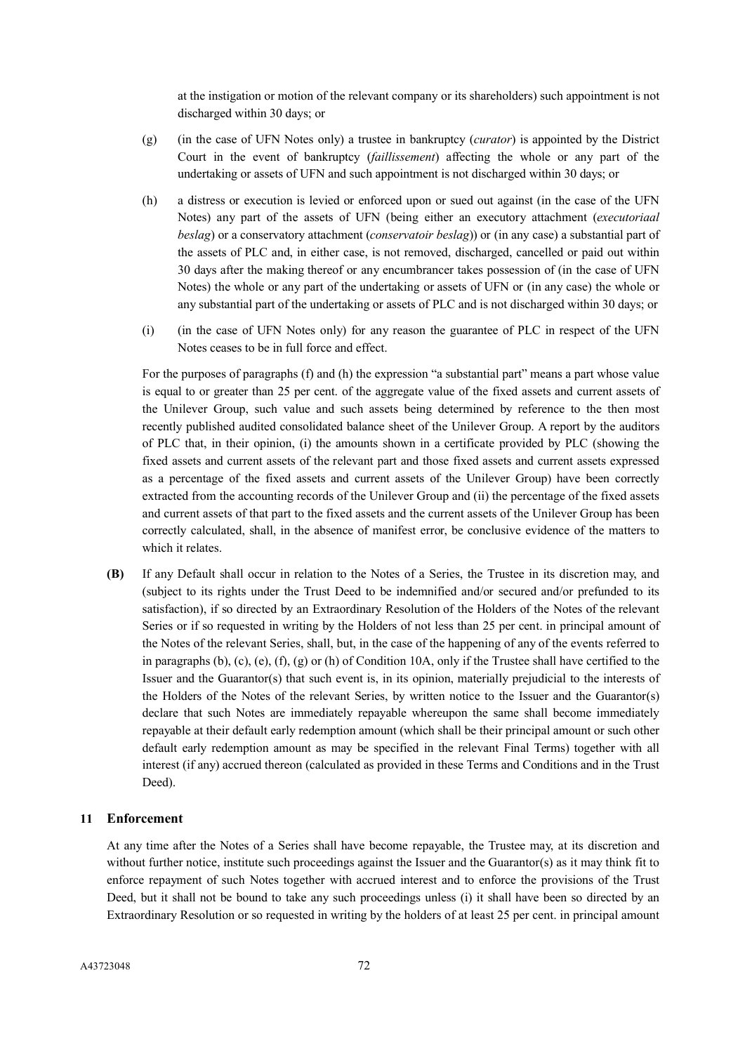at the instigation or motion of the relevant company or its shareholders) such appointment is not discharged within 30 days; or

(g) (in the case of UFN Notes only) a trustee in bankruptcy (*curator*) is appointed by the District Court in the event of bankruptcy (*faillissement*) affecting the whole or any part of the undertaking or assets of UFN and such appointment is not discharged within 30 days; or

(h) a distress or execution is levied or enforced upon or sued out against (in the case of the UFN Notes) any part of the assets of UFN (being either an executory attachment (*executoriaal beslag*) or a conservatory attachment (*conservatoir beslag*)) or (in any case) a substantial part of the assets of PLC and, in either case, is not removed, discharged, cancelled or paid out within 30 days after the making thereof or any encumbrancer takes possession of (in the case of UFN Notes) the whole or any part of the undertaking or assets of UFN or (in any case) the whole or any substantial part of the undertaking or assets of PLC and is not discharged within 30 days; or

(i) (in the case of UFN Notes only) for any reason the guarantee of PLC in respect of the UFN Notes ceases to be in full force and effect.

For the purposes of paragraphs (f) and (h) the expression "a substantial part" means a part whose value is equal to or greater than 25 per cent. of the aggregate value of the fixed assets and current assets of the Unilever Group, such value and such assets being determined by reference to the then most recently published audited consolidated balance sheet of the Unilever Group. A report by the auditors of PLC that, in their opinion, (i) the amounts shown in a certificate provided by PLC (showing the fixed assets and current assets of the relevant part and those fixed assets and current assets expressed as a percentage of the fixed assets and current assets of the Unilever Group) have been correctly extracted from the accounting records of the Unilever Group and (ii) the percentage of the fixed assets and current assets of that part to the fixed assets and the current assets of the Unilever Group has been correctly calculated, shall, in the absence of manifest error, be conclusive evidence of the matters to which it relates.

**(B)** If any Default shall occur in relation to the Notes of a Series, the Trustee in its discretion may, and (subject to its rights under the Trust Deed to be indemnified and/or secured and/or prefunded to its satisfaction), if so directed by an Extraordinary Resolution of the Holders of the Notes of the relevant Series or if so requested in writing by the Holders of not less than 25 per cent. in principal amount of the Notes of the relevant Series, shall, but, in the case of the happening of any of the events referred to in paragraphs (b), (c), (e), (f), (g) or (h) of Condition 10A, only if the Trustee shall have certified to the Issuer and the Guarantor(s) that such event is, in its opinion, materially prejudicial to the interests of the Holders of the Notes of the relevant Series, by written notice to the Issuer and the Guarantor(s) declare that such Notes are immediately repayable whereupon the same shall become immediately repayable at their default early redemption amount (which shall be their principal amount or such other default early redemption amount as may be specified in the relevant Final Terms) together with all interest (if any) accrued thereon (calculated as provided in these Terms and Conditions and in the Trust Deed).

## 11 Enforcement

At any time after the Notes of a Series shall have become repayable, the Trustee may, at its discretion and without further notice, institute such proceedings against the Issuer and the Guarantor(s) as it may think fit to enforce repayment of such Notes together with accrued interest and to enforce the provisions of the Trust Deed, but it shall not be bound to take any such proceedings unless (i) it shall have been so directed by an Extraordinary Resolution or so requested in writing by the holders of at least 25 per cent. in principal amount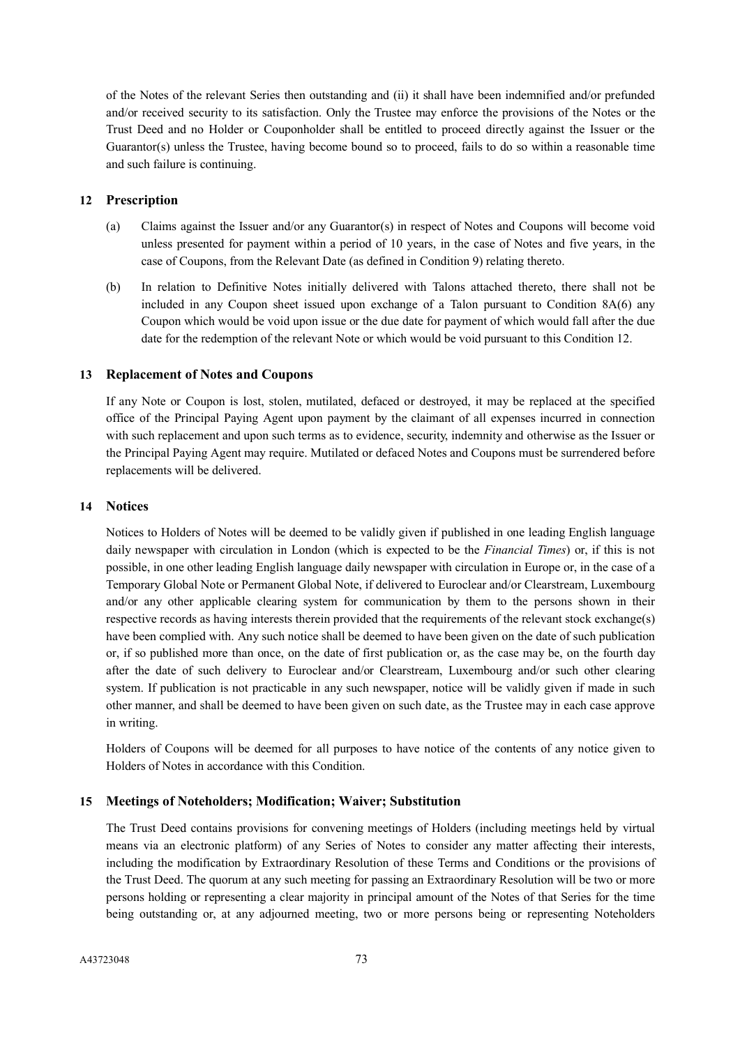of the Notes of the relevant Series then outstanding and (ii) it shall have been indemnified and/or prefunded and/or received security to its satisfaction. Only the Trustee may enforce the provisions of the Notes or the Trust Deed and no Holder or Couponholder shall be entitled to proceed directly against the Issuer or the Guarantor(s) unless the Trustee, having become bound so to proceed, fails to do so within a reasonable time and such failure is continuing.

## 12 Prescription

(a) Claims against the Issuer and/or any Guarantor(s) in respect of Notes and Coupons will become void unless presented for payment within a period of 10 years, in the case of Notes and five years, in the case of Coupons, from the Relevant Date (as defined in Condition 9) relating thereto.

(b) In relation to Definitive Notes initially delivered with Talons attached thereto, there shall not be included in any Coupon sheet issued upon exchange of a Talon pursuant to Condition 8A(6) any Coupon which would be void upon issue or the due date for payment of which would fall after the due date for the redemption of the relevant Note or which would be void pursuant to this Condition 12.

## 13 Replacement of Notes and Coupons

If any Note or Coupon is lost, stolen, mutilated, defaced or destroyed, it may be replaced at the specified office of the Principal Paying Agent upon payment by the claimant of all expenses incurred in connection with such replacement and upon such terms as to evidence, security, indemnity and otherwise as the Issuer or the Principal Paying Agent may require. Mutilated or defaced Notes and Coupons must be surrendered before replacements will be delivered.

## 14 Notices

Notices to Holders of Notes will be deemed to be validly given if published in one leading English language daily newspaper with circulation in London (which is expected to be the *Financial Times*) or, if this is not possible, in one other leading English language daily newspaper with circulation in Europe or, in the case of a Temporary Global Note or Permanent Global Note, if delivered to Euroclear and/or Clearstream, Luxembourg and/or any other applicable clearing system for communication by them to the persons shown in their respective records as having interests therein provided that the requirements of the relevant stock exchange(s) have been complied with. Any such notice shall be deemed to have been given on the date of such publication or, if so published more than once, on the date of first publication or, as the case may be, on the fourth day after the date of such delivery to Euroclear and/or Clearstream, Luxembourg and/or such other clearing system. If publication is not practicable in any such newspaper, notice will be validly given if made in such other manner, and shall be deemed to have been given on such date, as the Trustee may in each case approve in writing.

Holders of Coupons will be deemed for all purposes to have notice of the contents of any notice given to Holders of Notes in accordance with this Condition.

## 15 Meetings of Noteholders; Modification; Waiver; Substitution

The Trust Deed contains provisions for convening meetings of Holders (including meetings held by virtual means via an electronic platform) of any Series of Notes to consider any matter affecting their interests, including the modification by Extraordinary Resolution of these Terms and Conditions or the provisions of the Trust Deed. The quorum at any such meeting for passing an Extraordinary Resolution will be two or more persons holding or representing a clear majority in principal amount of the Notes of that Series for the time being outstanding or, at any adjourned meeting, two or more persons being or representing Noteholders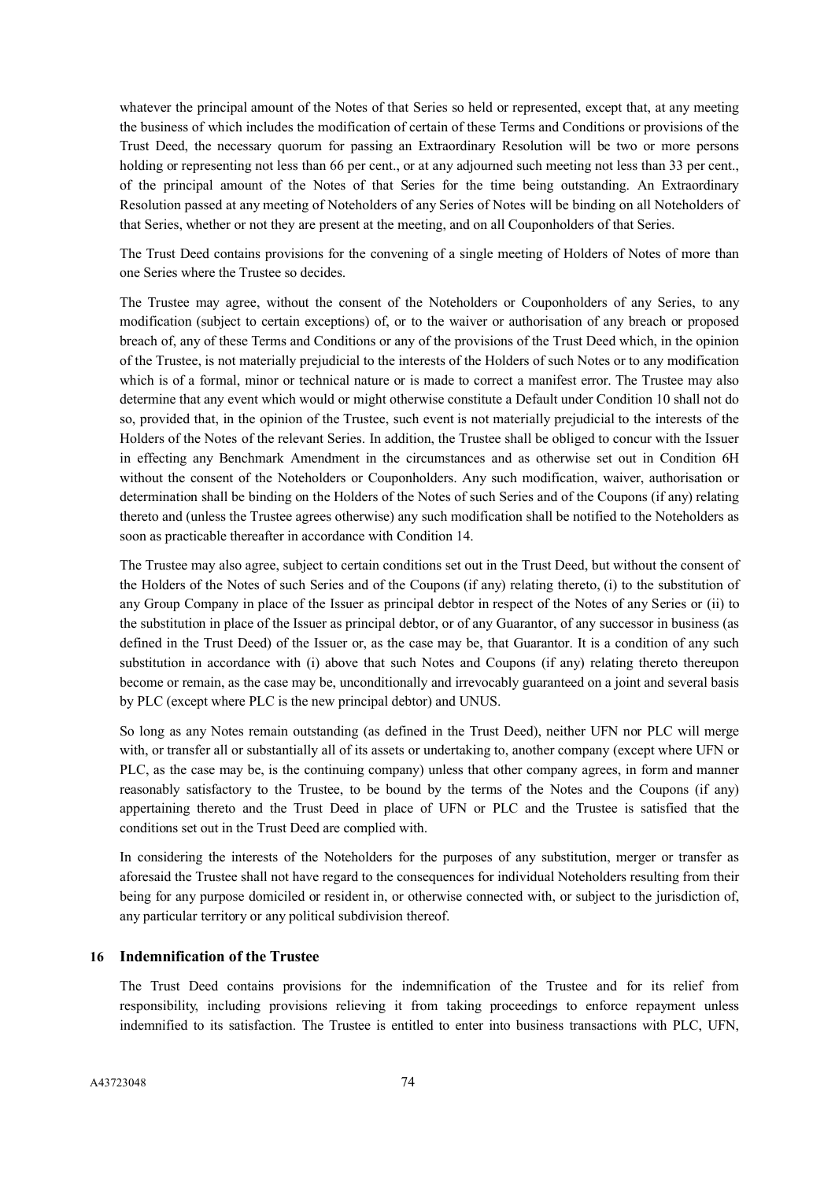whatever the principal amount of the Notes of that Series so held or represented, except that, at any meeting the business of which includes the modification of certain of these Terms and Conditions or provisions of the Trust Deed, the necessary quorum for passing an Extraordinary Resolution will be two or more persons holding or representing not less than 66 per cent., or at any adjourned such meeting not less than 33 per cent., of the principal amount of the Notes of that Series for the time being outstanding. An Extraordinary Resolution passed at any meeting of Noteholders of any Series of Notes will be binding on all Noteholders of that Series, whether or not they are present at the meeting, and on all Couponholders of that Series.

The Trust Deed contains provisions for the convening of a single meeting of Holders of Notes of more than one Series where the Trustee so decides.

The Trustee may agree, without the consent of the Noteholders or Couponholders of any Series, to any modification (subject to certain exceptions) of, or to the waiver or authorisation of any breach or proposed breach of, any of these Terms and Conditions or any of the provisions of the Trust Deed which, in the opinion of the Trustee, is not materially prejudicial to the interests of the Holders of such Notes or to any modification which is of a formal, minor or technical nature or is made to correct a manifest error. The Trustee may also determine that any event which would or might otherwise constitute a Default under Condition 10 shall not do so, provided that, in the opinion of the Trustee, such event is not materially prejudicial to the interests of the Holders of the Notes of the relevant Series. In addition, the Trustee shall be obliged to concur with the Issuer in effecting any Benchmark Amendment in the circumstances and as otherwise set out in Condition 6H without the consent of the Noteholders or Couponholders. Any such modification, waiver, authorisation or determination shall be binding on the Holders of the Notes of such Series and of the Coupons (if any) relating thereto and (unless the Trustee agrees otherwise) any such modification shall be notified to the Noteholders as soon as practicable thereafter in accordance with Condition 14.

The Trustee may also agree, subject to certain conditions set out in the Trust Deed, but without the consent of the Holders of the Notes of such Series and of the Coupons (if any) relating thereto, (i) to the substitution of any Group Company in place of the Issuer as principal debtor in respect of the Notes of any Series or (ii) to the substitution in place of the Issuer as principal debtor, or of any Guarantor, of any successor in business (as defined in the Trust Deed) of the Issuer or, as the case may be, that Guarantor. It is a condition of any such substitution in accordance with (i) above that such Notes and Coupons (if any) relating thereto thereupon become or remain, as the case may be, unconditionally and irrevocably guaranteed on a joint and several basis by PLC (except where PLC is the new principal debtor) and UNUS.

So long as any Notes remain outstanding (as defined in the Trust Deed), neither UFN nor PLC will merge with, or transfer all or substantially all of its assets or undertaking to, another company (except where UFN or PLC, as the case may be, is the continuing company) unless that other company agrees, in form and manner reasonably satisfactory to the Trustee, to be bound by the terms of the Notes and the Coupons (if any) appertaining thereto and the Trust Deed in place of UFN or PLC and the Trustee is satisfied that the conditions set out in the Trust Deed are complied with.

In considering the interests of the Noteholders for the purposes of any substitution, merger or transfer as aforesaid the Trustee shall not have regard to the consequences for individual Noteholders resulting from their being for any purpose domiciled or resident in, or otherwise connected with, or subject to the jurisdiction of, any particular territory or any political subdivision thereof.

## 16 Indemnification of the Trustee

The Trust Deed contains provisions for the indemnification of the Trustee and for its relief from responsibility, including provisions relieving it from taking proceedings to enforce repayment unless indemnified to its satisfaction. The Trustee is entitled to enter into business transactions with PLC, UFN,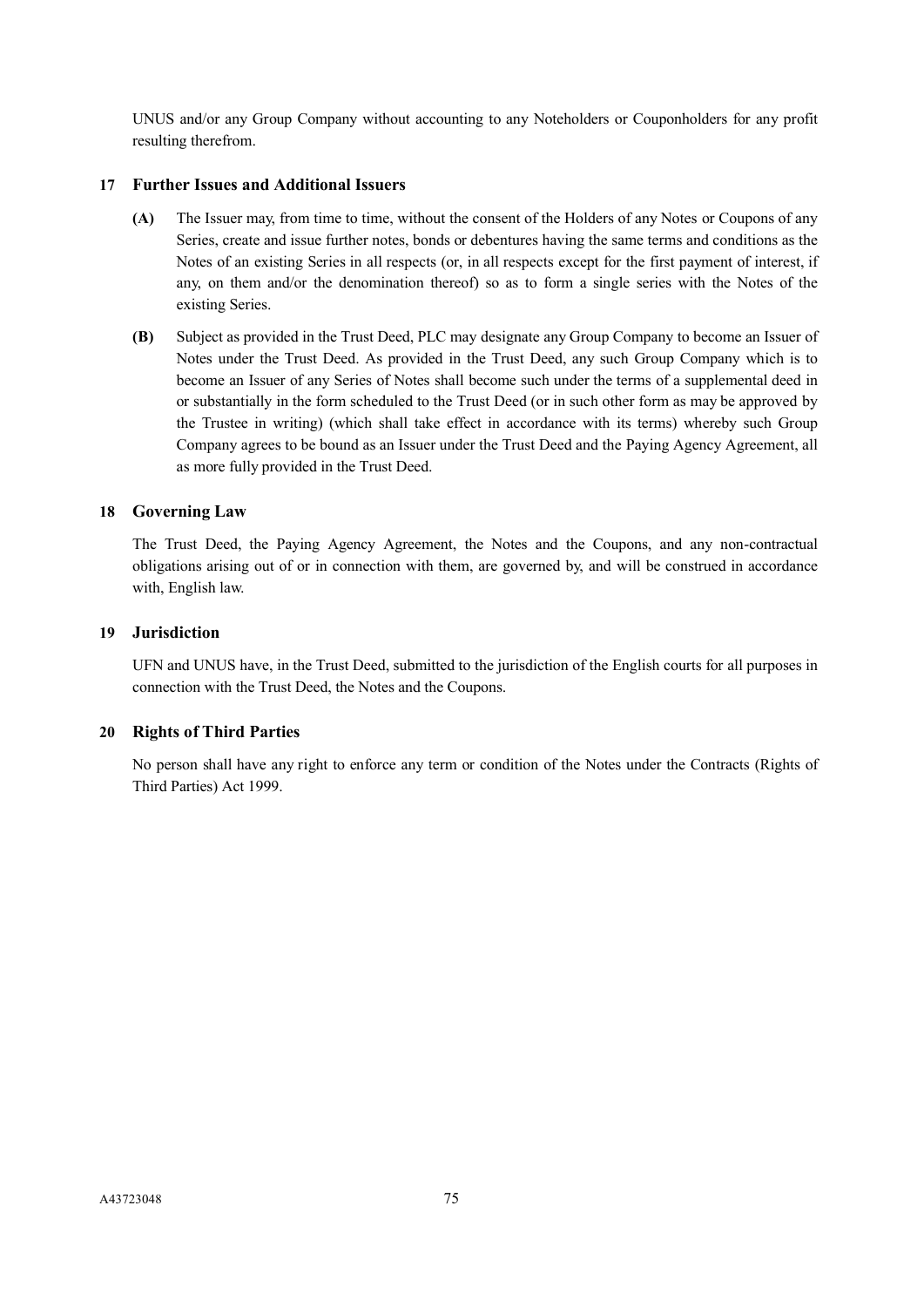UNUS and/or any Group Company without accounting to any Noteholders or Couponholders for any profit resulting therefrom.

## 17 Further Issues and Additional Issuers

**(A)** The Issuer may, from time to time, without the consent of the Holders of any Notes or Coupons of any Series, create and issue further notes, bonds or debentures having the same terms and conditions as the Notes of an existing Series in all respects (or, in all respects except for the first payment of interest, if any, on them and/or the denomination thereof) so as to form a single series with the Notes of the existing Series.

**(B)** Subject as provided in the Trust Deed, PLC may designate any Group Company to become an Issuer of Notes under the Trust Deed. As provided in the Trust Deed, any such Group Company which is to become an Issuer of any Series of Notes shall become such under the terms of a supplemental deed in or substantially in the form scheduled to the Trust Deed (or in such other form as may be approved by the Trustee in writing) (which shall take effect in accordance with its terms) whereby such Group Company agrees to be bound as an Issuer under the Trust Deed and the Paying Agency Agreement, all as more fully provided in the Trust Deed.

## 18 Governing Law

The Trust Deed, the Paying Agency Agreement, the Notes and the Coupons, and any non-contractual obligations arising out of or in connection with them, are governed by, and will be construed in accordance with, English law.

## 19 Jurisdiction

UFN and UNUS have, in the Trust Deed, submitted to the jurisdiction of the English courts for all purposes in connection with the Trust Deed, the Notes and the Coupons.

## 20 Rights of Third Parties

No person shall have any right to enforce any term or condition of the Notes under the Contracts (Rights of Third Parties) Act 1999.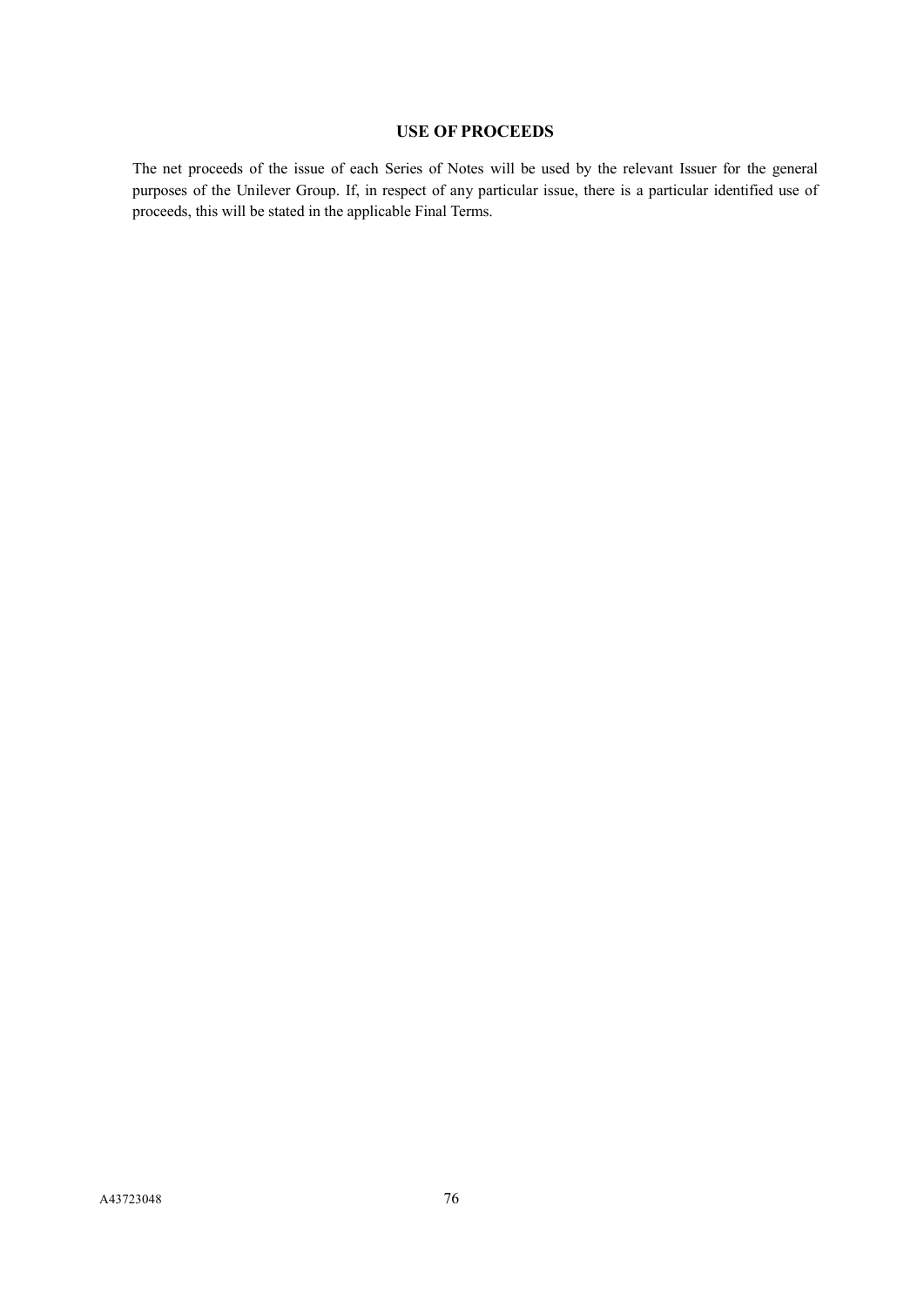## USE OF PROCEEDS

The net proceeds of the issue of each Series of Notes will be used by the relevant Issuer for the general purposes of the Unilever Group. If, in respect of any particular issue, there is a particular identified use of proceeds, this will be stated in the applicable Final Terms.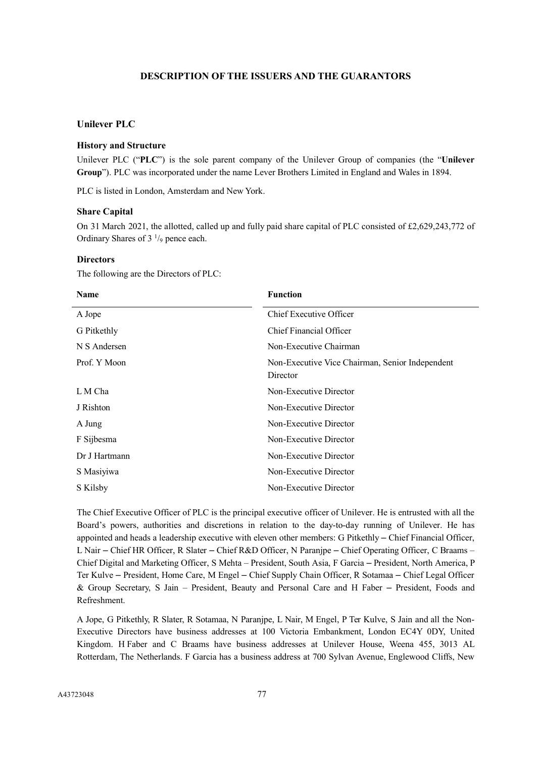## DESCRIPTION OF THE ISSUERS AND THE GUARANTORS

### Unilever PLC

#### History and Structure

Unilever PLC ("**PLC**") is the sole parent company of the Unilever Group of companies (the "**Unilever Group**"). PLC was incorporated under the name Lever Brothers Limited in England and Wales in 1894.

PLC is listed in London, Amsterdam and New York.

#### Share Capital

On 31 March 2021, the allotted, called up and fully paid share capital of PLC consisted of £2,629,243,772 of Ordinary Shares of 3 $^{1}/_{9}$ pence each.

#### Directors

The following are the Directors of PLC:

| Name | Function |
|---|---|
| A Jope | Chief Executive Officer |
| G Pitkethly | Chief Financial Officer |
| N S Andersen | Non-Executive Chairman |
| Prof. Y Moon | Non-Executive Vice Chairman, Senior Independent Director |
| L M Cha | Non-Executive Director |
| J Rishton | Non-Executive Director |
| A Jung | Non-Executive Director |
| F Sijbesma | Non-Executive Director |
| Dr J Hartmann | Non-Executive Director |
| S Masiyiwa | Non-Executive Director |
| S Kilsby | Non-Executive Director |

The Chief Executive Officer of PLC is the principal executive officer of Unilever. He is entrusted with all the Board's powers, authorities and discretions in relation to the day-to-day running of Unilever. He has appointed and heads a leadership executive with eleven other members: G Pitkethly – Chief Financial Officer, L Nair – Chief HR Officer, R Slater – Chief R&D Officer, N Paranjpe – Chief Operating Officer, C Braams – Chief Digital and Marketing Officer, S Mehta – President, South Asia, F Garcia – President, North America, P Ter Kulve – President, Home Care, M Engel – Chief Supply Chain Officer, R Sotamaa – Chief Legal Officer & Group Secretary, S Jain – President, Beauty and Personal Care and H Faber – President, Foods and Refreshment.

A Jope, G Pitkethly, R Slater, R Sotamaa, N Paranjpe, L Nair, M Engel, P Ter Kulve, S Jain and all the Non-Executive Directors have business addresses at 100 Victoria Embankment, London EC4Y 0DY, United Kingdom. H Faber and C Braams have business addresses at Unilever House, Weena 455, 3013 AL Rotterdam, The Netherlands. F Garcia has a business address at 700 Sylvan Avenue, Englewood Cliffs, New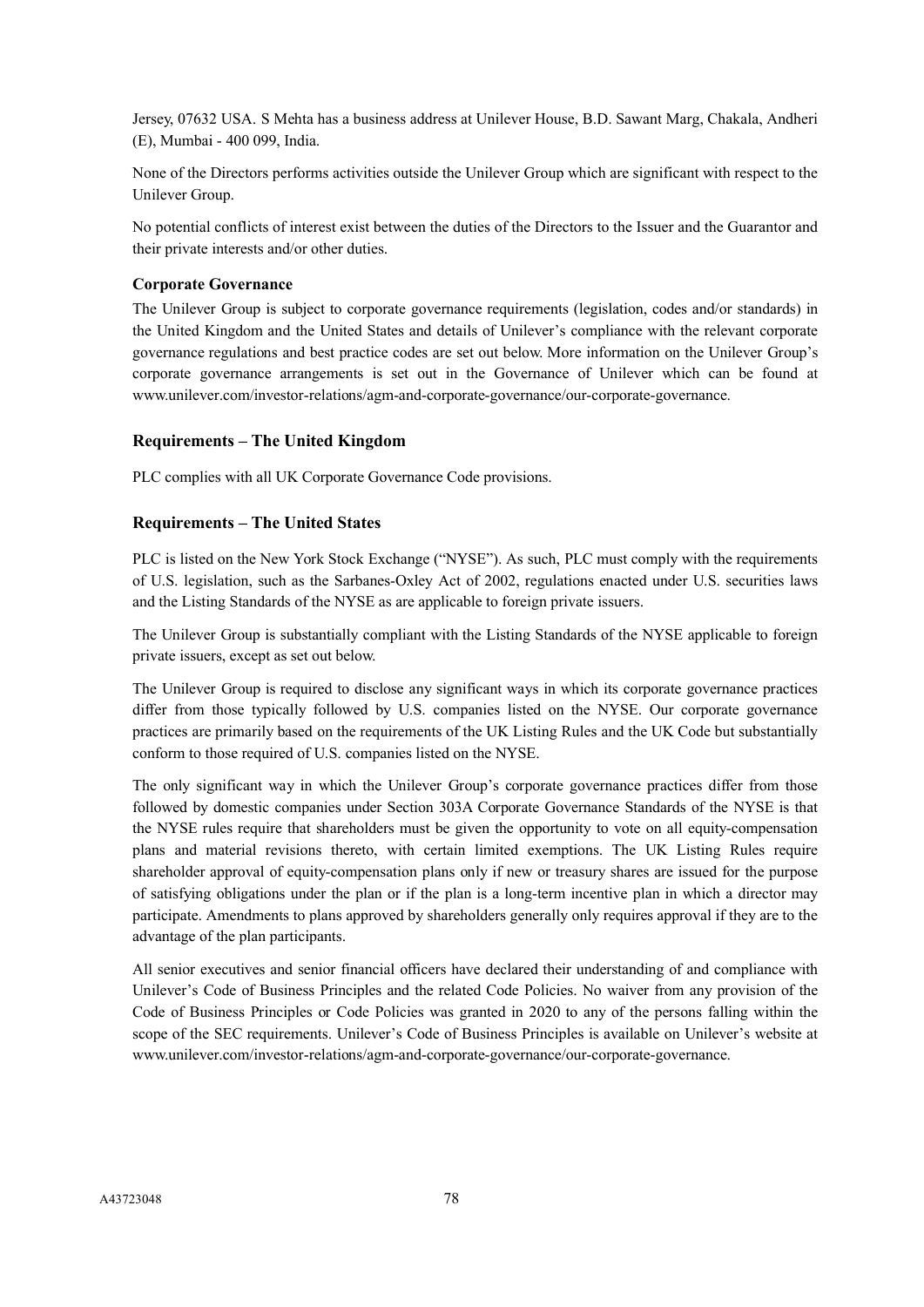Jersey, 07632 USA. S Mehta has a business address at Unilever House, B.D. Sawant Marg, Chakala, Andheri (E), Mumbai - 400 099, India.

None of the Directors performs activities outside the Unilever Group which are significant with respect to the Unilever Group.

No potential conflicts of interest exist between the duties of the Directors to the Issuer and the Guarantor and their private interests and/or other duties.

**Corporate Governance**

The Unilever Group is subject to corporate governance requirements (legislation, codes and/or standards) in the United Kingdom and the United States and details of Unilever's compliance with the relevant corporate governance regulations and best practice codes are set out below. More information on the Unilever Group's corporate governance arrangements is set out in the Governance of Unilever which can be found at www.unilever.com/investor-relations/agm-and-corporate-governance/our-corporate-governance.

### Requirements – The United Kingdom

PLC complies with all UK Corporate Governance Code provisions.

### Requirements – The United States

PLC is listed on the New York Stock Exchange ("NYSE"). As such, PLC must comply with the requirements of U.S. legislation, such as the Sarbanes-Oxley Act of 2002, regulations enacted under U.S. securities laws and the Listing Standards of the NYSE as are applicable to foreign private issuers.

The Unilever Group is substantially compliant with the Listing Standards of the NYSE applicable to foreign private issuers, except as set out below.

The Unilever Group is required to disclose any significant ways in which its corporate governance practices differ from those typically followed by U.S. companies listed on the NYSE. Our corporate governance practices are primarily based on the requirements of the UK Listing Rules and the UK Code but substantially conform to those required of U.S. companies listed on the NYSE.

The only significant way in which the Unilever Group's corporate governance practices differ from those followed by domestic companies under Section 303A Corporate Governance Standards of the NYSE is that the NYSE rules require that shareholders must be given the opportunity to vote on all equity-compensation plans and material revisions thereto, with certain limited exemptions. The UK Listing Rules require shareholder approval of equity-compensation plans only if new or treasury shares are issued for the purpose of satisfying obligations under the plan or if the plan is a long-term incentive plan in which a director may participate. Amendments to plans approved by shareholders generally only requires approval if they are to the advantage of the plan participants.

All senior executives and senior financial officers have declared their understanding of and compliance with Unilever's Code of Business Principles and the related Code Policies. No waiver from any provision of the Code of Business Principles or Code Policies was granted in 2020 to any of the persons falling within the scope of the SEC requirements. Unilever's Code of Business Principles is available on Unilever's website at www.unilever.com/investor-relations/agm-and-corporate-governance/our-corporate-governance.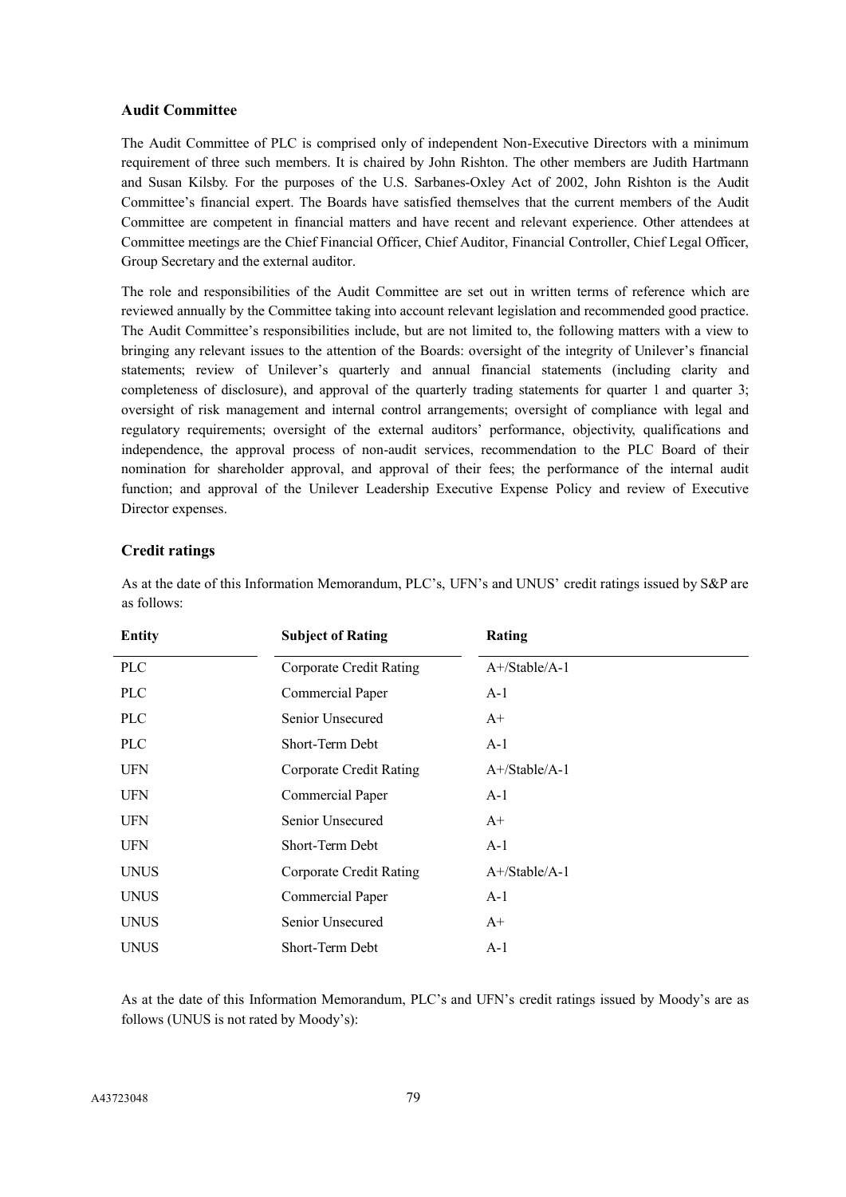### Audit Committee

The Audit Committee of PLC is comprised only of independent Non-Executive Directors with a minimum requirement of three such members. It is chaired by John Rishton. The other members are Judith Hartmann and Susan Kilsby. For the purposes of the U.S. Sarbanes-Oxley Act of 2002, John Rishton is the Audit Committee's financial expert. The Boards have satisfied themselves that the current members of the Audit Committee are competent in financial matters and have recent and relevant experience. Other attendees at Committee meetings are the Chief Financial Officer, Chief Auditor, Financial Controller, Chief Legal Officer, Group Secretary and the external auditor.

The role and responsibilities of the Audit Committee are set out in written terms of reference which are reviewed annually by the Committee taking into account relevant legislation and recommended good practice. The Audit Committee's responsibilities include, but are not limited to, the following matters with a view to bringing any relevant issues to the attention of the Boards: oversight of the integrity of Unilever's financial statements; review of Unilever's quarterly and annual financial statements (including clarity and completeness of disclosure), and approval of the quarterly trading statements for quarter 1 and quarter 3; oversight of risk management and internal control arrangements; oversight of compliance with legal and regulatory requirements; oversight of the external auditors' performance, objectivity, qualifications and independence, the approval process of non-audit services, recommendation to the PLC Board of their nomination for shareholder approval, and approval of their fees; the performance of the internal audit function; and approval of the Unilever Leadership Executive Expense Policy and review of Executive Director expenses.

### Credit ratings

As at the date of this Information Memorandum, PLC's, UFN's and UNUS' credit ratings issued by S&P are as follows:

| Entity | Subject of Rating | Rating |
|---|---|---|
| PLC | Corporate Credit Rating | A+/Stable/A-1 |
| PLC | Commercial Paper | A-1 |
| PLC | Senior Unsecured | A+ |
| PLC | Short-Term Debt | A-1 |
| UFN | Corporate Credit Rating | A+/Stable/A-1 |
| UFN | Commercial Paper | A-1 |
| UFN | Senior Unsecured | A+ |
| UFN | Short-Term Debt | A-1 |
| UNUS | Corporate Credit Rating | A+/Stable/A-1 |
| UNUS | Commercial Paper | A-1 |
| UNUS | Senior Unsecured | A+ |
| UNUS | Short-Term Debt | A-1 |

As at the date of this Information Memorandum, PLC's and UFN's credit ratings issued by Moody's are as follows (UNUS is not rated by Moody's):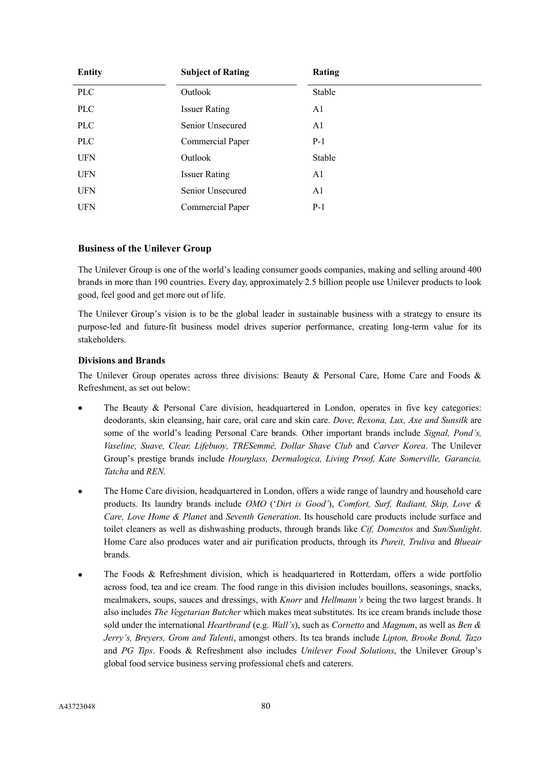| Entity | Subject of Rating | Rating |
| --- | --- | --- |
| PLC | Outlook | Stable |
| PLC | Issuer Rating | A1 |
| PLC | Senior Unsecured | A1 |
| PLC | Commercial Paper | P-1 |
| UFN | Outlook | Stable |
| UFN | Issuer Rating | A1 |
| UFN | Senior Unsecured | A1 |
| UFN | Commercial Paper | P-1 |

## Business of the Unilever Group

The Unilever Group is one of the world's leading consumer goods companies, making and selling around 400 brands in more than 190 countries. Every day, approximately 2.5 billion people use Unilever products to look good, feel good and get more out of life.

The Unilever Group's vision is to be the global leader in sustainable business with a strategy to ensure its purpose-led and future-fit business model drives superior performance, creating long-term value for its stakeholders.

### Divisions and Brands

The Unilever Group operates across three divisions: Beauty & Personal Care, Home Care and Foods & Refreshment, as set out below:

- The Beauty & Personal Care division, headquartered in London, operates in five key categories: deodorants, skin cleansing, hair care, oral care and skin care. *Dove, Rexona, Lux, Axe and Sunsilk* are some of the world's leading Personal Care brands. Other important brands include *Signal, Pond's, Vaseline, Suave, Clear, Lifebuoy, TRESemmé, Dollar Shave Club* and *Carver Korea*. The Unilever Group's prestige brands include *Hourglass, Dermalogica, Living Proof, Kate Somerville, Garancia, Tatcha* and *REN*.

- The Home Care division, headquartered in London, offers a wide range of laundry and household care products. Its laundry brands include *OMO* ('*Dirt is Good'*), *Comfort, Surf, Radiant, Skip, Love & Care, Love Home & Planet* and *Seventh Generation*. Its household care products include surface and toilet cleaners as well as dishwashing products, through brands like *Cif, Domestos* and *Sun/Sunlight*. Home Care also produces water and air purification products, through its *Pureit, Truliva* and *Blueair* brands.

- The Foods & Refreshment division, which is headquartered in Rotterdam, offers a wide portfolio across food, tea and ice cream. The food range in this division includes bouillons, seasonings, snacks, mealmakers, soups, sauces and dressings, with *Knorr* and *Hellmann's* being the two largest brands. It also includes *The Vegetarian Butcher* which makes meat substitutes. Its ice cream brands include those sold under the international *Heartbrand* (e.g. *Wall's*), such as *Cornetto* and *Magnum*, as well as *Ben & Jerry's, Breyers, Grom and Talenti*, amongst others. Its tea brands include *Lipton, Brooke Bond, Tazo* and *PG Tips*. Foods & Refreshment also includes *Unilever Food Solutions*, the Unilever Group's global food service business serving professional chefs and caterers.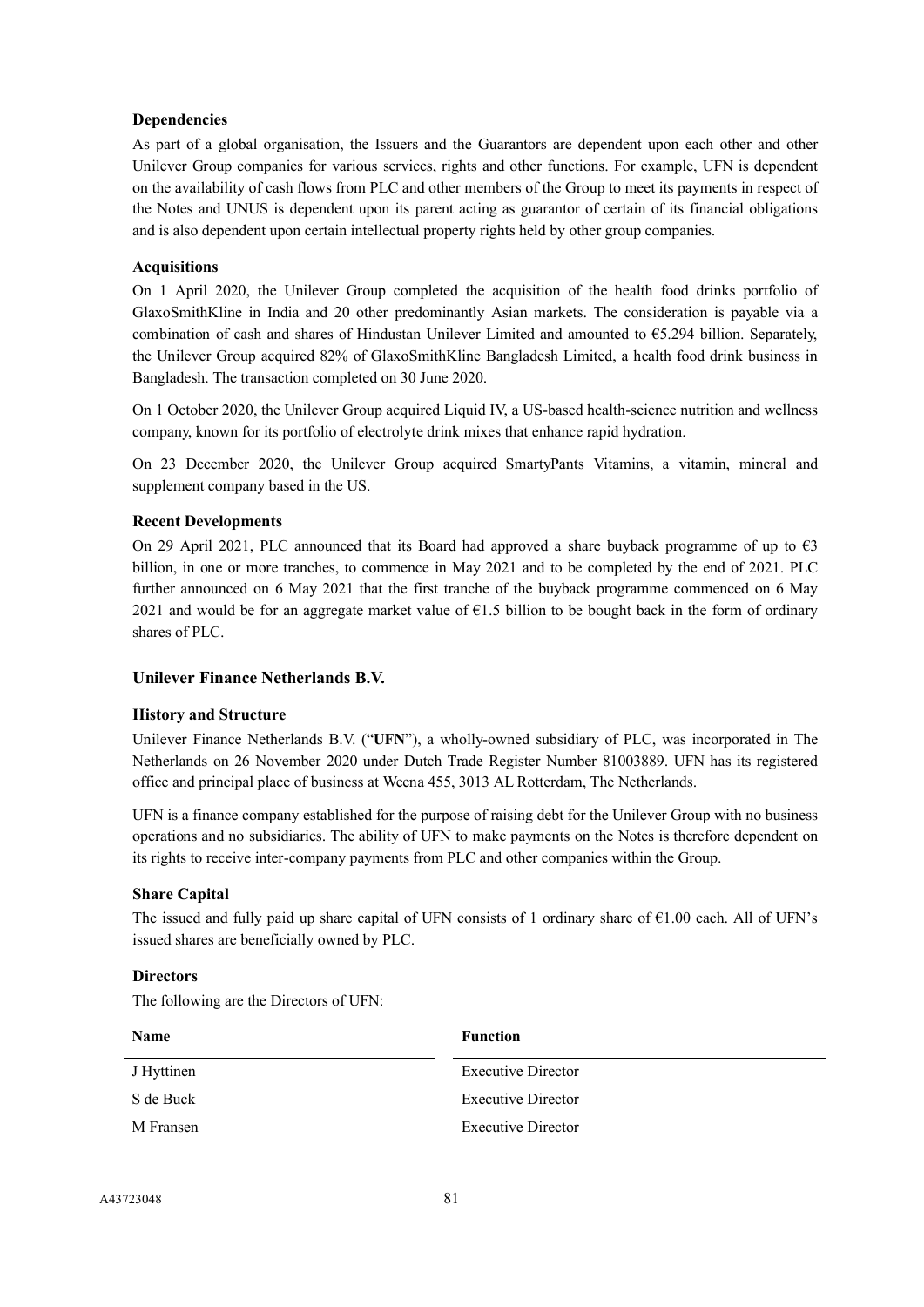**Dependencies**

As part of a global organisation, the Issuers and the Guarantors are dependent upon each other and other Unilever Group companies for various services, rights and other functions. For example, UFN is dependent on the availability of cash flows from PLC and other members of the Group to meet its payments in respect of the Notes and UNUS is dependent upon its parent acting as guarantor of certain of its financial obligations and is also dependent upon certain intellectual property rights held by other group companies.

**Acquisitions**

On 1 April 2020, the Unilever Group completed the acquisition of the health food drinks portfolio of GlaxoSmithKline in India and 20 other predominantly Asian markets. The consideration is payable via a combination of cash and shares of Hindustan Unilever Limited and amounted to €5.294 billion. Separately, the Unilever Group acquired 82% of GlaxoSmithKline Bangladesh Limited, a health food drink business in Bangladesh. The transaction completed on 30 June 2020.

On 1 October 2020, the Unilever Group acquired Liquid IV, a US-based health-science nutrition and wellness company, known for its portfolio of electrolyte drink mixes that enhance rapid hydration.

On 23 December 2020, the Unilever Group acquired SmartyPants Vitamins, a vitamin, mineral and supplement company based in the US.

**Recent Developments**

On 29 April 2021, PLC announced that its Board had approved a share buyback programme of up to €3 billion, in one or more tranches, to commence in May 2021 and to be completed by the end of 2021. PLC further announced on 6 May 2021 that the first tranche of the buyback programme commenced on 6 May 2021 and would be for an aggregate market value of €1.5 billion to be bought back in the form of ordinary shares of PLC.

## Unilever Finance Netherlands B.V.

**History and Structure**

Unilever Finance Netherlands B.V. ("**UFN**"), a wholly-owned subsidiary of PLC, was incorporated in The Netherlands on 26 November 2020 under Dutch Trade Register Number 81003889. UFN has its registered office and principal place of business at Weena 455, 3013 AL Rotterdam, The Netherlands.

UFN is a finance company established for the purpose of raising debt for the Unilever Group with no business operations and no subsidiaries. The ability of UFN to make payments on the Notes is therefore dependent on its rights to receive inter-company payments from PLC and other companies within the Group.

**Share Capital**

The issued and fully paid up share capital of UFN consists of 1 ordinary share of €1.00 each. All of UFN's issued shares are beneficially owned by PLC.

**Directors**

The following are the Directors of UFN:

| Name | Function |
|---|---|
| J Hyttinen | Executive Director |
| S de Buck | Executive Director |
| M Fransen | Executive Director |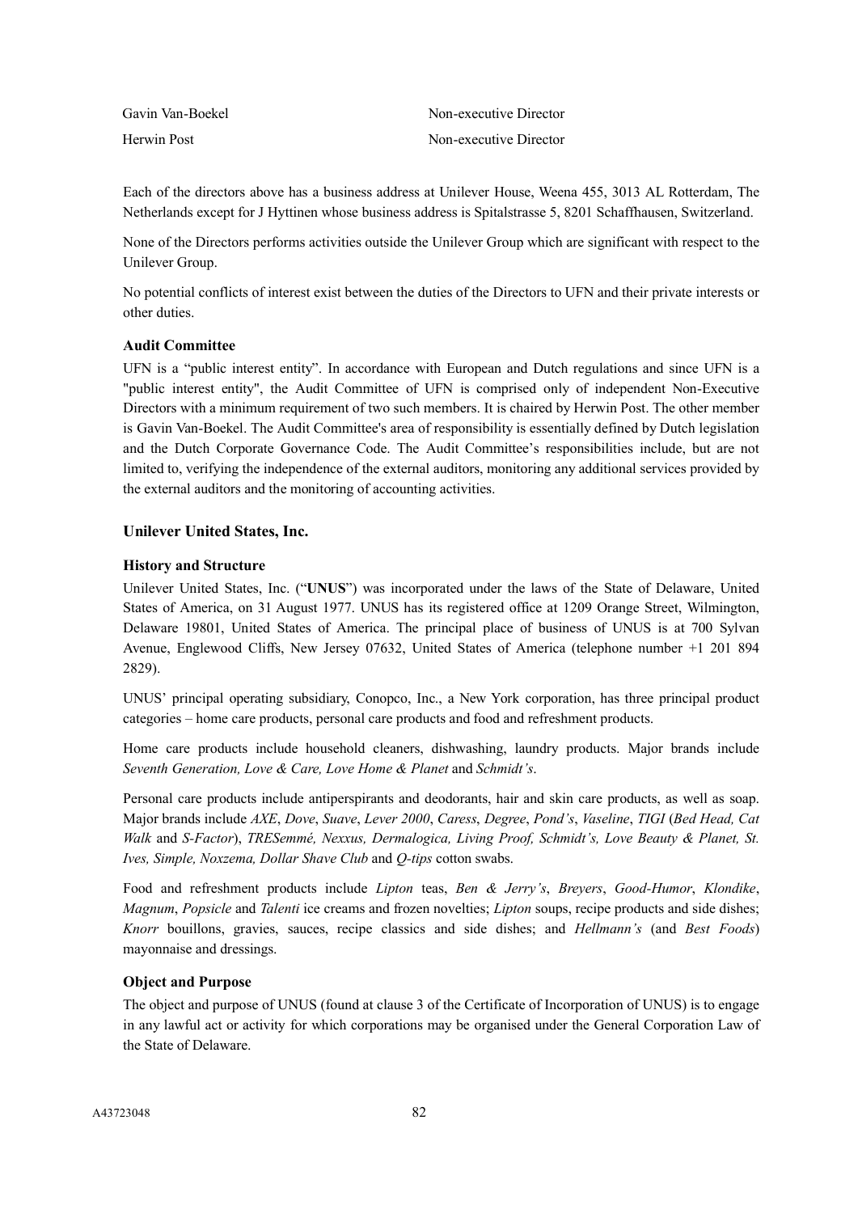| | |
|---|---|
| Gavin Van-Boekel | Non-executive Director |
| Herwin Post | Non-executive Director |

Each of the directors above has a business address at Unilever House, Weena 455, 3013 AL Rotterdam, The Netherlands except for J Hyttinen whose business address is Spitalstrasse 5, 8201 Schaffhausen, Switzerland.

None of the Directors performs activities outside the Unilever Group which are significant with respect to the Unilever Group.

No potential conflicts of interest exist between the duties of the Directors to UFN and their private interests or other duties.

### Audit Committee

UFN is a "public interest entity". In accordance with European and Dutch regulations and since UFN is a "public interest entity", the Audit Committee of UFN is comprised only of independent Non-Executive Directors with a minimum requirement of two such members. It is chaired by Herwin Post. The other member is Gavin Van-Boekel. The Audit Committee's area of responsibility is essentially defined by Dutch legislation and the Dutch Corporate Governance Code. The Audit Committee's responsibilities include, but are not limited to, verifying the independence of the external auditors, monitoring any additional services provided by the external auditors and the monitoring of accounting activities.

## Unilever United States, Inc.

### History and Structure

Unilever United States, Inc. ("**UNUS**") was incorporated under the laws of the State of Delaware, United States of America, on 31 August 1977. UNUS has its registered office at 1209 Orange Street, Wilmington, Delaware 19801, United States of America. The principal place of business of UNUS is at 700 Sylvan Avenue, Englewood Cliffs, New Jersey 07632, United States of America (telephone number +1 201 894 2829).

UNUS' principal operating subsidiary, Conopco, Inc., a New York corporation, has three principal product categories – home care products, personal care products and food and refreshment products.

Home care products include household cleaners, dishwashing, laundry products. Major brands include *Seventh Generation, Love & Care, Love Home & Planet* and *Schmidt's*.

Personal care products include antiperspirants and deodorants, hair and skin care products, as well as soap. Major brands include *AXE*, *Dove*, *Suave*, *Lever 2000*, *Caress*, *Degree*, *Pond's*, *Vaseline*, *TIGI* (*Bed Head, Cat Walk* and *S-Factor*), *TRESemmé, Nexxus, Dermalogica, Living Proof, Schmidt's, Love Beauty & Planet, St. Ives, Simple, Noxzema, Dollar Shave Club* and *Q-tips* cotton swabs.

Food and refreshment products include *Lipton* teas, *Ben & Jerry's*, *Breyers*, *Good-Humor*, *Klondike*, *Magnum*, *Popsicle* and *Talenti* ice creams and frozen novelties; *Lipton* soups, recipe products and side dishes; *Knorr* bouillons, gravies, sauces, recipe classics and side dishes; and *Hellmann's* (and *Best Foods*) mayonnaise and dressings.

### Object and Purpose

The object and purpose of UNUS (found at clause 3 of the Certificate of Incorporation of UNUS) is to engage in any lawful act or activity for which corporations may be organised under the General Corporation Law of the State of Delaware.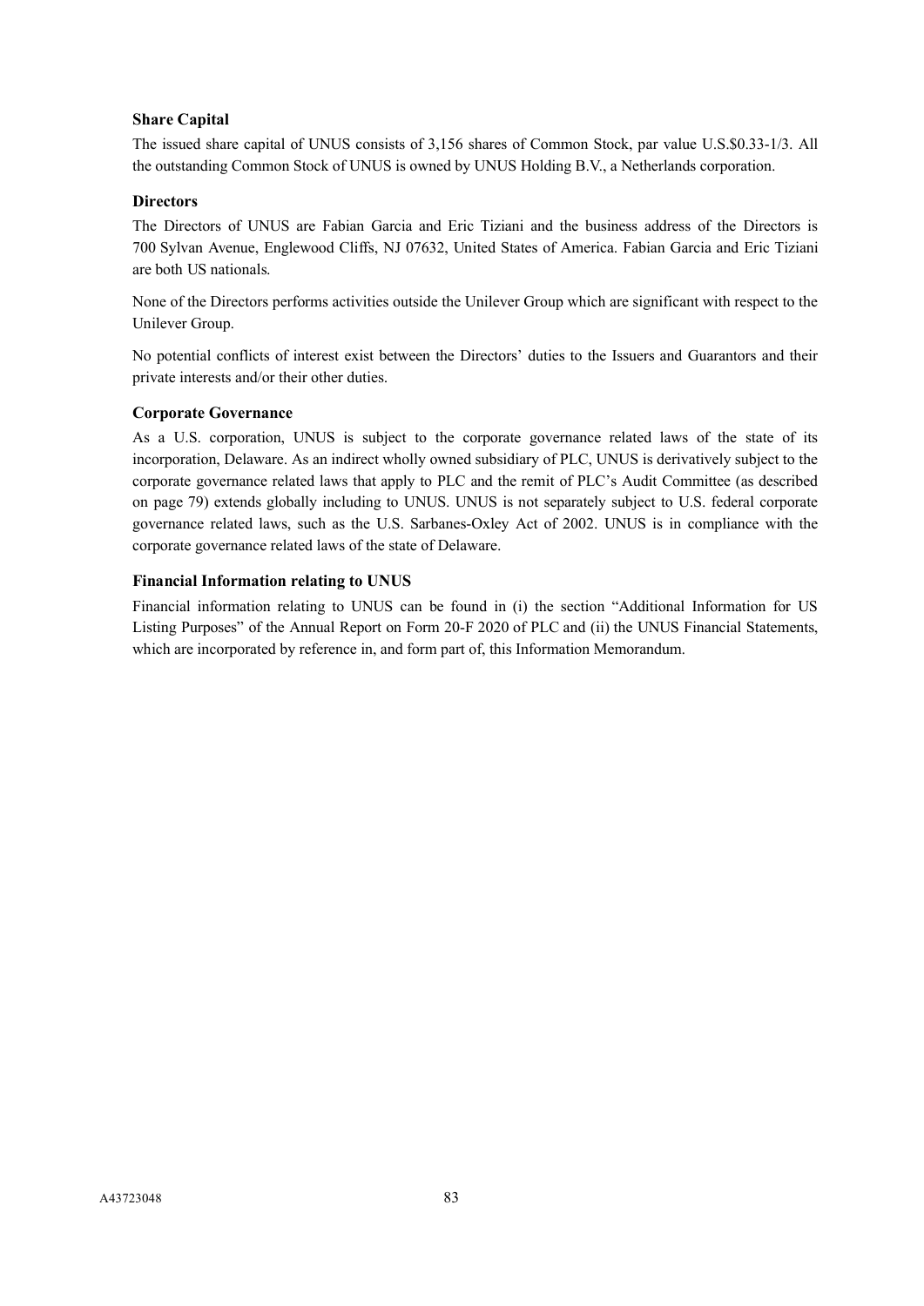### Share Capital

The issued share capital of UNUS consists of 3,156 shares of Common Stock, par value U.S.$0.33-1/3. All the outstanding Common Stock of UNUS is owned by UNUS Holding B.V., a Netherlands corporation.

### Directors

The Directors of UNUS are Fabian Garcia and Eric Tiziani and the business address of the Directors is 700 Sylvan Avenue, Englewood Cliffs, NJ 07632, United States of America. Fabian Garcia and Eric Tiziani are both US nationals.

None of the Directors performs activities outside the Unilever Group which are significant with respect to the Unilever Group.

No potential conflicts of interest exist between the Directors' duties to the Issuers and Guarantors and their private interests and/or their other duties.

### Corporate Governance

As a U.S. corporation, UNUS is subject to the corporate governance related laws of the state of its incorporation, Delaware. As an indirect wholly owned subsidiary of PLC, UNUS is derivatively subject to the corporate governance related laws that apply to PLC and the remit of PLC's Audit Committee (as described on page 79) extends globally including to UNUS. UNUS is not separately subject to U.S. federal corporate governance related laws, such as the U.S. Sarbanes-Oxley Act of 2002. UNUS is in compliance with the corporate governance related laws of the state of Delaware.

### Financial Information relating to UNUS

Financial information relating to UNUS can be found in (i) the section "Additional Information for US Listing Purposes" of the Annual Report on Form 20-F 2020 of PLC and (ii) the UNUS Financial Statements, which are incorporated by reference in, and form part of, this Information Memorandum.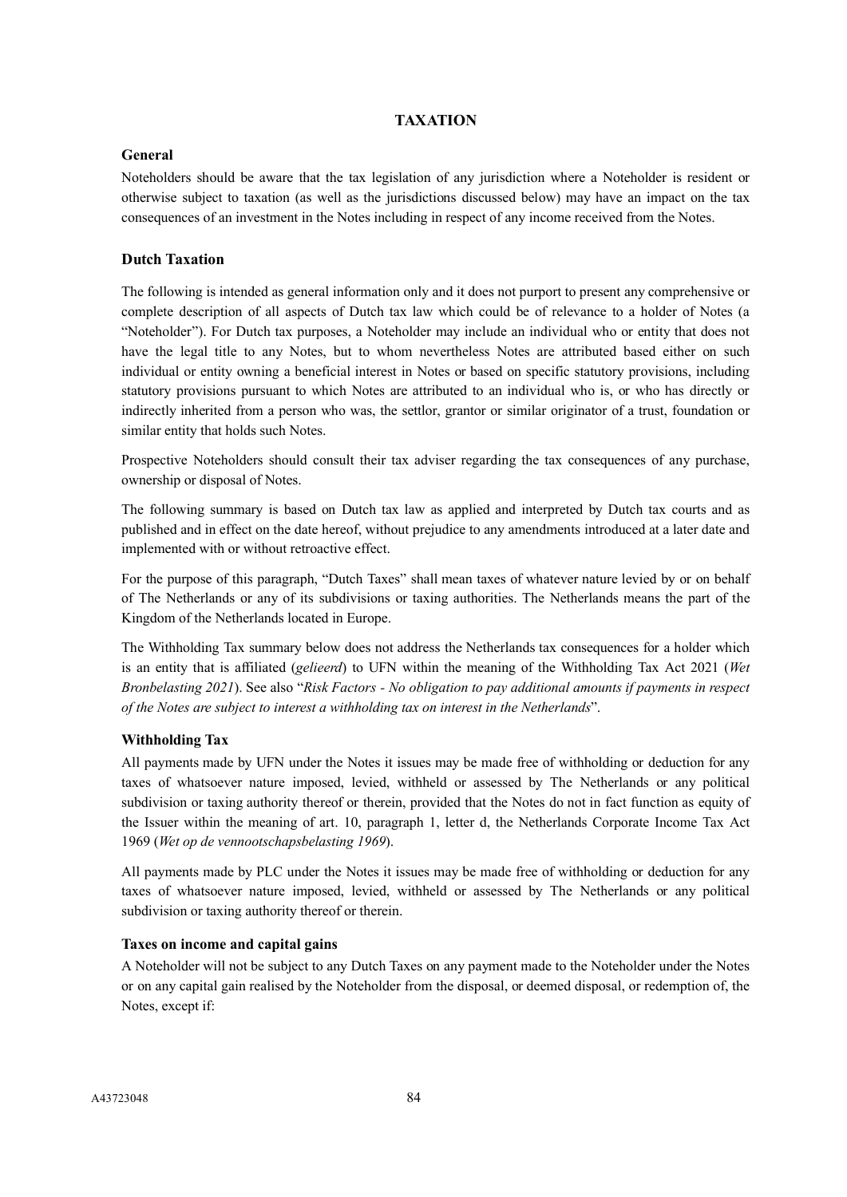# TAXATION

## General

Noteholders should be aware that the tax legislation of any jurisdiction where a Noteholder is resident or otherwise subject to taxation (as well as the jurisdictions discussed below) may have an impact on the tax consequences of an investment in the Notes including in respect of any income received from the Notes.

## Dutch Taxation

The following is intended as general information only and it does not purport to present any comprehensive or complete description of all aspects of Dutch tax law which could be of relevance to a holder of Notes (a "Noteholder"). For Dutch tax purposes, a Noteholder may include an individual who or entity that does not have the legal title to any Notes, but to whom nevertheless Notes are attributed based either on such individual or entity owning a beneficial interest in Notes or based on specific statutory provisions, including statutory provisions pursuant to which Notes are attributed to an individual who is, or who has directly or indirectly inherited from a person who was, the settlor, grantor or similar originator of a trust, foundation or similar entity that holds such Notes.

Prospective Noteholders should consult their tax adviser regarding the tax consequences of any purchase, ownership or disposal of Notes.

The following summary is based on Dutch tax law as applied and interpreted by Dutch tax courts and as published and in effect on the date hereof, without prejudice to any amendments introduced at a later date and implemented with or without retroactive effect.

For the purpose of this paragraph, "Dutch Taxes" shall mean taxes of whatever nature levied by or on behalf of The Netherlands or any of its subdivisions or taxing authorities. The Netherlands means the part of the Kingdom of the Netherlands located in Europe.

The Withholding Tax summary below does not address the Netherlands tax consequences for a holder which is an entity that is affiliated (*gelieerd*) to UFN within the meaning of the Withholding Tax Act 2021 (*Wet Bronbelasting 2021*). See also "*Risk Factors - No obligation to pay additional amounts if payments in respect of the Notes are subject to interest a withholding tax on interest in the Netherlands*".

### Withholding Tax

All payments made by UFN under the Notes it issues may be made free of withholding or deduction for any taxes of whatsoever nature imposed, levied, withheld or assessed by The Netherlands or any political subdivision or taxing authority thereof or therein, provided that the Notes do not in fact function as equity of the Issuer within the meaning of art. 10, paragraph 1, letter d, the Netherlands Corporate Income Tax Act 1969 (*Wet op de vennootschapsbelasting 1969*).

All payments made by PLC under the Notes it issues may be made free of withholding or deduction for any taxes of whatsoever nature imposed, levied, withheld or assessed by The Netherlands or any political subdivision or taxing authority thereof or therein.

### Taxes on income and capital gains

A Noteholder will not be subject to any Dutch Taxes on any payment made to the Noteholder under the Notes or on any capital gain realised by the Noteholder from the disposal, or deemed disposal, or redemption of, the Notes, except if: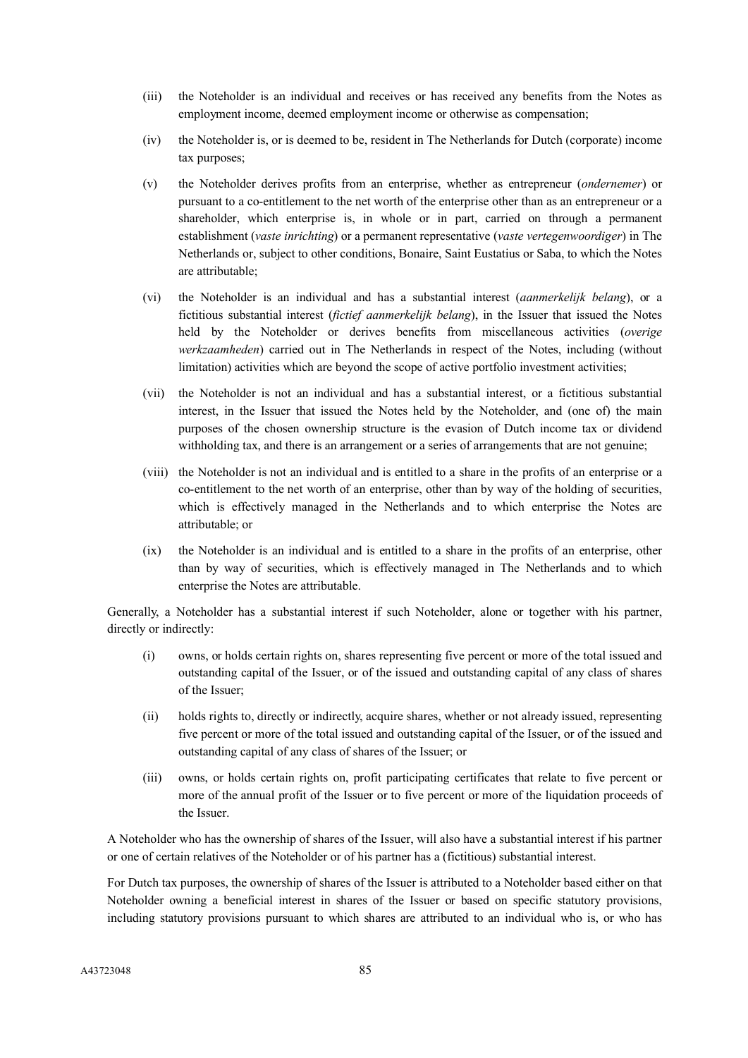(iii) the Noteholder is an individual and receives or has received any benefits from the Notes as employment income, deemed employment income or otherwise as compensation;

(iv) the Noteholder is, or is deemed to be, resident in The Netherlands for Dutch (corporate) income tax purposes;

(v) the Noteholder derives profits from an enterprise, whether as entrepreneur (*ondernemer*) or pursuant to a co-entitlement to the net worth of the enterprise other than as an entrepreneur or a shareholder, which enterprise is, in whole or in part, carried on through a permanent establishment (*vaste inrichting*) or a permanent representative (*vaste vertegenwoordiger*) in The Netherlands or, subject to other conditions, Bonaire, Saint Eustatius or Saba, to which the Notes are attributable;

(vi) the Noteholder is an individual and has a substantial interest (*aanmerkelijk belang*), or a fictitious substantial interest (*fictief aanmerkelijk belang*), in the Issuer that issued the Notes held by the Noteholder or derives benefits from miscellaneous activities (*overige werkzaamheden*) carried out in The Netherlands in respect of the Notes, including (without limitation) activities which are beyond the scope of active portfolio investment activities;

(vii) the Noteholder is not an individual and has a substantial interest, or a fictitious substantial interest, in the Issuer that issued the Notes held by the Noteholder, and (one of) the main purposes of the chosen ownership structure is the evasion of Dutch income tax or dividend withholding tax, and there is an arrangement or a series of arrangements that are not genuine;

(viii) the Noteholder is not an individual and is entitled to a share in the profits of an enterprise or a co-entitlement to the net worth of an enterprise, other than by way of the holding of securities, which is effectively managed in the Netherlands and to which enterprise the Notes are attributable; or

(ix) the Noteholder is an individual and is entitled to a share in the profits of an enterprise, other than by way of securities, which is effectively managed in The Netherlands and to which enterprise the Notes are attributable.

Generally, a Noteholder has a substantial interest if such Noteholder, alone or together with his partner, directly or indirectly:

(i) owns, or holds certain rights on, shares representing five percent or more of the total issued and outstanding capital of the Issuer, or of the issued and outstanding capital of any class of shares of the Issuer;

(ii) holds rights to, directly or indirectly, acquire shares, whether or not already issued, representing five percent or more of the total issued and outstanding capital of the Issuer, or of the issued and outstanding capital of any class of shares of the Issuer; or

(iii) owns, or holds certain rights on, profit participating certificates that relate to five percent or more of the annual profit of the Issuer or to five percent or more of the liquidation proceeds of the Issuer.

A Noteholder who has the ownership of shares of the Issuer, will also have a substantial interest if his partner or one of certain relatives of the Noteholder or of his partner has a (fictitious) substantial interest.

For Dutch tax purposes, the ownership of shares of the Issuer is attributed to a Noteholder based either on that Noteholder owning a beneficial interest in shares of the Issuer or based on specific statutory provisions, including statutory provisions pursuant to which shares are attributed to an individual who is, or who has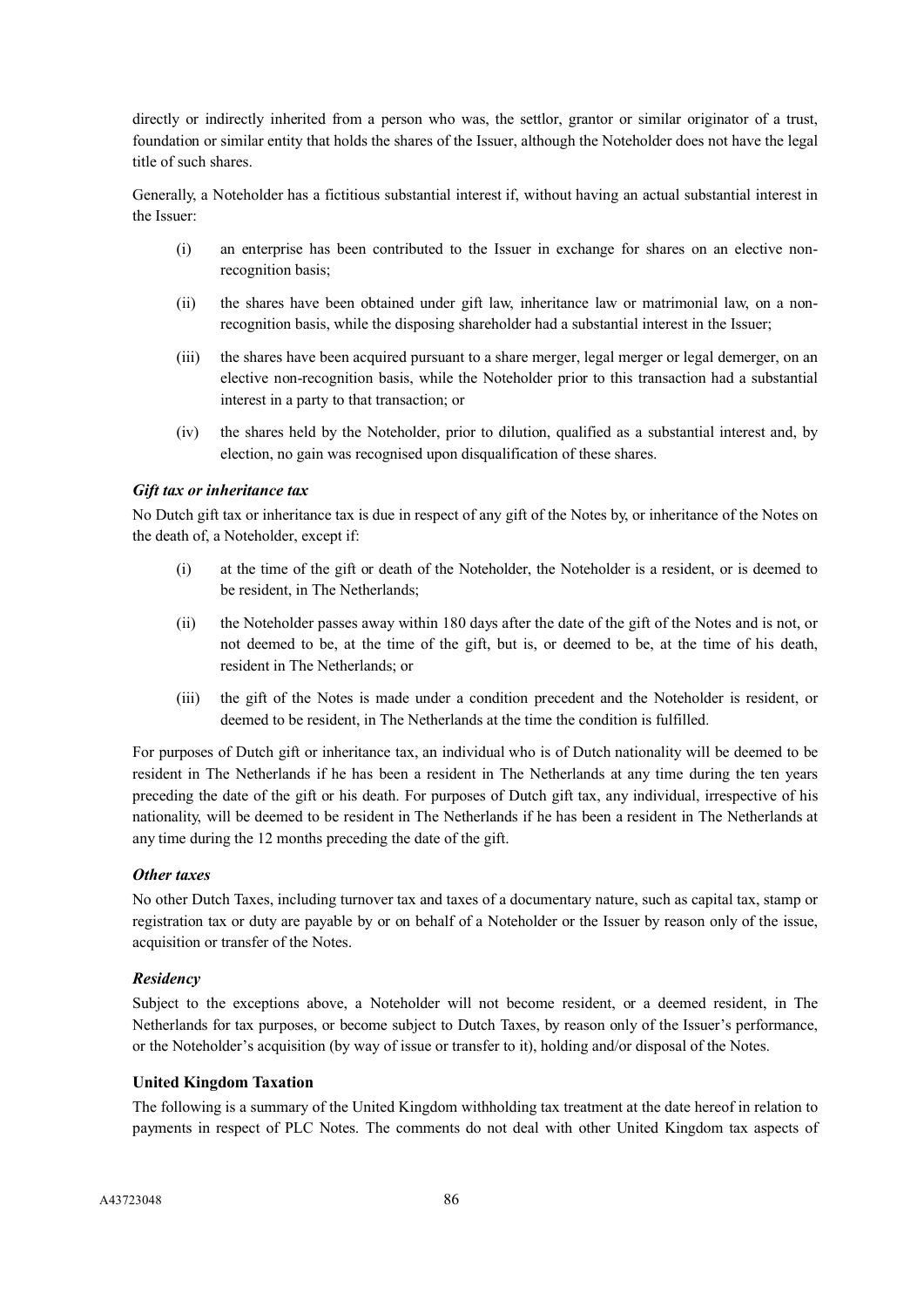directly or indirectly inherited from a person who was, the settlor, grantor or similar originator of a trust, foundation or similar entity that holds the shares of the Issuer, although the Noteholder does not have the legal title of such shares.

Generally, a Noteholder has a fictitious substantial interest if, without having an actual substantial interest in the Issuer:

(i) an enterprise has been contributed to the Issuer in exchange for shares on an elective non-recognition basis;

(ii) the shares have been obtained under gift law, inheritance law or matrimonial law, on a non-recognition basis, while the disposing shareholder had a substantial interest in the Issuer;

(iii) the shares have been acquired pursuant to a share merger, legal merger or legal demerger, on an elective non-recognition basis, while the Noteholder prior to this transaction had a substantial interest in a party to that transaction; or

(iv) the shares held by the Noteholder, prior to dilution, qualified as a substantial interest and, by election, no gain was recognised upon disqualification of these shares.

***Gift tax or inheritance tax***

No Dutch gift tax or inheritance tax is due in respect of any gift of the Notes by, or inheritance of the Notes on the death of, a Noteholder, except if:

(i) at the time of the gift or death of the Noteholder, the Noteholder is a resident, or is deemed to be resident, in The Netherlands;

(ii) the Noteholder passes away within 180 days after the date of the gift of the Notes and is not, or not deemed to be, at the time of the gift, but is, or deemed to be, at the time of his death, resident in The Netherlands; or

(iii) the gift of the Notes is made under a condition precedent and the Noteholder is resident, or deemed to be resident, in The Netherlands at the time the condition is fulfilled.

For purposes of Dutch gift or inheritance tax, an individual who is of Dutch nationality will be deemed to be resident in The Netherlands if he has been a resident in The Netherlands at any time during the ten years preceding the date of the gift or his death. For purposes of Dutch gift tax, any individual, irrespective of his nationality, will be deemed to be resident in The Netherlands if he has been a resident in The Netherlands at any time during the 12 months preceding the date of the gift.

***Other taxes***

No other Dutch Taxes, including turnover tax and taxes of a documentary nature, such as capital tax, stamp or registration tax or duty are payable by or on behalf of a Noteholder or the Issuer by reason only of the issue, acquisition or transfer of the Notes.

***Residency***

Subject to the exceptions above, a Noteholder will not become resident, or a deemed resident, in The Netherlands for tax purposes, or become subject to Dutch Taxes, by reason only of the Issuer's performance, or the Noteholder's acquisition (by way of issue or transfer to it), holding and/or disposal of the Notes.

**United Kingdom Taxation**

The following is a summary of the United Kingdom withholding tax treatment at the date hereof in relation to payments in respect of PLC Notes. The comments do not deal with other United Kingdom tax aspects of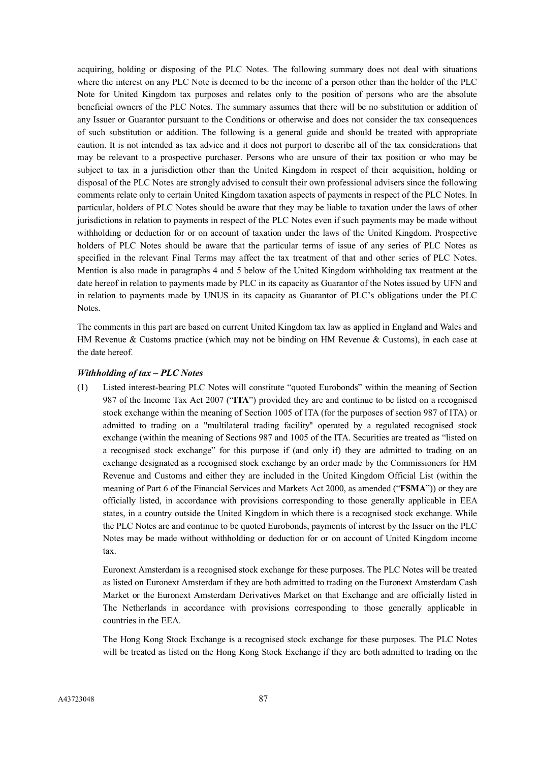acquiring, holding or disposing of the PLC Notes. The following summary does not deal with situations where the interest on any PLC Note is deemed to be the income of a person other than the holder of the PLC Note for United Kingdom tax purposes and relates only to the position of persons who are the absolute beneficial owners of the PLC Notes. The summary assumes that there will be no substitution or addition of any Issuer or Guarantor pursuant to the Conditions or otherwise and does not consider the tax consequences of such substitution or addition. The following is a general guide and should be treated with appropriate caution. It is not intended as tax advice and it does not purport to describe all of the tax considerations that may be relevant to a prospective purchaser. Persons who are unsure of their tax position or who may be subject to tax in a jurisdiction other than the United Kingdom in respect of their acquisition, holding or disposal of the PLC Notes are strongly advised to consult their own professional advisers since the following comments relate only to certain United Kingdom taxation aspects of payments in respect of the PLC Notes. In particular, holders of PLC Notes should be aware that they may be liable to taxation under the laws of other jurisdictions in relation to payments in respect of the PLC Notes even if such payments may be made without withholding or deduction for or on account of taxation under the laws of the United Kingdom. Prospective holders of PLC Notes should be aware that the particular terms of issue of any series of PLC Notes as specified in the relevant Final Terms may affect the tax treatment of that and other series of PLC Notes. Mention is also made in paragraphs 4 and 5 below of the United Kingdom withholding tax treatment at the date hereof in relation to payments made by PLC in its capacity as Guarantor of the Notes issued by UFN and in relation to payments made by UNUS in its capacity as Guarantor of PLC's obligations under the PLC Notes.

The comments in this part are based on current United Kingdom tax law as applied in England and Wales and HM Revenue & Customs practice (which may not be binding on HM Revenue & Customs), in each case at the date hereof.

***Withholding of tax – PLC Notes***

(1) Listed interest-bearing PLC Notes will constitute "quoted Eurobonds" within the meaning of Section 987 of the Income Tax Act 2007 ("**ITA**") provided they are and continue to be listed on a recognised stock exchange within the meaning of Section 1005 of ITA (for the purposes of section 987 of ITA) or admitted to trading on a "multilateral trading facility" operated by a regulated recognised stock exchange (within the meaning of Sections 987 and 1005 of the ITA. Securities are treated as "listed on a recognised stock exchange" for this purpose if (and only if) they are admitted to trading on an exchange designated as a recognised stock exchange by an order made by the Commissioners for HM Revenue and Customs and either they are included in the United Kingdom Official List (within the meaning of Part 6 of the Financial Services and Markets Act 2000, as amended ("**FSMA**")) or they are officially listed, in accordance with provisions corresponding to those generally applicable in EEA states, in a country outside the United Kingdom in which there is a recognised stock exchange. While the PLC Notes are and continue to be quoted Eurobonds, payments of interest by the Issuer on the PLC Notes may be made without withholding or deduction for or on account of United Kingdom income tax.

    Euronext Amsterdam is a recognised stock exchange for these purposes. The PLC Notes will be treated as listed on Euronext Amsterdam if they are both admitted to trading on the Euronext Amsterdam Cash Market or the Euronext Amsterdam Derivatives Market on that Exchange and are officially listed in The Netherlands in accordance with provisions corresponding to those generally applicable in countries in the EEA.

    The Hong Kong Stock Exchange is a recognised stock exchange for these purposes. The PLC Notes will be treated as listed on the Hong Kong Stock Exchange if they are both admitted to trading on the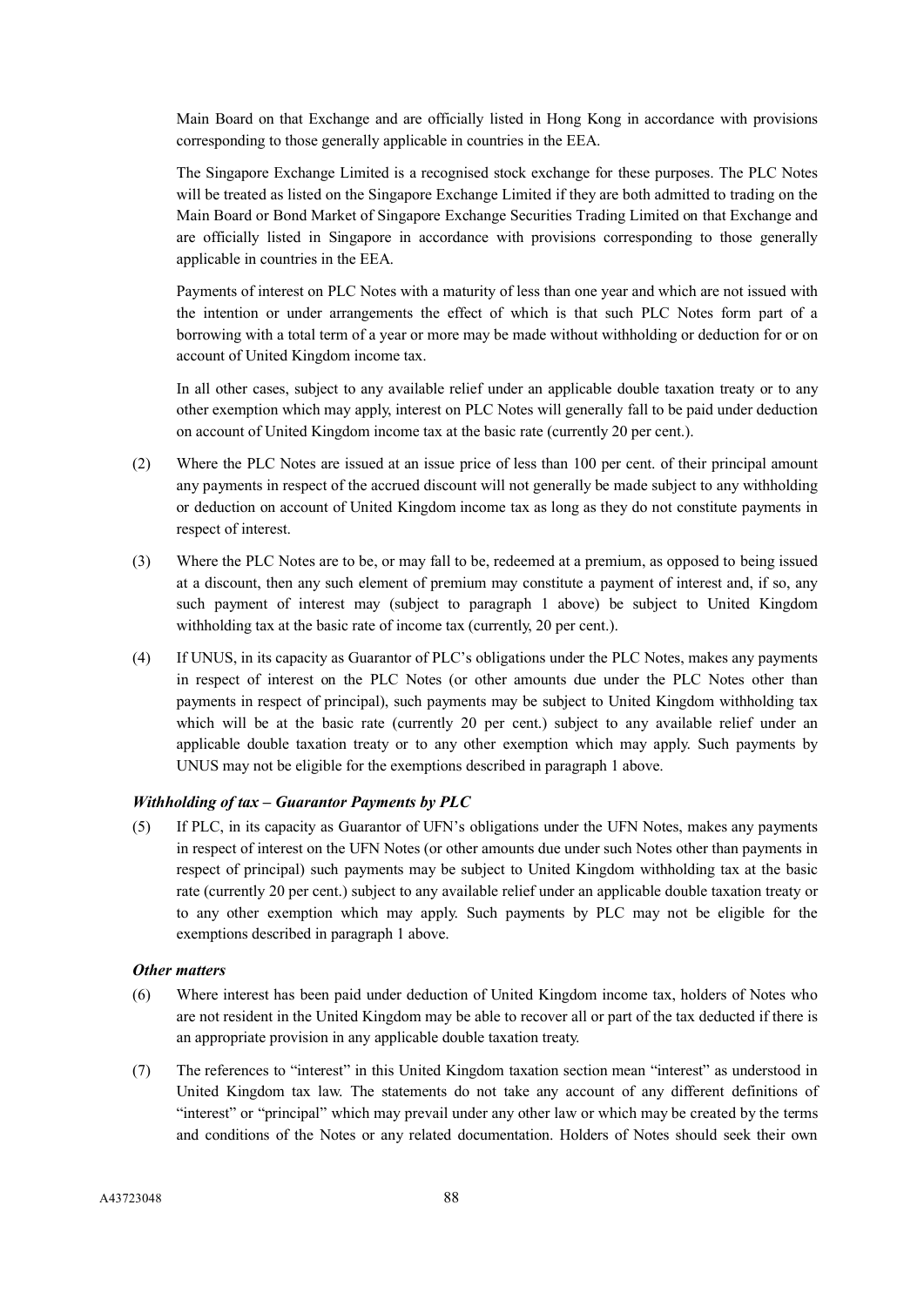Main Board on that Exchange and are officially listed in Hong Kong in accordance with provisions corresponding to those generally applicable in countries in the EEA.

The Singapore Exchange Limited is a recognised stock exchange for these purposes. The PLC Notes will be treated as listed on the Singapore Exchange Limited if they are both admitted to trading on the Main Board or Bond Market of Singapore Exchange Securities Trading Limited on that Exchange and are officially listed in Singapore in accordance with provisions corresponding to those generally applicable in countries in the EEA.

Payments of interest on PLC Notes with a maturity of less than one year and which are not issued with the intention or under arrangements the effect of which is that such PLC Notes form part of a borrowing with a total term of a year or more may be made without withholding or deduction for or on account of United Kingdom income tax.

In all other cases, subject to any available relief under an applicable double taxation treaty or to any other exemption which may apply, interest on PLC Notes will generally fall to be paid under deduction on account of United Kingdom income tax at the basic rate (currently 20 per cent.).

(2) Where the PLC Notes are issued at an issue price of less than 100 per cent. of their principal amount any payments in respect of the accrued discount will not generally be made subject to any withholding or deduction on account of United Kingdom income tax as long as they do not constitute payments in respect of interest.

(3) Where the PLC Notes are to be, or may fall to be, redeemed at a premium, as opposed to being issued at a discount, then any such element of premium may constitute a payment of interest and, if so, any such payment of interest may (subject to paragraph 1 above) be subject to United Kingdom withholding tax at the basic rate of income tax (currently, 20 per cent.).

(4) If UNUS, in its capacity as Guarantor of PLC's obligations under the PLC Notes, makes any payments in respect of interest on the PLC Notes (or other amounts due under the PLC Notes other than payments in respect of principal), such payments may be subject to United Kingdom withholding tax which will be at the basic rate (currently 20 per cent.) subject to any available relief under an applicable double taxation treaty or to any other exemption which may apply. Such payments by UNUS may not be eligible for the exemptions described in paragraph 1 above.

***Withholding of tax – Guarantor Payments by PLC***

(5) If PLC, in its capacity as Guarantor of UFN's obligations under the UFN Notes, makes any payments in respect of interest on the UFN Notes (or other amounts due under such Notes other than payments in respect of principal) such payments may be subject to United Kingdom withholding tax at the basic rate (currently 20 per cent.) subject to any available relief under an applicable double taxation treaty or to any other exemption which may apply. Such payments by PLC may not be eligible for the exemptions described in paragraph 1 above.

***Other matters***

(6) Where interest has been paid under deduction of United Kingdom income tax, holders of Notes who are not resident in the United Kingdom may be able to recover all or part of the tax deducted if there is an appropriate provision in any applicable double taxation treaty.

(7) The references to "interest" in this United Kingdom taxation section mean "interest" as understood in United Kingdom tax law. The statements do not take any account of any different definitions of "interest" or "principal" which may prevail under any other law or which may be created by the terms and conditions of the Notes or any related documentation. Holders of Notes should seek their own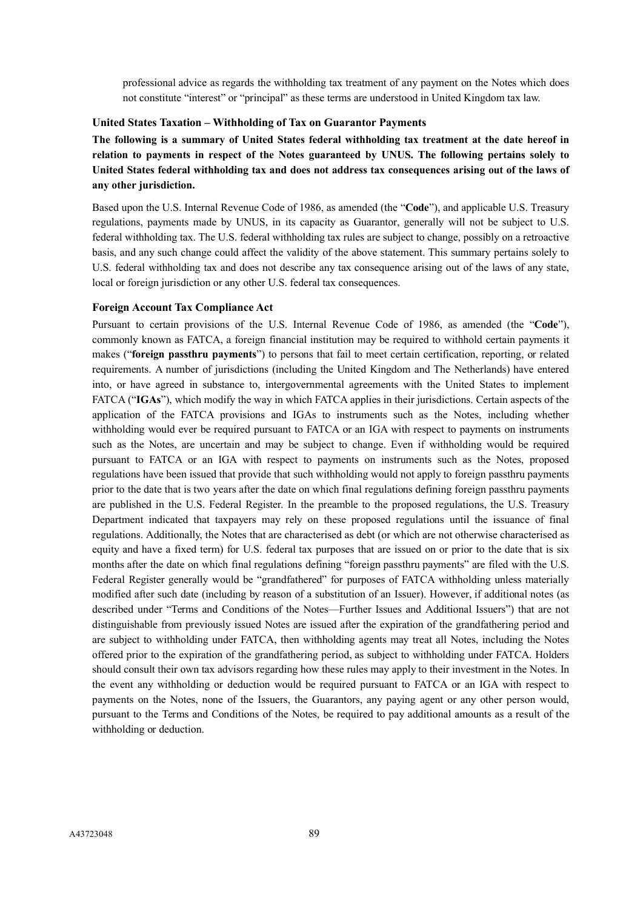professional advice as regards the withholding tax treatment of any payment on the Notes which does not constitute "interest" or "principal" as these terms are understood in United Kingdom tax law.

### United States Taxation – Withholding of Tax on Guarantor Payments

**The following is a summary of United States federal withholding tax treatment at the date hereof in relation to payments in respect of the Notes guaranteed by UNUS. The following pertains solely to United States federal withholding tax and does not address tax consequences arising out of the laws of any other jurisdiction.**

Based upon the U.S. Internal Revenue Code of 1986, as amended (the "**Code**"), and applicable U.S. Treasury regulations, payments made by UNUS, in its capacity as Guarantor, generally will not be subject to U.S. federal withholding tax. The U.S. federal withholding tax rules are subject to change, possibly on a retroactive basis, and any such change could affect the validity of the above statement. This summary pertains solely to U.S. federal withholding tax and does not describe any tax consequence arising out of the laws of any state, local or foreign jurisdiction or any other U.S. federal tax consequences.

### Foreign Account Tax Compliance Act

Pursuant to certain provisions of the U.S. Internal Revenue Code of 1986, as amended (the "**Code**"), commonly known as FATCA, a foreign financial institution may be required to withhold certain payments it makes ("**foreign passthru payments**") to persons that fail to meet certain certification, reporting, or related requirements. A number of jurisdictions (including the United Kingdom and The Netherlands) have entered into, or have agreed in substance to, intergovernmental agreements with the United States to implement FATCA ("**IGAs**"), which modify the way in which FATCA applies in their jurisdictions. Certain aspects of the application of the FATCA provisions and IGAs to instruments such as the Notes, including whether withholding would ever be required pursuant to FATCA or an IGA with respect to payments on instruments such as the Notes, are uncertain and may be subject to change. Even if withholding would be required pursuant to FATCA or an IGA with respect to payments on instruments such as the Notes, proposed regulations have been issued that provide that such withholding would not apply to foreign passthru payments prior to the date that is two years after the date on which final regulations defining foreign passthru payments are published in the U.S. Federal Register. In the preamble to the proposed regulations, the U.S. Treasury Department indicated that taxpayers may rely on these proposed regulations until the issuance of final regulations. Additionally, the Notes that are characterised as debt (or which are not otherwise characterised as equity and have a fixed term) for U.S. federal tax purposes that are issued on or prior to the date that is six months after the date on which final regulations defining "foreign passthru payments" are filed with the U.S. Federal Register generally would be "grandfathered" for purposes of FATCA withholding unless materially modified after such date (including by reason of a substitution of an Issuer). However, if additional notes (as described under "Terms and Conditions of the Notes—Further Issues and Additional Issuers") that are not distinguishable from previously issued Notes are issued after the expiration of the grandfathering period and are subject to withholding under FATCA, then withholding agents may treat all Notes, including the Notes offered prior to the expiration of the grandfathering period, as subject to withholding under FATCA. Holders should consult their own tax advisors regarding how these rules may apply to their investment in the Notes. In the event any withholding or deduction would be required pursuant to FATCA or an IGA with respect to payments on the Notes, none of the Issuers, the Guarantors, any paying agent or any other person would, pursuant to the Terms and Conditions of the Notes, be required to pay additional amounts as a result of the withholding or deduction.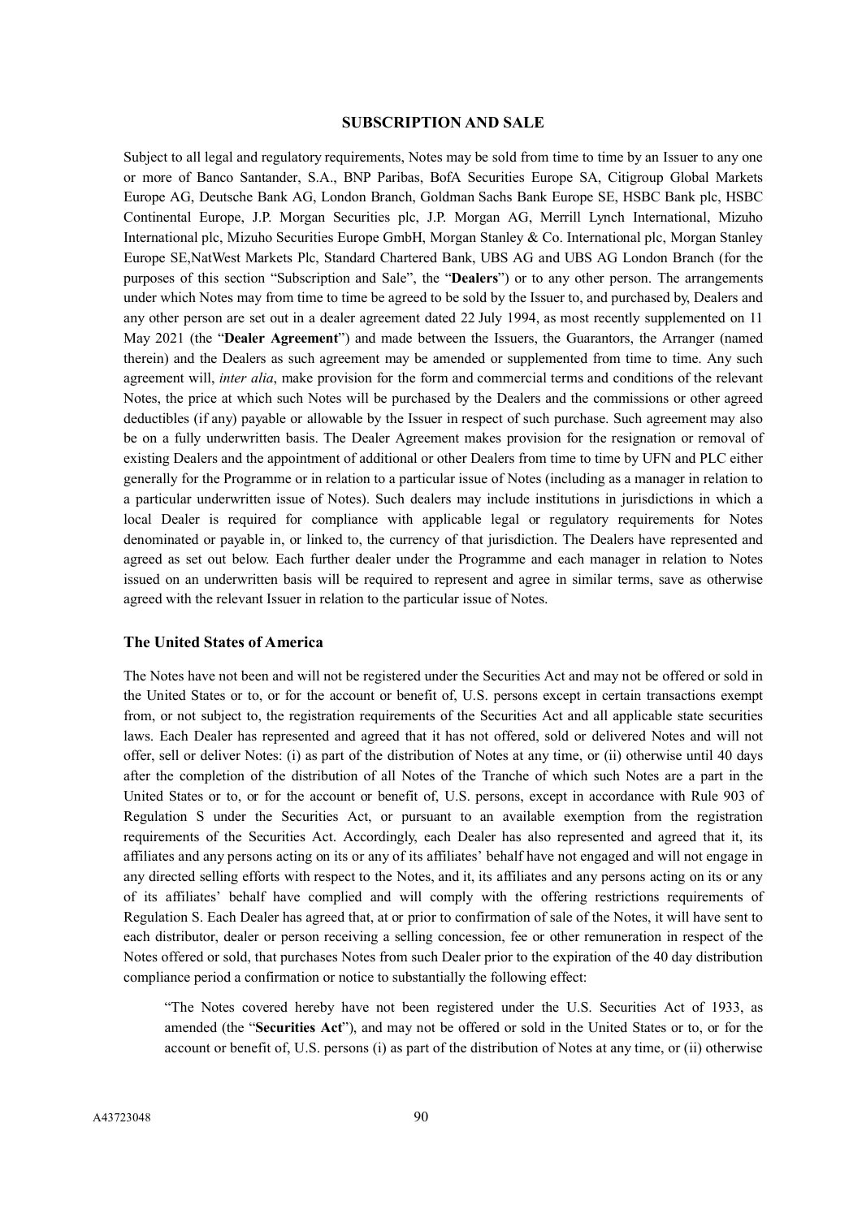## SUBSCRIPTION AND SALE

Subject to all legal and regulatory requirements, Notes may be sold from time to time by an Issuer to any one or more of Banco Santander, S.A., BNP Paribas, BofA Securities Europe SA, Citigroup Global Markets Europe AG, Deutsche Bank AG, London Branch, Goldman Sachs Bank Europe SE, HSBC Bank plc, HSBC Continental Europe, J.P. Morgan Securities plc, J.P. Morgan AG, Merrill Lynch International, Mizuho International plc, Mizuho Securities Europe GmbH, Morgan Stanley & Co. International plc, Morgan Stanley Europe SE,NatWest Markets Plc, Standard Chartered Bank, UBS AG and UBS AG London Branch (for the purposes of this section "Subscription and Sale", the "**Dealers**") or to any other person. The arrangements under which Notes may from time to time be agreed to be sold by the Issuer to, and purchased by, Dealers and any other person are set out in a dealer agreement dated 22 July 1994, as most recently supplemented on 11 May 2021 (the "**Dealer Agreement**") and made between the Issuers, the Guarantors, the Arranger (named therein) and the Dealers as such agreement may be amended or supplemented from time to time. Any such agreement will, *inter alia*, make provision for the form and commercial terms and conditions of the relevant Notes, the price at which such Notes will be purchased by the Dealers and the commissions or other agreed deductibles (if any) payable or allowable by the Issuer in respect of such purchase. Such agreement may also be on a fully underwritten basis. The Dealer Agreement makes provision for the resignation or removal of existing Dealers and the appointment of additional or other Dealers from time to time by UFN and PLC either generally for the Programme or in relation to a particular issue of Notes (including as a manager in relation to a particular underwritten issue of Notes). Such dealers may include institutions in jurisdictions in which a local Dealer is required for compliance with applicable legal or regulatory requirements for Notes denominated or payable in, or linked to, the currency of that jurisdiction. The Dealers have represented and agreed as set out below. Each further dealer under the Programme and each manager in relation to Notes issued on an underwritten basis will be required to represent and agree in similar terms, save as otherwise agreed with the relevant Issuer in relation to the particular issue of Notes.

### The United States of America

The Notes have not been and will not be registered under the Securities Act and may not be offered or sold in the United States or to, or for the account or benefit of, U.S. persons except in certain transactions exempt from, or not subject to, the registration requirements of the Securities Act and all applicable state securities laws. Each Dealer has represented and agreed that it has not offered, sold or delivered Notes and will not offer, sell or deliver Notes: (i) as part of the distribution of Notes at any time, or (ii) otherwise until 40 days after the completion of the distribution of all Notes of the Tranche of which such Notes are a part in the United States or to, or for the account or benefit of, U.S. persons, except in accordance with Rule 903 of Regulation S under the Securities Act, or pursuant to an available exemption from the registration requirements of the Securities Act. Accordingly, each Dealer has also represented and agreed that it, its affiliates and any persons acting on its or any of its affiliates' behalf have not engaged and will not engage in any directed selling efforts with respect to the Notes, and it, its affiliates and any persons acting on its or any of its affiliates' behalf have complied and will comply with the offering restrictions requirements of Regulation S. Each Dealer has agreed that, at or prior to confirmation of sale of the Notes, it will have sent to each distributor, dealer or person receiving a selling concession, fee or other remuneration in respect of the Notes offered or sold, that purchases Notes from such Dealer prior to the expiration of the 40 day distribution compliance period a confirmation or notice to substantially the following effect:

> "The Notes covered hereby have not been registered under the U.S. Securities Act of 1933, as amended (the "**Securities Act**"), and may not be offered or sold in the United States or to, or for the account or benefit of, U.S. persons (i) as part of the distribution of Notes at any time, or (ii) otherwise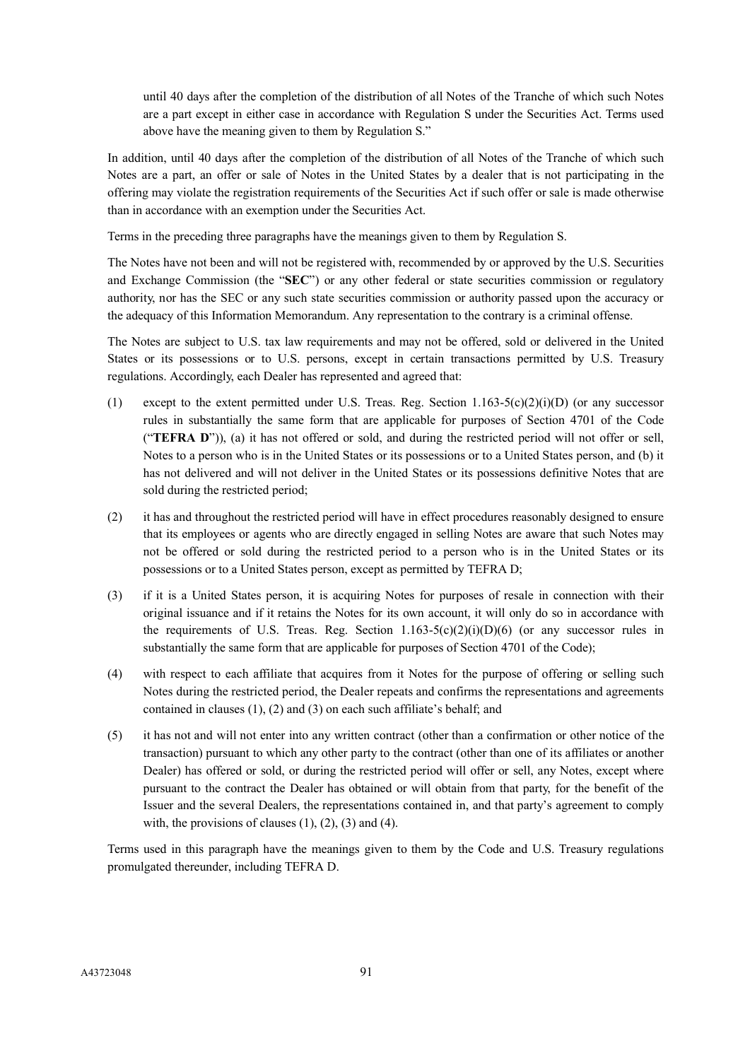until 40 days after the completion of the distribution of all Notes of the Tranche of which such Notes are a part except in either case in accordance with Regulation S under the Securities Act. Terms used above have the meaning given to them by Regulation S."

In addition, until 40 days after the completion of the distribution of all Notes of the Tranche of which such Notes are a part, an offer or sale of Notes in the United States by a dealer that is not participating in the offering may violate the registration requirements of the Securities Act if such offer or sale is made otherwise than in accordance with an exemption under the Securities Act.

Terms in the preceding three paragraphs have the meanings given to them by Regulation S.

The Notes have not been and will not be registered with, recommended by or approved by the U.S. Securities and Exchange Commission (the "**SEC**") or any other federal or state securities commission or regulatory authority, nor has the SEC or any such state securities commission or authority passed upon the accuracy or the adequacy of this Information Memorandum. Any representation to the contrary is a criminal offense.

The Notes are subject to U.S. tax law requirements and may not be offered, sold or delivered in the United States or its possessions or to U.S. persons, except in certain transactions permitted by U.S. Treasury regulations. Accordingly, each Dealer has represented and agreed that:

(1) except to the extent permitted under U.S. Treas. Reg. Section 1.163-5(c)(2)(i)(D) (or any successor rules in substantially the same form that are applicable for purposes of Section 4701 of the Code ("**TEFRA D**")), (a) it has not offered or sold, and during the restricted period will not offer or sell, Notes to a person who is in the United States or its possessions or to a United States person, and (b) it has not delivered and will not deliver in the United States or its possessions definitive Notes that are sold during the restricted period;

(2) it has and throughout the restricted period will have in effect procedures reasonably designed to ensure that its employees or agents who are directly engaged in selling Notes are aware that such Notes may not be offered or sold during the restricted period to a person who is in the United States or its possessions or to a United States person, except as permitted by TEFRA D;

(3) if it is a United States person, it is acquiring Notes for purposes of resale in connection with their original issuance and if it retains the Notes for its own account, it will only do so in accordance with the requirements of U.S. Treas. Reg. Section 1.163-5(c)(2)(i)(D)(6) (or any successor rules in substantially the same form that are applicable for purposes of Section 4701 of the Code);

(4) with respect to each affiliate that acquires from it Notes for the purpose of offering or selling such Notes during the restricted period, the Dealer repeats and confirms the representations and agreements contained in clauses (1), (2) and (3) on each such affiliate's behalf; and

(5) it has not and will not enter into any written contract (other than a confirmation or other notice of the transaction) pursuant to which any other party to the contract (other than one of its affiliates or another Dealer) has offered or sold, or during the restricted period will offer or sell, any Notes, except where pursuant to the contract the Dealer has obtained or will obtain from that party, for the benefit of the Issuer and the several Dealers, the representations contained in, and that party's agreement to comply with, the provisions of clauses (1), (2), (3) and (4).

Terms used in this paragraph have the meanings given to them by the Code and U.S. Treasury regulations promulgated thereunder, including TEFRA D.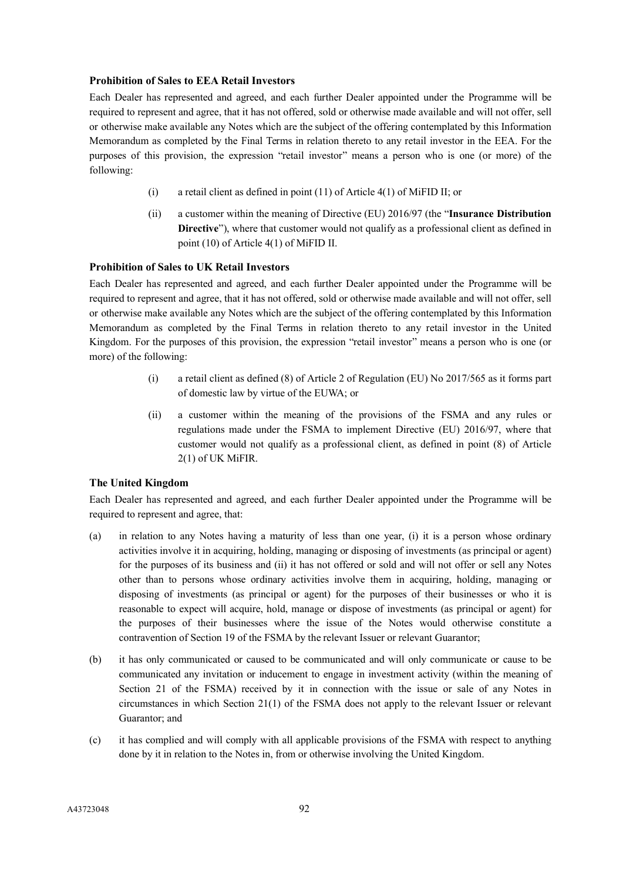**Prohibition of Sales to EEA Retail Investors**

Each Dealer has represented and agreed, and each further Dealer appointed under the Programme will be required to represent and agree, that it has not offered, sold or otherwise made available and will not offer, sell or otherwise make available any Notes which are the subject of the offering contemplated by this Information Memorandum as completed by the Final Terms in relation thereto to any retail investor in the EEA. For the purposes of this provision, the expression "retail investor" means a person who is one (or more) of the following:

(i) a retail client as defined in point (11) of Article 4(1) of MiFID II; or

(ii) a customer within the meaning of Directive (EU) 2016/97 (the "**Insurance Distribution Directive**"), where that customer would not qualify as a professional client as defined in point (10) of Article 4(1) of MiFID II.

**Prohibition of Sales to UK Retail Investors**

Each Dealer has represented and agreed, and each further Dealer appointed under the Programme will be required to represent and agree, that it has not offered, sold or otherwise made available and will not offer, sell or otherwise make available any Notes which are the subject of the offering contemplated by this Information Memorandum as completed by the Final Terms in relation thereto to any retail investor in the United Kingdom. For the purposes of this provision, the expression "retail investor" means a person who is one (or more) of the following:

(i) a retail client as defined (8) of Article 2 of Regulation (EU) No 2017/565 as it forms part of domestic law by virtue of the EUWA; or

(ii) a customer within the meaning of the provisions of the FSMA and any rules or regulations made under the FSMA to implement Directive (EU) 2016/97, where that customer would not qualify as a professional client, as defined in point (8) of Article 2(1) of UK MiFIR.

**The United Kingdom**

Each Dealer has represented and agreed, and each further Dealer appointed under the Programme will be required to represent and agree, that:

(a) in relation to any Notes having a maturity of less than one year, (i) it is a person whose ordinary activities involve it in acquiring, holding, managing or disposing of investments (as principal or agent) for the purposes of its business and (ii) it has not offered or sold and will not offer or sell any Notes other than to persons whose ordinary activities involve them in acquiring, holding, managing or disposing of investments (as principal or agent) for the purposes of their businesses or who it is reasonable to expect will acquire, hold, manage or dispose of investments (as principal or agent) for the purposes of their businesses where the issue of the Notes would otherwise constitute a contravention of Section 19 of the FSMA by the relevant Issuer or relevant Guarantor;

(b) it has only communicated or caused to be communicated and will only communicate or cause to be communicated any invitation or inducement to engage in investment activity (within the meaning of Section 21 of the FSMA) received by it in connection with the issue or sale of any Notes in circumstances in which Section 21(1) of the FSMA does not apply to the relevant Issuer or relevant Guarantor; and

(c) it has complied and will comply with all applicable provisions of the FSMA with respect to anything done by it in relation to the Notes in, from or otherwise involving the United Kingdom.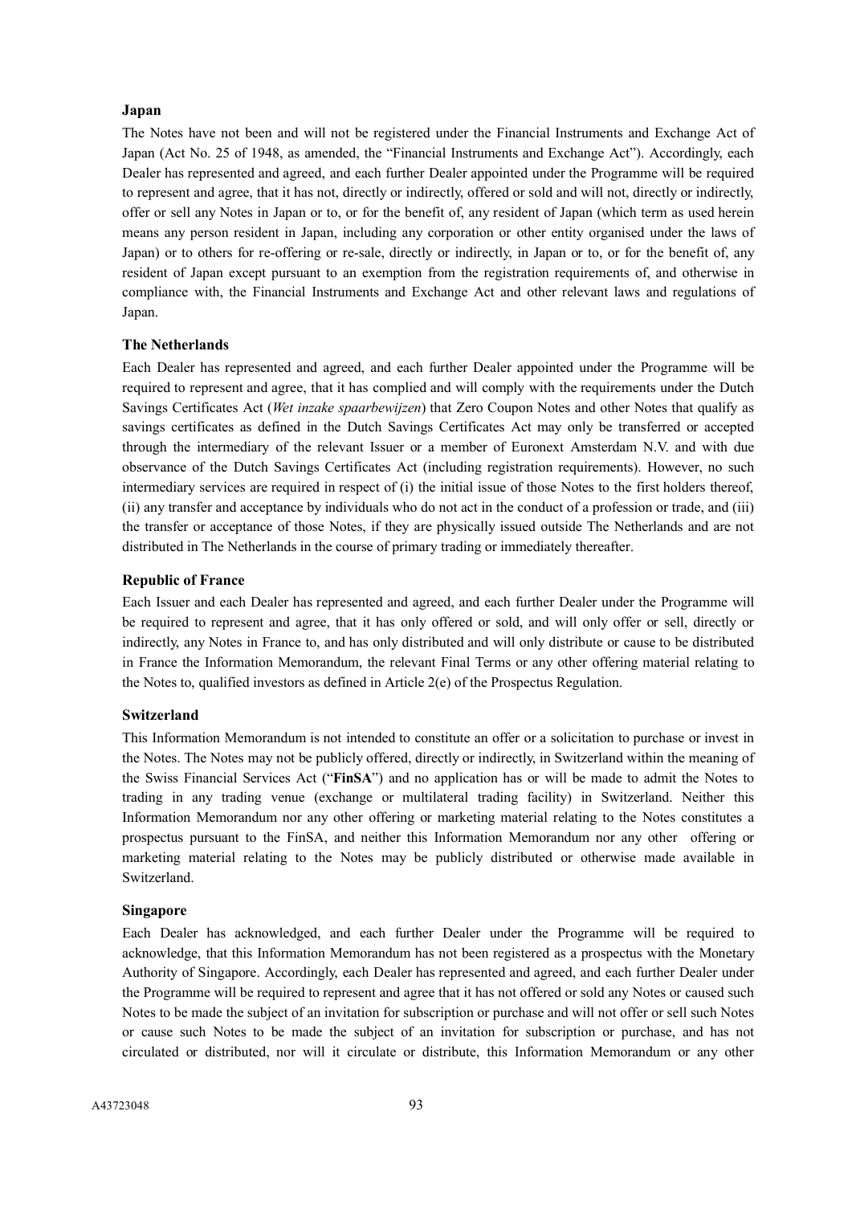**Japan**

The Notes have not been and will not be registered under the Financial Instruments and Exchange Act of Japan (Act No. 25 of 1948, as amended, the "Financial Instruments and Exchange Act"). Accordingly, each Dealer has represented and agreed, and each further Dealer appointed under the Programme will be required to represent and agree, that it has not, directly or indirectly, offered or sold and will not, directly or indirectly, offer or sell any Notes in Japan or to, or for the benefit of, any resident of Japan (which term as used herein means any person resident in Japan, including any corporation or other entity organised under the laws of Japan) or to others for re-offering or re-sale, directly or indirectly, in Japan or to, or for the benefit of, any resident of Japan except pursuant to an exemption from the registration requirements of, and otherwise in compliance with, the Financial Instruments and Exchange Act and other relevant laws and regulations of Japan.

**The Netherlands**

Each Dealer has represented and agreed, and each further Dealer appointed under the Programme will be required to represent and agree, that it has complied and will comply with the requirements under the Dutch Savings Certificates Act (*Wet inzake spaarbewijzen*) that Zero Coupon Notes and other Notes that qualify as savings certificates as defined in the Dutch Savings Certificates Act may only be transferred or accepted through the intermediary of the relevant Issuer or a member of Euronext Amsterdam N.V. and with due observance of the Dutch Savings Certificates Act (including registration requirements). However, no such intermediary services are required in respect of (i) the initial issue of those Notes to the first holders thereof, (ii) any transfer and acceptance by individuals who do not act in the conduct of a profession or trade, and (iii) the transfer or acceptance of those Notes, if they are physically issued outside The Netherlands and are not distributed in The Netherlands in the course of primary trading or immediately thereafter.

**Republic of France**

Each Issuer and each Dealer has represented and agreed, and each further Dealer under the Programme will be required to represent and agree, that it has only offered or sold, and will only offer or sell, directly or indirectly, any Notes in France to, and has only distributed and will only distribute or cause to be distributed in France the Information Memorandum, the relevant Final Terms or any other offering material relating to the Notes to, qualified investors as defined in Article 2(e) of the Prospectus Regulation.

**Switzerland**

This Information Memorandum is not intended to constitute an offer or a solicitation to purchase or invest in the Notes. The Notes may not be publicly offered, directly or indirectly, in Switzerland within the meaning of the Swiss Financial Services Act ("**FinSA**") and no application has or will be made to admit the Notes to trading in any trading venue (exchange or multilateral trading facility) in Switzerland. Neither this Information Memorandum nor any other offering or marketing material relating to the Notes constitutes a prospectus pursuant to the FinSA, and neither this Information Memorandum nor any other offering or marketing material relating to the Notes may be publicly distributed or otherwise made available in Switzerland.

**Singapore**

Each Dealer has acknowledged, and each further Dealer under the Programme will be required to acknowledge, that this Information Memorandum has not been registered as a prospectus with the Monetary Authority of Singapore. Accordingly, each Dealer has represented and agreed, and each further Dealer under the Programme will be required to represent and agree that it has not offered or sold any Notes or caused such Notes to be made the subject of an invitation for subscription or purchase and will not offer or sell such Notes or cause such Notes to be made the subject of an invitation for subscription or purchase, and has not circulated or distributed, nor will it circulate or distribute, this Information Memorandum or any other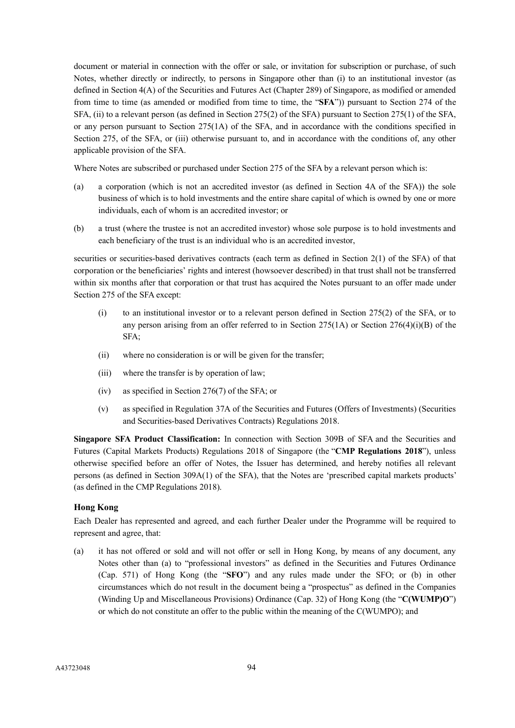document or material in connection with the offer or sale, or invitation for subscription or purchase, of such Notes, whether directly or indirectly, to persons in Singapore other than (i) to an institutional investor (as defined in Section 4(A) of the Securities and Futures Act (Chapter 289) of Singapore, as modified or amended from time to time (as amended or modified from time to time, the "**SFA**")) pursuant to Section 274 of the SFA, (ii) to a relevant person (as defined in Section 275(2) of the SFA) pursuant to Section 275(1) of the SFA, or any person pursuant to Section 275(1A) of the SFA, and in accordance with the conditions specified in Section 275, of the SFA, or (iii) otherwise pursuant to, and in accordance with the conditions of, any other applicable provision of the SFA.

Where Notes are subscribed or purchased under Section 275 of the SFA by a relevant person which is:

(a) a corporation (which is not an accredited investor (as defined in Section 4A of the SFA)) the sole business of which is to hold investments and the entire share capital of which is owned by one or more individuals, each of whom is an accredited investor; or

(b) a trust (where the trustee is not an accredited investor) whose sole purpose is to hold investments and each beneficiary of the trust is an individual who is an accredited investor,

securities or securities-based derivatives contracts (each term as defined in Section 2(1) of the SFA) of that corporation or the beneficiaries' rights and interest (howsoever described) in that trust shall not be transferred within six months after that corporation or that trust has acquired the Notes pursuant to an offer made under Section 275 of the SFA except:

(i) to an institutional investor or to a relevant person defined in Section 275(2) of the SFA, or to any person arising from an offer referred to in Section 275(1A) or Section 276(4)(i)(B) of the SFA;

(ii) where no consideration is or will be given for the transfer;

(iii) where the transfer is by operation of law;

(iv) as specified in Section 276(7) of the SFA; or

(v) as specified in Regulation 37A of the Securities and Futures (Offers of Investments) (Securities and Securities-based Derivatives Contracts) Regulations 2018.

**Singapore SFA Product Classification:** In connection with Section 309B of SFA and the Securities and Futures (Capital Markets Products) Regulations 2018 of Singapore (the "**CMP Regulations 2018**"), unless otherwise specified before an offer of Notes, the Issuer has determined, and hereby notifies all relevant persons (as defined in Section 309A(1) of the SFA), that the Notes are 'prescribed capital markets products' (as defined in the CMP Regulations 2018).

### Hong Kong

Each Dealer has represented and agreed, and each further Dealer under the Programme will be required to represent and agree, that:

(a) it has not offered or sold and will not offer or sell in Hong Kong, by means of any document, any Notes other than (a) to "professional investors" as defined in the Securities and Futures Ordinance (Cap. 571) of Hong Kong (the "**SFO**") and any rules made under the SFO; or (b) in other circumstances which do not result in the document being a "prospectus" as defined in the Companies (Winding Up and Miscellaneous Provisions) Ordinance (Cap. 32) of Hong Kong (the "**C(WUMP)O**") or which do not constitute an offer to the public within the meaning of the C(WUMPO); and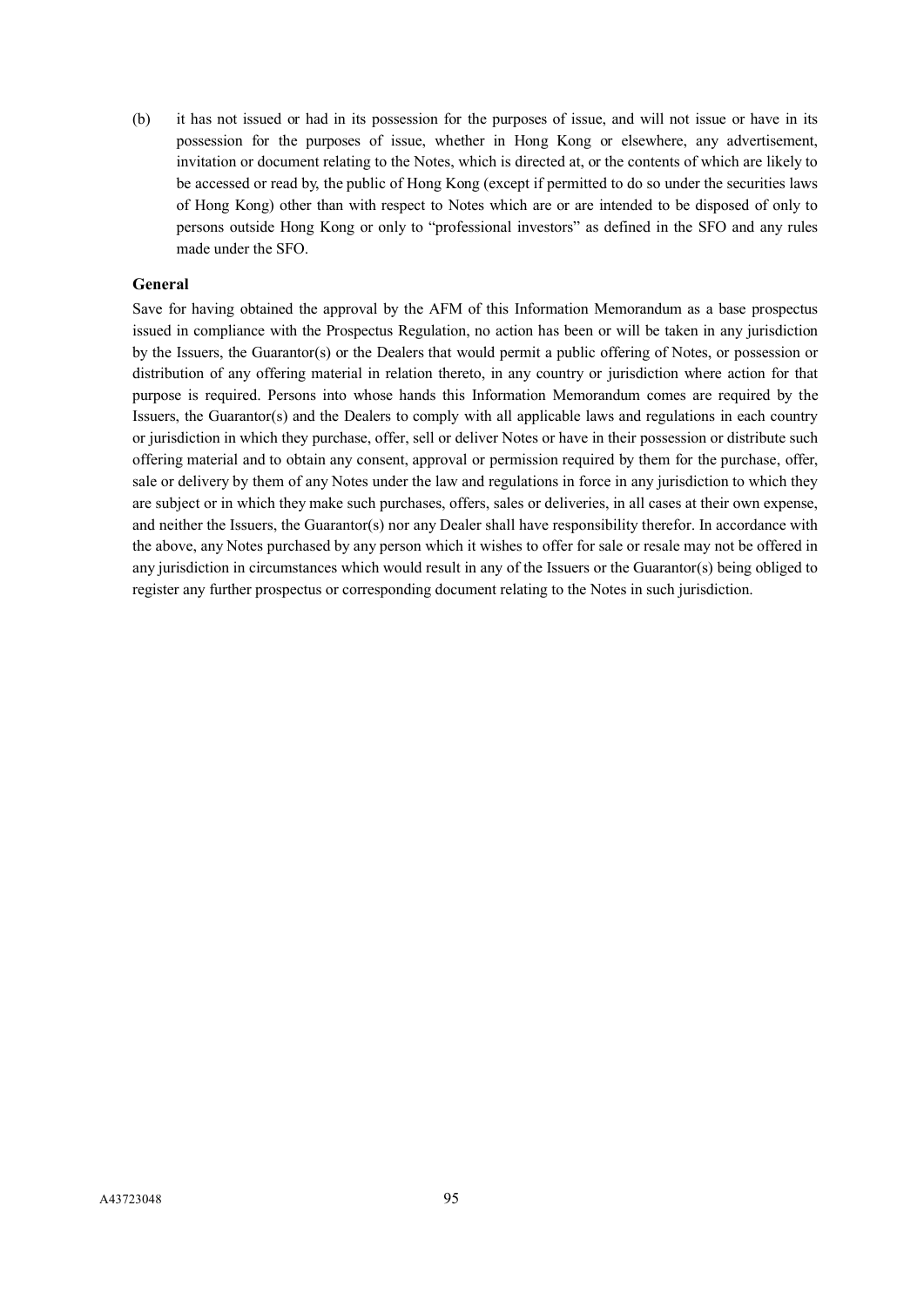(b) it has not issued or had in its possession for the purposes of issue, and will not issue or have in its possession for the purposes of issue, whether in Hong Kong or elsewhere, any advertisement, invitation or document relating to the Notes, which is directed at, or the contents of which are likely to be accessed or read by, the public of Hong Kong (except if permitted to do so under the securities laws of Hong Kong) other than with respect to Notes which are or are intended to be disposed of only to persons outside Hong Kong or only to "professional investors" as defined in the SFO and any rules made under the SFO.

**General**

Save for having obtained the approval by the AFM of this Information Memorandum as a base prospectus issued in compliance with the Prospectus Regulation, no action has been or will be taken in any jurisdiction by the Issuers, the Guarantor(s) or the Dealers that would permit a public offering of Notes, or possession or distribution of any offering material in relation thereto, in any country or jurisdiction where action for that purpose is required. Persons into whose hands this Information Memorandum comes are required by the Issuers, the Guarantor(s) and the Dealers to comply with all applicable laws and regulations in each country or jurisdiction in which they purchase, offer, sell or deliver Notes or have in their possession or distribute such offering material and to obtain any consent, approval or permission required by them for the purchase, offer, sale or delivery by them of any Notes under the law and regulations in force in any jurisdiction to which they are subject or in which they make such purchases, offers, sales or deliveries, in all cases at their own expense, and neither the Issuers, the Guarantor(s) nor any Dealer shall have responsibility therefor. In accordance with the above, any Notes purchased by any person which it wishes to offer for sale or resale may not be offered in any jurisdiction in circumstances which would result in any of the Issuers or the Guarantor(s) being obliged to register any further prospectus or corresponding document relating to the Notes in such jurisdiction.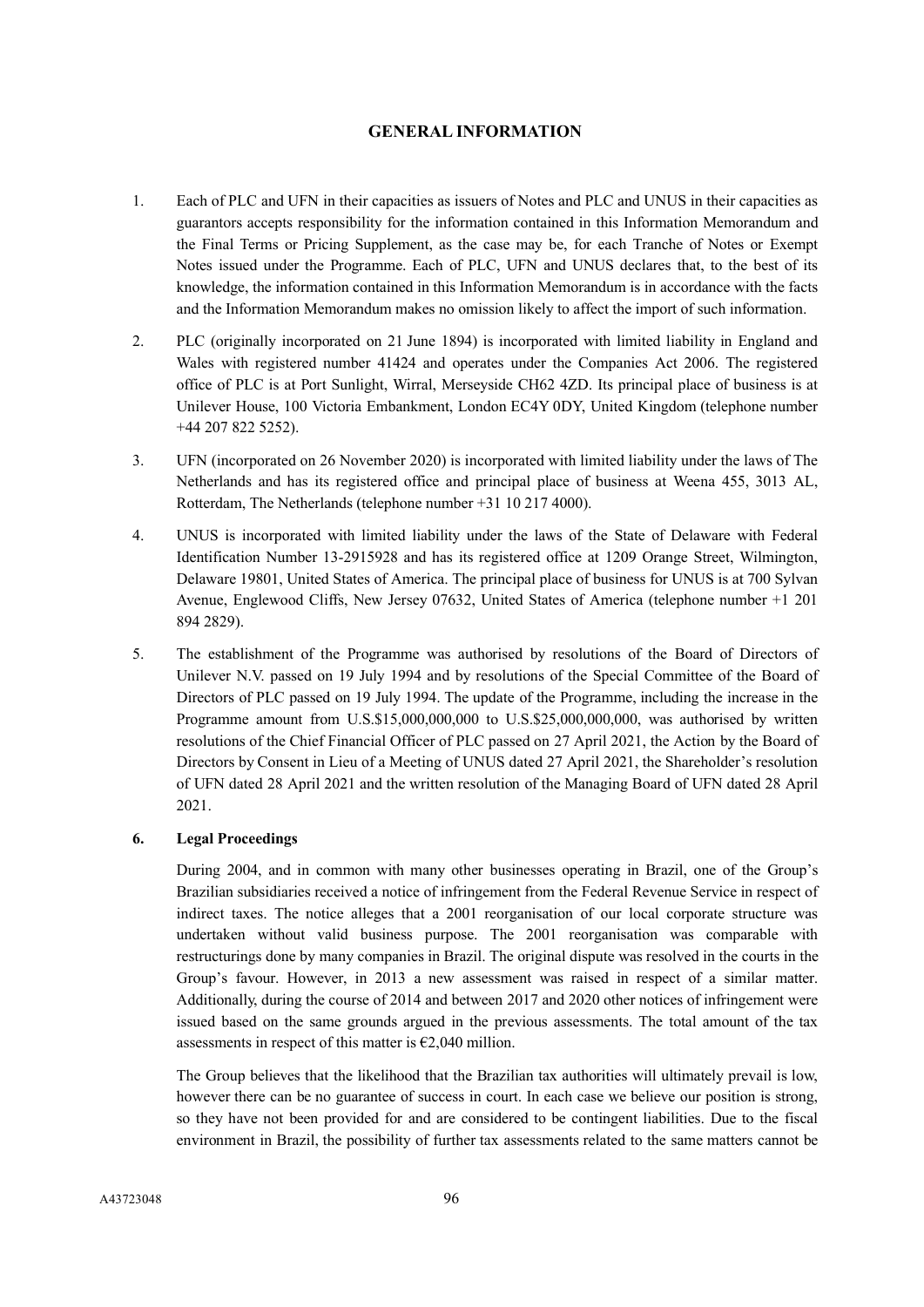# GENERAL INFORMATION

1. Each of PLC and UFN in their capacities as issuers of Notes and PLC and UNUS in their capacities as guarantors accepts responsibility for the information contained in this Information Memorandum and the Final Terms or Pricing Supplement, as the case may be, for each Tranche of Notes or Exempt Notes issued under the Programme. Each of PLC, UFN and UNUS declares that, to the best of its knowledge, the information contained in this Information Memorandum is in accordance with the facts and the Information Memorandum makes no omission likely to affect the import of such information.

2. PLC (originally incorporated on 21 June 1894) is incorporated with limited liability in England and Wales with registered number 41424 and operates under the Companies Act 2006. The registered office of PLC is at Port Sunlight, Wirral, Merseyside CH62 4ZD. Its principal place of business is at Unilever House, 100 Victoria Embankment, London EC4Y 0DY, United Kingdom (telephone number +44 207 822 5252).

3. UFN (incorporated on 26 November 2020) is incorporated with limited liability under the laws of The Netherlands and has its registered office and principal place of business at Weena 455, 3013 AL, Rotterdam, The Netherlands (telephone number +31 10 217 4000).

4. UNUS is incorporated with limited liability under the laws of the State of Delaware with Federal Identification Number 13-2915928 and has its registered office at 1209 Orange Street, Wilmington, Delaware 19801, United States of America. The principal place of business for UNUS is at 700 Sylvan Avenue, Englewood Cliffs, New Jersey 07632, United States of America (telephone number +1 201 894 2829).

5. The establishment of the Programme was authorised by resolutions of the Board of Directors of Unilever N.V. passed on 19 July 1994 and by resolutions of the Special Committee of the Board of Directors of PLC passed on 19 July 1994. The update of the Programme, including the increase in the Programme amount from U.S.$15,000,000,000 to U.S.$25,000,000,000, was authorised by written resolutions of the Chief Financial Officer of PLC passed on 27 April 2021, the Action by the Board of Directors by Consent in Lieu of a Meeting of UNUS dated 27 April 2021, the Shareholder's resolution of UFN dated 28 April 2021 and the written resolution of the Managing Board of UFN dated 28 April 2021.

6. **Legal Proceedings**

   During 2004, and in common with many other businesses operating in Brazil, one of the Group's Brazilian subsidiaries received a notice of infringement from the Federal Revenue Service in respect of indirect taxes. The notice alleges that a 2001 reorganisation of our local corporate structure was undertaken without valid business purpose. The 2001 reorganisation was comparable with restructurings done by many companies in Brazil. The original dispute was resolved in the courts in the Group's favour. However, in 2013 a new assessment was raised in respect of a similar matter. Additionally, during the course of 2014 and between 2017 and 2020 other notices of infringement were issued based on the same grounds argued in the previous assessments. The total amount of the tax assessments in respect of this matter is €2,040 million.

   The Group believes that the likelihood that the Brazilian tax authorities will ultimately prevail is low, however there can be no guarantee of success in court. In each case we believe our position is strong, so they have not been provided for and are considered to be contingent liabilities. Due to the fiscal environment in Brazil, the possibility of further tax assessments related to the same matters cannot be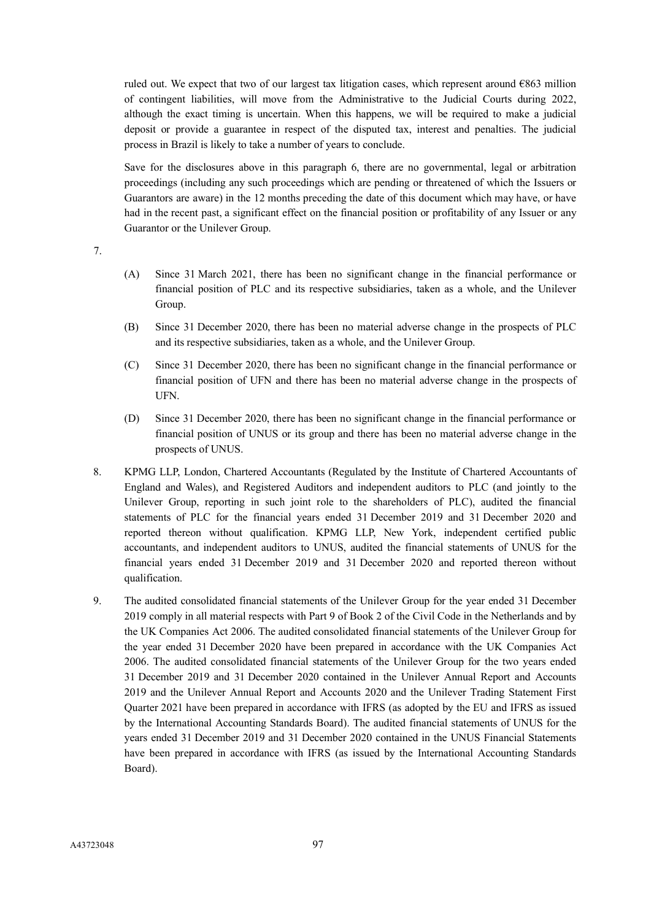ruled out. We expect that two of our largest tax litigation cases, which represent around €863 million of contingent liabilities, will move from the Administrative to the Judicial Courts during 2022, although the exact timing is uncertain. When this happens, we will be required to make a judicial deposit or provide a guarantee in respect of the disputed tax, interest and penalties. The judicial process in Brazil is likely to take a number of years to conclude.

Save for the disclosures above in this paragraph 6, there are no governmental, legal or arbitration proceedings (including any such proceedings which are pending or threatened of which the Issuers or Guarantors are aware) in the 12 months preceding the date of this document which may have, or have had in the recent past, a significant effect on the financial position or profitability of any Issuer or any Guarantor or the Unilever Group.

7.

(A) Since 31 March 2021, there has been no significant change in the financial performance or financial position of PLC and its respective subsidiaries, taken as a whole, and the Unilever Group.

(B) Since 31 December 2020, there has been no material adverse change in the prospects of PLC and its respective subsidiaries, taken as a whole, and the Unilever Group.

(C) Since 31 December 2020, there has been no significant change in the financial performance or financial position of UFN and there has been no material adverse change in the prospects of UFN.

(D) Since 31 December 2020, there has been no significant change in the financial performance or financial position of UNUS or its group and there has been no material adverse change in the prospects of UNUS.

8. KPMG LLP, London, Chartered Accountants (Regulated by the Institute of Chartered Accountants of England and Wales), and Registered Auditors and independent auditors to PLC (and jointly to the Unilever Group, reporting in such joint role to the shareholders of PLC), audited the financial statements of PLC for the financial years ended 31 December 2019 and 31 December 2020 and reported thereon without qualification. KPMG LLP, New York, independent certified public accountants, and independent auditors to UNUS, audited the financial statements of UNUS for the financial years ended 31 December 2019 and 31 December 2020 and reported thereon without qualification.

9. The audited consolidated financial statements of the Unilever Group for the year ended 31 December 2019 comply in all material respects with Part 9 of Book 2 of the Civil Code in the Netherlands and by the UK Companies Act 2006. The audited consolidated financial statements of the Unilever Group for the year ended 31 December 2020 have been prepared in accordance with the UK Companies Act 2006. The audited consolidated financial statements of the Unilever Group for the two years ended 31 December 2019 and 31 December 2020 contained in the Unilever Annual Report and Accounts 2019 and the Unilever Annual Report and Accounts 2020 and the Unilever Trading Statement First Quarter 2021 have been prepared in accordance with IFRS (as adopted by the EU and IFRS as issued by the International Accounting Standards Board). The audited financial statements of UNUS for the years ended 31 December 2019 and 31 December 2020 contained in the UNUS Financial Statements have been prepared in accordance with IFRS (as issued by the International Accounting Standards Board).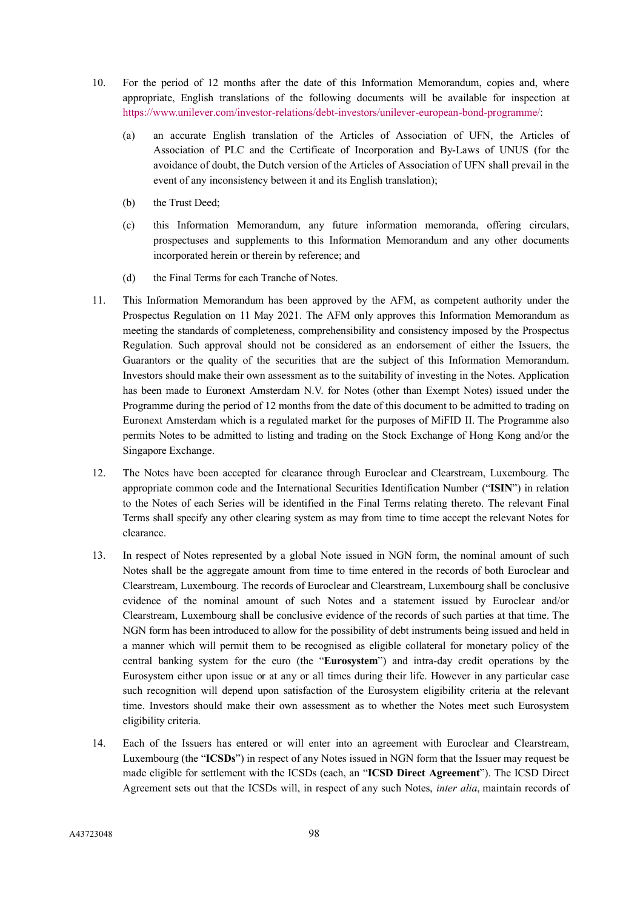10. For the period of 12 months after the date of this Information Memorandum, copies and, where appropriate, English translations of the following documents will be available for inspection at https://www.unilever.com/investor-relations/debt-investors/unilever-european-bond-programme/:

    (a) an accurate English translation of the Articles of Association of UFN, the Articles of Association of PLC and the Certificate of Incorporation and By-Laws of UNUS (for the avoidance of doubt, the Dutch version of the Articles of Association of UFN shall prevail in the event of any inconsistency between it and its English translation);

    (b) the Trust Deed;

    (c) this Information Memorandum, any future information memoranda, offering circulars, prospectuses and supplements to this Information Memorandum and any other documents incorporated herein or therein by reference; and

    (d) the Final Terms for each Tranche of Notes.

11. This Information Memorandum has been approved by the AFM, as competent authority under the Prospectus Regulation on 11 May 2021. The AFM only approves this Information Memorandum as meeting the standards of completeness, comprehensibility and consistency imposed by the Prospectus Regulation. Such approval should not be considered as an endorsement of either the Issuers, the Guarantors or the quality of the securities that are the subject of this Information Memorandum. Investors should make their own assessment as to the suitability of investing in the Notes. Application has been made to Euronext Amsterdam N.V. for Notes (other than Exempt Notes) issued under the Programme during the period of 12 months from the date of this document to be admitted to trading on Euronext Amsterdam which is a regulated market for the purposes of MiFID II. The Programme also permits Notes to be admitted to listing and trading on the Stock Exchange of Hong Kong and/or the Singapore Exchange.

12. The Notes have been accepted for clearance through Euroclear and Clearstream, Luxembourg. The appropriate common code and the International Securities Identification Number ("**ISIN**") in relation to the Notes of each Series will be identified in the Final Terms relating thereto. The relevant Final Terms shall specify any other clearing system as may from time to time accept the relevant Notes for clearance.

13. In respect of Notes represented by a global Note issued in NGN form, the nominal amount of such Notes shall be the aggregate amount from time to time entered in the records of both Euroclear and Clearstream, Luxembourg. The records of Euroclear and Clearstream, Luxembourg shall be conclusive evidence of the nominal amount of such Notes and a statement issued by Euroclear and/or Clearstream, Luxembourg shall be conclusive evidence of the records of such parties at that time. The NGN form has been introduced to allow for the possibility of debt instruments being issued and held in a manner which will permit them to be recognised as eligible collateral for monetary policy of the central banking system for the euro (the "**Eurosystem**") and intra-day credit operations by the Eurosystem either upon issue or at any or all times during their life. However in any particular case such recognition will depend upon satisfaction of the Eurosystem eligibility criteria at the relevant time. Investors should make their own assessment as to whether the Notes meet such Eurosystem eligibility criteria.

14. Each of the Issuers has entered or will enter into an agreement with Euroclear and Clearstream, Luxembourg (the "**ICSDs**") in respect of any Notes issued in NGN form that the Issuer may request be made eligible for settlement with the ICSDs (each, an "**ICSD Direct Agreement**"). The ICSD Direct Agreement sets out that the ICSDs will, in respect of any such Notes, *inter alia*, maintain records of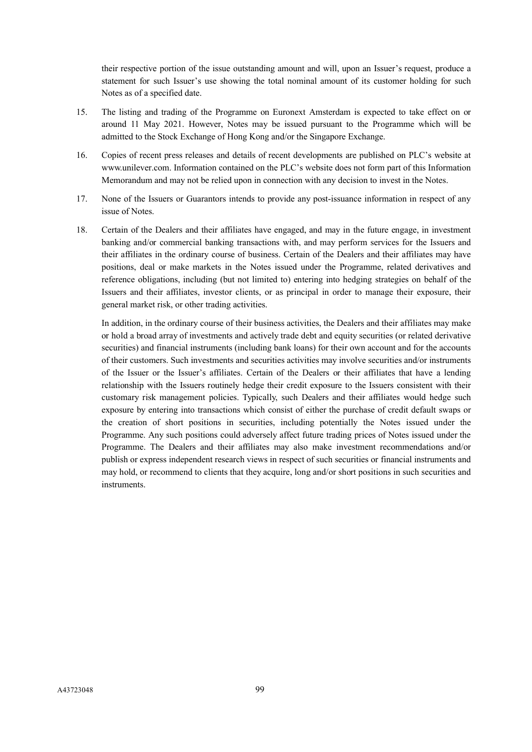their respective portion of the issue outstanding amount and will, upon an Issuer's request, produce a statement for such Issuer's use showing the total nominal amount of its customer holding for such Notes as of a specified date.

15. The listing and trading of the Programme on Euronext Amsterdam is expected to take effect on or around 11 May 2021. However, Notes may be issued pursuant to the Programme which will be admitted to the Stock Exchange of Hong Kong and/or the Singapore Exchange.

16. Copies of recent press releases and details of recent developments are published on PLC's website at www.unilever.com. Information contained on the PLC's website does not form part of this Information Memorandum and may not be relied upon in connection with any decision to invest in the Notes.

17. None of the Issuers or Guarantors intends to provide any post-issuance information in respect of any issue of Notes.

18. Certain of the Dealers and their affiliates have engaged, and may in the future engage, in investment banking and/or commercial banking transactions with, and may perform services for the Issuers and their affiliates in the ordinary course of business. Certain of the Dealers and their affiliates may have positions, deal or make markets in the Notes issued under the Programme, related derivatives and reference obligations, including (but not limited to) entering into hedging strategies on behalf of the Issuers and their affiliates, investor clients, or as principal in order to manage their exposure, their general market risk, or other trading activities.

    In addition, in the ordinary course of their business activities, the Dealers and their affiliates may make or hold a broad array of investments and actively trade debt and equity securities (or related derivative securities) and financial instruments (including bank loans) for their own account and for the accounts of their customers. Such investments and securities activities may involve securities and/or instruments of the Issuer or the Issuer's affiliates. Certain of the Dealers or their affiliates that have a lending relationship with the Issuers routinely hedge their credit exposure to the Issuers consistent with their customary risk management policies. Typically, such Dealers and their affiliates would hedge such exposure by entering into transactions which consist of either the purchase of credit default swaps or the creation of short positions in securities, including potentially the Notes issued under the Programme. Any such positions could adversely affect future trading prices of Notes issued under the Programme. The Dealers and their affiliates may also make investment recommendations and/or publish or express independent research views in respect of such securities or financial instruments and may hold, or recommend to clients that they acquire, long and/or short positions in such securities and instruments.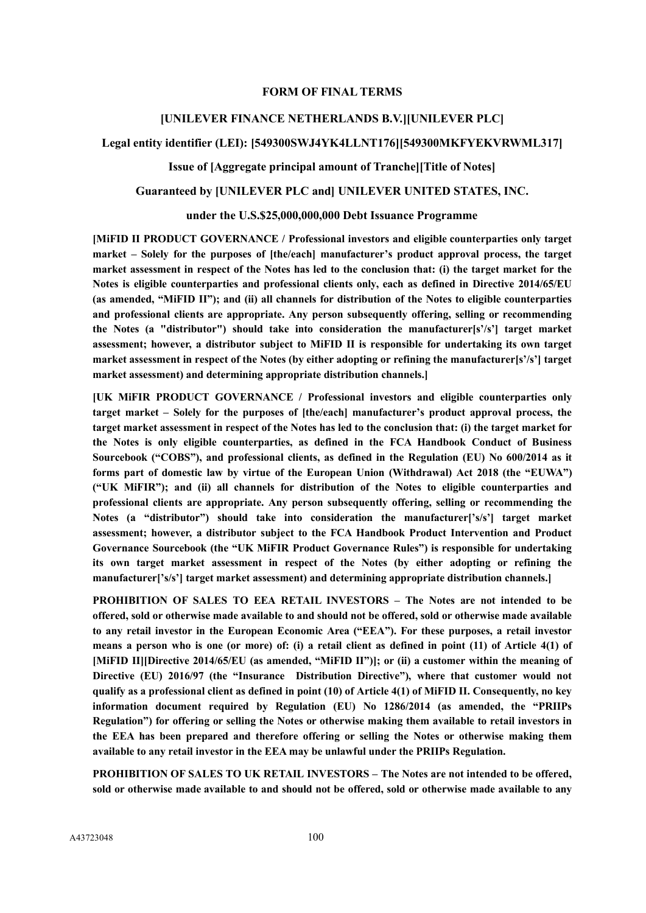# FORM OF FINAL TERMS

## [UNILEVER FINANCE NETHERLANDS B.V.][UNILEVER PLC]

**Legal entity identifier (LEI): [549300SWJ4YK4LLNT176][549300MKFYEKVRWML317]**

**Issue of [Aggregate principal amount of Tranche][Title of Notes]**

**Guaranteed by [UNILEVER PLC and] UNILEVER UNITED STATES, INC.**

**under the U.S.$25,000,000,000 Debt Issuance Programme**

**[MiFID II PRODUCT GOVERNANCE / Professional investors and eligible counterparties only target market – Solely for the purposes of [the/each] manufacturer's product approval process, the target market assessment in respect of the Notes has led to the conclusion that: (i) the target market for the Notes is eligible counterparties and professional clients only, each as defined in Directive 2014/65/EU (as amended, "MiFID II"); and (ii) all channels for distribution of the Notes to eligible counterparties and professional clients are appropriate. Any person subsequently offering, selling or recommending the Notes (a "distributor") should take into consideration the manufacturer[s'/s'] target market assessment; however, a distributor subject to MiFID II is responsible for undertaking its own target market assessment in respect of the Notes (by either adopting or refining the manufacturer[s'/s'] target market assessment) and determining appropriate distribution channels.]**

**[UK MiFIR PRODUCT GOVERNANCE / Professional investors and eligible counterparties only target market – Solely for the purposes of [the/each] manufacturer's product approval process, the target market assessment in respect of the Notes has led to the conclusion that: (i) the target market for the Notes is only eligible counterparties, as defined in the FCA Handbook Conduct of Business Sourcebook ("COBS"), and professional clients, as defined in the Regulation (EU) No 600/2014 as it forms part of domestic law by virtue of the European Union (Withdrawal) Act 2018 (the "EUWA") ("UK MiFIR"); and (ii) all channels for distribution of the Notes to eligible counterparties and professional clients are appropriate. Any person subsequently offering, selling or recommending the Notes (a "distributor") should take into consideration the manufacturer['s/s'] target market assessment; however, a distributor subject to the FCA Handbook Product Intervention and Product Governance Sourcebook (the "UK MiFIR Product Governance Rules") is responsible for undertaking its own target market assessment in respect of the Notes (by either adopting or refining the manufacturer['s/s'] target market assessment) and determining appropriate distribution channels.]**

**PROHIBITION OF SALES TO EEA RETAIL INVESTORS – The Notes are not intended to be offered, sold or otherwise made available to and should not be offered, sold or otherwise made available to any retail investor in the European Economic Area ("EEA"). For these purposes, a retail investor means a person who is one (or more) of: (i) a retail client as defined in point (11) of Article 4(1) of [MiFID II][Directive 2014/65/EU (as amended, "MiFID II")]; or (ii) a customer within the meaning of Directive (EU) 2016/97 (the "Insurance Distribution Directive"), where that customer would not qualify as a professional client as defined in point (10) of Article 4(1) of MiFID II. Consequently, no key information document required by Regulation (EU) No 1286/2014 (as amended, the "PRIIPs Regulation") for offering or selling the Notes or otherwise making them available to retail investors in the EEA has been prepared and therefore offering or selling the Notes or otherwise making them available to any retail investor in the EEA may be unlawful under the PRIIPs Regulation.**

**PROHIBITION OF SALES TO UK RETAIL INVESTORS – The Notes are not intended to be offered, sold or otherwise made available to and should not be offered, sold or otherwise made available to any**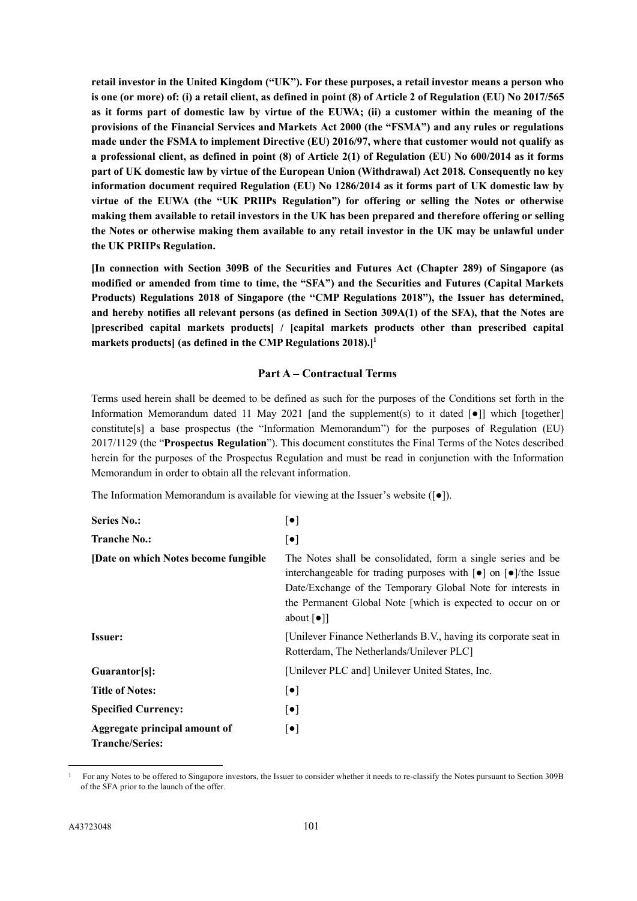**retail investor in the United Kingdom ("UK"). For these purposes, a retail investor means a person who is one (or more) of: (i) a retail client, as defined in point (8) of Article 2 of Regulation (EU) No 2017/565 as it forms part of domestic law by virtue of the EUWA; (ii) a customer within the meaning of the provisions of the Financial Services and Markets Act 2000 (the "FSMA") and any rules or regulations made under the FSMA to implement Directive (EU) 2016/97, where that customer would not qualify as a professional client, as defined in point (8) of Article 2(1) of Regulation (EU) No 600/2014 as it forms part of UK domestic law by virtue of the European Union (Withdrawal) Act 2018. Consequently no key information document required Regulation (EU) No 1286/2014 as it forms part of UK domestic law by virtue of the EUWA (the "UK PRIIPs Regulation") for offering or selling the Notes or otherwise making them available to retail investors in the UK has been prepared and therefore offering or selling the Notes or otherwise making them available to any retail investor in the UK may be unlawful under the UK PRIIPs Regulation.**

**[In connection with Section 309B of the Securities and Futures Act (Chapter 289) of Singapore (as modified or amended from time to time, the "SFA") and the Securities and Futures (Capital Markets Products) Regulations 2018 of Singapore (the "CMP Regulations 2018"), the Issuer has determined, and hereby notifies all relevant persons (as defined in Section 309A(1) of the SFA), that the Notes are [prescribed capital markets products] / [capital markets products other than prescribed capital markets products] (as defined in the CMP Regulations 2018).]**[1]

## Part A – Contractual Terms

Terms used herein shall be deemed to be defined as such for the purposes of the Conditions set forth in the Information Memorandum dated 11 May 2021 [and the supplement(s) to it dated [●]] which [together] constitute[s] a base prospectus (the "Information Memorandum") for the purposes of Regulation (EU) 2017/1129 (the "**Prospectus Regulation**"). This document constitutes the Final Terms of the Notes described herein for the purposes of the Prospectus Regulation and must be read in conjunction with the Information Memorandum in order to obtain all the relevant information.

The Information Memorandum is available for viewing at the Issuer's website ([●]).

| | |
|---|---|
| **Series No.:** | [●] |
| **Tranche No.:** | [●] |
| **[Date on which Notes become fungible** | The Notes shall be consolidated, form a single series and be interchangeable for trading purposes with [●] on [●]/the Issue Date/Exchange of the Temporary Global Note for interests in the Permanent Global Note [which is expected to occur on or about [●]] |
| **Issuer:** | [Unilever Finance Netherlands B.V., having its corporate seat in Rotterdam, The Netherlands/Unilever PLC] |
| **Guarantor[s]:** | [Unilever PLC and] Unilever United States, Inc. |
| **Title of Notes:** | [●] |
| **Specified Currency:** | [●] |
| **Aggregate principal amount of Tranche/Series:** | [●] |

[1] For any Notes to be offered to Singapore investors, the Issuer to consider whether it needs to re-classify the Notes pursuant to Section 309B of the SFA prior to the launch of the offer.

A43723048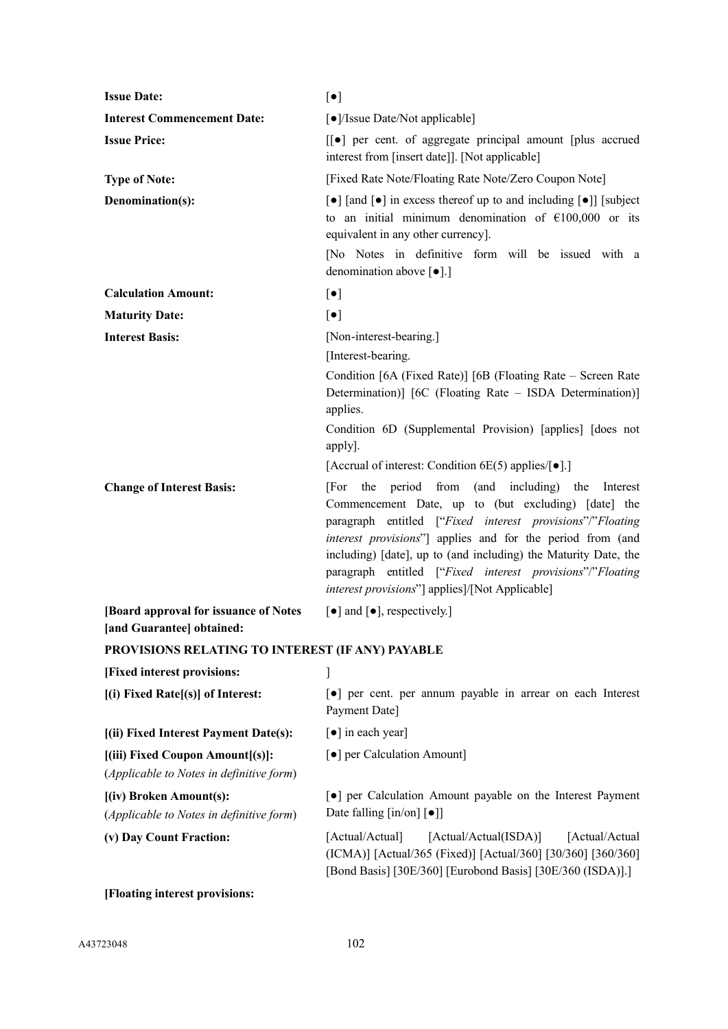| | |
|---|---|
| **Issue Date:** | [●] |
| **Interest Commencement Date:** | [●]/Issue Date/Not applicable] |
| **Issue Price:** | [[●] per cent. of aggregate principal amount [plus accrued interest from [insert date]]. [Not applicable] |
| **Type of Note:** | [Fixed Rate Note/Floating Rate Note/Zero Coupon Note] |
| **Denomination(s):** | [●] [and [●] in excess thereof up to and including [●]] [subject to an initial minimum denomination of €100,000 or its equivalent in any other currency].<br>[No Notes in definitive form will be issued with a denomination above [●].] |
| **Calculation Amount:** | [●] |
| **Maturity Date:** | [●] |
| **Interest Basis:** | [Non-interest-bearing.]<br>[Interest-bearing.<br>Condition [6A (Fixed Rate)] [6B (Floating Rate – Screen Rate Determination)] [6C (Floating Rate – ISDA Determination)] applies.<br>Condition 6D (Supplemental Provision) [applies] [does not apply].<br>[Accrual of interest: Condition 6E(5) applies/[●].] |
| **Change of Interest Basis:** | [For the period from (and including) the Interest Commencement Date, up to (but excluding) [date] the paragraph entitled ["*Fixed interest provisions*"/"*Floating interest provisions*"] applies and for the period from (and including) [date], up to (and including) the Maturity Date, the paragraph entitled ["*Fixed interest provisions*"/"*Floating interest provisions*"] applies]/[Not Applicable] |
| **[Board approval for issuance of Notes [and Guarantee] obtained:** | [●] and [●], respectively.] |

**PROVISIONS RELATING TO INTEREST (IF ANY) PAYABLE**

| | |
|---|---|
| **[Fixed interest provisions:** | ] |
| **[(i) Fixed Rate[(s)] of Interest:** | [●] per cent. per annum payable in arrear on each Interest Payment Date] |
| **[(ii) Fixed Interest Payment Date(s):** | [●] in each year] |
| **[(iii) Fixed Coupon Amount[(s)]:**<br>(*Applicable to Notes in definitive form*) | [●] per Calculation Amount] |
| **[(iv) Broken Amount(s):**<br>(*Applicable to Notes in definitive form*) | [●] per Calculation Amount payable on the Interest Payment Date falling [in/on] [●]] |
| **(v) Day Count Fraction:** | [Actual/Actual] [Actual/Actual(ISDA)] [Actual/Actual (ICMA)] [Actual/365 (Fixed)] [Actual/360] [30/360] [360/360] [Bond Basis] [30E/360] [Eurobond Basis] [30E/360 (ISDA)].] |

**[Floating interest provisions:**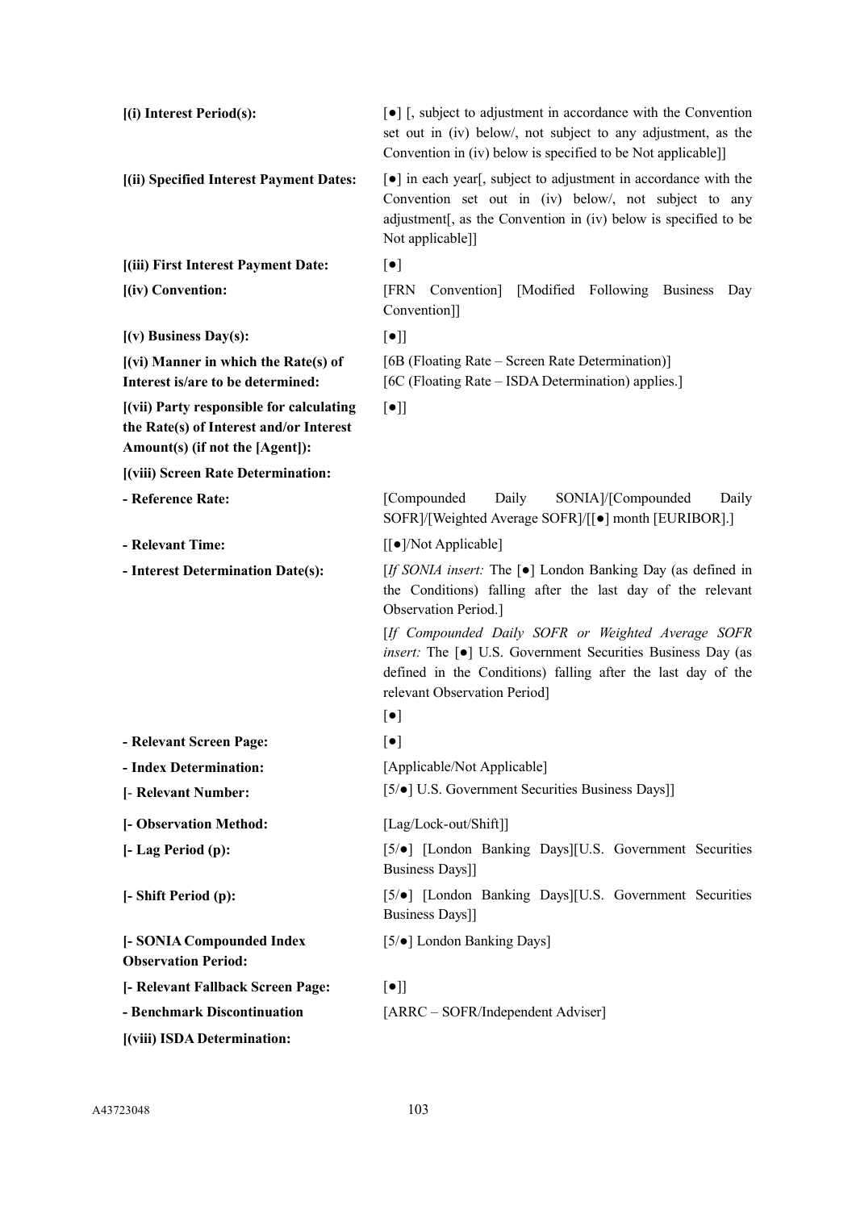| | |
|---|---|
| **[(i) Interest Period(s):** | [●] [, subject to adjustment in accordance with the Convention set out in (iv) below/, not subject to any adjustment, as the Convention in (iv) below is specified to be Not applicable]] |
| **[(ii) Specified Interest Payment Dates:** | [●] in each year[, subject to adjustment in accordance with the Convention set out in (iv) below/, not subject to any adjustment[, as the Convention in (iv) below is specified to be Not applicable]] |
| **[(iii) First Interest Payment Date:** | [●] |
| **[(iv) Convention:** | [FRN Convention] [Modified Following Business Day Convention]] |
| **[(v) Business Day(s):** | [●]] |
| **[(vi) Manner in which the Rate(s) of Interest is/are to be determined:** | [6B (Floating Rate – Screen Rate Determination)] [6C (Floating Rate – ISDA Determination) applies.] |
| **[(vii) Party responsible for calculating the Rate(s) of Interest and/or Interest Amount(s) (if not the [Agent]):** | [●]] |
| **[(viii) Screen Rate Determination:** | |
| **- Reference Rate:** | [Compounded Daily SONIA]/[Compounded Daily SOFR]/[Weighted Average SOFR]/[[●] month [EURIBOR].] |
| **- Relevant Time:** | [[●]/Not Applicable] |
| **- Interest Determination Date(s):** | [*If SONIA insert:* The [●] London Banking Day (as defined in the Conditions) falling after the last day of the relevant Observation Period.]<br>[*If Compounded Daily SOFR or Weighted Average SOFR insert:* The [●] U.S. Government Securities Business Day (as defined in the Conditions) falling after the last day of the relevant Observation Period]<br>[●] |
| **- Relevant Screen Page:** | [●] |
| **- Index Determination:** | [Applicable/Not Applicable] |
| **[- Relevant Number:** | [5/●] U.S. Government Securities Business Days]] |
| **[- Observation Method:** | [Lag/Lock-out/Shift]] |
| **[- Lag Period (p):** | [5/●] [London Banking Days][U.S. Government Securities Business Days]] |
| **[- Shift Period (p):** | [5/●] [London Banking Days][U.S. Government Securities Business Days]] |
| **[- SONIA Compounded Index Observation Period:** | [5/●] London Banking Days] |
| **[- Relevant Fallback Screen Page:** | [●]] |
| **- Benchmark Discontinuation** | [ARRC – SOFR/Independent Adviser] |
| **[(viii) ISDA Determination:** | |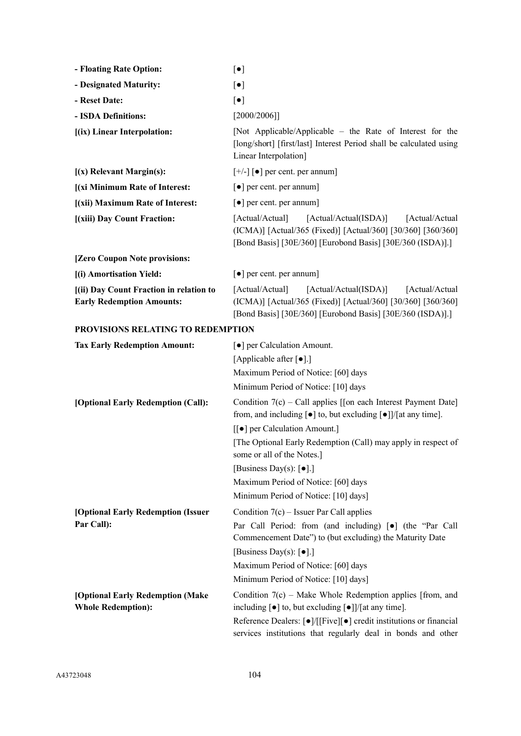| | |
|---|---|
| **- Floating Rate Option:** | [●] |
| **- Designated Maturity:** | [●] |
| **- Reset Date:** | [●] |
| **- ISDA Definitions:** | [2000/2006]] |
| **[(ix) Linear Interpolation:** | [Not Applicable/Applicable – the Rate of Interest for the [long/short] [first/last] Interest Period shall be calculated using Linear Interpolation] |
| **[(x) Relevant Margin(s):** | [+/-] [●] per cent. per annum] |
| **[(xi Minimum Rate of Interest:** | [●] per cent. per annum] |
| **[(xii) Maximum Rate of Interest:** | [●] per cent. per annum] |
| **[(xiii) Day Count Fraction:** | [Actual/Actual] [Actual/Actual(ISDA)] [Actual/Actual (ICMA)] [Actual/365 (Fixed)] [Actual/360] [30/360] [360/360] [Bond Basis] [30E/360] [Eurobond Basis] [30E/360 (ISDA)].] |
| **[Zero Coupon Note provisions:** | |
| **[(i) Amortisation Yield:** | [●] per cent. per annum] |
| **[(ii) Day Count Fraction in relation to Early Redemption Amounts:** | [Actual/Actual] [Actual/Actual(ISDA)] [Actual/Actual (ICMA)] [Actual/365 (Fixed)] [Actual/360] [30/360] [360/360] [Bond Basis] [30E/360] [Eurobond Basis] [30E/360 (ISDA)].] |

**PROVISIONS RELATING TO REDEMPTION**

| | |
|---|---|
| **Tax Early Redemption Amount:** | [●] per Calculation Amount.<br>[Applicable after [●].]<br>Maximum Period of Notice: [60] days<br>Minimum Period of Notice: [10] days |
| **[Optional Early Redemption (Call):** | Condition 7(c) – Call applies [[on each Interest Payment Date] from, and including [●] to, but excluding [●]]/[at any time].<br>[[●] per Calculation Amount.]<br>[The Optional Early Redemption (Call) may apply in respect of some or all of the Notes.]<br>[Business Day(s): [●].]<br>Maximum Period of Notice: [60] days<br>Minimum Period of Notice: [10] days] |
| **[Optional Early Redemption (Issuer Par Call):** | Condition 7(c) – Issuer Par Call applies<br>Par Call Period: from (and including) [●] (the "Par Call Commencement Date") to (but excluding) the Maturity Date<br>[Business Day(s): [●].]<br>Maximum Period of Notice: [60] days<br>Minimum Period of Notice: [10] days] |
| **[Optional Early Redemption (Make Whole Redemption):** | Condition 7(c) – Make Whole Redemption applies [from, and including [●] to, but excluding [●]]/[at any time].<br>Reference Dealers: [●]/[[Five][●] credit institutions or financial services institutions that regularly deal in bonds and other |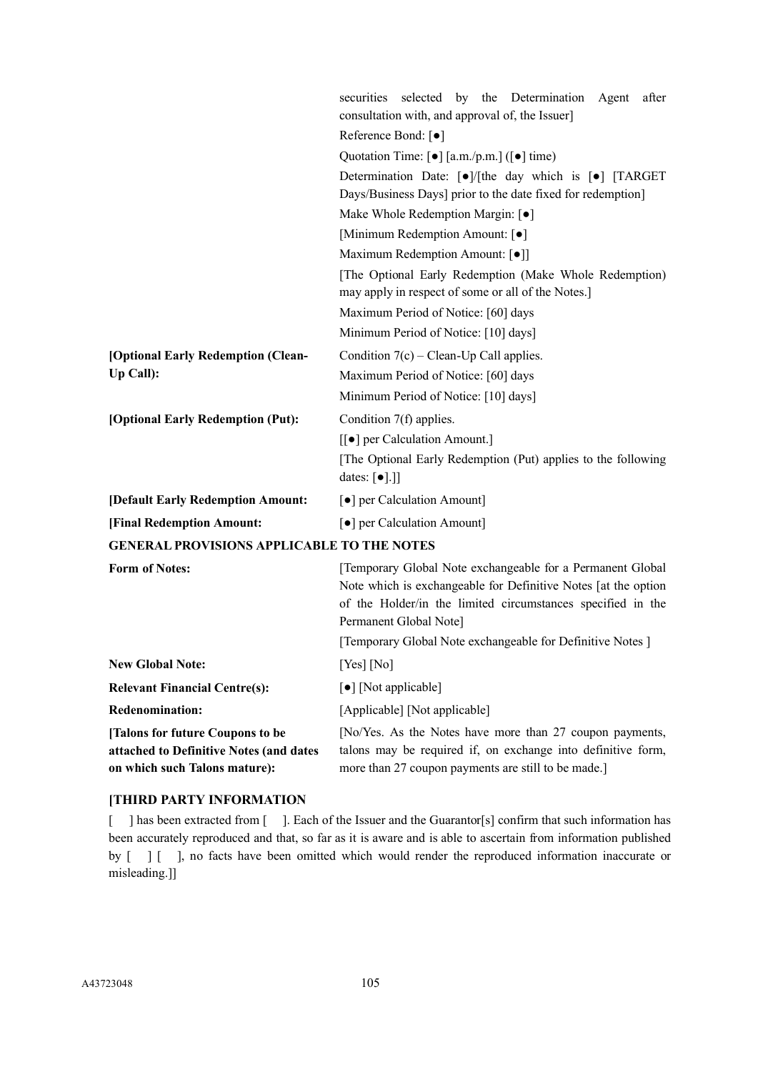| | |
|---|---|
| | securities selected by the Determination Agent after consultation with, and approval of, the Issuer] |
| | Reference Bond: [●] |
| | Quotation Time: [●] [a.m./p.m.] ([●] time) |
| | Determination Date: [●]/[the day which is [●] [TARGET Days/Business Days] prior to the date fixed for redemption] |
| | Make Whole Redemption Margin: [●] |
| | [Minimum Redemption Amount: [●] |
| | Maximum Redemption Amount: [●]] |
| | [The Optional Early Redemption (Make Whole Redemption) may apply in respect of some or all of the Notes.] |
| | Maximum Period of Notice: [60] days |
| | Minimum Period of Notice: [10] days] |
| **[Optional Early Redemption (Clean-Up Call):** | Condition 7(c) – Clean-Up Call applies. |
| | Maximum Period of Notice: [60] days |
| | Minimum Period of Notice: [10] days] |
| **[Optional Early Redemption (Put):** | Condition 7(f) applies. |
| | [[●] per Calculation Amount.] |
| | [The Optional Early Redemption (Put) applies to the following dates: [●].]] |
| **[Default Early Redemption Amount:** | [●] per Calculation Amount] |
| **[Final Redemption Amount:** | [●] per Calculation Amount] |

**GENERAL PROVISIONS APPLICABLE TO THE NOTES**

| | |
|---|---|
| **Form of Notes:** | [Temporary Global Note exchangeable for a Permanent Global Note which is exchangeable for Definitive Notes [at the option of the Holder/in the limited circumstances specified in the Permanent Global Note] |
| | [Temporary Global Note exchangeable for Definitive Notes ] |
| **New Global Note:** | [Yes] [No] |
| **Relevant Financial Centre(s):** | [●] [Not applicable] |
| **Redenomination:** | [Applicable] [Not applicable] |
| **[Talons for future Coupons to be attached to Definitive Notes (and dates on which such Talons mature):** | [No/Yes. As the Notes have more than 27 coupon payments, talons may be required if, on exchange into definitive form, more than 27 coupon payments are still to be made.] |

**[THIRD PARTY INFORMATION**

[ ] has been extracted from [ ]. Each of the Issuer and the Guarantor[s] confirm that such information has been accurately reproduced and that, so far as it is aware and is able to ascertain from information published by [ ] [ ], no facts have been omitted which would render the reproduced information inaccurate or misleading.]]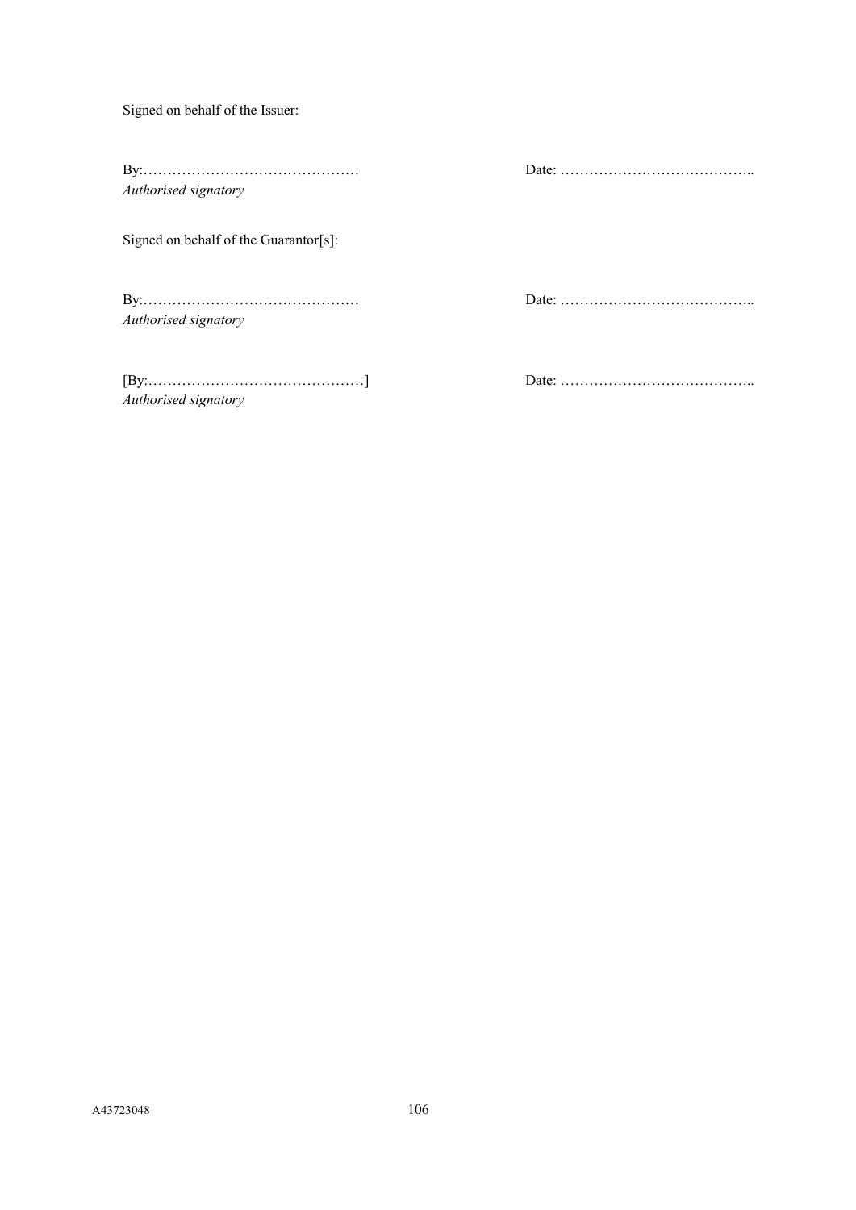Signed on behalf of the Issuer:

By:……………………………………… Date: …………………………………..
*Authorised signatory*

Signed on behalf of the Guarantor[s]:

By:……………………………………… Date: …………………………………..
*Authorised signatory*

[By:………………………………………] Date: …………………………………..
*Authorised signatory*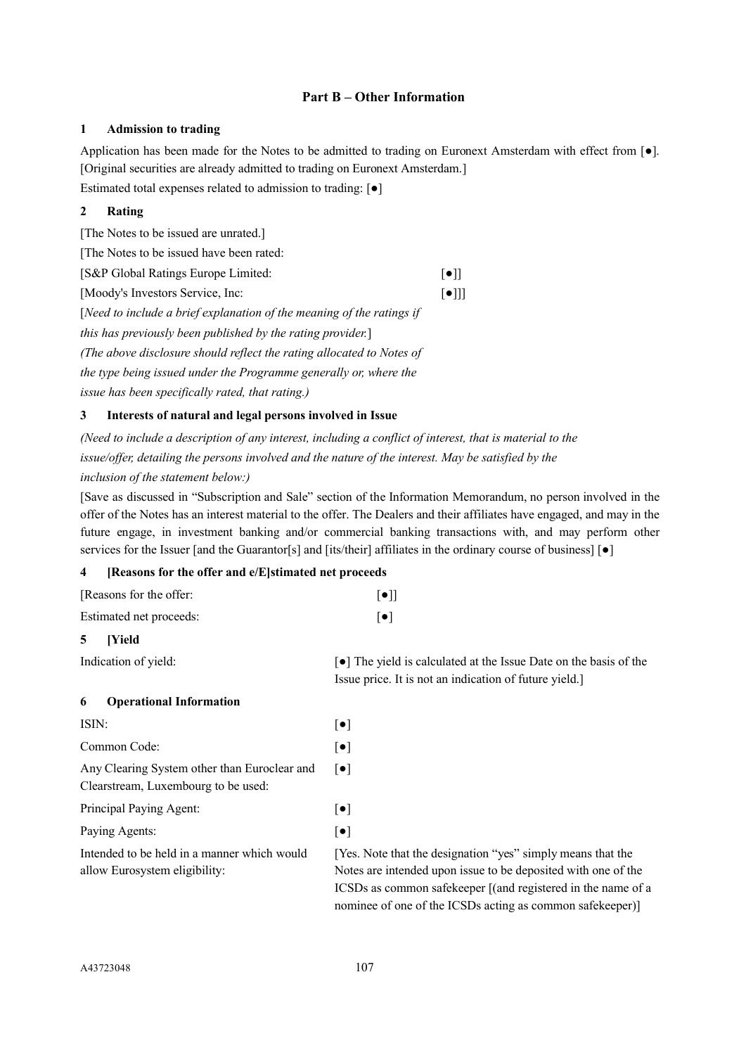## Part B – Other Information

### 1 Admission to trading

Application has been made for the Notes to be admitted to trading on Euronext Amsterdam with effect from [●]. [Original securities are already admitted to trading on Euronext Amsterdam.]

Estimated total expenses related to admission to trading: [●]

### 2 Rating

[The Notes to be issued are unrated.]

[The Notes to be issued have been rated:

| | |
|---|---|
| [S&P Global Ratings Europe Limited: | [●]] |
| [Moody's Investors Service, Inc: | [●]]] |

[*Need to include a brief explanation of the meaning of the ratings if this has previously been published by the rating provider.*]

*(The above disclosure should reflect the rating allocated to Notes of the type being issued under the Programme generally or, where the issue has been specifically rated, that rating.)*

### 3 Interests of natural and legal persons involved in Issue

*(Need to include a description of any interest, including a conflict of interest, that is material to the issue/offer, detailing the persons involved and the nature of the interest. May be satisfied by the inclusion of the statement below:)*

[Save as discussed in "Subscription and Sale" section of the Information Memorandum, no person involved in the offer of the Notes has an interest material to the offer. The Dealers and their affiliates have engaged, and may in the future engage, in investment banking and/or commercial banking transactions with, and may perform other services for the Issuer [and the Guarantor[s] and [its/their] affiliates in the ordinary course of business] [●]

### 4 [Reasons for the offer and e/E]stimated net proceeds

| | |
|---|---|
| [Reasons for the offer: | [●]] |
| Estimated net proceeds: | [●] |

### 5 [Yield

| | |
|---|---|
| Indication of yield: | [●] The yield is calculated at the Issue Date on the basis of the Issue price. It is not an indication of future yield.] |

### 6 Operational Information

| | |
|---|---|
| ISIN: | [●] |
| Common Code: | [●] |
| Any Clearing System other than Euroclear and Clearstream, Luxembourg to be used: | [●] |
| Principal Paying Agent: | [●] |
| Paying Agents: | [●] |
| Intended to be held in a manner which would allow Eurosystem eligibility: | [Yes. Note that the designation "yes" simply means that the Notes are intended upon issue to be deposited with one of the ICSDs as common safekeeper [(and registered in the name of a nominee of one of the ICSDs acting as common safekeeper)] |

A43723048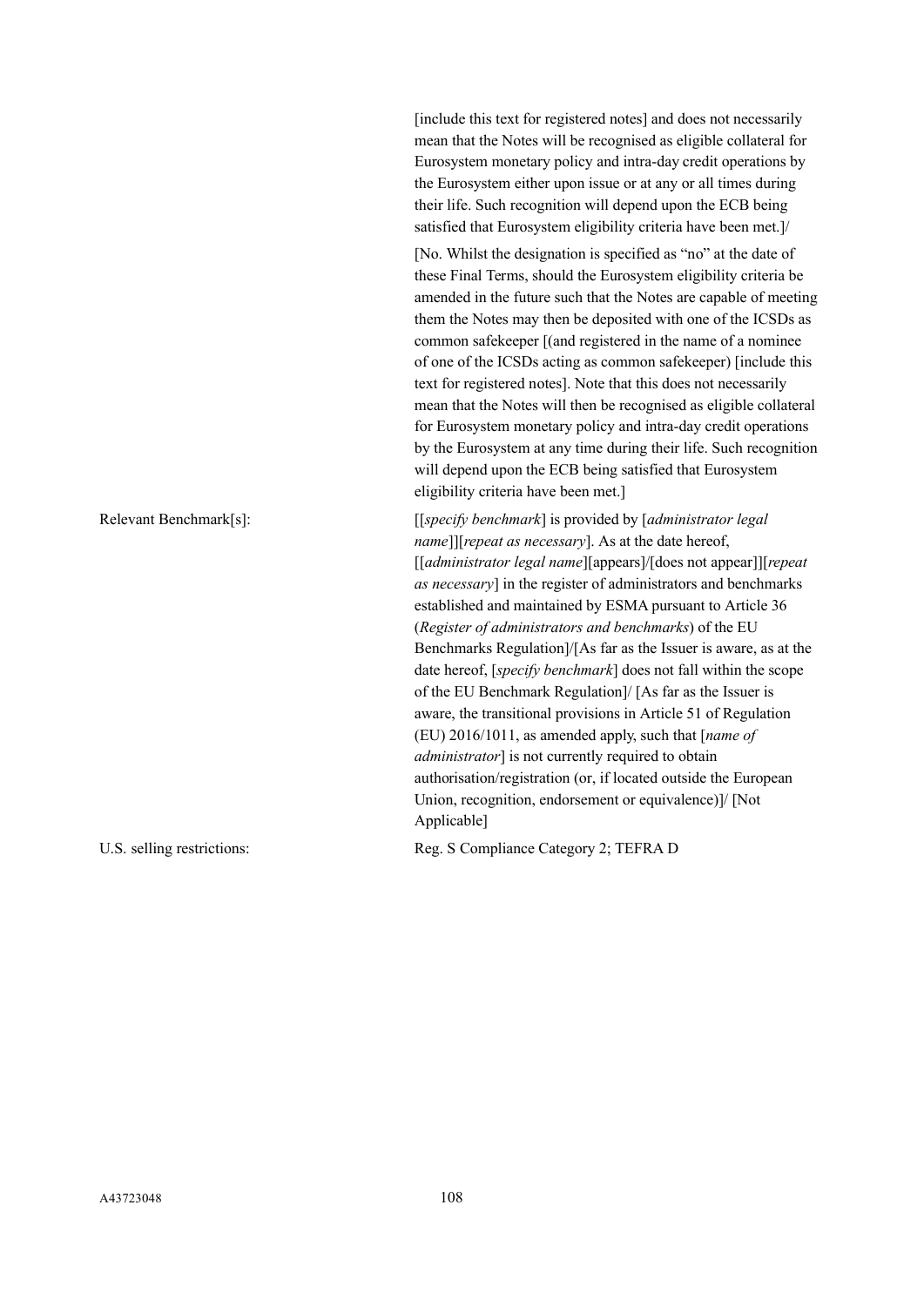| | |
|---|---|
| | [include this text for registered notes] and does not necessarily mean that the Notes will be recognised as eligible collateral for Eurosystem monetary policy and intra-day credit operations by the Eurosystem either upon issue or at any or all times during their life. Such recognition will depend upon the ECB being satisfied that Eurosystem eligibility criteria have been met.]/<br><br>[No. Whilst the designation is specified as "no" at the date of these Final Terms, should the Eurosystem eligibility criteria be amended in the future such that the Notes are capable of meeting them the Notes may then be deposited with one of the ICSDs as common safekeeper [(and registered in the name of a nominee of one of the ICSDs acting as common safekeeper) [include this text for registered notes]. Note that this does not necessarily mean that the Notes will then be recognised as eligible collateral for Eurosystem monetary policy and intra-day credit operations by the Eurosystem at any time during their life. Such recognition will depend upon the ECB being satisfied that Eurosystem eligibility criteria have been met.] |
| Relevant Benchmark[s]: | [[*specify benchmark*] is provided by [*administrator legal name*]][*repeat as necessary*]. As at the date hereof, [[*administrator legal name*][appears]/[does not appear]][*repeat as necessary*] in the register of administrators and benchmarks established and maintained by ESMA pursuant to Article 36 (*Register of administrators and benchmarks*) of the EU Benchmarks Regulation]/[As far as the Issuer is aware, as at the date hereof, [*specify benchmark*] does not fall within the scope of the EU Benchmark Regulation]/ [As far as the Issuer is aware, the transitional provisions in Article 51 of Regulation (EU) 2016/1011, as amended apply, such that [*name of administrator*] is not currently required to obtain authorisation/registration (or, if located outside the European Union, recognition, endorsement or equivalence)]/ [Not Applicable] |
| U.S. selling restrictions: | Reg. S Compliance Category 2; TEFRA D |

A43723048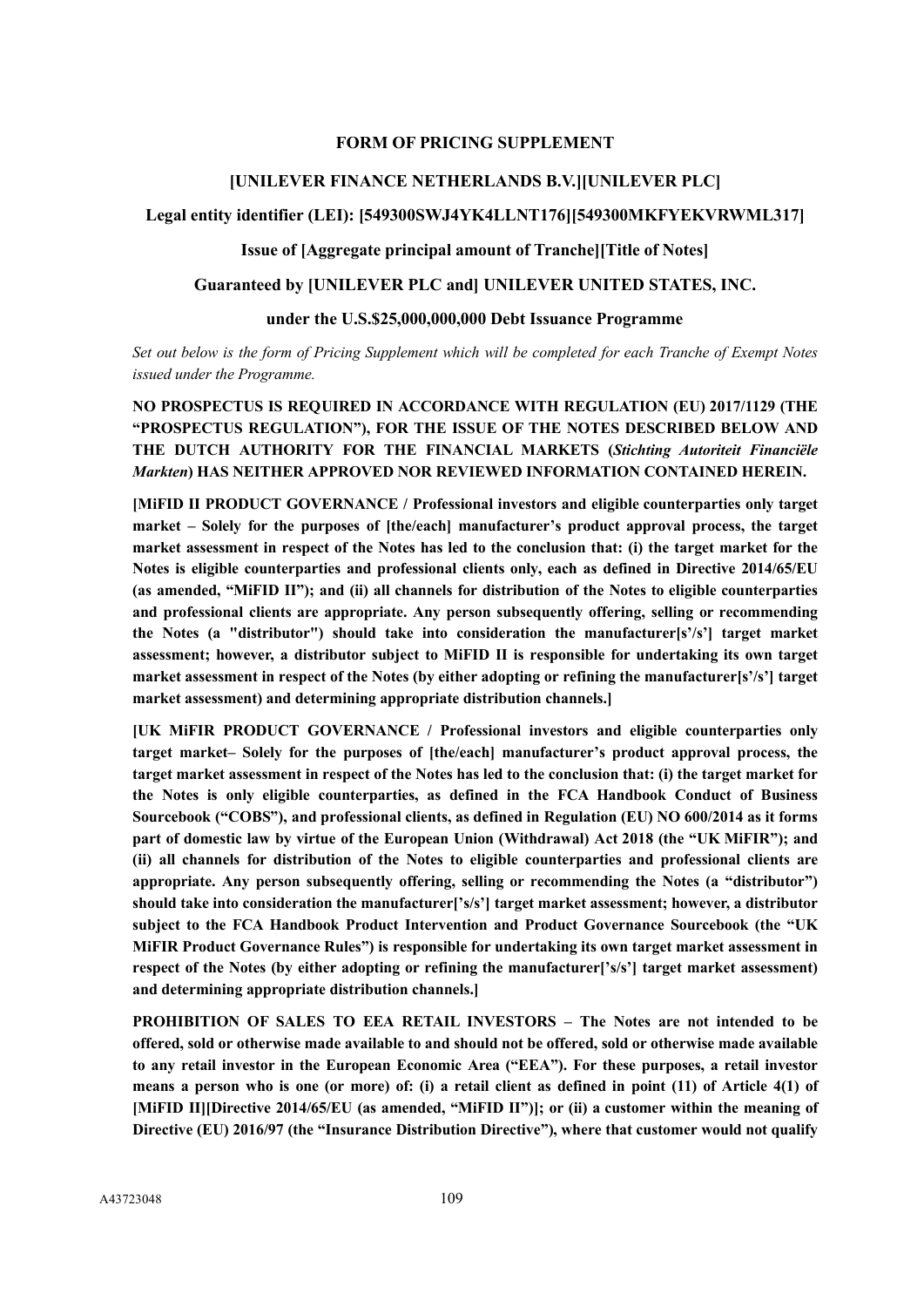**FORM OF PRICING SUPPLEMENT**

**[UNILEVER FINANCE NETHERLANDS B.V.][UNILEVER PLC]**

**Legal entity identifier (LEI): [549300SWJ4YK4LLNT176][549300MKFYEKVRWML317]**

**Issue of [Aggregate principal amount of Tranche][Title of Notes]**

**Guaranteed by [UNILEVER PLC and] UNILEVER UNITED STATES, INC.**

**under the U.S.$25,000,000,000 Debt Issuance Programme**

*Set out below is the form of Pricing Supplement which will be completed for each Tranche of Exempt Notes issued under the Programme.*

**NO PROSPECTUS IS REQUIRED IN ACCORDANCE WITH REGULATION (EU) 2017/1129 (THE "PROSPECTUS REGULATION"), FOR THE ISSUE OF THE NOTES DESCRIBED BELOW AND THE DUTCH AUTHORITY FOR THE FINANCIAL MARKETS (*Stichting Autoriteit Financiële Markten*) HAS NEITHER APPROVED NOR REVIEWED INFORMATION CONTAINED HEREIN.**

**[MiFID II PRODUCT GOVERNANCE / Professional investors and eligible counterparties only target market – Solely for the purposes of [the/each] manufacturer's product approval process, the target market assessment in respect of the Notes has led to the conclusion that: (i) the target market for the Notes is eligible counterparties and professional clients only, each as defined in Directive 2014/65/EU (as amended, "MiFID II"); and (ii) all channels for distribution of the Notes to eligible counterparties and professional clients are appropriate. Any person subsequently offering, selling or recommending the Notes (a "distributor") should take into consideration the manufacturer[s'/s'] target market assessment; however, a distributor subject to MiFID II is responsible for undertaking its own target market assessment in respect of the Notes (by either adopting or refining the manufacturer[s'/s'] target market assessment) and determining appropriate distribution channels.]**

**[UK MiFIR PRODUCT GOVERNANCE / Professional investors and eligible counterparties only target market– Solely for the purposes of [the/each] manufacturer's product approval process, the target market assessment in respect of the Notes has led to the conclusion that: (i) the target market for the Notes is only eligible counterparties, as defined in the FCA Handbook Conduct of Business Sourcebook ("COBS"), and professional clients, as defined in Regulation (EU) NO 600/2014 as it forms part of domestic law by virtue of the European Union (Withdrawal) Act 2018 (the "UK MiFIR"); and (ii) all channels for distribution of the Notes to eligible counterparties and professional clients are appropriate. Any person subsequently offering, selling or recommending the Notes (a "distributor") should take into consideration the manufacturer['s/s'] target market assessment; however, a distributor subject to the FCA Handbook Product Intervention and Product Governance Sourcebook (the "UK MiFIR Product Governance Rules") is responsible for undertaking its own target market assessment in respect of the Notes (by either adopting or refining the manufacturer['s/s'] target market assessment) and determining appropriate distribution channels.]**

**PROHIBITION OF SALES TO EEA RETAIL INVESTORS – The Notes are not intended to be offered, sold or otherwise made available to and should not be offered, sold or otherwise made available to any retail investor in the European Economic Area ("EEA"). For these purposes, a retail investor means a person who is one (or more) of: (i) a retail client as defined in point (11) of Article 4(1) of [MiFID II][Directive 2014/65/EU (as amended, "MiFID II")]; or (ii) a customer within the meaning of Directive (EU) 2016/97 (the "Insurance Distribution Directive"), where that customer would not qualify**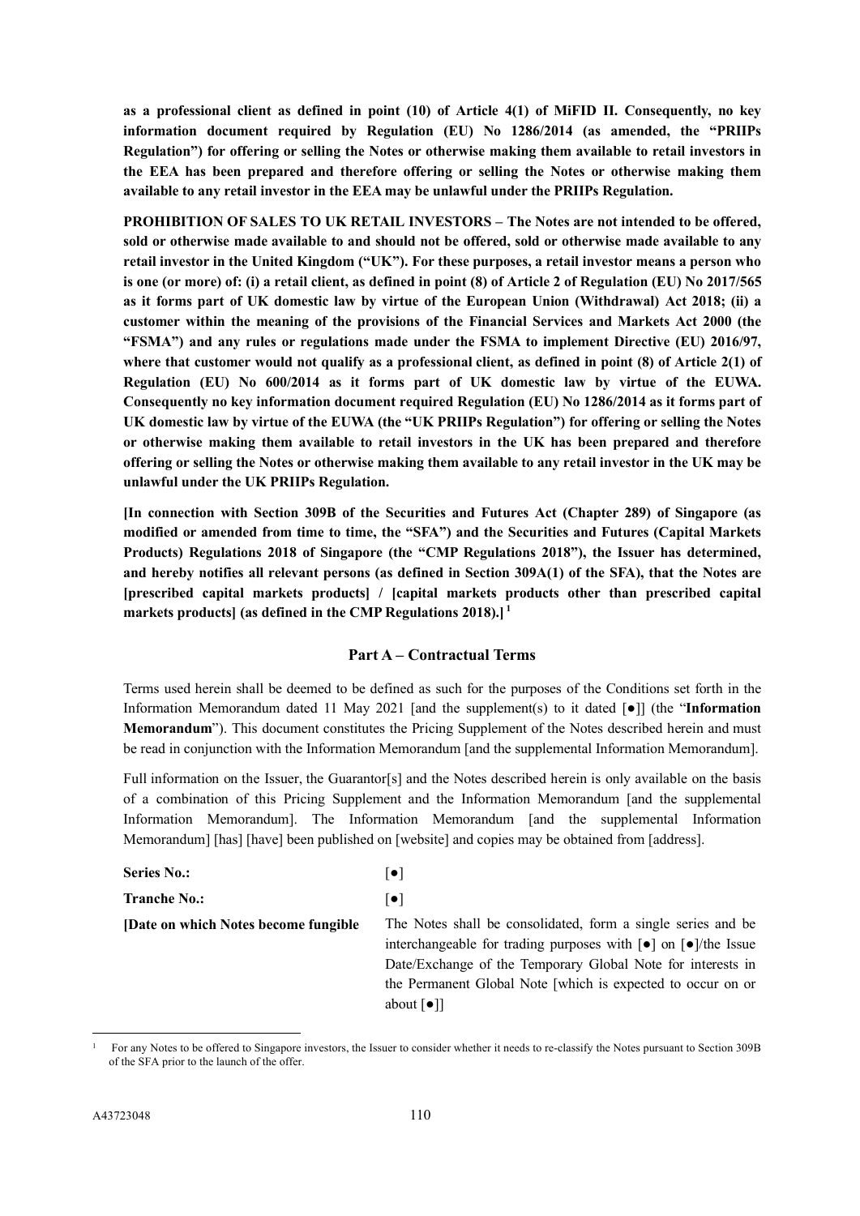**as a professional client as defined in point (10) of Article 4(1) of MiFID II. Consequently, no key information document required by Regulation (EU) No 1286/2014 (as amended, the "PRIIPs Regulation") for offering or selling the Notes or otherwise making them available to retail investors in the EEA has been prepared and therefore offering or selling the Notes or otherwise making them available to any retail investor in the EEA may be unlawful under the PRIIPs Regulation.**

**PROHIBITION OF SALES TO UK RETAIL INVESTORS – The Notes are not intended to be offered, sold or otherwise made available to and should not be offered, sold or otherwise made available to any retail investor in the United Kingdom ("UK"). For these purposes, a retail investor means a person who is one (or more) of: (i) a retail client, as defined in point (8) of Article 2 of Regulation (EU) No 2017/565 as it forms part of UK domestic law by virtue of the European Union (Withdrawal) Act 2018; (ii) a customer within the meaning of the provisions of the Financial Services and Markets Act 2000 (the "FSMA") and any rules or regulations made under the FSMA to implement Directive (EU) 2016/97, where that customer would not qualify as a professional client, as defined in point (8) of Article 2(1) of Regulation (EU) No 600/2014 as it forms part of UK domestic law by virtue of the EUWA. Consequently no key information document required Regulation (EU) No 1286/2014 as it forms part of UK domestic law by virtue of the EUWA (the "UK PRIIPs Regulation") for offering or selling the Notes or otherwise making them available to retail investors in the UK has been prepared and therefore offering or selling the Notes or otherwise making them available to any retail investor in the UK may be unlawful under the UK PRIIPs Regulation.**

**[In connection with Section 309B of the Securities and Futures Act (Chapter 289) of Singapore (as modified or amended from time to time, the "SFA") and the Securities and Futures (Capital Markets Products) Regulations 2018 of Singapore (the "CMP Regulations 2018"), the Issuer has determined, and hereby notifies all relevant persons (as defined in Section 309A(1) of the SFA), that the Notes are [prescribed capital markets products] / [capital markets products other than prescribed capital markets products] (as defined in the CMP Regulations 2018).]** [1]

## Part A – Contractual Terms

Terms used herein shall be deemed to be defined as such for the purposes of the Conditions set forth in the Information Memorandum dated 11 May 2021 [and the supplement(s) to it dated [●]] (the "**Information Memorandum**"). This document constitutes the Pricing Supplement of the Notes described herein and must be read in conjunction with the Information Memorandum [and the supplemental Information Memorandum].

Full information on the Issuer, the Guarantor[s] and the Notes described herein is only available on the basis of a combination of this Pricing Supplement and the Information Memorandum [and the supplemental Information Memorandum]. The Information Memorandum [and the supplemental Information Memorandum] [has] [have] been published on [website] and copies may be obtained from [address].

| | |
|---|---|
| **Series No.:** | [●] |
| **Tranche No.:** | [●] |
| **[Date on which Notes become fungible** | The Notes shall be consolidated, form a single series and be interchangeable for trading purposes with [●] on [●]/the Issue Date/Exchange of the Temporary Global Note for interests in the Permanent Global Note [which is expected to occur on or about [●]] |

[1] For any Notes to be offered to Singapore investors, the Issuer to consider whether it needs to re-classify the Notes pursuant to Section 309B of the SFA prior to the launch of the offer.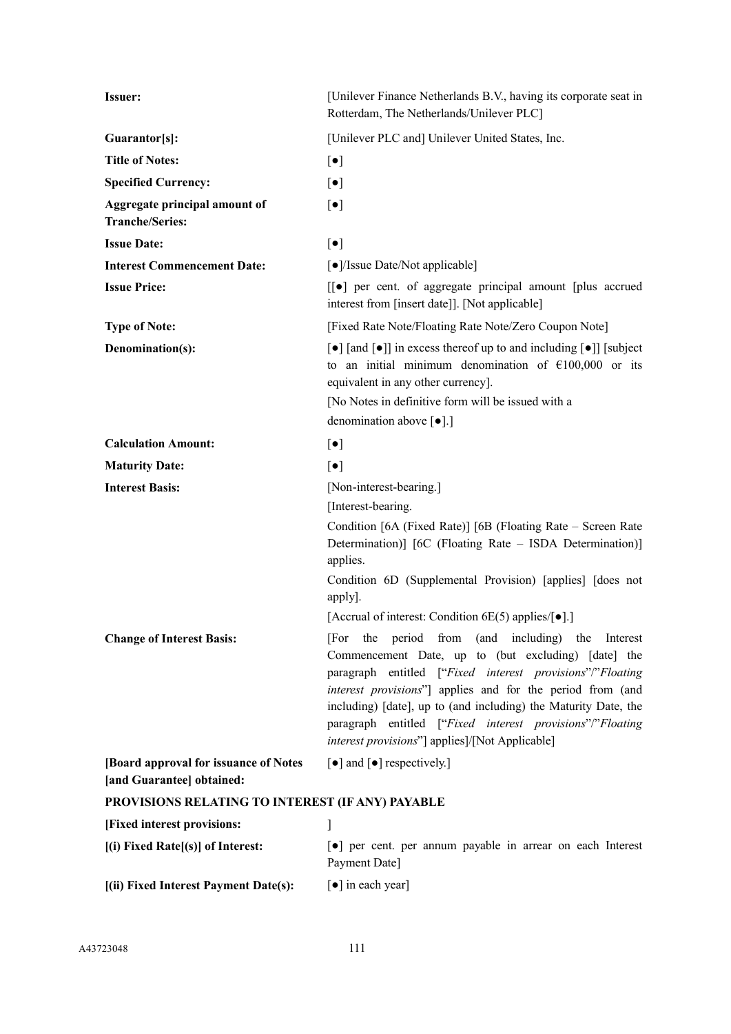| | |
|---|---|
| **Issuer:** | [Unilever Finance Netherlands B.V., having its corporate seat in Rotterdam, The Netherlands/Unilever PLC] |
| **Guarantor[s]:** | [Unilever PLC and] Unilever United States, Inc. |
| **Title of Notes:** | [●] |
| **Specified Currency:** | [●] |
| **Aggregate principal amount of Tranche/Series:** | [●] |
| **Issue Date:** | [●] |
| **Interest Commencement Date:** | [●]/Issue Date/Not applicable] |
| **Issue Price:** | [[●] per cent. of aggregate principal amount [plus accrued interest from [insert date]]. [Not applicable] |
| **Type of Note:** | [Fixed Rate Note/Floating Rate Note/Zero Coupon Note] |
| **Denomination(s):** | [●] [and [●]] in excess thereof up to and including [●]] [subject to an initial minimum denomination of €100,000 or its equivalent in any other currency].<br>[No Notes in definitive form will be issued with a denomination above [●].] |
| **Calculation Amount:** | [●] |
| **Maturity Date:** | [●] |
| **Interest Basis:** | [Non-interest-bearing.]<br>[Interest-bearing.<br>Condition [6A (Fixed Rate)] [6B (Floating Rate – Screen Rate Determination)] [6C (Floating Rate – ISDA Determination)] applies.<br>Condition 6D (Supplemental Provision) [applies] [does not apply].<br>[Accrual of interest: Condition 6E(5) applies/[●].] |
| **Change of Interest Basis:** | [For the period from (and including) the Interest Commencement Date, up to (but excluding) [date] the paragraph entitled ["*Fixed interest provisions*"/"*Floating interest provisions*"] applies and for the period from (and including) [date], up to (and including) the Maturity Date, the paragraph entitled ["*Fixed interest provisions*"/"*Floating interest provisions*"] applies]/[Not Applicable] |
| **[Board approval for issuance of Notes [and Guarantee] obtained:** | [●] and [●] respectively.] |

**PROVISIONS RELATING TO INTEREST (IF ANY) PAYABLE**

| | |
|---|---|
| **[Fixed interest provisions:** | ] |
| **[(i) Fixed Rate[(s)] of Interest:** | [●] per cent. per annum payable in arrear on each Interest Payment Date] |
| **[(ii) Fixed Interest Payment Date(s):** | [●] in each year] |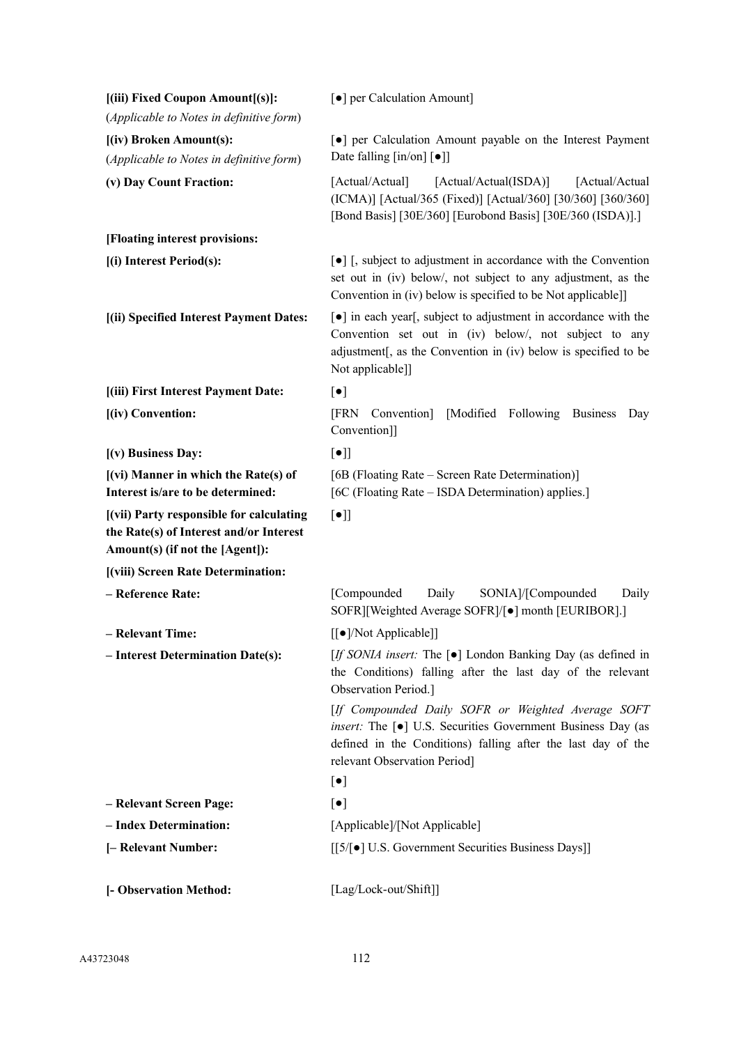| | |
|---|---|
| **[(iii) Fixed Coupon Amount[(s)]:**<br>(*Applicable to Notes in definitive form*) | [●] per Calculation Amount] |
| **[(iv) Broken Amount(s):**<br>(*Applicable to Notes in definitive form*) | [●] per Calculation Amount payable on the Interest Payment Date falling [in/on] [●]] |
| **(v) Day Count Fraction:** | [Actual/Actual] [Actual/Actual(ISDA)] [Actual/Actual (ICMA)] [Actual/365 (Fixed)] [Actual/360] [30/360] [360/360] [Bond Basis] [30E/360] [Eurobond Basis] [30E/360 (ISDA)].] |
| **[Floating interest provisions:** | |
| **[(i) Interest Period(s):** | [●] [, subject to adjustment in accordance with the Convention set out in (iv) below/, not subject to any adjustment, as the Convention in (iv) below is specified to be Not applicable]] |
| **[(ii) Specified Interest Payment Dates:** | [●] in each year[, subject to adjustment in accordance with the Convention set out in (iv) below/, not subject to any adjustment[, as the Convention in (iv) below is specified to be Not applicable]] |
| **[(iii) First Interest Payment Date:** | [●] |
| **[(iv) Convention:** | [FRN Convention] [Modified Following Business Day Convention]] |
| **[(v) Business Day:** | [●]] |
| **[(vi) Manner in which the Rate(s) of Interest is/are to be determined:** | [6B (Floating Rate – Screen Rate Determination)]<br>[6C (Floating Rate – ISDA Determination) applies.] |
| **[(vii) Party responsible for calculating the Rate(s) of Interest and/or Interest Amount(s) (if not the [Agent]):** | [●]] |
| **[(viii) Screen Rate Determination:** | |
| **– Reference Rate:** | [Compounded Daily SONIA]/[Compounded Daily SOFR][Weighted Average SOFR]/[●] month [EURIBOR].] |
| **– Relevant Time:** | [[●]/Not Applicable]] |
| **– Interest Determination Date(s):** | [*If SONIA insert:* The [●] London Banking Day (as defined in the Conditions) falling after the last day of the relevant Observation Period.]<br>[*If Compounded Daily SOFR or Weighted Average SOFT insert:* The [●] U.S. Securities Government Business Day (as defined in the Conditions) falling after the last day of the relevant Observation Period]<br>[●] |
| **– Relevant Screen Page:** | [●] |
| **– Index Determination:** | [Applicable]/[Not Applicable] |
| **[– Relevant Number:** | [[5/[●] U.S. Government Securities Business Days]] |
| **[- Observation Method:** | [Lag/Lock-out/Shift]] |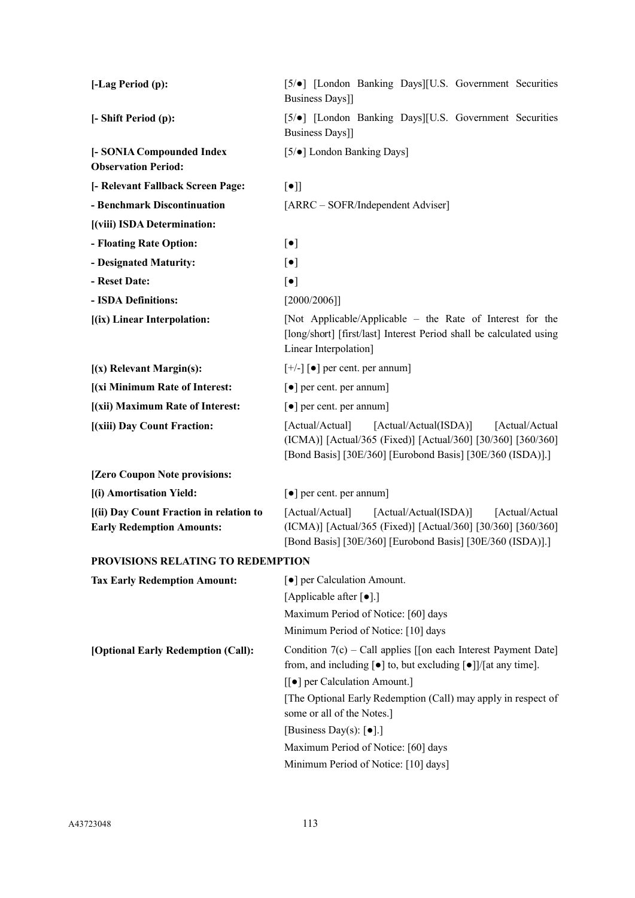| | |
|---|---|
| **[-Lag Period (p):** | [5/●] [London Banking Days][U.S. Government Securities Business Days]] |
| **[- Shift Period (p):** | [5/●] [London Banking Days][U.S. Government Securities Business Days]] |
| **[- SONIA Compounded Index Observation Period:** | [5/●] London Banking Days] |
| **[- Relevant Fallback Screen Page:** | [●]] |
| **- Benchmark Discontinuation** | [ARRC – SOFR/Independent Adviser] |
| **[(viii) ISDA Determination:** | |
| **- Floating Rate Option:** | [●] |
| **- Designated Maturity:** | [●] |
| **- Reset Date:** | [●] |
| **- ISDA Definitions:** | [2000/2006]] |
| **[(ix) Linear Interpolation:** | [Not Applicable/Applicable – the Rate of Interest for the [long/short] [first/last] Interest Period shall be calculated using Linear Interpolation] |
| **[(x) Relevant Margin(s):** | [+/-] [●] per cent. per annum] |
| **[(xi Minimum Rate of Interest:** | [●] per cent. per annum] |
| **[(xii) Maximum Rate of Interest:** | [●] per cent. per annum] |
| **[(xiii) Day Count Fraction:** | [Actual/Actual] [Actual/Actual(ISDA)] [Actual/Actual (ICMA)] [Actual/365 (Fixed)] [Actual/360] [30/360] [360/360] [Bond Basis] [30E/360] [Eurobond Basis] [30E/360 (ISDA)].] |
| **[Zero Coupon Note provisions:** | |
| **[(i) Amortisation Yield:** | [●] per cent. per annum] |
| **[(ii) Day Count Fraction in relation to Early Redemption Amounts:** | [Actual/Actual] [Actual/Actual(ISDA)] [Actual/Actual (ICMA)] [Actual/365 (Fixed)] [Actual/360] [30/360] [360/360] [Bond Basis] [30E/360] [Eurobond Basis] [30E/360 (ISDA)].] |

**PROVISIONS RELATING TO REDEMPTION**

| | |
|---|---|
| **Tax Early Redemption Amount:** | [●] per Calculation Amount.<br>[Applicable after [●].]<br>Maximum Period of Notice: [60] days<br>Minimum Period of Notice: [10] days |
| **[Optional Early Redemption (Call):** | Condition 7(c) – Call applies [[on each Interest Payment Date] from, and including [●] to, but excluding [●]]/[at any time].<br>[[●] per Calculation Amount.]<br>[The Optional Early Redemption (Call) may apply in respect of some or all of the Notes.]<br>[Business Day(s): [●].]<br>Maximum Period of Notice: [60] days<br>Minimum Period of Notice: [10] days] |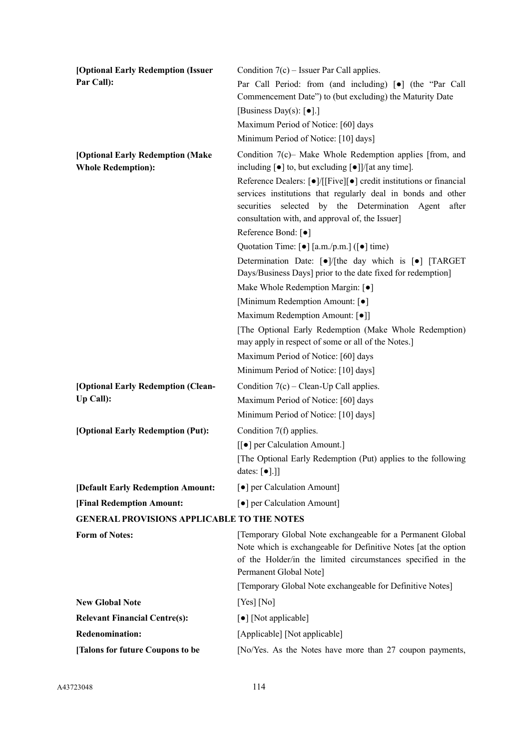| | |
|---|---|
| **[Optional Early Redemption (Issuer Par Call):** | Condition 7(c) – Issuer Par Call applies.<br>Par Call Period: from (and including) [●] (the "Par Call Commencement Date") to (but excluding) the Maturity Date<br>[Business Day(s): [●].]<br>Maximum Period of Notice: [60] days<br>Minimum Period of Notice: [10] days] |
| **[Optional Early Redemption (Make Whole Redemption):** | Condition 7(c)– Make Whole Redemption applies [from, and including [●] to, but excluding [●]]/[at any time].<br>Reference Dealers: [●]/[[Five][●] credit institutions or financial services institutions that regularly deal in bonds and other securities selected by the Determination Agent after consultation with, and approval of, the Issuer]<br>Reference Bond: [●]<br>Quotation Time: [●] [a.m./p.m.] ([●] time)<br>Determination Date: [●]/[the day which is [●] [TARGET Days/Business Days] prior to the date fixed for redemption]<br>Make Whole Redemption Margin: [●]<br>[Minimum Redemption Amount: [●]<br>Maximum Redemption Amount: [●]]<br>[The Optional Early Redemption (Make Whole Redemption) may apply in respect of some or all of the Notes.]<br>Maximum Period of Notice: [60] days<br>Minimum Period of Notice: [10] days] |
| **[Optional Early Redemption (Clean-Up Call):** | Condition 7(c) – Clean-Up Call applies.<br>Maximum Period of Notice: [60] days<br>Minimum Period of Notice: [10] days] |
| **[Optional Early Redemption (Put):** | Condition 7(f) applies.<br>[[●] per Calculation Amount.]<br>[The Optional Early Redemption (Put) applies to the following dates: [●].]] |
| **[Default Early Redemption Amount:** | [●] per Calculation Amount] |
| **[Final Redemption Amount:** | [●] per Calculation Amount] |

**GENERAL PROVISIONS APPLICABLE TO THE NOTES**

| | |
|---|---|
| **Form of Notes:** | [Temporary Global Note exchangeable for a Permanent Global Note which is exchangeable for Definitive Notes [at the option of the Holder/in the limited circumstances specified in the Permanent Global Note]<br>[Temporary Global Note exchangeable for Definitive Notes] |
| **New Global Note** | [Yes] [No] |
| **Relevant Financial Centre(s):** | [●] [Not applicable] |
| **Redenomination:** | [Applicable] [Not applicable] |
| **[Talons for future Coupons to be** | [No/Yes. As the Notes have more than 27 coupon payments, |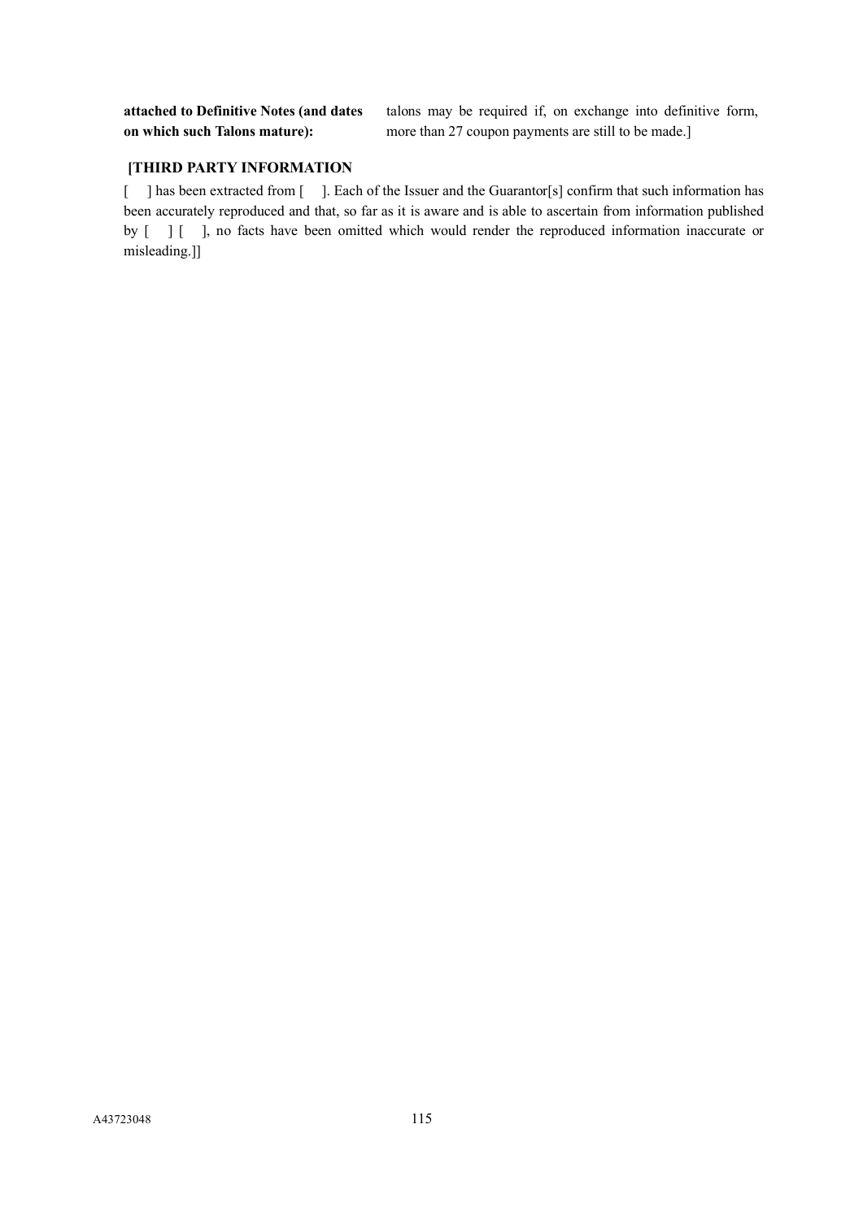| **attached to Definitive Notes (and dates on which such Talons mature):** | talons may be required if, on exchange into definitive form, more than 27 coupon payments are still to be made.] |
|---|---|

**[THIRD PARTY INFORMATION**

[ ] has been extracted from [ ]. Each of the Issuer and the Guarantor[s] confirm that such information has been accurately reproduced and that, so far as it is aware and is able to ascertain from information published by [ ] [ ], no facts have been omitted which would render the reproduced information inaccurate or misleading.]]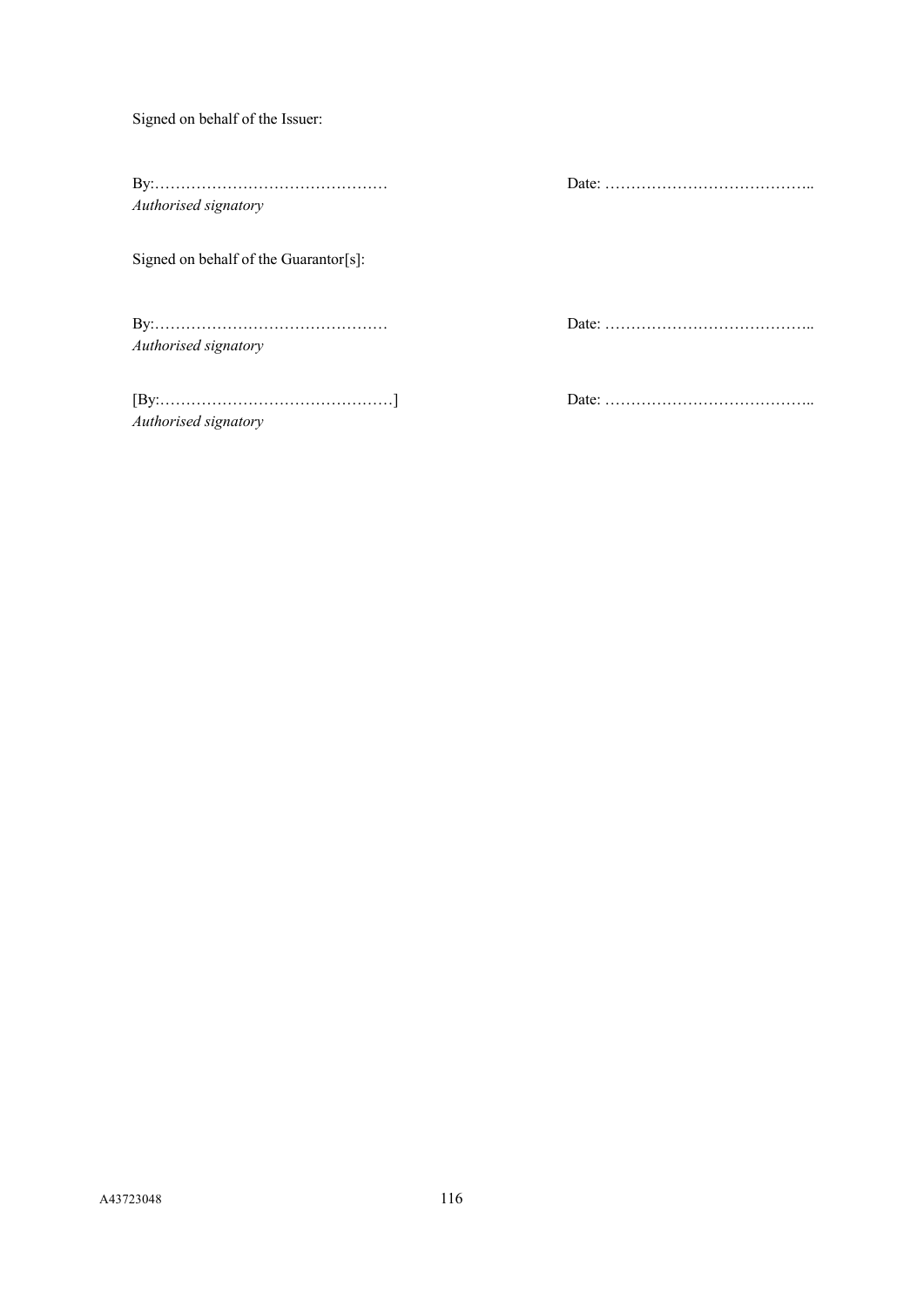Signed on behalf of the Issuer:

By:……………………………………… Date: …………………………………..
*Authorised signatory*

Signed on behalf of the Guarantor[s]:

By:……………………………………… Date: …………………………………..
*Authorised signatory*

[By:………………………………………] Date: …………………………………..
*Authorised signatory*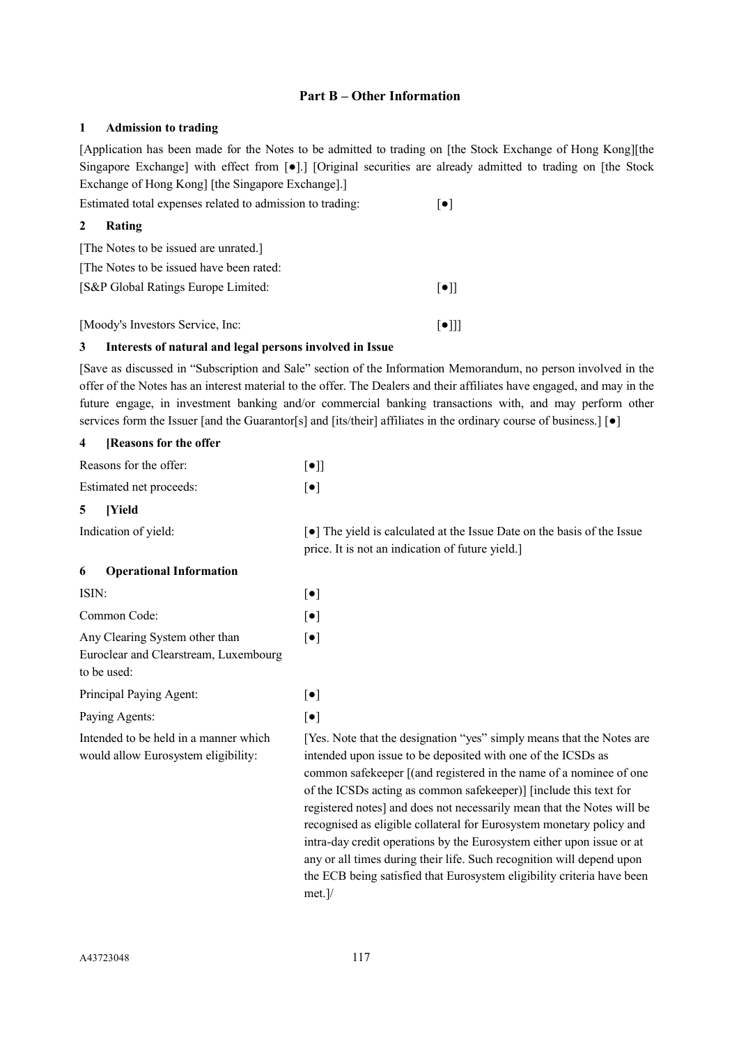## Part B – Other Information

### 1 Admission to trading

[Application has been made for the Notes to be admitted to trading on [the Stock Exchange of Hong Kong][the Singapore Exchange] with effect from [●].] [Original securities are already admitted to trading on [the Stock Exchange of Hong Kong] [the Singapore Exchange].]

Estimated total expenses related to admission to trading: [●]

### 2 Rating

[The Notes to be issued are unrated.]

[The Notes to be issued have been rated:

[S&P Global Ratings Europe Limited: [●]]

[Moody's Investors Service, Inc: [●]]]

### 3 Interests of natural and legal persons involved in Issue

[Save as discussed in "Subscription and Sale" section of the Information Memorandum, no person involved in the offer of the Notes has an interest material to the offer. The Dealers and their affiliates have engaged, and may in the future engage, in investment banking and/or commercial banking transactions with, and may perform other services form the Issuer [and the Guarantor[s] and [its/their] affiliates in the ordinary course of business.] [●]

### 4 [Reasons for the offer

| | |
|---|---|
| Reasons for the offer: | [●]] |
| Estimated net proceeds: | [●] |

### 5 [Yield

| | |
|---|---|
| Indication of yield: | [●] The yield is calculated at the Issue Date on the basis of the Issue price. It is not an indication of future yield.] |

### 6 Operational Information

| | |
|---|---|
| ISIN: | [●] |
| Common Code: | [●] |
| Any Clearing System other than Euroclear and Clearstream, Luxembourg to be used: | [●] |
| Principal Paying Agent: | [●] |
| Paying Agents: | [●] |
| Intended to be held in a manner which would allow Eurosystem eligibility: | [Yes. Note that the designation "yes" simply means that the Notes are intended upon issue to be deposited with one of the ICSDs as common safekeeper [(and registered in the name of a nominee of one of the ICSDs acting as common safekeeper)] [include this text for registered notes] and does not necessarily mean that the Notes will be recognised as eligible collateral for Eurosystem monetary policy and intra-day credit operations by the Eurosystem either upon issue or at any or all times during their life. Such recognition will depend upon the ECB being satisfied that Eurosystem eligibility criteria have been met.]/ |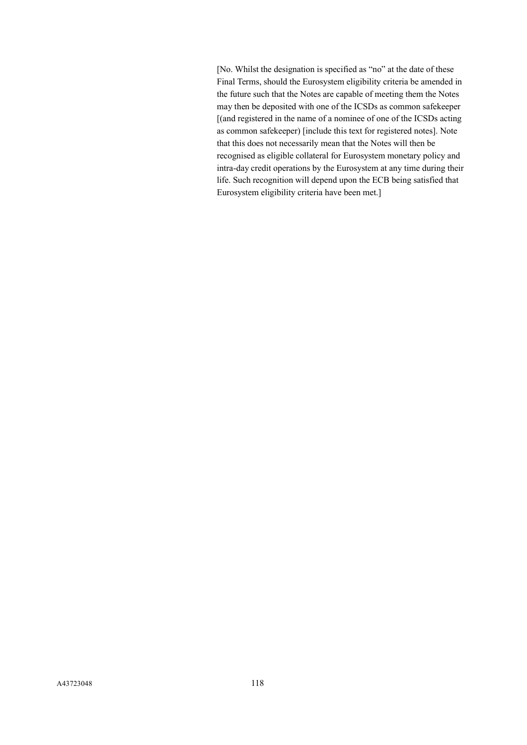[No. Whilst the designation is specified as "no" at the date of these Final Terms, should the Eurosystem eligibility criteria be amended in the future such that the Notes are capable of meeting them the Notes may then be deposited with one of the ICSDs as common safekeeper [(and registered in the name of a nominee of one of the ICSDs acting as common safekeeper) [include this text for registered notes]. Note that this does not necessarily mean that the Notes will then be recognised as eligible collateral for Eurosystem monetary policy and intra-day credit operations by the Eurosystem at any time during their life. Such recognition will depend upon the ECB being satisfied that Eurosystem eligibility criteria have been met.]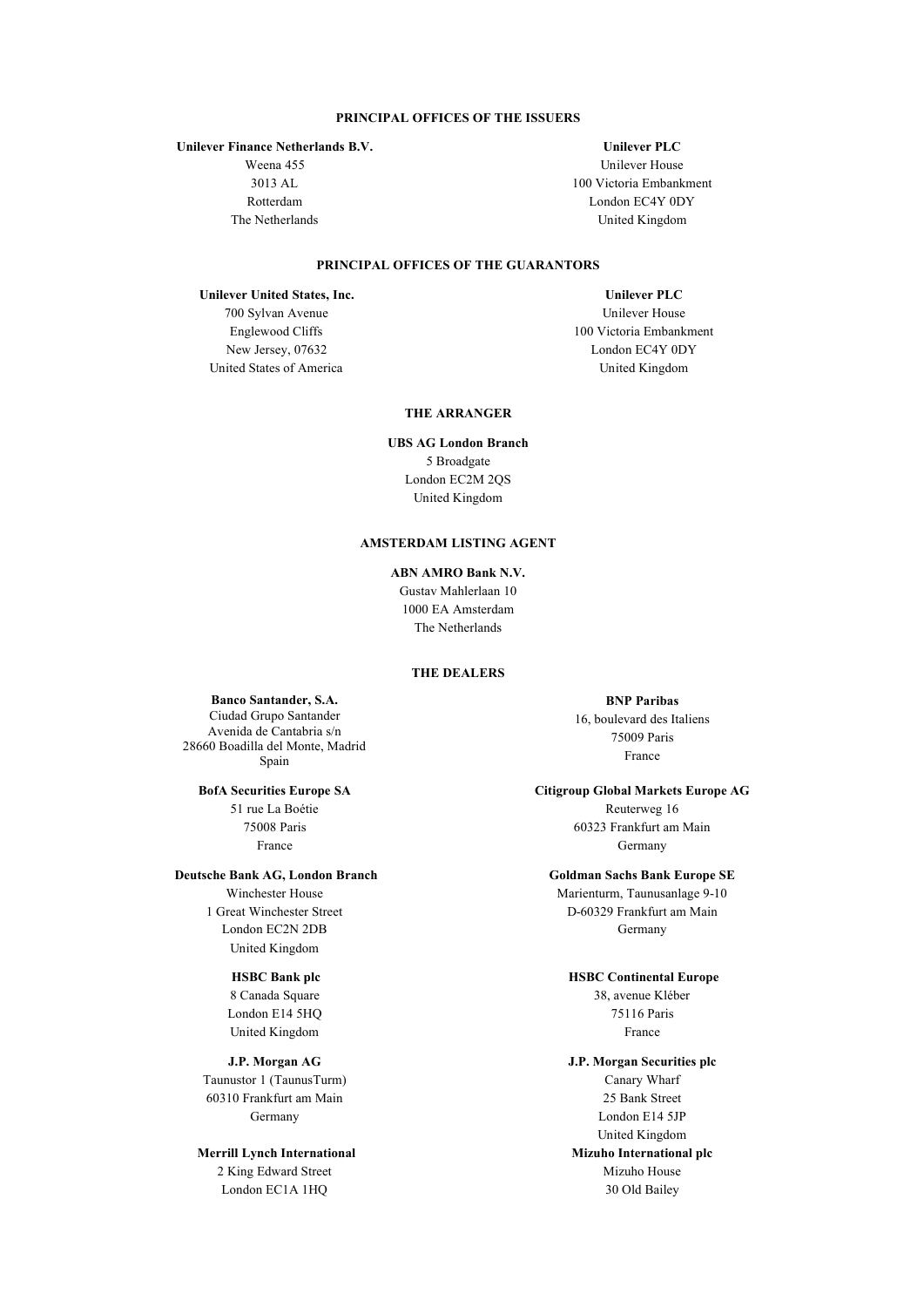## PRINCIPAL OFFICES OF THE ISSUERS

**Unilever Finance Netherlands B.V.**
Weena 455
3013 AL
Rotterdam
The Netherlands

**Unilever PLC**
Unilever House
100 Victoria Embankment
London EC4Y 0DY
United Kingdom

## PRINCIPAL OFFICES OF THE GUARANTORS

**Unilever United States, Inc.**
700 Sylvan Avenue
Englewood Cliffs
New Jersey, 07632
United States of America

**Unilever PLC**
Unilever House
100 Victoria Embankment
London EC4Y 0DY
United Kingdom

## THE ARRANGER

**UBS AG London Branch**
5 Broadgate
London EC2M 2QS
United Kingdom

## AMSTERDAM LISTING AGENT

**ABN AMRO Bank N.V.**
Gustav Mahlerlaan 10
1000 EA Amsterdam
The Netherlands

## THE DEALERS

**Banco Santander, S.A.**
Ciudad Grupo Santander
Avenida de Cantabria s/n
28660 Boadilla del Monte, Madrid
Spain

**BNP Paribas**
16, boulevard des Italiens
75009 Paris
France

**BofA Securities Europe SA**
51 rue La Boétie
75008 Paris
France

**Citigroup Global Markets Europe AG**
Reuterweg 16
60323 Frankfurt am Main
Germany

**Deutsche Bank AG, London Branch**
Winchester House
1 Great Winchester Street
London EC2N 2DB
United Kingdom

**Goldman Sachs Bank Europe SE**
Marienturm, Taunusanlage 9-10
D-60329 Frankfurt am Main
Germany

**HSBC Bank plc**
8 Canada Square
London E14 5HQ
United Kingdom

**HSBC Continental Europe**
38, avenue Kléber
75116 Paris
France

**J.P. Morgan AG**
Taunustor 1 (TaunusTurm)
60310 Frankfurt am Main
Germany

**J.P. Morgan Securities plc**
Canary Wharf
25 Bank Street
London E14 5JP
United Kingdom

**Merrill Lynch International**
2 King Edward Street
London EC1A 1HQ

**Mizuho International plc**
Mizuho House
30 Old Bailey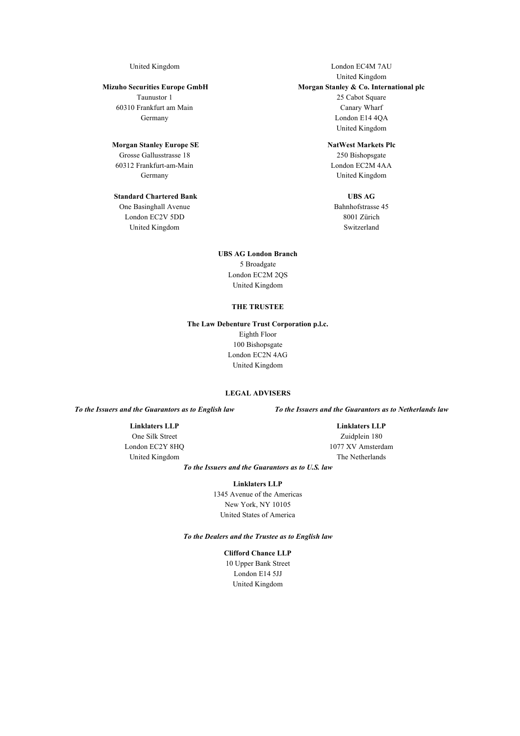United Kingdom

London EC4M 7AU
United Kingdom

**Mizuho Securities Europe GmbH**
Taunustor 1
60310 Frankfurt am Main
Germany

**Morgan Stanley & Co. International plc**
25 Cabot Square
Canary Wharf
London E14 4QA
United Kingdom

**Morgan Stanley Europe SE**
Grosse Gallusstrasse 18
60312 Frankfurt-am-Main
Germany

**NatWest Markets Plc**
250 Bishopsgate
London EC2M 4AA
United Kingdom

**Standard Chartered Bank**
One Basinghall Avenue
London EC2V 5DD
United Kingdom

**UBS AG**
Bahnhofstrasse 45
8001 Zürich
Switzerland

**UBS AG London Branch**
5 Broadgate
London EC2M 2QS
United Kingdom

**THE TRUSTEE**

**The Law Debenture Trust Corporation p.l.c.**
Eighth Floor
100 Bishopsgate
London EC2N 4AG
United Kingdom

**LEGAL ADVISERS**

***To the Issuers and the Guarantors as to English law***

**Linklaters LLP**
One Silk Street
London EC2Y 8HQ
United Kingdom

***To the Issuers and the Guarantors as to Netherlands law***

**Linklaters LLP**
Zuidplein 180
1077 XV Amsterdam
The Netherlands

***To the Issuers and the Guarantors as to U.S. law***

**Linklaters LLP**
1345 Avenue of the Americas
New York, NY 10105
United States of America

***To the Dealers and the Trustee as to English law***

**Clifford Chance LLP**
10 Upper Bank Street
London E14 5JJ
United Kingdom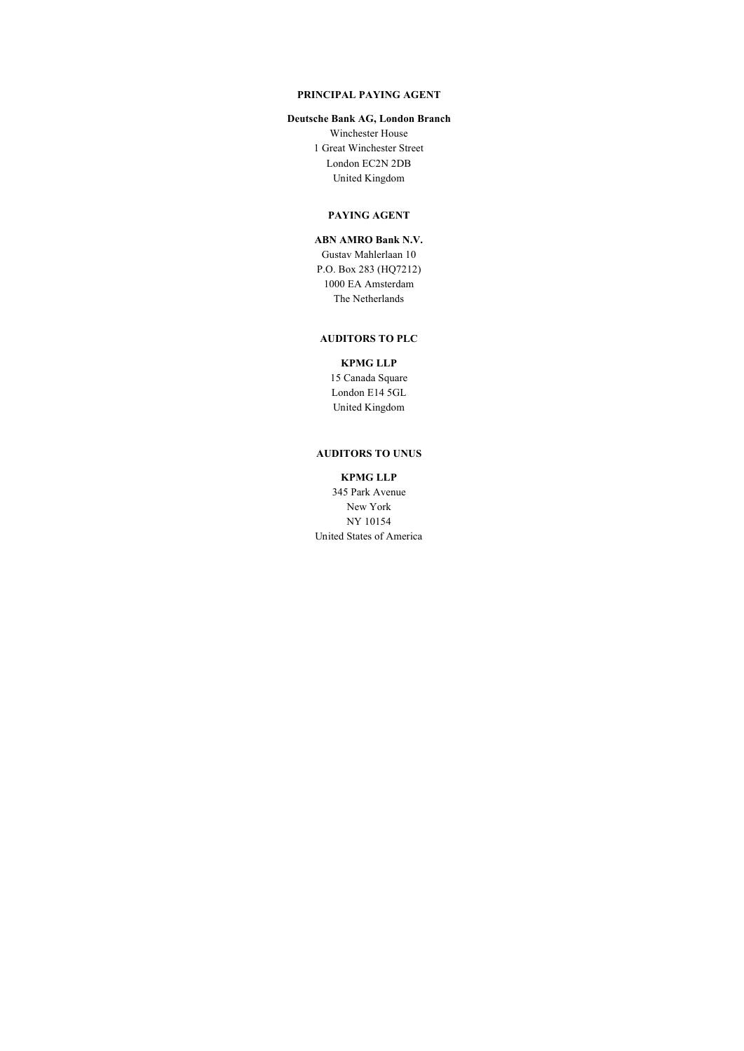**PRINCIPAL PAYING AGENT**

**Deutsche Bank AG, London Branch**
Winchester House
1 Great Winchester Street
London EC2N 2DB
United Kingdom

**PAYING AGENT**

**ABN AMRO Bank N.V.**
Gustav Mahlerlaan 10
P.O. Box 283 (HQ7212)
1000 EA Amsterdam
The Netherlands

**AUDITORS TO PLC**

**KPMG LLP**
15 Canada Square
London E14 5GL
United Kingdom

**AUDITORS TO UNUS**

**KPMG LLP**
345 Park Avenue
New York
NY 10154
United States of America